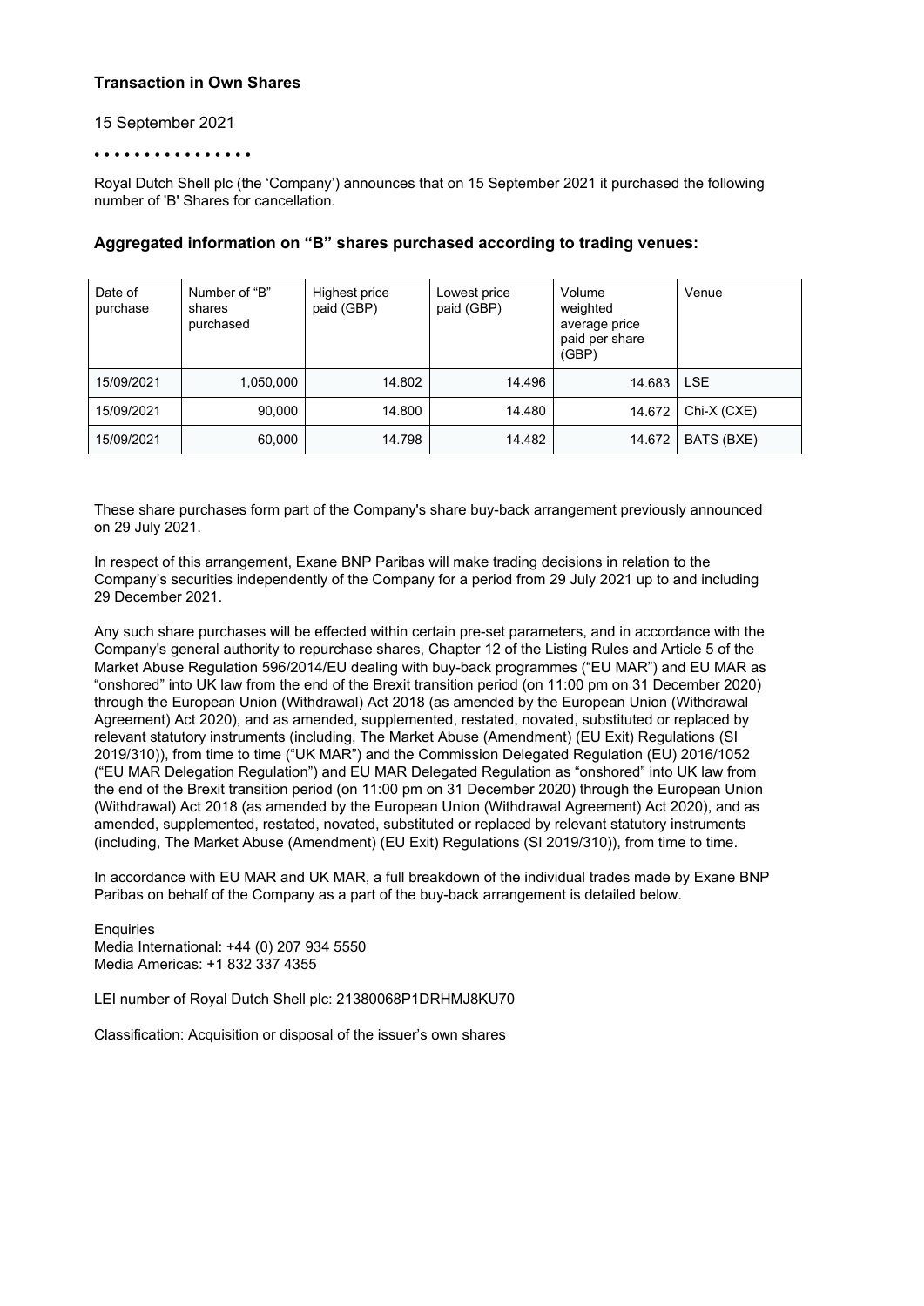## Transaction in Own Shares

15 September 2021

• • • • • • • • • • • • • • • •

Royal Dutch Shell plc (the 'Company') announces that on 15 September 2021 it purchased the following number of 'B' Shares for cancellation.

### Aggregated information on "B" shares purchased according to trading venues:

| Date of purchase | Number of "B" shares purchased | Highest price paid (GBP) | Lowest price paid (GBP) | Volume weighted average price paid per share (GBP) | Venue |
|---|---|---|---|---|---|
| 15/09/2021 | 1,050,000 | 14.802 | 14.496 | 14.683 | LSE |
| 15/09/2021 | 90,000 | 14.800 | 14.480 | 14.672 | Chi-X (CXE) |
| 15/09/2021 | 60,000 | 14.798 | 14.482 | 14.672 | BATS (BXE) |

These share purchases form part of the Company's share buy-back arrangement previously announced on 29 July 2021.

In respect of this arrangement, Exane BNP Paribas will make trading decisions in relation to the Company's securities independently of the Company for a period from 29 July 2021 up to and including 29 December 2021.

Any such share purchases will be effected within certain pre-set parameters, and in accordance with the Company's general authority to repurchase shares, Chapter 12 of the Listing Rules and Article 5 of the Market Abuse Regulation 596/2014/EU dealing with buy-back programmes ("EU MAR") and EU MAR as "onshored" into UK law from the end of the Brexit transition period (on 11:00 pm on 31 December 2020) through the European Union (Withdrawal) Act 2018 (as amended by the European Union (Withdrawal Agreement) Act 2020), and as amended, supplemented, restated, novated, substituted or replaced by relevant statutory instruments (including, The Market Abuse (Amendment) (EU Exit) Regulations (SI 2019/310)), from time to time ("UK MAR") and the Commission Delegated Regulation (EU) 2016/1052 ("EU MAR Delegation Regulation") and EU MAR Delegated Regulation as "onshored" into UK law from the end of the Brexit transition period (on 11:00 pm on 31 December 2020) through the European Union (Withdrawal) Act 2018 (as amended by the European Union (Withdrawal Agreement) Act 2020), and as amended, supplemented, restated, novated, substituted or replaced by relevant statutory instruments (including, The Market Abuse (Amendment) (EU Exit) Regulations (SI 2019/310)), from time to time.

In accordance with EU MAR and UK MAR, a full breakdown of the individual trades made by Exane BNP Paribas on behalf of the Company as a part of the buy-back arrangement is detailed below.

Enquiries
Media International: +44 (0) 207 934 5550
Media Americas: +1 832 337 4355

LEI number of Royal Dutch Shell plc: 21380068P1DRHMJ8KU70

Classification: Acquisition or disposal of the issuer's own shares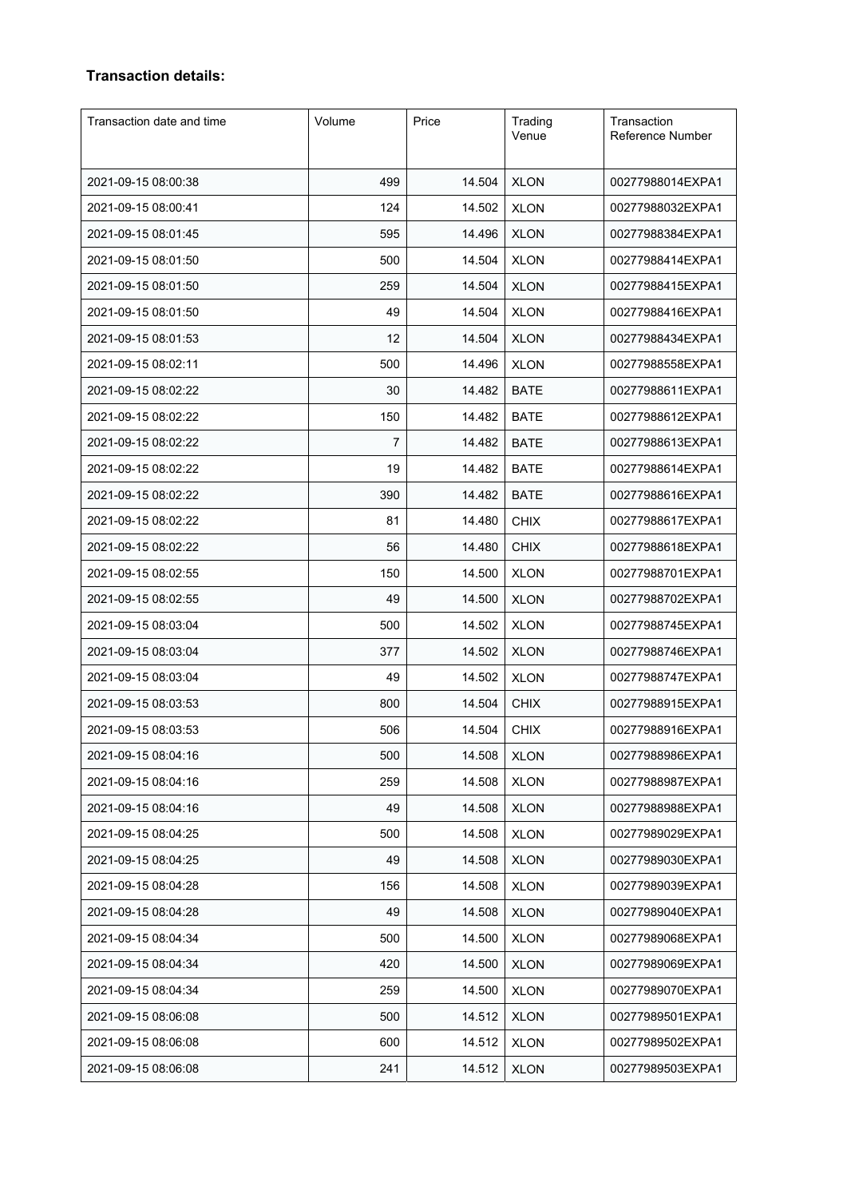**Transaction details:**

| Transaction date and time | Volume | Price | Trading Venue | Transaction Reference Number |
|---|---|---|---|---|
| 2021-09-15 08:00:38 | 499 | 14.504 | XLON | 00277988014EXPA1 |
| 2021-09-15 08:00:41 | 124 | 14.502 | XLON | 00277988032EXPA1 |
| 2021-09-15 08:01:45 | 595 | 14.496 | XLON | 00277988384EXPA1 |
| 2021-09-15 08:01:50 | 500 | 14.504 | XLON | 00277988414EXPA1 |
| 2021-09-15 08:01:50 | 259 | 14.504 | XLON | 00277988415EXPA1 |
| 2021-09-15 08:01:50 | 49 | 14.504 | XLON | 00277988416EXPA1 |
| 2021-09-15 08:01:53 | 12 | 14.504 | XLON | 00277988434EXPA1 |
| 2021-09-15 08:02:11 | 500 | 14.496 | XLON | 00277988558EXPA1 |
| 2021-09-15 08:02:22 | 30 | 14.482 | BATE | 00277988611EXPA1 |
| 2021-09-15 08:02:22 | 150 | 14.482 | BATE | 00277988612EXPA1 |
| 2021-09-15 08:02:22 | 7 | 14.482 | BATE | 00277988613EXPA1 |
| 2021-09-15 08:02:22 | 19 | 14.482 | BATE | 00277988614EXPA1 |
| 2021-09-15 08:02:22 | 390 | 14.482 | BATE | 00277988616EXPA1 |
| 2021-09-15 08:02:22 | 81 | 14.480 | CHIX | 00277988617EXPA1 |
| 2021-09-15 08:02:22 | 56 | 14.480 | CHIX | 00277988618EXPA1 |
| 2021-09-15 08:02:55 | 150 | 14.500 | XLON | 00277988701EXPA1 |
| 2021-09-15 08:02:55 | 49 | 14.500 | XLON | 00277988702EXPA1 |
| 2021-09-15 08:03:04 | 500 | 14.502 | XLON | 00277988745EXPA1 |
| 2021-09-15 08:03:04 | 377 | 14.502 | XLON | 00277988746EXPA1 |
| 2021-09-15 08:03:04 | 49 | 14.502 | XLON | 00277988747EXPA1 |
| 2021-09-15 08:03:53 | 800 | 14.504 | CHIX | 00277988915EXPA1 |
| 2021-09-15 08:03:53 | 506 | 14.504 | CHIX | 00277988916EXPA1 |
| 2021-09-15 08:04:16 | 500 | 14.508 | XLON | 00277988986EXPA1 |
| 2021-09-15 08:04:16 | 259 | 14.508 | XLON | 00277988987EXPA1 |
| 2021-09-15 08:04:16 | 49 | 14.508 | XLON | 00277988988EXPA1 |
| 2021-09-15 08:04:25 | 500 | 14.508 | XLON | 00277989029EXPA1 |
| 2021-09-15 08:04:25 | 49 | 14.508 | XLON | 00277989030EXPA1 |
| 2021-09-15 08:04:28 | 156 | 14.508 | XLON | 00277989039EXPA1 |
| 2021-09-15 08:04:28 | 49 | 14.508 | XLON | 00277989040EXPA1 |
| 2021-09-15 08:04:34 | 500 | 14.500 | XLON | 00277989068EXPA1 |
| 2021-09-15 08:04:34 | 420 | 14.500 | XLON | 00277989069EXPA1 |
| 2021-09-15 08:04:34 | 259 | 14.500 | XLON | 00277989070EXPA1 |
| 2021-09-15 08:06:08 | 500 | 14.512 | XLON | 00277989501EXPA1 |
| 2021-09-15 08:06:08 | 600 | 14.512 | XLON | 00277989502EXPA1 |
| 2021-09-15 08:06:08 | 241 | 14.512 | XLON | 00277989503EXPA1 |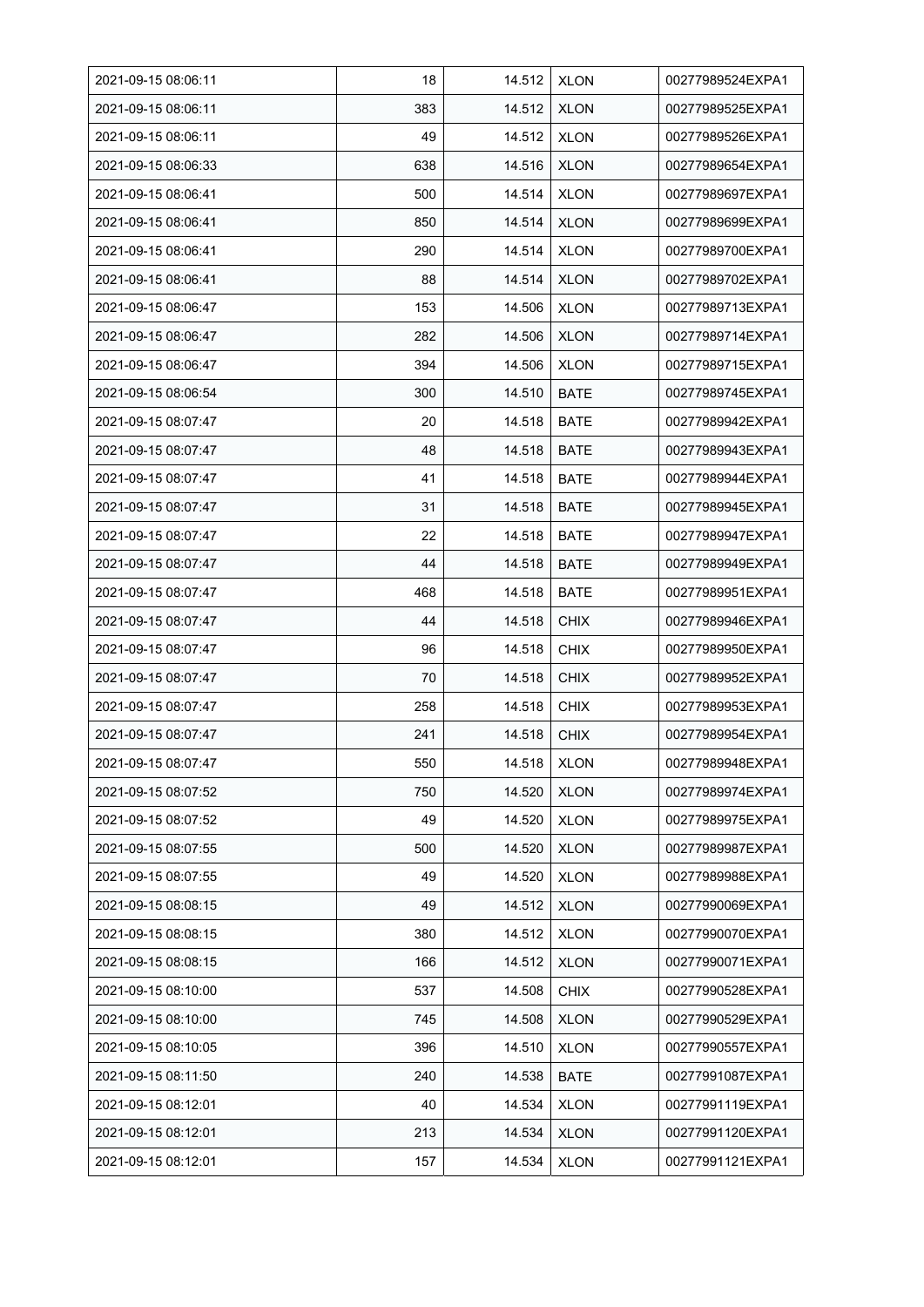| 2021-09-15 08:06:11 | 18 | 14.512 | XLON | 00277989524EXPA1 |
|---|---|---|---|---|
| 2021-09-15 08:06:11 | 383 | 14.512 | XLON | 00277989525EXPA1 |
| 2021-09-15 08:06:11 | 49 | 14.512 | XLON | 00277989526EXPA1 |
| 2021-09-15 08:06:33 | 638 | 14.516 | XLON | 00277989654EXPA1 |
| 2021-09-15 08:06:41 | 500 | 14.514 | XLON | 00277989697EXPA1 |
| 2021-09-15 08:06:41 | 850 | 14.514 | XLON | 00277989699EXPA1 |
| 2021-09-15 08:06:41 | 290 | 14.514 | XLON | 00277989700EXPA1 |
| 2021-09-15 08:06:41 | 88 | 14.514 | XLON | 00277989702EXPA1 |
| 2021-09-15 08:06:47 | 153 | 14.506 | XLON | 00277989713EXPA1 |
| 2021-09-15 08:06:47 | 282 | 14.506 | XLON | 00277989714EXPA1 |
| 2021-09-15 08:06:47 | 394 | 14.506 | XLON | 00277989715EXPA1 |
| 2021-09-15 08:06:54 | 300 | 14.510 | BATE | 00277989745EXPA1 |
| 2021-09-15 08:07:47 | 20 | 14.518 | BATE | 00277989942EXPA1 |
| 2021-09-15 08:07:47 | 48 | 14.518 | BATE | 00277989943EXPA1 |
| 2021-09-15 08:07:47 | 41 | 14.518 | BATE | 00277989944EXPA1 |
| 2021-09-15 08:07:47 | 31 | 14.518 | BATE | 00277989945EXPA1 |
| 2021-09-15 08:07:47 | 22 | 14.518 | BATE | 00277989947EXPA1 |
| 2021-09-15 08:07:47 | 44 | 14.518 | BATE | 00277989949EXPA1 |
| 2021-09-15 08:07:47 | 468 | 14.518 | BATE | 00277989951EXPA1 |
| 2021-09-15 08:07:47 | 44 | 14.518 | CHIX | 00277989946EXPA1 |
| 2021-09-15 08:07:47 | 96 | 14.518 | CHIX | 00277989950EXPA1 |
| 2021-09-15 08:07:47 | 70 | 14.518 | CHIX | 00277989952EXPA1 |
| 2021-09-15 08:07:47 | 258 | 14.518 | CHIX | 00277989953EXPA1 |
| 2021-09-15 08:07:47 | 241 | 14.518 | CHIX | 00277989954EXPA1 |
| 2021-09-15 08:07:47 | 550 | 14.518 | XLON | 00277989948EXPA1 |
| 2021-09-15 08:07:52 | 750 | 14.520 | XLON | 00277989974EXPA1 |
| 2021-09-15 08:07:52 | 49 | 14.520 | XLON | 00277989975EXPA1 |
| 2021-09-15 08:07:55 | 500 | 14.520 | XLON | 00277989987EXPA1 |
| 2021-09-15 08:07:55 | 49 | 14.520 | XLON | 00277989988EXPA1 |
| 2021-09-15 08:08:15 | 49 | 14.512 | XLON | 00277990069EXPA1 |
| 2021-09-15 08:08:15 | 380 | 14.512 | XLON | 00277990070EXPA1 |
| 2021-09-15 08:08:15 | 166 | 14.512 | XLON | 00277990071EXPA1 |
| 2021-09-15 08:10:00 | 537 | 14.508 | CHIX | 00277990528EXPA1 |
| 2021-09-15 08:10:00 | 745 | 14.508 | XLON | 00277990529EXPA1 |
| 2021-09-15 08:10:05 | 396 | 14.510 | XLON | 00277990557EXPA1 |
| 2021-09-15 08:11:50 | 240 | 14.538 | BATE | 00277991087EXPA1 |
| 2021-09-15 08:12:01 | 40 | 14.534 | XLON | 00277991119EXPA1 |
| 2021-09-15 08:12:01 | 213 | 14.534 | XLON | 00277991120EXPA1 |
| 2021-09-15 08:12:01 | 157 | 14.534 | XLON | 00277991121EXPA1 |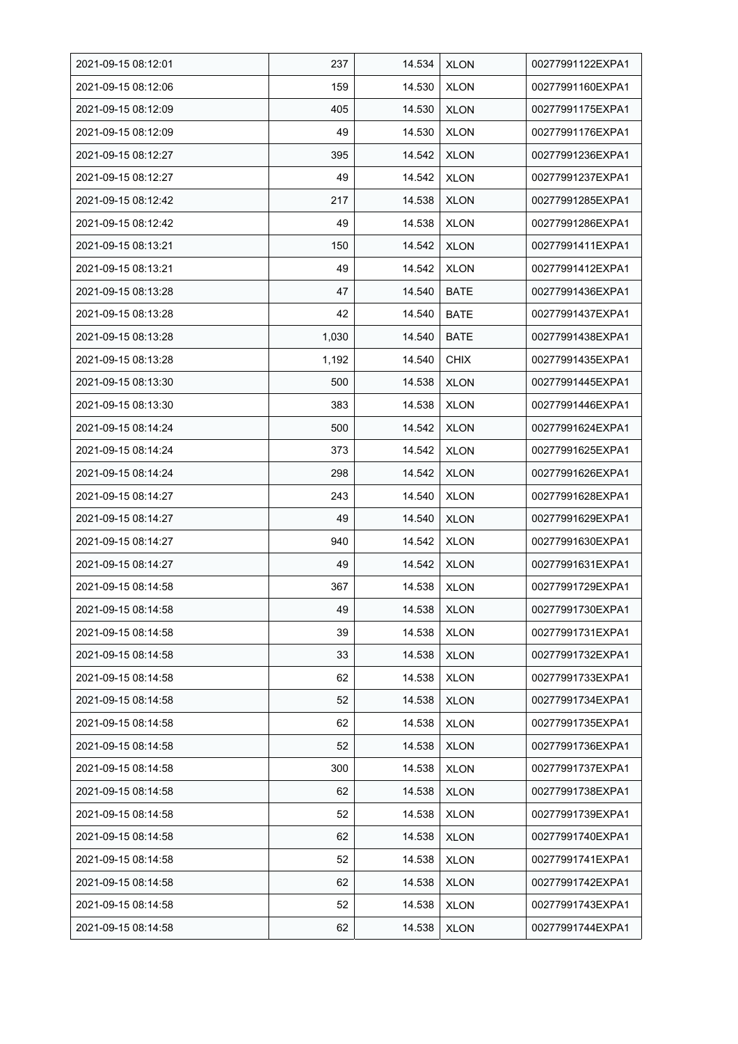| | | | | |
|---|---|---|---|---|
| 2021-09-15 08:12:01 | 237 | 14.534 | XLON | 00277991122EXPA1 |
| 2021-09-15 08:12:06 | 159 | 14.530 | XLON | 00277991160EXPA1 |
| 2021-09-15 08:12:09 | 405 | 14.530 | XLON | 00277991175EXPA1 |
| 2021-09-15 08:12:09 | 49 | 14.530 | XLON | 00277991176EXPA1 |
| 2021-09-15 08:12:27 | 395 | 14.542 | XLON | 00277991236EXPA1 |
| 2021-09-15 08:12:27 | 49 | 14.542 | XLON | 00277991237EXPA1 |
| 2021-09-15 08:12:42 | 217 | 14.538 | XLON | 00277991285EXPA1 |
| 2021-09-15 08:12:42 | 49 | 14.538 | XLON | 00277991286EXPA1 |
| 2021-09-15 08:13:21 | 150 | 14.542 | XLON | 00277991411EXPA1 |
| 2021-09-15 08:13:21 | 49 | 14.542 | XLON | 00277991412EXPA1 |
| 2021-09-15 08:13:28 | 47 | 14.540 | BATE | 00277991436EXPA1 |
| 2021-09-15 08:13:28 | 42 | 14.540 | BATE | 00277991437EXPA1 |
| 2021-09-15 08:13:28 | 1,030 | 14.540 | BATE | 00277991438EXPA1 |
| 2021-09-15 08:13:28 | 1,192 | 14.540 | CHIX | 00277991435EXPA1 |
| 2021-09-15 08:13:30 | 500 | 14.538 | XLON | 00277991445EXPA1 |
| 2021-09-15 08:13:30 | 383 | 14.538 | XLON | 00277991446EXPA1 |
| 2021-09-15 08:14:24 | 500 | 14.542 | XLON | 00277991624EXPA1 |
| 2021-09-15 08:14:24 | 373 | 14.542 | XLON | 00277991625EXPA1 |
| 2021-09-15 08:14:24 | 298 | 14.542 | XLON | 00277991626EXPA1 |
| 2021-09-15 08:14:27 | 243 | 14.540 | XLON | 00277991628EXPA1 |
| 2021-09-15 08:14:27 | 49 | 14.540 | XLON | 00277991629EXPA1 |
| 2021-09-15 08:14:27 | 940 | 14.542 | XLON | 00277991630EXPA1 |
| 2021-09-15 08:14:27 | 49 | 14.542 | XLON | 00277991631EXPA1 |
| 2021-09-15 08:14:58 | 367 | 14.538 | XLON | 00277991729EXPA1 |
| 2021-09-15 08:14:58 | 49 | 14.538 | XLON | 00277991730EXPA1 |
| 2021-09-15 08:14:58 | 39 | 14.538 | XLON | 00277991731EXPA1 |
| 2021-09-15 08:14:58 | 33 | 14.538 | XLON | 00277991732EXPA1 |
| 2021-09-15 08:14:58 | 62 | 14.538 | XLON | 00277991733EXPA1 |
| 2021-09-15 08:14:58 | 52 | 14.538 | XLON | 00277991734EXPA1 |
| 2021-09-15 08:14:58 | 62 | 14.538 | XLON | 00277991735EXPA1 |
| 2021-09-15 08:14:58 | 52 | 14.538 | XLON | 00277991736EXPA1 |
| 2021-09-15 08:14:58 | 300 | 14.538 | XLON | 00277991737EXPA1 |
| 2021-09-15 08:14:58 | 62 | 14.538 | XLON | 00277991738EXPA1 |
| 2021-09-15 08:14:58 | 52 | 14.538 | XLON | 00277991739EXPA1 |
| 2021-09-15 08:14:58 | 62 | 14.538 | XLON | 00277991740EXPA1 |
| 2021-09-15 08:14:58 | 52 | 14.538 | XLON | 00277991741EXPA1 |
| 2021-09-15 08:14:58 | 62 | 14.538 | XLON | 00277991742EXPA1 |
| 2021-09-15 08:14:58 | 52 | 14.538 | XLON | 00277991743EXPA1 |
| 2021-09-15 08:14:58 | 62 | 14.538 | XLON | 00277991744EXPA1 |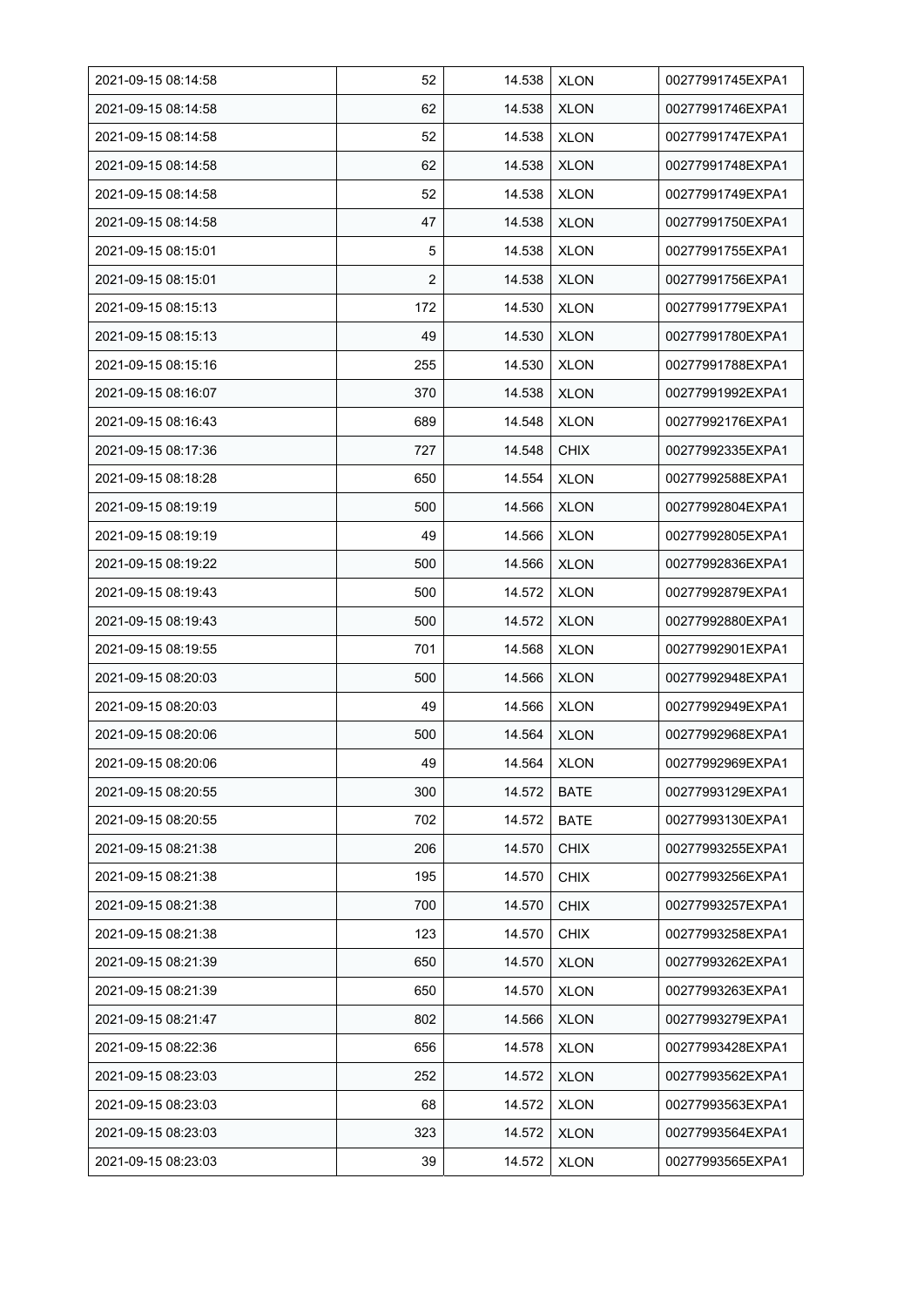| 2021-09-15 08:14:58 | 52 | 14.538 | XLON | 00277991745EXPA1 |
|---|---|---|---|---|
| 2021-09-15 08:14:58 | 62 | 14.538 | XLON | 00277991746EXPA1 |
| 2021-09-15 08:14:58 | 52 | 14.538 | XLON | 00277991747EXPA1 |
| 2021-09-15 08:14:58 | 62 | 14.538 | XLON | 00277991748EXPA1 |
| 2021-09-15 08:14:58 | 52 | 14.538 | XLON | 00277991749EXPA1 |
| 2021-09-15 08:14:58 | 47 | 14.538 | XLON | 00277991750EXPA1 |
| 2021-09-15 08:15:01 | 5 | 14.538 | XLON | 00277991755EXPA1 |
| 2021-09-15 08:15:01 | 2 | 14.538 | XLON | 00277991756EXPA1 |
| 2021-09-15 08:15:13 | 172 | 14.530 | XLON | 00277991779EXPA1 |
| 2021-09-15 08:15:13 | 49 | 14.530 | XLON | 00277991780EXPA1 |
| 2021-09-15 08:15:16 | 255 | 14.530 | XLON | 00277991788EXPA1 |
| 2021-09-15 08:16:07 | 370 | 14.538 | XLON | 00277991992EXPA1 |
| 2021-09-15 08:16:43 | 689 | 14.548 | XLON | 00277992176EXPA1 |
| 2021-09-15 08:17:36 | 727 | 14.548 | CHIX | 00277992335EXPA1 |
| 2021-09-15 08:18:28 | 650 | 14.554 | XLON | 00277992588EXPA1 |
| 2021-09-15 08:19:19 | 500 | 14.566 | XLON | 00277992804EXPA1 |
| 2021-09-15 08:19:19 | 49 | 14.566 | XLON | 00277992805EXPA1 |
| 2021-09-15 08:19:22 | 500 | 14.566 | XLON | 00277992836EXPA1 |
| 2021-09-15 08:19:43 | 500 | 14.572 | XLON | 00277992879EXPA1 |
| 2021-09-15 08:19:43 | 500 | 14.572 | XLON | 00277992880EXPA1 |
| 2021-09-15 08:19:55 | 701 | 14.568 | XLON | 00277992901EXPA1 |
| 2021-09-15 08:20:03 | 500 | 14.566 | XLON | 00277992948EXPA1 |
| 2021-09-15 08:20:03 | 49 | 14.566 | XLON | 00277992949EXPA1 |
| 2021-09-15 08:20:06 | 500 | 14.564 | XLON | 00277992968EXPA1 |
| 2021-09-15 08:20:06 | 49 | 14.564 | XLON | 00277992969EXPA1 |
| 2021-09-15 08:20:55 | 300 | 14.572 | BATE | 00277993129EXPA1 |
| 2021-09-15 08:20:55 | 702 | 14.572 | BATE | 00277993130EXPA1 |
| 2021-09-15 08:21:38 | 206 | 14.570 | CHIX | 00277993255EXPA1 |
| 2021-09-15 08:21:38 | 195 | 14.570 | CHIX | 00277993256EXPA1 |
| 2021-09-15 08:21:38 | 700 | 14.570 | CHIX | 00277993257EXPA1 |
| 2021-09-15 08:21:38 | 123 | 14.570 | CHIX | 00277993258EXPA1 |
| 2021-09-15 08:21:39 | 650 | 14.570 | XLON | 00277993262EXPA1 |
| 2021-09-15 08:21:39 | 650 | 14.570 | XLON | 00277993263EXPA1 |
| 2021-09-15 08:21:47 | 802 | 14.566 | XLON | 00277993279EXPA1 |
| 2021-09-15 08:22:36 | 656 | 14.578 | XLON | 00277993428EXPA1 |
| 2021-09-15 08:23:03 | 252 | 14.572 | XLON | 00277993562EXPA1 |
| 2021-09-15 08:23:03 | 68 | 14.572 | XLON | 00277993563EXPA1 |
| 2021-09-15 08:23:03 | 323 | 14.572 | XLON | 00277993564EXPA1 |
| 2021-09-15 08:23:03 | 39 | 14.572 | XLON | 00277993565EXPA1 |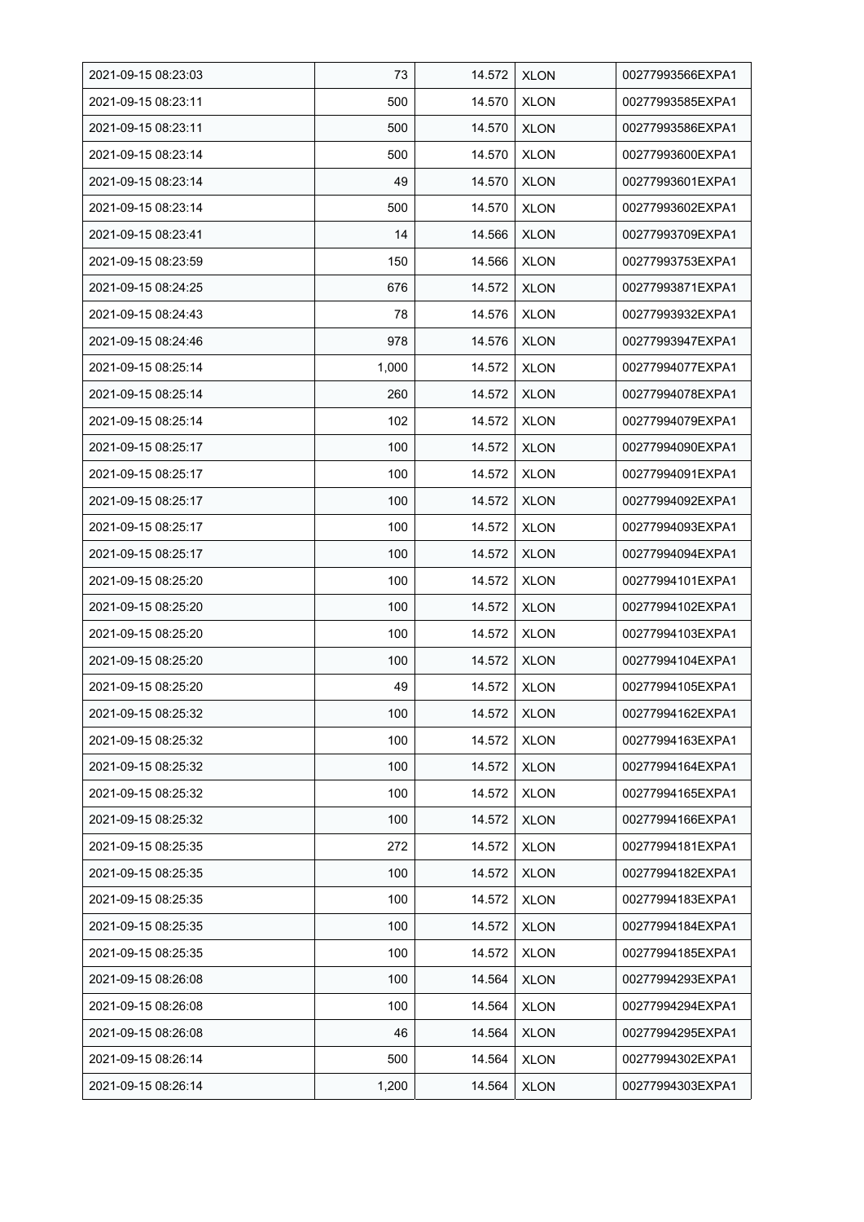| 2021-09-15 08:23:03 | 73 | 14.572 | XLON | 00277993566EXPA1 |
|---|---|---|---|---|
| 2021-09-15 08:23:11 | 500 | 14.570 | XLON | 00277993585EXPA1 |
| 2021-09-15 08:23:11 | 500 | 14.570 | XLON | 00277993586EXPA1 |
| 2021-09-15 08:23:14 | 500 | 14.570 | XLON | 00277993600EXPA1 |
| 2021-09-15 08:23:14 | 49 | 14.570 | XLON | 00277993601EXPA1 |
| 2021-09-15 08:23:14 | 500 | 14.570 | XLON | 00277993602EXPA1 |
| 2021-09-15 08:23:41 | 14 | 14.566 | XLON | 00277993709EXPA1 |
| 2021-09-15 08:23:59 | 150 | 14.566 | XLON | 00277993753EXPA1 |
| 2021-09-15 08:24:25 | 676 | 14.572 | XLON | 00277993871EXPA1 |
| 2021-09-15 08:24:43 | 78 | 14.576 | XLON | 00277993932EXPA1 |
| 2021-09-15 08:24:46 | 978 | 14.576 | XLON | 00277993947EXPA1 |
| 2021-09-15 08:25:14 | 1,000 | 14.572 | XLON | 00277994077EXPA1 |
| 2021-09-15 08:25:14 | 260 | 14.572 | XLON | 00277994078EXPA1 |
| 2021-09-15 08:25:14 | 102 | 14.572 | XLON | 00277994079EXPA1 |
| 2021-09-15 08:25:17 | 100 | 14.572 | XLON | 00277994090EXPA1 |
| 2021-09-15 08:25:17 | 100 | 14.572 | XLON | 00277994091EXPA1 |
| 2021-09-15 08:25:17 | 100 | 14.572 | XLON | 00277994092EXPA1 |
| 2021-09-15 08:25:17 | 100 | 14.572 | XLON | 00277994093EXPA1 |
| 2021-09-15 08:25:17 | 100 | 14.572 | XLON | 00277994094EXPA1 |
| 2021-09-15 08:25:20 | 100 | 14.572 | XLON | 00277994101EXPA1 |
| 2021-09-15 08:25:20 | 100 | 14.572 | XLON | 00277994102EXPA1 |
| 2021-09-15 08:25:20 | 100 | 14.572 | XLON | 00277994103EXPA1 |
| 2021-09-15 08:25:20 | 100 | 14.572 | XLON | 00277994104EXPA1 |
| 2021-09-15 08:25:20 | 49 | 14.572 | XLON | 00277994105EXPA1 |
| 2021-09-15 08:25:32 | 100 | 14.572 | XLON | 00277994162EXPA1 |
| 2021-09-15 08:25:32 | 100 | 14.572 | XLON | 00277994163EXPA1 |
| 2021-09-15 08:25:32 | 100 | 14.572 | XLON | 00277994164EXPA1 |
| 2021-09-15 08:25:32 | 100 | 14.572 | XLON | 00277994165EXPA1 |
| 2021-09-15 08:25:32 | 100 | 14.572 | XLON | 00277994166EXPA1 |
| 2021-09-15 08:25:35 | 272 | 14.572 | XLON | 00277994181EXPA1 |
| 2021-09-15 08:25:35 | 100 | 14.572 | XLON | 00277994182EXPA1 |
| 2021-09-15 08:25:35 | 100 | 14.572 | XLON | 00277994183EXPA1 |
| 2021-09-15 08:25:35 | 100 | 14.572 | XLON | 00277994184EXPA1 |
| 2021-09-15 08:25:35 | 100 | 14.572 | XLON | 00277994185EXPA1 |
| 2021-09-15 08:26:08 | 100 | 14.564 | XLON | 00277994293EXPA1 |
| 2021-09-15 08:26:08 | 100 | 14.564 | XLON | 00277994294EXPA1 |
| 2021-09-15 08:26:08 | 46 | 14.564 | XLON | 00277994295EXPA1 |
| 2021-09-15 08:26:14 | 500 | 14.564 | XLON | 00277994302EXPA1 |
| 2021-09-15 08:26:14 | 1,200 | 14.564 | XLON | 00277994303EXPA1 |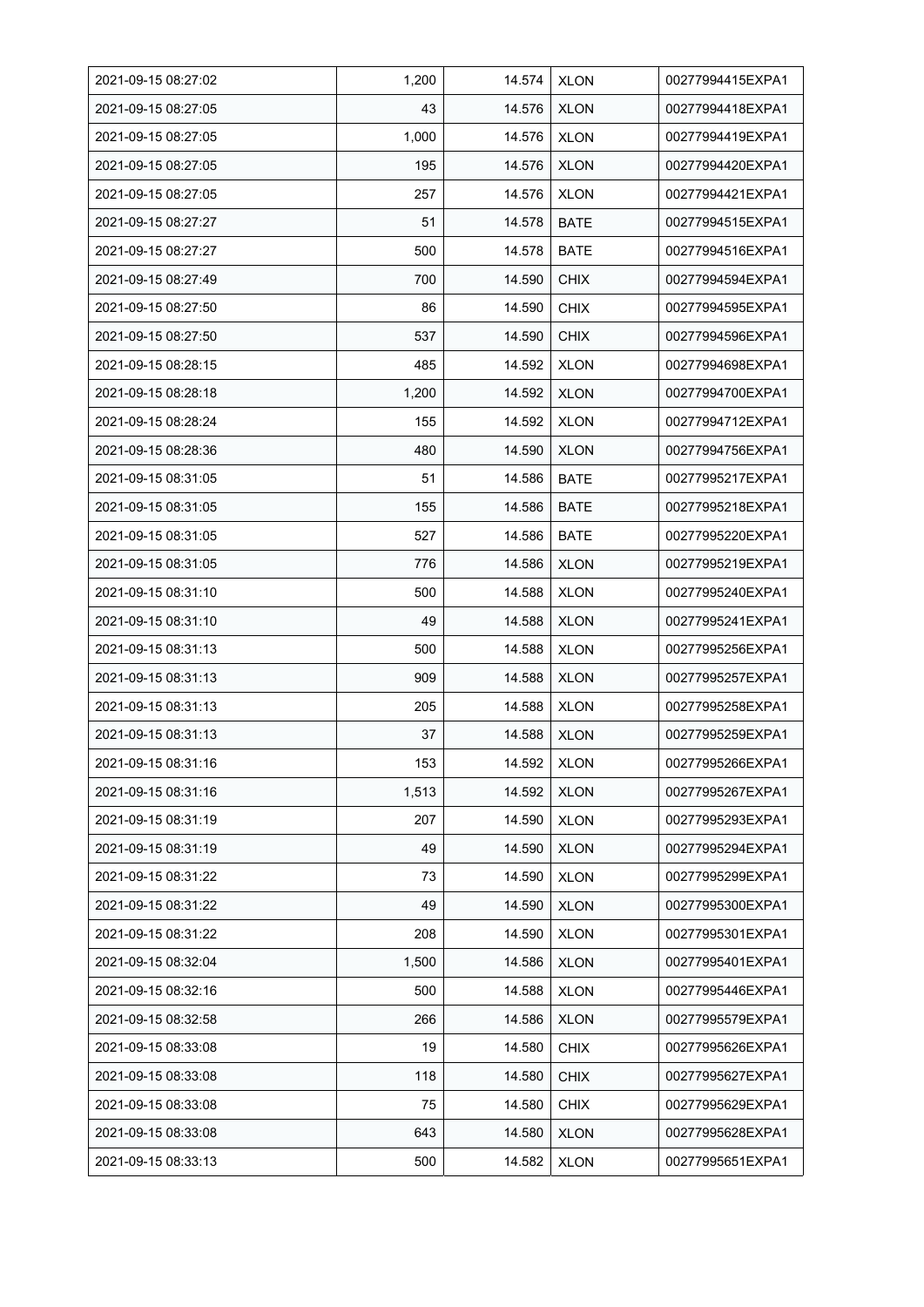| 2021-09-15 08:27:02 | 1,200 | 14.574 | XLON | 00277994415EXPA1 |
|---|---|---|---|---|
| 2021-09-15 08:27:05 | 43 | 14.576 | XLON | 00277994418EXPA1 |
| 2021-09-15 08:27:05 | 1,000 | 14.576 | XLON | 00277994419EXPA1 |
| 2021-09-15 08:27:05 | 195 | 14.576 | XLON | 00277994420EXPA1 |
| 2021-09-15 08:27:05 | 257 | 14.576 | XLON | 00277994421EXPA1 |
| 2021-09-15 08:27:27 | 51 | 14.578 | BATE | 00277994515EXPA1 |
| 2021-09-15 08:27:27 | 500 | 14.578 | BATE | 00277994516EXPA1 |
| 2021-09-15 08:27:49 | 700 | 14.590 | CHIX | 00277994594EXPA1 |
| 2021-09-15 08:27:50 | 86 | 14.590 | CHIX | 00277994595EXPA1 |
| 2021-09-15 08:27:50 | 537 | 14.590 | CHIX | 00277994596EXPA1 |
| 2021-09-15 08:28:15 | 485 | 14.592 | XLON | 00277994698EXPA1 |
| 2021-09-15 08:28:18 | 1,200 | 14.592 | XLON | 00277994700EXPA1 |
| 2021-09-15 08:28:24 | 155 | 14.592 | XLON | 00277994712EXPA1 |
| 2021-09-15 08:28:36 | 480 | 14.590 | XLON | 00277994756EXPA1 |
| 2021-09-15 08:31:05 | 51 | 14.586 | BATE | 00277995217EXPA1 |
| 2021-09-15 08:31:05 | 155 | 14.586 | BATE | 00277995218EXPA1 |
| 2021-09-15 08:31:05 | 527 | 14.586 | BATE | 00277995220EXPA1 |
| 2021-09-15 08:31:05 | 776 | 14.586 | XLON | 00277995219EXPA1 |
| 2021-09-15 08:31:10 | 500 | 14.588 | XLON | 00277995240EXPA1 |
| 2021-09-15 08:31:10 | 49 | 14.588 | XLON | 00277995241EXPA1 |
| 2021-09-15 08:31:13 | 500 | 14.588 | XLON | 00277995256EXPA1 |
| 2021-09-15 08:31:13 | 909 | 14.588 | XLON | 00277995257EXPA1 |
| 2021-09-15 08:31:13 | 205 | 14.588 | XLON | 00277995258EXPA1 |
| 2021-09-15 08:31:13 | 37 | 14.588 | XLON | 00277995259EXPA1 |
| 2021-09-15 08:31:16 | 153 | 14.592 | XLON | 00277995266EXPA1 |
| 2021-09-15 08:31:16 | 1,513 | 14.592 | XLON | 00277995267EXPA1 |
| 2021-09-15 08:31:19 | 207 | 14.590 | XLON | 00277995293EXPA1 |
| 2021-09-15 08:31:19 | 49 | 14.590 | XLON | 00277995294EXPA1 |
| 2021-09-15 08:31:22 | 73 | 14.590 | XLON | 00277995299EXPA1 |
| 2021-09-15 08:31:22 | 49 | 14.590 | XLON | 00277995300EXPA1 |
| 2021-09-15 08:31:22 | 208 | 14.590 | XLON | 00277995301EXPA1 |
| 2021-09-15 08:32:04 | 1,500 | 14.586 | XLON | 00277995401EXPA1 |
| 2021-09-15 08:32:16 | 500 | 14.588 | XLON | 00277995446EXPA1 |
| 2021-09-15 08:32:58 | 266 | 14.586 | XLON | 00277995579EXPA1 |
| 2021-09-15 08:33:08 | 19 | 14.580 | CHIX | 00277995626EXPA1 |
| 2021-09-15 08:33:08 | 118 | 14.580 | CHIX | 00277995627EXPA1 |
| 2021-09-15 08:33:08 | 75 | 14.580 | CHIX | 00277995629EXPA1 |
| 2021-09-15 08:33:08 | 643 | 14.580 | XLON | 00277995628EXPA1 |
| 2021-09-15 08:33:13 | 500 | 14.582 | XLON | 00277995651EXPA1 |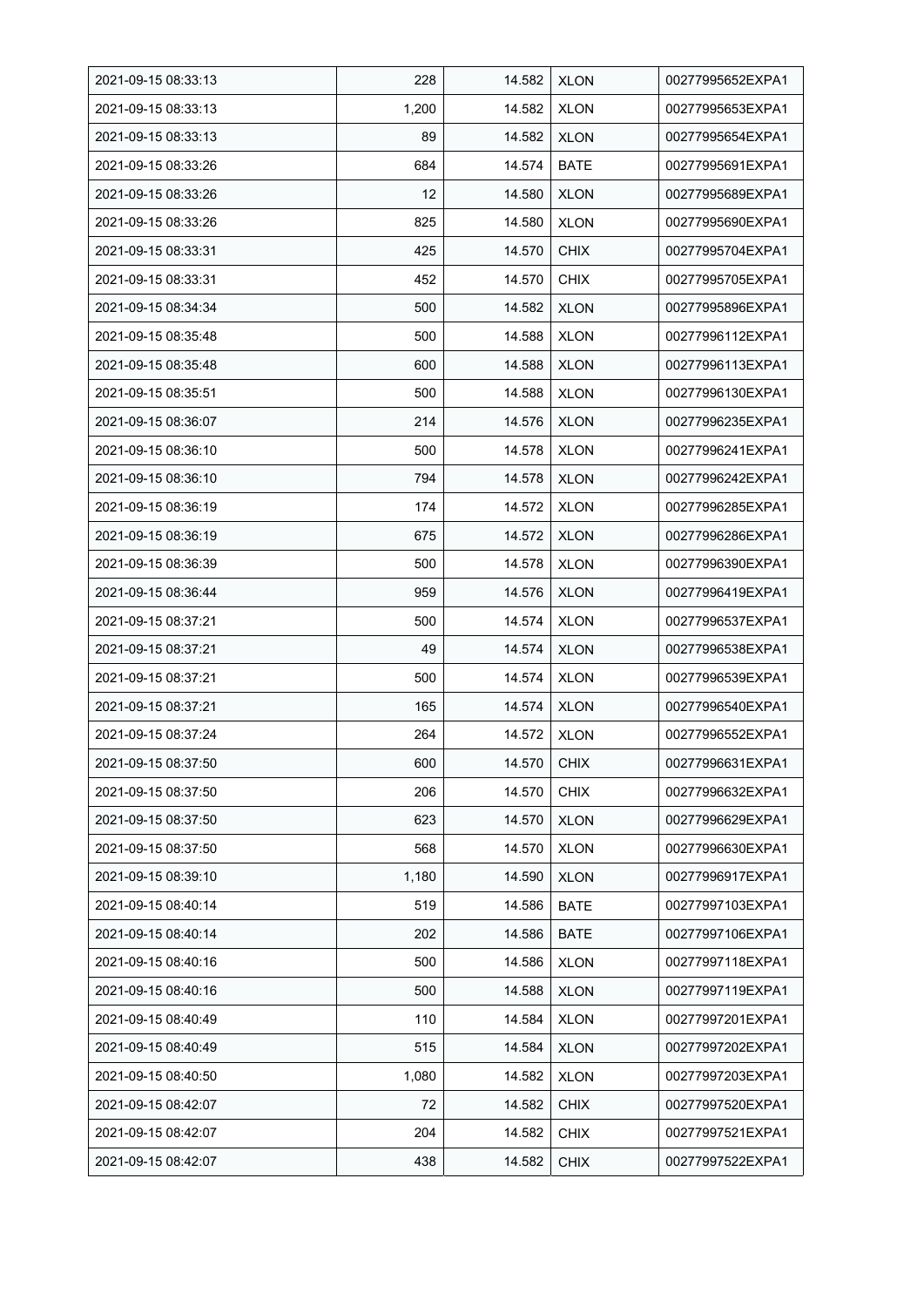| 2021-09-15 08:33:13 | 228 | 14.582 | XLON | 00277995652EXPA1 |
|---|---|---|---|---|
| 2021-09-15 08:33:13 | 1,200 | 14.582 | XLON | 00277995653EXPA1 |
| 2021-09-15 08:33:13 | 89 | 14.582 | XLON | 00277995654EXPA1 |
| 2021-09-15 08:33:26 | 684 | 14.574 | BATE | 00277995691EXPA1 |
| 2021-09-15 08:33:26 | 12 | 14.580 | XLON | 00277995689EXPA1 |
| 2021-09-15 08:33:26 | 825 | 14.580 | XLON | 00277995690EXPA1 |
| 2021-09-15 08:33:31 | 425 | 14.570 | CHIX | 00277995704EXPA1 |
| 2021-09-15 08:33:31 | 452 | 14.570 | CHIX | 00277995705EXPA1 |
| 2021-09-15 08:34:34 | 500 | 14.582 | XLON | 00277995896EXPA1 |
| 2021-09-15 08:35:48 | 500 | 14.588 | XLON | 00277996112EXPA1 |
| 2021-09-15 08:35:48 | 600 | 14.588 | XLON | 00277996113EXPA1 |
| 2021-09-15 08:35:51 | 500 | 14.588 | XLON | 00277996130EXPA1 |
| 2021-09-15 08:36:07 | 214 | 14.576 | XLON | 00277996235EXPA1 |
| 2021-09-15 08:36:10 | 500 | 14.578 | XLON | 00277996241EXPA1 |
| 2021-09-15 08:36:10 | 794 | 14.578 | XLON | 00277996242EXPA1 |
| 2021-09-15 08:36:19 | 174 | 14.572 | XLON | 00277996285EXPA1 |
| 2021-09-15 08:36:19 | 675 | 14.572 | XLON | 00277996286EXPA1 |
| 2021-09-15 08:36:39 | 500 | 14.578 | XLON | 00277996390EXPA1 |
| 2021-09-15 08:36:44 | 959 | 14.576 | XLON | 00277996419EXPA1 |
| 2021-09-15 08:37:21 | 500 | 14.574 | XLON | 00277996537EXPA1 |
| 2021-09-15 08:37:21 | 49 | 14.574 | XLON | 00277996538EXPA1 |
| 2021-09-15 08:37:21 | 500 | 14.574 | XLON | 00277996539EXPA1 |
| 2021-09-15 08:37:21 | 165 | 14.574 | XLON | 00277996540EXPA1 |
| 2021-09-15 08:37:24 | 264 | 14.572 | XLON | 00277996552EXPA1 |
| 2021-09-15 08:37:50 | 600 | 14.570 | CHIX | 00277996631EXPA1 |
| 2021-09-15 08:37:50 | 206 | 14.570 | CHIX | 00277996632EXPA1 |
| 2021-09-15 08:37:50 | 623 | 14.570 | XLON | 00277996629EXPA1 |
| 2021-09-15 08:37:50 | 568 | 14.570 | XLON | 00277996630EXPA1 |
| 2021-09-15 08:39:10 | 1,180 | 14.590 | XLON | 00277996917EXPA1 |
| 2021-09-15 08:40:14 | 519 | 14.586 | BATE | 00277997103EXPA1 |
| 2021-09-15 08:40:14 | 202 | 14.586 | BATE | 00277997106EXPA1 |
| 2021-09-15 08:40:16 | 500 | 14.586 | XLON | 00277997118EXPA1 |
| 2021-09-15 08:40:16 | 500 | 14.588 | XLON | 00277997119EXPA1 |
| 2021-09-15 08:40:49 | 110 | 14.584 | XLON | 00277997201EXPA1 |
| 2021-09-15 08:40:49 | 515 | 14.584 | XLON | 00277997202EXPA1 |
| 2021-09-15 08:40:50 | 1,080 | 14.582 | XLON | 00277997203EXPA1 |
| 2021-09-15 08:42:07 | 72 | 14.582 | CHIX | 00277997520EXPA1 |
| 2021-09-15 08:42:07 | 204 | 14.582 | CHIX | 00277997521EXPA1 |
| 2021-09-15 08:42:07 | 438 | 14.582 | CHIX | 00277997522EXPA1 |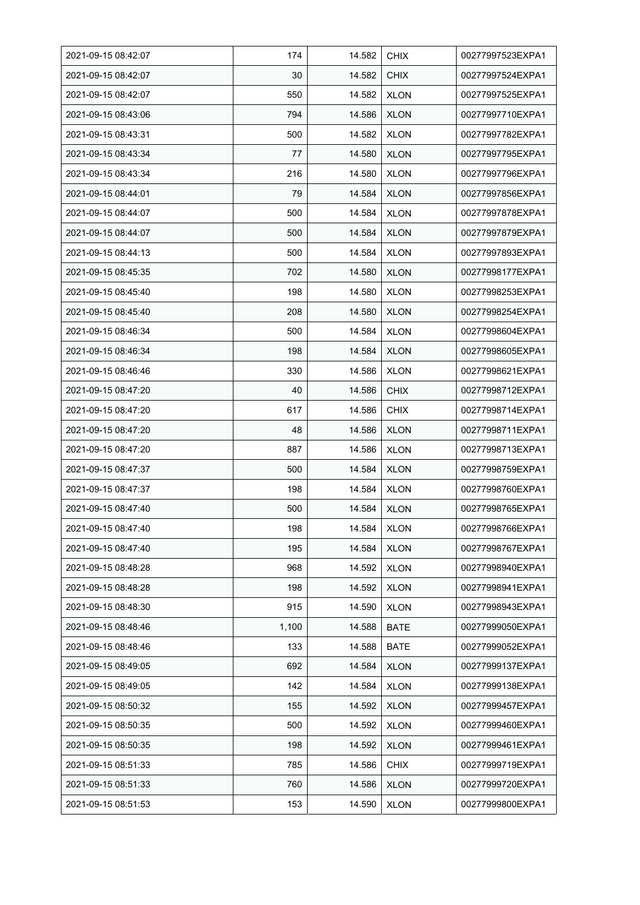| 2021-09-15 08:42:07 | 174 | 14.582 | CHIX | 00277997523EXPA1 |
|---|---|---|---|---|
| 2021-09-15 08:42:07 | 30 | 14.582 | CHIX | 00277997524EXPA1 |
| 2021-09-15 08:42:07 | 550 | 14.582 | XLON | 00277997525EXPA1 |
| 2021-09-15 08:43:06 | 794 | 14.586 | XLON | 00277997710EXPA1 |
| 2021-09-15 08:43:31 | 500 | 14.582 | XLON | 00277997782EXPA1 |
| 2021-09-15 08:43:34 | 77 | 14.580 | XLON | 00277997795EXPA1 |
| 2021-09-15 08:43:34 | 216 | 14.580 | XLON | 00277997796EXPA1 |
| 2021-09-15 08:44:01 | 79 | 14.584 | XLON | 00277997856EXPA1 |
| 2021-09-15 08:44:07 | 500 | 14.584 | XLON | 00277997878EXPA1 |
| 2021-09-15 08:44:07 | 500 | 14.584 | XLON | 00277997879EXPA1 |
| 2021-09-15 08:44:13 | 500 | 14.584 | XLON | 00277997893EXPA1 |
| 2021-09-15 08:45:35 | 702 | 14.580 | XLON | 00277998177EXPA1 |
| 2021-09-15 08:45:40 | 198 | 14.580 | XLON | 00277998253EXPA1 |
| 2021-09-15 08:45:40 | 208 | 14.580 | XLON | 00277998254EXPA1 |
| 2021-09-15 08:46:34 | 500 | 14.584 | XLON | 00277998604EXPA1 |
| 2021-09-15 08:46:34 | 198 | 14.584 | XLON | 00277998605EXPA1 |
| 2021-09-15 08:46:46 | 330 | 14.586 | XLON | 00277998621EXPA1 |
| 2021-09-15 08:47:20 | 40 | 14.586 | CHIX | 00277998712EXPA1 |
| 2021-09-15 08:47:20 | 617 | 14.586 | CHIX | 00277998714EXPA1 |
| 2021-09-15 08:47:20 | 48 | 14.586 | XLON | 00277998711EXPA1 |
| 2021-09-15 08:47:20 | 887 | 14.586 | XLON | 00277998713EXPA1 |
| 2021-09-15 08:47:37 | 500 | 14.584 | XLON | 00277998759EXPA1 |
| 2021-09-15 08:47:37 | 198 | 14.584 | XLON | 00277998760EXPA1 |
| 2021-09-15 08:47:40 | 500 | 14.584 | XLON | 00277998765EXPA1 |
| 2021-09-15 08:47:40 | 198 | 14.584 | XLON | 00277998766EXPA1 |
| 2021-09-15 08:47:40 | 195 | 14.584 | XLON | 00277998767EXPA1 |
| 2021-09-15 08:48:28 | 968 | 14.592 | XLON | 00277998940EXPA1 |
| 2021-09-15 08:48:28 | 198 | 14.592 | XLON | 00277998941EXPA1 |
| 2021-09-15 08:48:30 | 915 | 14.590 | XLON | 00277998943EXPA1 |
| 2021-09-15 08:48:46 | 1,100 | 14.588 | BATE | 00277999050EXPA1 |
| 2021-09-15 08:48:46 | 133 | 14.588 | BATE | 00277999052EXPA1 |
| 2021-09-15 08:49:05 | 692 | 14.584 | XLON | 00277999137EXPA1 |
| 2021-09-15 08:49:05 | 142 | 14.584 | XLON | 00277999138EXPA1 |
| 2021-09-15 08:50:32 | 155 | 14.592 | XLON | 00277999457EXPA1 |
| 2021-09-15 08:50:35 | 500 | 14.592 | XLON | 00277999460EXPA1 |
| 2021-09-15 08:50:35 | 198 | 14.592 | XLON | 00277999461EXPA1 |
| 2021-09-15 08:51:33 | 785 | 14.586 | CHIX | 00277999719EXPA1 |
| 2021-09-15 08:51:33 | 760 | 14.586 | XLON | 00277999720EXPA1 |
| 2021-09-15 08:51:53 | 153 | 14.590 | XLON | 00277999800EXPA1 |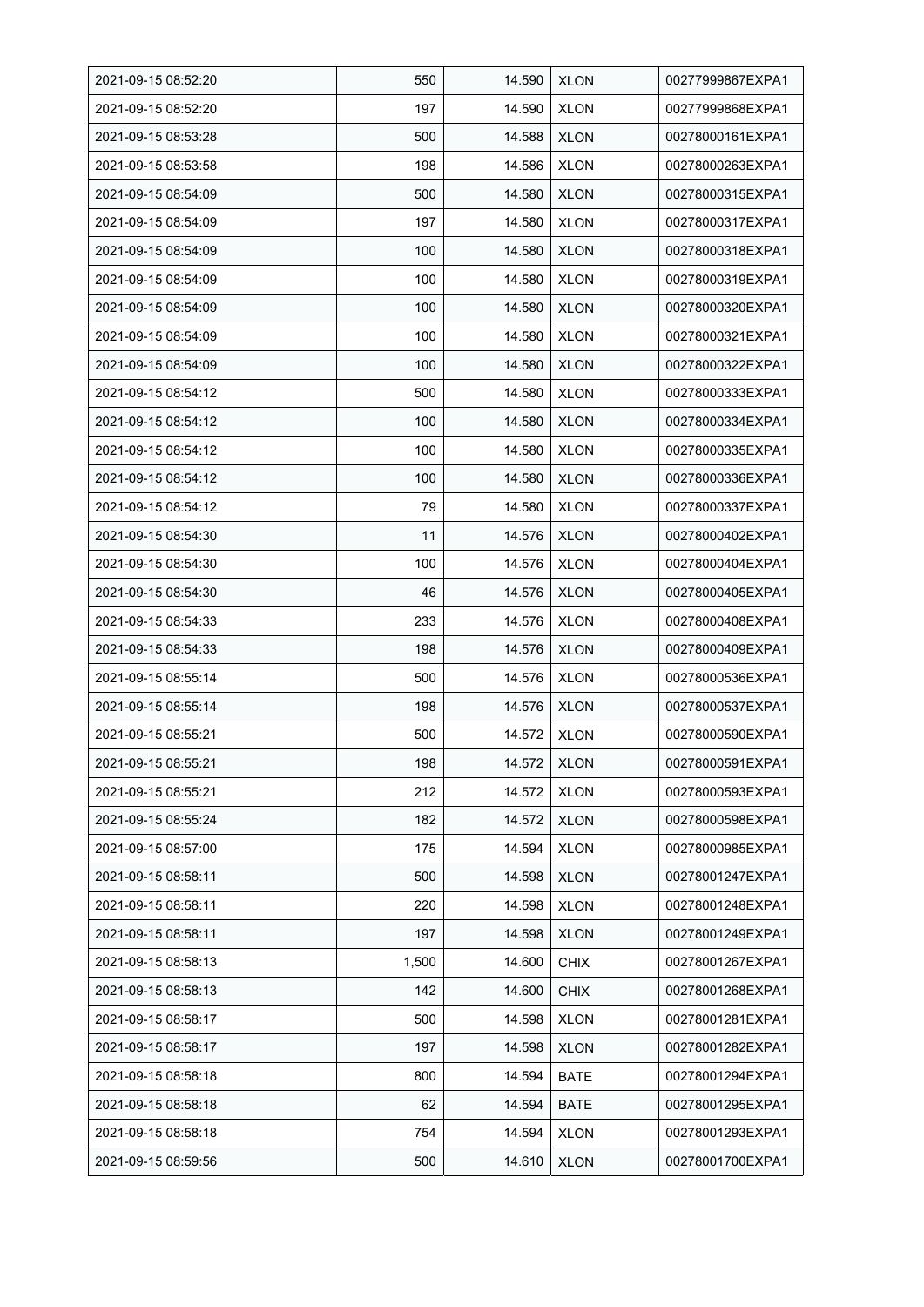| 2021-09-15 08:52:20 | 550 | 14.590 | XLON | 00277999867EXPA1 |
|---|---|---|---|---|
| 2021-09-15 08:52:20 | 197 | 14.590 | XLON | 00277999868EXPA1 |
| 2021-09-15 08:53:28 | 500 | 14.588 | XLON | 00278000161EXPA1 |
| 2021-09-15 08:53:58 | 198 | 14.586 | XLON | 00278000263EXPA1 |
| 2021-09-15 08:54:09 | 500 | 14.580 | XLON | 00278000315EXPA1 |
| 2021-09-15 08:54:09 | 197 | 14.580 | XLON | 00278000317EXPA1 |
| 2021-09-15 08:54:09 | 100 | 14.580 | XLON | 00278000318EXPA1 |
| 2021-09-15 08:54:09 | 100 | 14.580 | XLON | 00278000319EXPA1 |
| 2021-09-15 08:54:09 | 100 | 14.580 | XLON | 00278000320EXPA1 |
| 2021-09-15 08:54:09 | 100 | 14.580 | XLON | 00278000321EXPA1 |
| 2021-09-15 08:54:09 | 100 | 14.580 | XLON | 00278000322EXPA1 |
| 2021-09-15 08:54:12 | 500 | 14.580 | XLON | 00278000333EXPA1 |
| 2021-09-15 08:54:12 | 100 | 14.580 | XLON | 00278000334EXPA1 |
| 2021-09-15 08:54:12 | 100 | 14.580 | XLON | 00278000335EXPA1 |
| 2021-09-15 08:54:12 | 100 | 14.580 | XLON | 00278000336EXPA1 |
| 2021-09-15 08:54:12 | 79 | 14.580 | XLON | 00278000337EXPA1 |
| 2021-09-15 08:54:30 | 11 | 14.576 | XLON | 00278000402EXPA1 |
| 2021-09-15 08:54:30 | 100 | 14.576 | XLON | 00278000404EXPA1 |
| 2021-09-15 08:54:30 | 46 | 14.576 | XLON | 00278000405EXPA1 |
| 2021-09-15 08:54:33 | 233 | 14.576 | XLON | 00278000408EXPA1 |
| 2021-09-15 08:54:33 | 198 | 14.576 | XLON | 00278000409EXPA1 |
| 2021-09-15 08:55:14 | 500 | 14.576 | XLON | 00278000536EXPA1 |
| 2021-09-15 08:55:14 | 198 | 14.576 | XLON | 00278000537EXPA1 |
| 2021-09-15 08:55:21 | 500 | 14.572 | XLON | 00278000590EXPA1 |
| 2021-09-15 08:55:21 | 198 | 14.572 | XLON | 00278000591EXPA1 |
| 2021-09-15 08:55:21 | 212 | 14.572 | XLON | 00278000593EXPA1 |
| 2021-09-15 08:55:24 | 182 | 14.572 | XLON | 00278000598EXPA1 |
| 2021-09-15 08:57:00 | 175 | 14.594 | XLON | 00278000985EXPA1 |
| 2021-09-15 08:58:11 | 500 | 14.598 | XLON | 00278001247EXPA1 |
| 2021-09-15 08:58:11 | 220 | 14.598 | XLON | 00278001248EXPA1 |
| 2021-09-15 08:58:11 | 197 | 14.598 | XLON | 00278001249EXPA1 |
| 2021-09-15 08:58:13 | 1,500 | 14.600 | CHIX | 00278001267EXPA1 |
| 2021-09-15 08:58:13 | 142 | 14.600 | CHIX | 00278001268EXPA1 |
| 2021-09-15 08:58:17 | 500 | 14.598 | XLON | 00278001281EXPA1 |
| 2021-09-15 08:58:17 | 197 | 14.598 | XLON | 00278001282EXPA1 |
| 2021-09-15 08:58:18 | 800 | 14.594 | BATE | 00278001294EXPA1 |
| 2021-09-15 08:58:18 | 62 | 14.594 | BATE | 00278001295EXPA1 |
| 2021-09-15 08:58:18 | 754 | 14.594 | XLON | 00278001293EXPA1 |
| 2021-09-15 08:59:56 | 500 | 14.610 | XLON | 00278001700EXPA1 |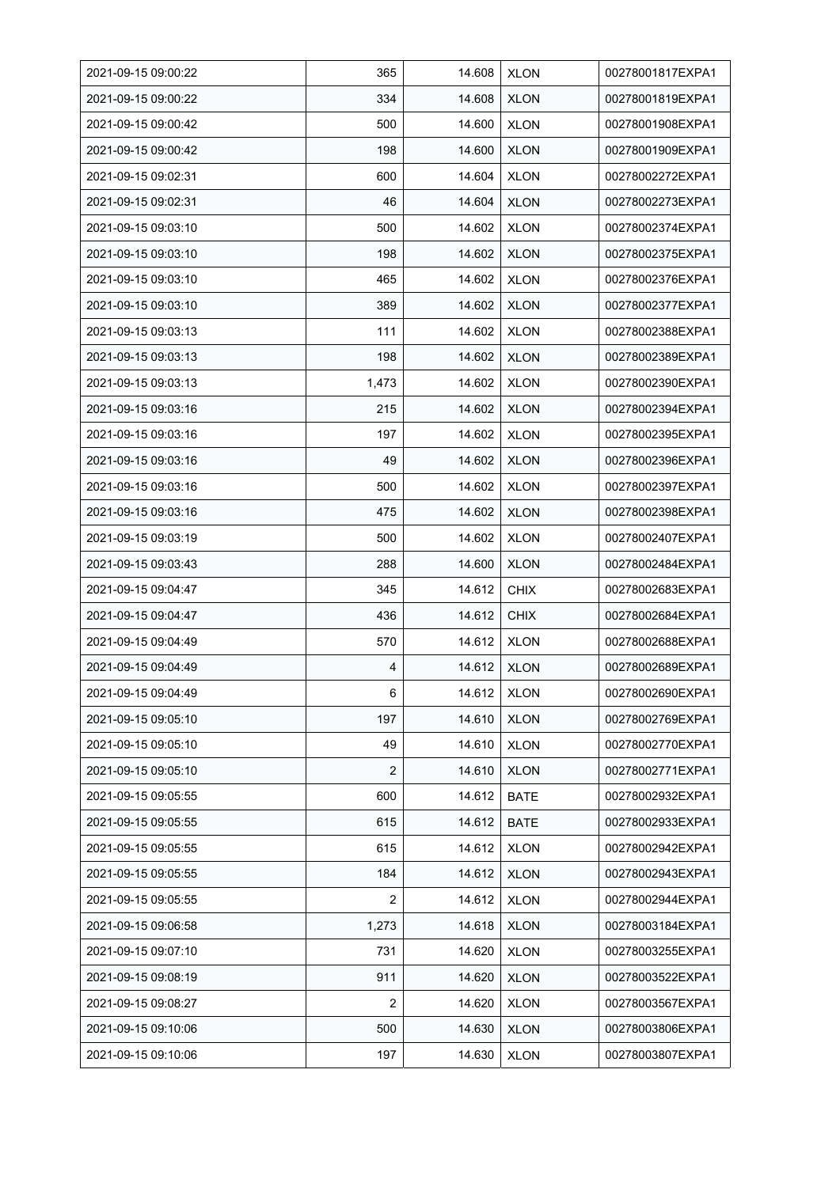| 2021-09-15 09:00:22 | 365 | 14.608 | XLON | 00278001817EXPA1 |
|---|---|---|---|---|
| 2021-09-15 09:00:22 | 334 | 14.608 | XLON | 00278001819EXPA1 |
| 2021-09-15 09:00:42 | 500 | 14.600 | XLON | 00278001908EXPA1 |
| 2021-09-15 09:00:42 | 198 | 14.600 | XLON | 00278001909EXPA1 |
| 2021-09-15 09:02:31 | 600 | 14.604 | XLON | 00278002272EXPA1 |
| 2021-09-15 09:02:31 | 46 | 14.604 | XLON | 00278002273EXPA1 |
| 2021-09-15 09:03:10 | 500 | 14.602 | XLON | 00278002374EXPA1 |
| 2021-09-15 09:03:10 | 198 | 14.602 | XLON | 00278002375EXPA1 |
| 2021-09-15 09:03:10 | 465 | 14.602 | XLON | 00278002376EXPA1 |
| 2021-09-15 09:03:10 | 389 | 14.602 | XLON | 00278002377EXPA1 |
| 2021-09-15 09:03:13 | 111 | 14.602 | XLON | 00278002388EXPA1 |
| 2021-09-15 09:03:13 | 198 | 14.602 | XLON | 00278002389EXPA1 |
| 2021-09-15 09:03:13 | 1,473 | 14.602 | XLON | 00278002390EXPA1 |
| 2021-09-15 09:03:16 | 215 | 14.602 | XLON | 00278002394EXPA1 |
| 2021-09-15 09:03:16 | 197 | 14.602 | XLON | 00278002395EXPA1 |
| 2021-09-15 09:03:16 | 49 | 14.602 | XLON | 00278002396EXPA1 |
| 2021-09-15 09:03:16 | 500 | 14.602 | XLON | 00278002397EXPA1 |
| 2021-09-15 09:03:16 | 475 | 14.602 | XLON | 00278002398EXPA1 |
| 2021-09-15 09:03:19 | 500 | 14.602 | XLON | 00278002407EXPA1 |
| 2021-09-15 09:03:43 | 288 | 14.600 | XLON | 00278002484EXPA1 |
| 2021-09-15 09:04:47 | 345 | 14.612 | CHIX | 00278002683EXPA1 |
| 2021-09-15 09:04:47 | 436 | 14.612 | CHIX | 00278002684EXPA1 |
| 2021-09-15 09:04:49 | 570 | 14.612 | XLON | 00278002688EXPA1 |
| 2021-09-15 09:04:49 | 4 | 14.612 | XLON | 00278002689EXPA1 |
| 2021-09-15 09:04:49 | 6 | 14.612 | XLON | 00278002690EXPA1 |
| 2021-09-15 09:05:10 | 197 | 14.610 | XLON | 00278002769EXPA1 |
| 2021-09-15 09:05:10 | 49 | 14.610 | XLON | 00278002770EXPA1 |
| 2021-09-15 09:05:10 | 2 | 14.610 | XLON | 00278002771EXPA1 |
| 2021-09-15 09:05:55 | 600 | 14.612 | BATE | 00278002932EXPA1 |
| 2021-09-15 09:05:55 | 615 | 14.612 | BATE | 00278002933EXPA1 |
| 2021-09-15 09:05:55 | 615 | 14.612 | XLON | 00278002942EXPA1 |
| 2021-09-15 09:05:55 | 184 | 14.612 | XLON | 00278002943EXPA1 |
| 2021-09-15 09:05:55 | 2 | 14.612 | XLON | 00278002944EXPA1 |
| 2021-09-15 09:06:58 | 1,273 | 14.618 | XLON | 00278003184EXPA1 |
| 2021-09-15 09:07:10 | 731 | 14.620 | XLON | 00278003255EXPA1 |
| 2021-09-15 09:08:19 | 911 | 14.620 | XLON | 00278003522EXPA1 |
| 2021-09-15 09:08:27 | 2 | 14.620 | XLON | 00278003567EXPA1 |
| 2021-09-15 09:10:06 | 500 | 14.630 | XLON | 00278003806EXPA1 |
| 2021-09-15 09:10:06 | 197 | 14.630 | XLON | 00278003807EXPA1 |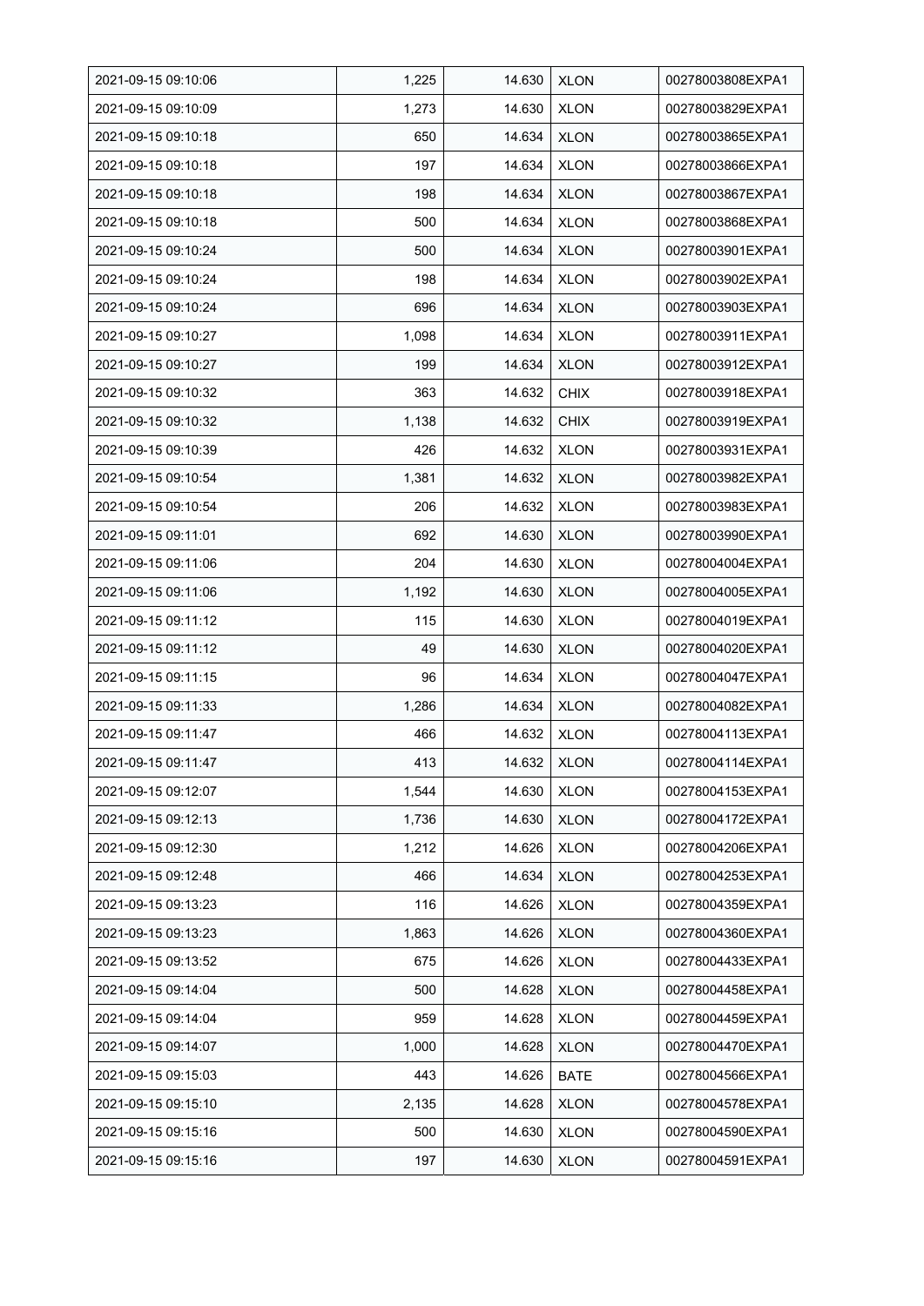| 2021-09-15 09:10:06 | 1,225 | 14.630 | XLON | 00278003808EXPA1 |
|---|---|---|---|---|
| 2021-09-15 09:10:09 | 1,273 | 14.630 | XLON | 00278003829EXPA1 |
| 2021-09-15 09:10:18 | 650 | 14.634 | XLON | 00278003865EXPA1 |
| 2021-09-15 09:10:18 | 197 | 14.634 | XLON | 00278003866EXPA1 |
| 2021-09-15 09:10:18 | 198 | 14.634 | XLON | 00278003867EXPA1 |
| 2021-09-15 09:10:18 | 500 | 14.634 | XLON | 00278003868EXPA1 |
| 2021-09-15 09:10:24 | 500 | 14.634 | XLON | 00278003901EXPA1 |
| 2021-09-15 09:10:24 | 198 | 14.634 | XLON | 00278003902EXPA1 |
| 2021-09-15 09:10:24 | 696 | 14.634 | XLON | 00278003903EXPA1 |
| 2021-09-15 09:10:27 | 1,098 | 14.634 | XLON | 00278003911EXPA1 |
| 2021-09-15 09:10:27 | 199 | 14.634 | XLON | 00278003912EXPA1 |
| 2021-09-15 09:10:32 | 363 | 14.632 | CHIX | 00278003918EXPA1 |
| 2021-09-15 09:10:32 | 1,138 | 14.632 | CHIX | 00278003919EXPA1 |
| 2021-09-15 09:10:39 | 426 | 14.632 | XLON | 00278003931EXPA1 |
| 2021-09-15 09:10:54 | 1,381 | 14.632 | XLON | 00278003982EXPA1 |
| 2021-09-15 09:10:54 | 206 | 14.632 | XLON | 00278003983EXPA1 |
| 2021-09-15 09:11:01 | 692 | 14.630 | XLON | 00278003990EXPA1 |
| 2021-09-15 09:11:06 | 204 | 14.630 | XLON | 00278004004EXPA1 |
| 2021-09-15 09:11:06 | 1,192 | 14.630 | XLON | 00278004005EXPA1 |
| 2021-09-15 09:11:12 | 115 | 14.630 | XLON | 00278004019EXPA1 |
| 2021-09-15 09:11:12 | 49 | 14.630 | XLON | 00278004020EXPA1 |
| 2021-09-15 09:11:15 | 96 | 14.634 | XLON | 00278004047EXPA1 |
| 2021-09-15 09:11:33 | 1,286 | 14.634 | XLON | 00278004082EXPA1 |
| 2021-09-15 09:11:47 | 466 | 14.632 | XLON | 00278004113EXPA1 |
| 2021-09-15 09:11:47 | 413 | 14.632 | XLON | 00278004114EXPA1 |
| 2021-09-15 09:12:07 | 1,544 | 14.630 | XLON | 00278004153EXPA1 |
| 2021-09-15 09:12:13 | 1,736 | 14.630 | XLON | 00278004172EXPA1 |
| 2021-09-15 09:12:30 | 1,212 | 14.626 | XLON | 00278004206EXPA1 |
| 2021-09-15 09:12:48 | 466 | 14.634 | XLON | 00278004253EXPA1 |
| 2021-09-15 09:13:23 | 116 | 14.626 | XLON | 00278004359EXPA1 |
| 2021-09-15 09:13:23 | 1,863 | 14.626 | XLON | 00278004360EXPA1 |
| 2021-09-15 09:13:52 | 675 | 14.626 | XLON | 00278004433EXPA1 |
| 2021-09-15 09:14:04 | 500 | 14.628 | XLON | 00278004458EXPA1 |
| 2021-09-15 09:14:04 | 959 | 14.628 | XLON | 00278004459EXPA1 |
| 2021-09-15 09:14:07 | 1,000 | 14.628 | XLON | 00278004470EXPA1 |
| 2021-09-15 09:15:03 | 443 | 14.626 | BATE | 00278004566EXPA1 |
| 2021-09-15 09:15:10 | 2,135 | 14.628 | XLON | 00278004578EXPA1 |
| 2021-09-15 09:15:16 | 500 | 14.630 | XLON | 00278004590EXPA1 |
| 2021-09-15 09:15:16 | 197 | 14.630 | XLON | 00278004591EXPA1 |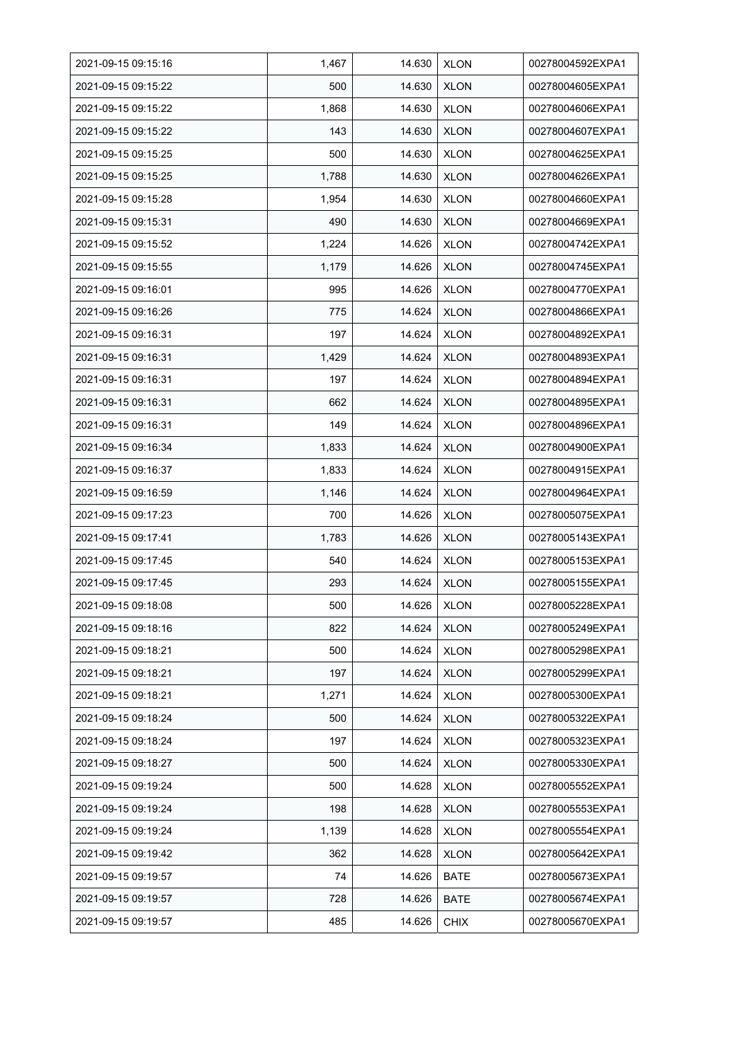| 2021-09-15 09:15:16 | 1,467 | 14.630 | XLON | 00278004592EXPA1 |
|---|---|---|---|---|
| 2021-09-15 09:15:22 | 500 | 14.630 | XLON | 00278004605EXPA1 |
| 2021-09-15 09:15:22 | 1,868 | 14.630 | XLON | 00278004606EXPA1 |
| 2021-09-15 09:15:22 | 143 | 14.630 | XLON | 00278004607EXPA1 |
| 2021-09-15 09:15:25 | 500 | 14.630 | XLON | 00278004625EXPA1 |
| 2021-09-15 09:15:25 | 1,788 | 14.630 | XLON | 00278004626EXPA1 |
| 2021-09-15 09:15:28 | 1,954 | 14.630 | XLON | 00278004660EXPA1 |
| 2021-09-15 09:15:31 | 490 | 14.630 | XLON | 00278004669EXPA1 |
| 2021-09-15 09:15:52 | 1,224 | 14.626 | XLON | 00278004742EXPA1 |
| 2021-09-15 09:15:55 | 1,179 | 14.626 | XLON | 00278004745EXPA1 |
| 2021-09-15 09:16:01 | 995 | 14.626 | XLON | 00278004770EXPA1 |
| 2021-09-15 09:16:26 | 775 | 14.624 | XLON | 00278004866EXPA1 |
| 2021-09-15 09:16:31 | 197 | 14.624 | XLON | 00278004892EXPA1 |
| 2021-09-15 09:16:31 | 1,429 | 14.624 | XLON | 00278004893EXPA1 |
| 2021-09-15 09:16:31 | 197 | 14.624 | XLON | 00278004894EXPA1 |
| 2021-09-15 09:16:31 | 662 | 14.624 | XLON | 00278004895EXPA1 |
| 2021-09-15 09:16:31 | 149 | 14.624 | XLON | 00278004896EXPA1 |
| 2021-09-15 09:16:34 | 1,833 | 14.624 | XLON | 00278004900EXPA1 |
| 2021-09-15 09:16:37 | 1,833 | 14.624 | XLON | 00278004915EXPA1 |
| 2021-09-15 09:16:59 | 1,146 | 14.624 | XLON | 00278004964EXPA1 |
| 2021-09-15 09:17:23 | 700 | 14.626 | XLON | 00278005075EXPA1 |
| 2021-09-15 09:17:41 | 1,783 | 14.626 | XLON | 00278005143EXPA1 |
| 2021-09-15 09:17:45 | 540 | 14.624 | XLON | 00278005153EXPA1 |
| 2021-09-15 09:17:45 | 293 | 14.624 | XLON | 00278005155EXPA1 |
| 2021-09-15 09:18:08 | 500 | 14.626 | XLON | 00278005228EXPA1 |
| 2021-09-15 09:18:16 | 822 | 14.624 | XLON | 00278005249EXPA1 |
| 2021-09-15 09:18:21 | 500 | 14.624 | XLON | 00278005298EXPA1 |
| 2021-09-15 09:18:21 | 197 | 14.624 | XLON | 00278005299EXPA1 |
| 2021-09-15 09:18:21 | 1,271 | 14.624 | XLON | 00278005300EXPA1 |
| 2021-09-15 09:18:24 | 500 | 14.624 | XLON | 00278005322EXPA1 |
| 2021-09-15 09:18:24 | 197 | 14.624 | XLON | 00278005323EXPA1 |
| 2021-09-15 09:18:27 | 500 | 14.624 | XLON | 00278005330EXPA1 |
| 2021-09-15 09:19:24 | 500 | 14.628 | XLON | 00278005552EXPA1 |
| 2021-09-15 09:19:24 | 198 | 14.628 | XLON | 00278005553EXPA1 |
| 2021-09-15 09:19:24 | 1,139 | 14.628 | XLON | 00278005554EXPA1 |
| 2021-09-15 09:19:42 | 362 | 14.628 | XLON | 00278005642EXPA1 |
| 2021-09-15 09:19:57 | 74 | 14.626 | BATE | 00278005673EXPA1 |
| 2021-09-15 09:19:57 | 728 | 14.626 | BATE | 00278005674EXPA1 |
| 2021-09-15 09:19:57 | 485 | 14.626 | CHIX | 00278005670EXPA1 |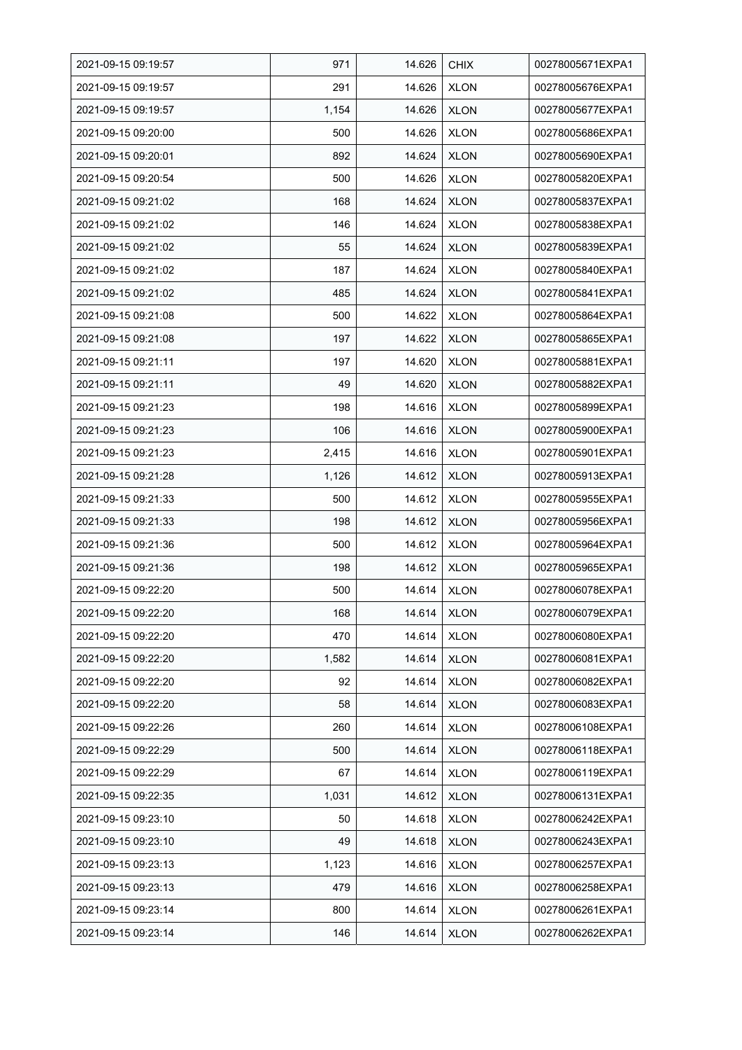| 2021-09-15 09:19:57 | 971 | 14.626 | CHIX | 00278005671EXPA1 |
|---|---|---|---|---|
| 2021-09-15 09:19:57 | 291 | 14.626 | XLON | 00278005676EXPA1 |
| 2021-09-15 09:19:57 | 1,154 | 14.626 | XLON | 00278005677EXPA1 |
| 2021-09-15 09:20:00 | 500 | 14.626 | XLON | 00278005686EXPA1 |
| 2021-09-15 09:20:01 | 892 | 14.624 | XLON | 00278005690EXPA1 |
| 2021-09-15 09:20:54 | 500 | 14.626 | XLON | 00278005820EXPA1 |
| 2021-09-15 09:21:02 | 168 | 14.624 | XLON | 00278005837EXPA1 |
| 2021-09-15 09:21:02 | 146 | 14.624 | XLON | 00278005838EXPA1 |
| 2021-09-15 09:21:02 | 55 | 14.624 | XLON | 00278005839EXPA1 |
| 2021-09-15 09:21:02 | 187 | 14.624 | XLON | 00278005840EXPA1 |
| 2021-09-15 09:21:02 | 485 | 14.624 | XLON | 00278005841EXPA1 |
| 2021-09-15 09:21:08 | 500 | 14.622 | XLON | 00278005864EXPA1 |
| 2021-09-15 09:21:08 | 197 | 14.622 | XLON | 00278005865EXPA1 |
| 2021-09-15 09:21:11 | 197 | 14.620 | XLON | 00278005881EXPA1 |
| 2021-09-15 09:21:11 | 49 | 14.620 | XLON | 00278005882EXPA1 |
| 2021-09-15 09:21:23 | 198 | 14.616 | XLON | 00278005899EXPA1 |
| 2021-09-15 09:21:23 | 106 | 14.616 | XLON | 00278005900EXPA1 |
| 2021-09-15 09:21:23 | 2,415 | 14.616 | XLON | 00278005901EXPA1 |
| 2021-09-15 09:21:28 | 1,126 | 14.612 | XLON | 00278005913EXPA1 |
| 2021-09-15 09:21:33 | 500 | 14.612 | XLON | 00278005955EXPA1 |
| 2021-09-15 09:21:33 | 198 | 14.612 | XLON | 00278005956EXPA1 |
| 2021-09-15 09:21:36 | 500 | 14.612 | XLON | 00278005964EXPA1 |
| 2021-09-15 09:21:36 | 198 | 14.612 | XLON | 00278005965EXPA1 |
| 2021-09-15 09:22:20 | 500 | 14.614 | XLON | 00278006078EXPA1 |
| 2021-09-15 09:22:20 | 168 | 14.614 | XLON | 00278006079EXPA1 |
| 2021-09-15 09:22:20 | 470 | 14.614 | XLON | 00278006080EXPA1 |
| 2021-09-15 09:22:20 | 1,582 | 14.614 | XLON | 00278006081EXPA1 |
| 2021-09-15 09:22:20 | 92 | 14.614 | XLON | 00278006082EXPA1 |
| 2021-09-15 09:22:20 | 58 | 14.614 | XLON | 00278006083EXPA1 |
| 2021-09-15 09:22:26 | 260 | 14.614 | XLON | 00278006108EXPA1 |
| 2021-09-15 09:22:29 | 500 | 14.614 | XLON | 00278006118EXPA1 |
| 2021-09-15 09:22:29 | 67 | 14.614 | XLON | 00278006119EXPA1 |
| 2021-09-15 09:22:35 | 1,031 | 14.612 | XLON | 00278006131EXPA1 |
| 2021-09-15 09:23:10 | 50 | 14.618 | XLON | 00278006242EXPA1 |
| 2021-09-15 09:23:10 | 49 | 14.618 | XLON | 00278006243EXPA1 |
| 2021-09-15 09:23:13 | 1,123 | 14.616 | XLON | 00278006257EXPA1 |
| 2021-09-15 09:23:13 | 479 | 14.616 | XLON | 00278006258EXPA1 |
| 2021-09-15 09:23:14 | 800 | 14.614 | XLON | 00278006261EXPA1 |
| 2021-09-15 09:23:14 | 146 | 14.614 | XLON | 00278006262EXPA1 |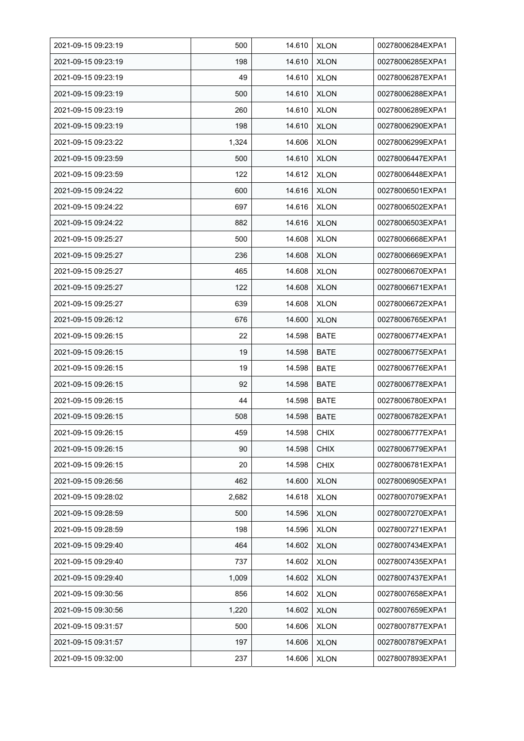| | | | | |
|---|---|---|---|---|
| 2021-09-15 09:23:19 | 500 | 14.610 | XLON | 00278006284EXPA1 |
| 2021-09-15 09:23:19 | 198 | 14.610 | XLON | 00278006285EXPA1 |
| 2021-09-15 09:23:19 | 49 | 14.610 | XLON | 00278006287EXPA1 |
| 2021-09-15 09:23:19 | 500 | 14.610 | XLON | 00278006288EXPA1 |
| 2021-09-15 09:23:19 | 260 | 14.610 | XLON | 00278006289EXPA1 |
| 2021-09-15 09:23:19 | 198 | 14.610 | XLON | 00278006290EXPA1 |
| 2021-09-15 09:23:22 | 1,324 | 14.606 | XLON | 00278006299EXPA1 |
| 2021-09-15 09:23:59 | 500 | 14.610 | XLON | 00278006447EXPA1 |
| 2021-09-15 09:23:59 | 122 | 14.612 | XLON | 00278006448EXPA1 |
| 2021-09-15 09:24:22 | 600 | 14.616 | XLON | 00278006501EXPA1 |
| 2021-09-15 09:24:22 | 697 | 14.616 | XLON | 00278006502EXPA1 |
| 2021-09-15 09:24:22 | 882 | 14.616 | XLON | 00278006503EXPA1 |
| 2021-09-15 09:25:27 | 500 | 14.608 | XLON | 00278006668EXPA1 |
| 2021-09-15 09:25:27 | 236 | 14.608 | XLON | 00278006669EXPA1 |
| 2021-09-15 09:25:27 | 465 | 14.608 | XLON | 00278006670EXPA1 |
| 2021-09-15 09:25:27 | 122 | 14.608 | XLON | 00278006671EXPA1 |
| 2021-09-15 09:25:27 | 639 | 14.608 | XLON | 00278006672EXPA1 |
| 2021-09-15 09:26:12 | 676 | 14.600 | XLON | 00278006765EXPA1 |
| 2021-09-15 09:26:15 | 22 | 14.598 | BATE | 00278006774EXPA1 |
| 2021-09-15 09:26:15 | 19 | 14.598 | BATE | 00278006775EXPA1 |
| 2021-09-15 09:26:15 | 19 | 14.598 | BATE | 00278006776EXPA1 |
| 2021-09-15 09:26:15 | 92 | 14.598 | BATE | 00278006778EXPA1 |
| 2021-09-15 09:26:15 | 44 | 14.598 | BATE | 00278006780EXPA1 |
| 2021-09-15 09:26:15 | 508 | 14.598 | BATE | 00278006782EXPA1 |
| 2021-09-15 09:26:15 | 459 | 14.598 | CHIX | 00278006777EXPA1 |
| 2021-09-15 09:26:15 | 90 | 14.598 | CHIX | 00278006779EXPA1 |
| 2021-09-15 09:26:15 | 20 | 14.598 | CHIX | 00278006781EXPA1 |
| 2021-09-15 09:26:56 | 462 | 14.600 | XLON | 00278006905EXPA1 |
| 2021-09-15 09:28:02 | 2,682 | 14.618 | XLON | 00278007079EXPA1 |
| 2021-09-15 09:28:59 | 500 | 14.596 | XLON | 00278007270EXPA1 |
| 2021-09-15 09:28:59 | 198 | 14.596 | XLON | 00278007271EXPA1 |
| 2021-09-15 09:29:40 | 464 | 14.602 | XLON | 00278007434EXPA1 |
| 2021-09-15 09:29:40 | 737 | 14.602 | XLON | 00278007435EXPA1 |
| 2021-09-15 09:29:40 | 1,009 | 14.602 | XLON | 00278007437EXPA1 |
| 2021-09-15 09:30:56 | 856 | 14.602 | XLON | 00278007658EXPA1 |
| 2021-09-15 09:30:56 | 1,220 | 14.602 | XLON | 00278007659EXPA1 |
| 2021-09-15 09:31:57 | 500 | 14.606 | XLON | 00278007877EXPA1 |
| 2021-09-15 09:31:57 | 197 | 14.606 | XLON | 00278007879EXPA1 |
| 2021-09-15 09:32:00 | 237 | 14.606 | XLON | 00278007893EXPA1 |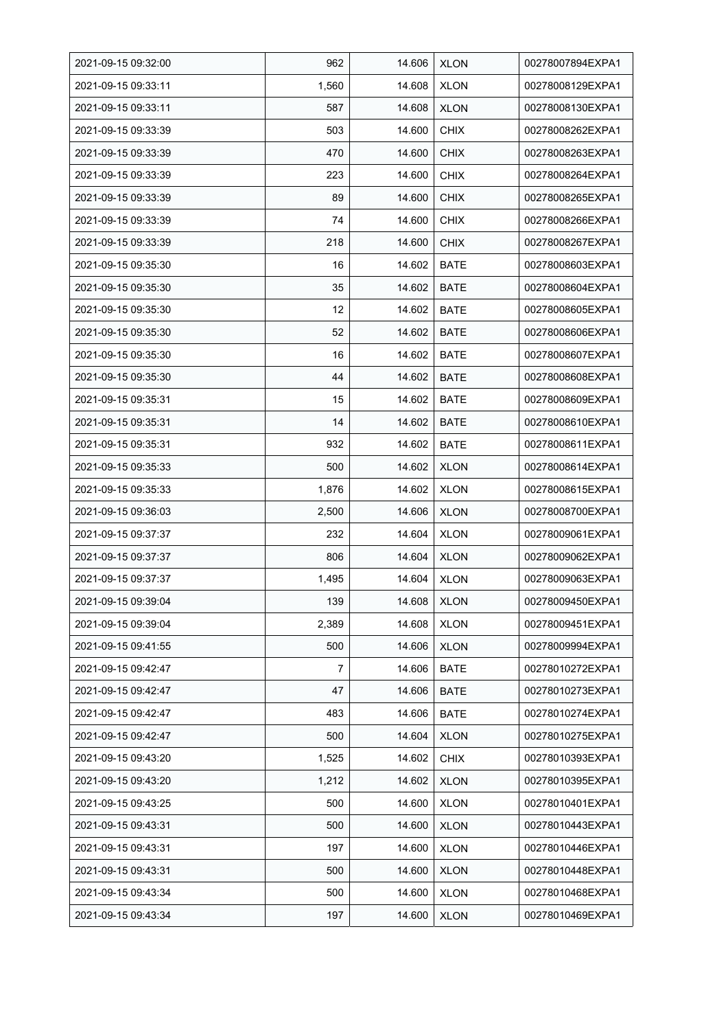| 2021-09-15 09:32:00 | 962 | 14.606 | XLON | 00278007894EXPA1 |
|---|---|---|---|---|
| 2021-09-15 09:33:11 | 1,560 | 14.608 | XLON | 00278008129EXPA1 |
| 2021-09-15 09:33:11 | 587 | 14.608 | XLON | 00278008130EXPA1 |
| 2021-09-15 09:33:39 | 503 | 14.600 | CHIX | 00278008262EXPA1 |
| 2021-09-15 09:33:39 | 470 | 14.600 | CHIX | 00278008263EXPA1 |
| 2021-09-15 09:33:39 | 223 | 14.600 | CHIX | 00278008264EXPA1 |
| 2021-09-15 09:33:39 | 89 | 14.600 | CHIX | 00278008265EXPA1 |
| 2021-09-15 09:33:39 | 74 | 14.600 | CHIX | 00278008266EXPA1 |
| 2021-09-15 09:33:39 | 218 | 14.600 | CHIX | 00278008267EXPA1 |
| 2021-09-15 09:35:30 | 16 | 14.602 | BATE | 00278008603EXPA1 |
| 2021-09-15 09:35:30 | 35 | 14.602 | BATE | 00278008604EXPA1 |
| 2021-09-15 09:35:30 | 12 | 14.602 | BATE | 00278008605EXPA1 |
| 2021-09-15 09:35:30 | 52 | 14.602 | BATE | 00278008606EXPA1 |
| 2021-09-15 09:35:30 | 16 | 14.602 | BATE | 00278008607EXPA1 |
| 2021-09-15 09:35:30 | 44 | 14.602 | BATE | 00278008608EXPA1 |
| 2021-09-15 09:35:31 | 15 | 14.602 | BATE | 00278008609EXPA1 |
| 2021-09-15 09:35:31 | 14 | 14.602 | BATE | 00278008610EXPA1 |
| 2021-09-15 09:35:31 | 932 | 14.602 | BATE | 00278008611EXPA1 |
| 2021-09-15 09:35:33 | 500 | 14.602 | XLON | 00278008614EXPA1 |
| 2021-09-15 09:35:33 | 1,876 | 14.602 | XLON | 00278008615EXPA1 |
| 2021-09-15 09:36:03 | 2,500 | 14.606 | XLON | 00278008700EXPA1 |
| 2021-09-15 09:37:37 | 232 | 14.604 | XLON | 00278009061EXPA1 |
| 2021-09-15 09:37:37 | 806 | 14.604 | XLON | 00278009062EXPA1 |
| 2021-09-15 09:37:37 | 1,495 | 14.604 | XLON | 00278009063EXPA1 |
| 2021-09-15 09:39:04 | 139 | 14.608 | XLON | 00278009450EXPA1 |
| 2021-09-15 09:39:04 | 2,389 | 14.608 | XLON | 00278009451EXPA1 |
| 2021-09-15 09:41:55 | 500 | 14.606 | XLON | 00278009994EXPA1 |
| 2021-09-15 09:42:47 | 7 | 14.606 | BATE | 00278010272EXPA1 |
| 2021-09-15 09:42:47 | 47 | 14.606 | BATE | 00278010273EXPA1 |
| 2021-09-15 09:42:47 | 483 | 14.606 | BATE | 00278010274EXPA1 |
| 2021-09-15 09:42:47 | 500 | 14.604 | XLON | 00278010275EXPA1 |
| 2021-09-15 09:43:20 | 1,525 | 14.602 | CHIX | 00278010393EXPA1 |
| 2021-09-15 09:43:20 | 1,212 | 14.602 | XLON | 00278010395EXPA1 |
| 2021-09-15 09:43:25 | 500 | 14.600 | XLON | 00278010401EXPA1 |
| 2021-09-15 09:43:31 | 500 | 14.600 | XLON | 00278010443EXPA1 |
| 2021-09-15 09:43:31 | 197 | 14.600 | XLON | 00278010446EXPA1 |
| 2021-09-15 09:43:31 | 500 | 14.600 | XLON | 00278010448EXPA1 |
| 2021-09-15 09:43:34 | 500 | 14.600 | XLON | 00278010468EXPA1 |
| 2021-09-15 09:43:34 | 197 | 14.600 | XLON | 00278010469EXPA1 |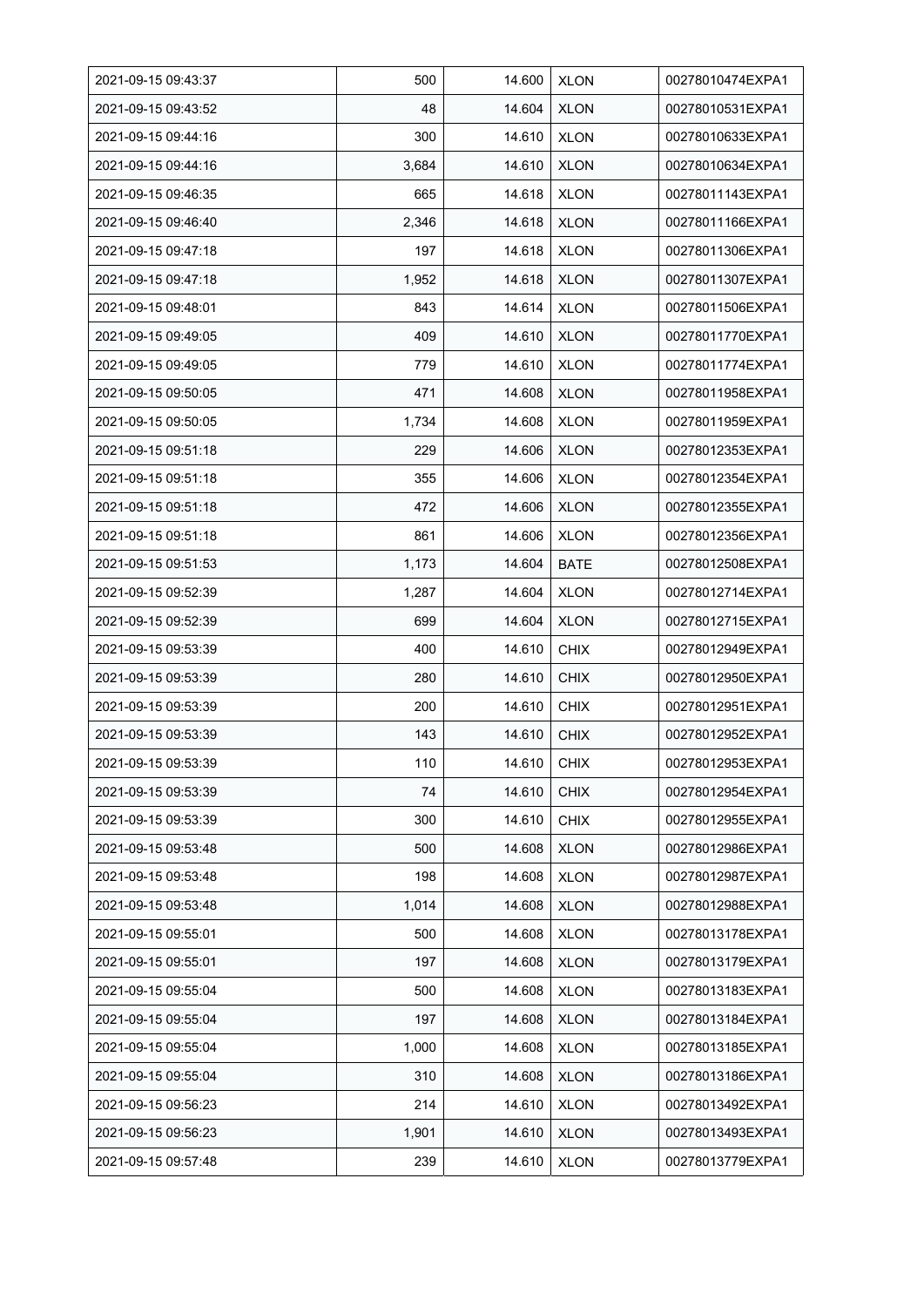| 2021-09-15 09:43:37 | 500 | 14.600 | XLON | 00278010474EXPA1 |
|---|---|---|---|---|
| 2021-09-15 09:43:52 | 48 | 14.604 | XLON | 00278010531EXPA1 |
| 2021-09-15 09:44:16 | 300 | 14.610 | XLON | 00278010633EXPA1 |
| 2021-09-15 09:44:16 | 3,684 | 14.610 | XLON | 00278010634EXPA1 |
| 2021-09-15 09:46:35 | 665 | 14.618 | XLON | 00278011143EXPA1 |
| 2021-09-15 09:46:40 | 2,346 | 14.618 | XLON | 00278011166EXPA1 |
| 2021-09-15 09:47:18 | 197 | 14.618 | XLON | 00278011306EXPA1 |
| 2021-09-15 09:47:18 | 1,952 | 14.618 | XLON | 00278011307EXPA1 |
| 2021-09-15 09:48:01 | 843 | 14.614 | XLON | 00278011506EXPA1 |
| 2021-09-15 09:49:05 | 409 | 14.610 | XLON | 00278011770EXPA1 |
| 2021-09-15 09:49:05 | 779 | 14.610 | XLON | 00278011774EXPA1 |
| 2021-09-15 09:50:05 | 471 | 14.608 | XLON | 00278011958EXPA1 |
| 2021-09-15 09:50:05 | 1,734 | 14.608 | XLON | 00278011959EXPA1 |
| 2021-09-15 09:51:18 | 229 | 14.606 | XLON | 00278012353EXPA1 |
| 2021-09-15 09:51:18 | 355 | 14.606 | XLON | 00278012354EXPA1 |
| 2021-09-15 09:51:18 | 472 | 14.606 | XLON | 00278012355EXPA1 |
| 2021-09-15 09:51:18 | 861 | 14.606 | XLON | 00278012356EXPA1 |
| 2021-09-15 09:51:53 | 1,173 | 14.604 | BATE | 00278012508EXPA1 |
| 2021-09-15 09:52:39 | 1,287 | 14.604 | XLON | 00278012714EXPA1 |
| 2021-09-15 09:52:39 | 699 | 14.604 | XLON | 00278012715EXPA1 |
| 2021-09-15 09:53:39 | 400 | 14.610 | CHIX | 00278012949EXPA1 |
| 2021-09-15 09:53:39 | 280 | 14.610 | CHIX | 00278012950EXPA1 |
| 2021-09-15 09:53:39 | 200 | 14.610 | CHIX | 00278012951EXPA1 |
| 2021-09-15 09:53:39 | 143 | 14.610 | CHIX | 00278012952EXPA1 |
| 2021-09-15 09:53:39 | 110 | 14.610 | CHIX | 00278012953EXPA1 |
| 2021-09-15 09:53:39 | 74 | 14.610 | CHIX | 00278012954EXPA1 |
| 2021-09-15 09:53:39 | 300 | 14.610 | CHIX | 00278012955EXPA1 |
| 2021-09-15 09:53:48 | 500 | 14.608 | XLON | 00278012986EXPA1 |
| 2021-09-15 09:53:48 | 198 | 14.608 | XLON | 00278012987EXPA1 |
| 2021-09-15 09:53:48 | 1,014 | 14.608 | XLON | 00278012988EXPA1 |
| 2021-09-15 09:55:01 | 500 | 14.608 | XLON | 00278013178EXPA1 |
| 2021-09-15 09:55:01 | 197 | 14.608 | XLON | 00278013179EXPA1 |
| 2021-09-15 09:55:04 | 500 | 14.608 | XLON | 00278013183EXPA1 |
| 2021-09-15 09:55:04 | 197 | 14.608 | XLON | 00278013184EXPA1 |
| 2021-09-15 09:55:04 | 1,000 | 14.608 | XLON | 00278013185EXPA1 |
| 2021-09-15 09:55:04 | 310 | 14.608 | XLON | 00278013186EXPA1 |
| 2021-09-15 09:56:23 | 214 | 14.610 | XLON | 00278013492EXPA1 |
| 2021-09-15 09:56:23 | 1,901 | 14.610 | XLON | 00278013493EXPA1 |
| 2021-09-15 09:57:48 | 239 | 14.610 | XLON | 00278013779EXPA1 |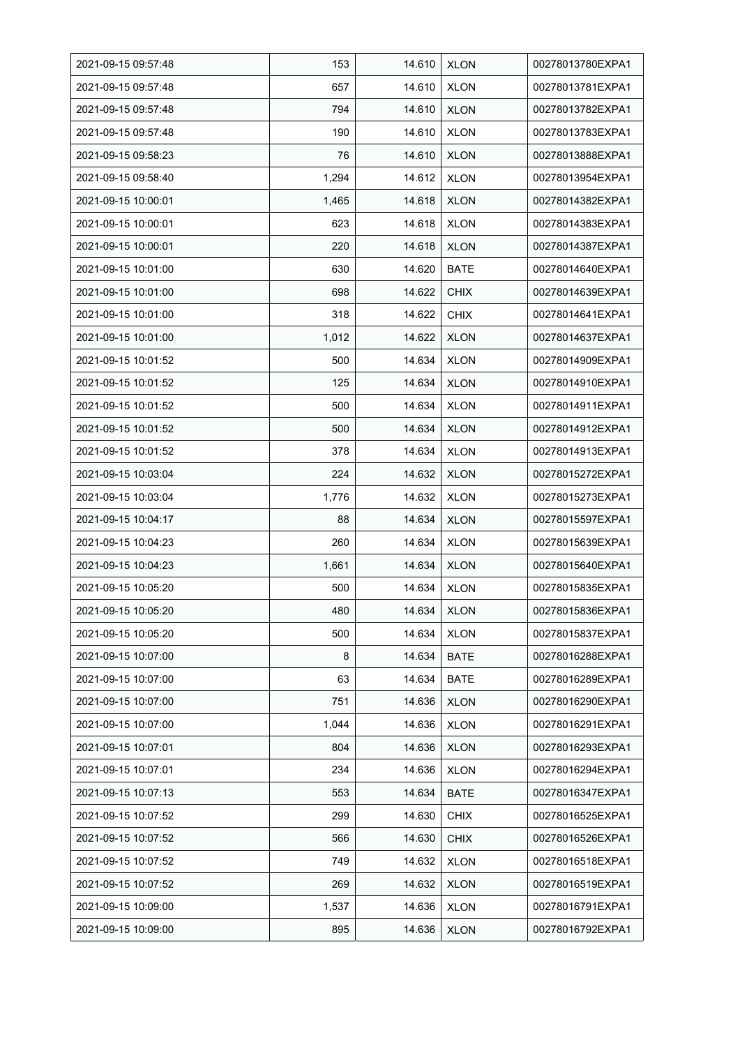| 2021-09-15 09:57:48 | 153 | 14.610 | XLON | 00278013780EXPA1 |
|---|---|---|---|---|
| 2021-09-15 09:57:48 | 657 | 14.610 | XLON | 00278013781EXPA1 |
| 2021-09-15 09:57:48 | 794 | 14.610 | XLON | 00278013782EXPA1 |
| 2021-09-15 09:57:48 | 190 | 14.610 | XLON | 00278013783EXPA1 |
| 2021-09-15 09:58:23 | 76 | 14.610 | XLON | 00278013888EXPA1 |
| 2021-09-15 09:58:40 | 1,294 | 14.612 | XLON | 00278013954EXPA1 |
| 2021-09-15 10:00:01 | 1,465 | 14.618 | XLON | 00278014382EXPA1 |
| 2021-09-15 10:00:01 | 623 | 14.618 | XLON | 00278014383EXPA1 |
| 2021-09-15 10:00:01 | 220 | 14.618 | XLON | 00278014387EXPA1 |
| 2021-09-15 10:01:00 | 630 | 14.620 | BATE | 00278014640EXPA1 |
| 2021-09-15 10:01:00 | 698 | 14.622 | CHIX | 00278014639EXPA1 |
| 2021-09-15 10:01:00 | 318 | 14.622 | CHIX | 00278014641EXPA1 |
| 2021-09-15 10:01:00 | 1,012 | 14.622 | XLON | 00278014637EXPA1 |
| 2021-09-15 10:01:52 | 500 | 14.634 | XLON | 00278014909EXPA1 |
| 2021-09-15 10:01:52 | 125 | 14.634 | XLON | 00278014910EXPA1 |
| 2021-09-15 10:01:52 | 500 | 14.634 | XLON | 00278014911EXPA1 |
| 2021-09-15 10:01:52 | 500 | 14.634 | XLON | 00278014912EXPA1 |
| 2021-09-15 10:01:52 | 378 | 14.634 | XLON | 00278014913EXPA1 |
| 2021-09-15 10:03:04 | 224 | 14.632 | XLON | 00278015272EXPA1 |
| 2021-09-15 10:03:04 | 1,776 | 14.632 | XLON | 00278015273EXPA1 |
| 2021-09-15 10:04:17 | 88 | 14.634 | XLON | 00278015597EXPA1 |
| 2021-09-15 10:04:23 | 260 | 14.634 | XLON | 00278015639EXPA1 |
| 2021-09-15 10:04:23 | 1,661 | 14.634 | XLON | 00278015640EXPA1 |
| 2021-09-15 10:05:20 | 500 | 14.634 | XLON | 00278015835EXPA1 |
| 2021-09-15 10:05:20 | 480 | 14.634 | XLON | 00278015836EXPA1 |
| 2021-09-15 10:05:20 | 500 | 14.634 | XLON | 00278015837EXPA1 |
| 2021-09-15 10:07:00 | 8 | 14.634 | BATE | 00278016288EXPA1 |
| 2021-09-15 10:07:00 | 63 | 14.634 | BATE | 00278016289EXPA1 |
| 2021-09-15 10:07:00 | 751 | 14.636 | XLON | 00278016290EXPA1 |
| 2021-09-15 10:07:00 | 1,044 | 14.636 | XLON | 00278016291EXPA1 |
| 2021-09-15 10:07:01 | 804 | 14.636 | XLON | 00278016293EXPA1 |
| 2021-09-15 10:07:01 | 234 | 14.636 | XLON | 00278016294EXPA1 |
| 2021-09-15 10:07:13 | 553 | 14.634 | BATE | 00278016347EXPA1 |
| 2021-09-15 10:07:52 | 299 | 14.630 | CHIX | 00278016525EXPA1 |
| 2021-09-15 10:07:52 | 566 | 14.630 | CHIX | 00278016526EXPA1 |
| 2021-09-15 10:07:52 | 749 | 14.632 | XLON | 00278016518EXPA1 |
| 2021-09-15 10:07:52 | 269 | 14.632 | XLON | 00278016519EXPA1 |
| 2021-09-15 10:09:00 | 1,537 | 14.636 | XLON | 00278016791EXPA1 |
| 2021-09-15 10:09:00 | 895 | 14.636 | XLON | 00278016792EXPA1 |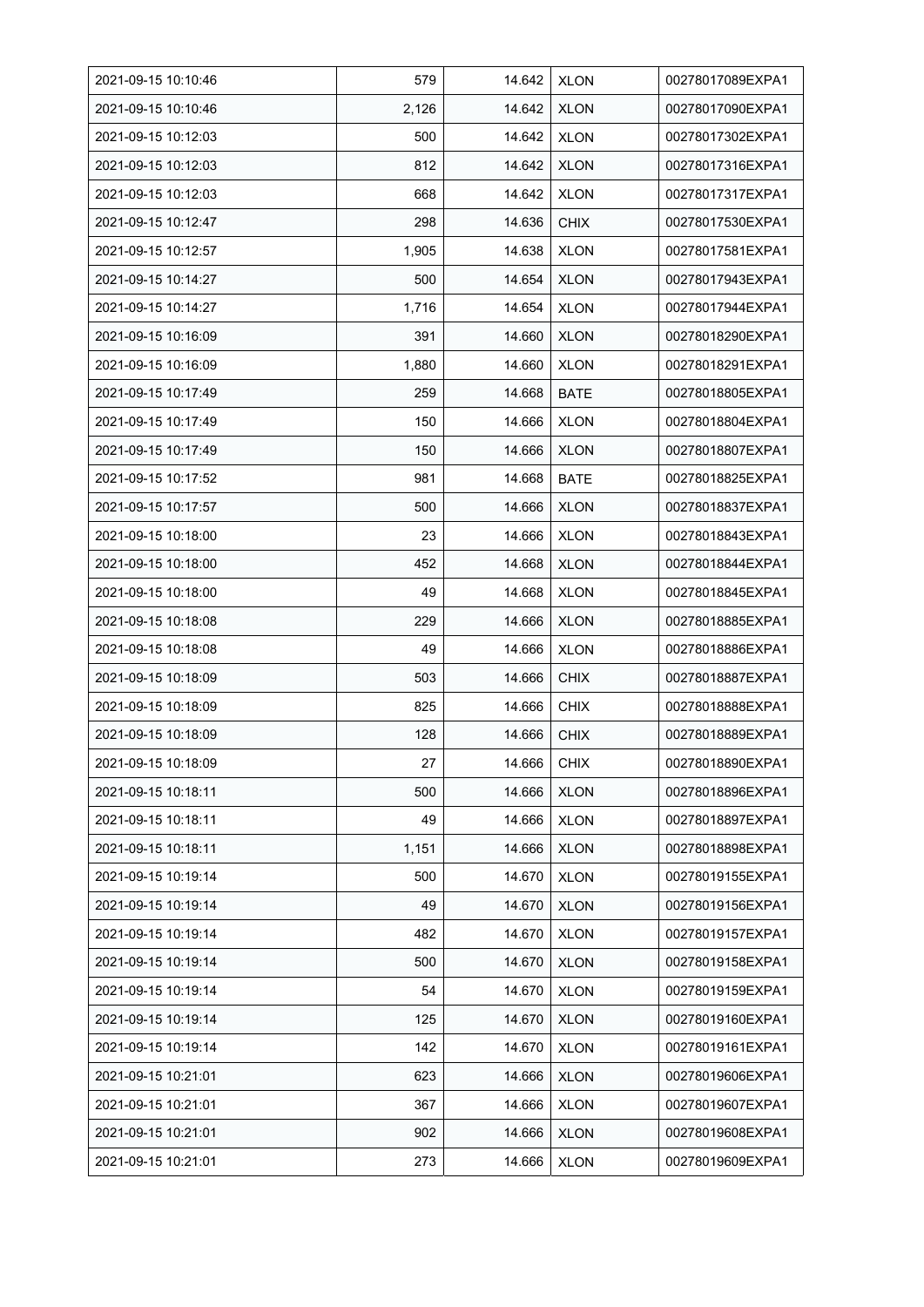| 2021-09-15 10:10:46 | 579 | 14.642 | XLON | 00278017089EXPA1 |
|---|---|---|---|---|
| 2021-09-15 10:10:46 | 2,126 | 14.642 | XLON | 00278017090EXPA1 |
| 2021-09-15 10:12:03 | 500 | 14.642 | XLON | 00278017302EXPA1 |
| 2021-09-15 10:12:03 | 812 | 14.642 | XLON | 00278017316EXPA1 |
| 2021-09-15 10:12:03 | 668 | 14.642 | XLON | 00278017317EXPA1 |
| 2021-09-15 10:12:47 | 298 | 14.636 | CHIX | 00278017530EXPA1 |
| 2021-09-15 10:12:57 | 1,905 | 14.638 | XLON | 00278017581EXPA1 |
| 2021-09-15 10:14:27 | 500 | 14.654 | XLON | 00278017943EXPA1 |
| 2021-09-15 10:14:27 | 1,716 | 14.654 | XLON | 00278017944EXPA1 |
| 2021-09-15 10:16:09 | 391 | 14.660 | XLON | 00278018290EXPA1 |
| 2021-09-15 10:16:09 | 1,880 | 14.660 | XLON | 00278018291EXPA1 |
| 2021-09-15 10:17:49 | 259 | 14.668 | BATE | 00278018805EXPA1 |
| 2021-09-15 10:17:49 | 150 | 14.666 | XLON | 00278018804EXPA1 |
| 2021-09-15 10:17:49 | 150 | 14.666 | XLON | 00278018807EXPA1 |
| 2021-09-15 10:17:52 | 981 | 14.668 | BATE | 00278018825EXPA1 |
| 2021-09-15 10:17:57 | 500 | 14.666 | XLON | 00278018837EXPA1 |
| 2021-09-15 10:18:00 | 23 | 14.666 | XLON | 00278018843EXPA1 |
| 2021-09-15 10:18:00 | 452 | 14.668 | XLON | 00278018844EXPA1 |
| 2021-09-15 10:18:00 | 49 | 14.668 | XLON | 00278018845EXPA1 |
| 2021-09-15 10:18:08 | 229 | 14.666 | XLON | 00278018885EXPA1 |
| 2021-09-15 10:18:08 | 49 | 14.666 | XLON | 00278018886EXPA1 |
| 2021-09-15 10:18:09 | 503 | 14.666 | CHIX | 00278018887EXPA1 |
| 2021-09-15 10:18:09 | 825 | 14.666 | CHIX | 00278018888EXPA1 |
| 2021-09-15 10:18:09 | 128 | 14.666 | CHIX | 00278018889EXPA1 |
| 2021-09-15 10:18:09 | 27 | 14.666 | CHIX | 00278018890EXPA1 |
| 2021-09-15 10:18:11 | 500 | 14.666 | XLON | 00278018896EXPA1 |
| 2021-09-15 10:18:11 | 49 | 14.666 | XLON | 00278018897EXPA1 |
| 2021-09-15 10:18:11 | 1,151 | 14.666 | XLON | 00278018898EXPA1 |
| 2021-09-15 10:19:14 | 500 | 14.670 | XLON | 00278019155EXPA1 |
| 2021-09-15 10:19:14 | 49 | 14.670 | XLON | 00278019156EXPA1 |
| 2021-09-15 10:19:14 | 482 | 14.670 | XLON | 00278019157EXPA1 |
| 2021-09-15 10:19:14 | 500 | 14.670 | XLON | 00278019158EXPA1 |
| 2021-09-15 10:19:14 | 54 | 14.670 | XLON | 00278019159EXPA1 |
| 2021-09-15 10:19:14 | 125 | 14.670 | XLON | 00278019160EXPA1 |
| 2021-09-15 10:19:14 | 142 | 14.670 | XLON | 00278019161EXPA1 |
| 2021-09-15 10:21:01 | 623 | 14.666 | XLON | 00278019606EXPA1 |
| 2021-09-15 10:21:01 | 367 | 14.666 | XLON | 00278019607EXPA1 |
| 2021-09-15 10:21:01 | 902 | 14.666 | XLON | 00278019608EXPA1 |
| 2021-09-15 10:21:01 | 273 | 14.666 | XLON | 00278019609EXPA1 |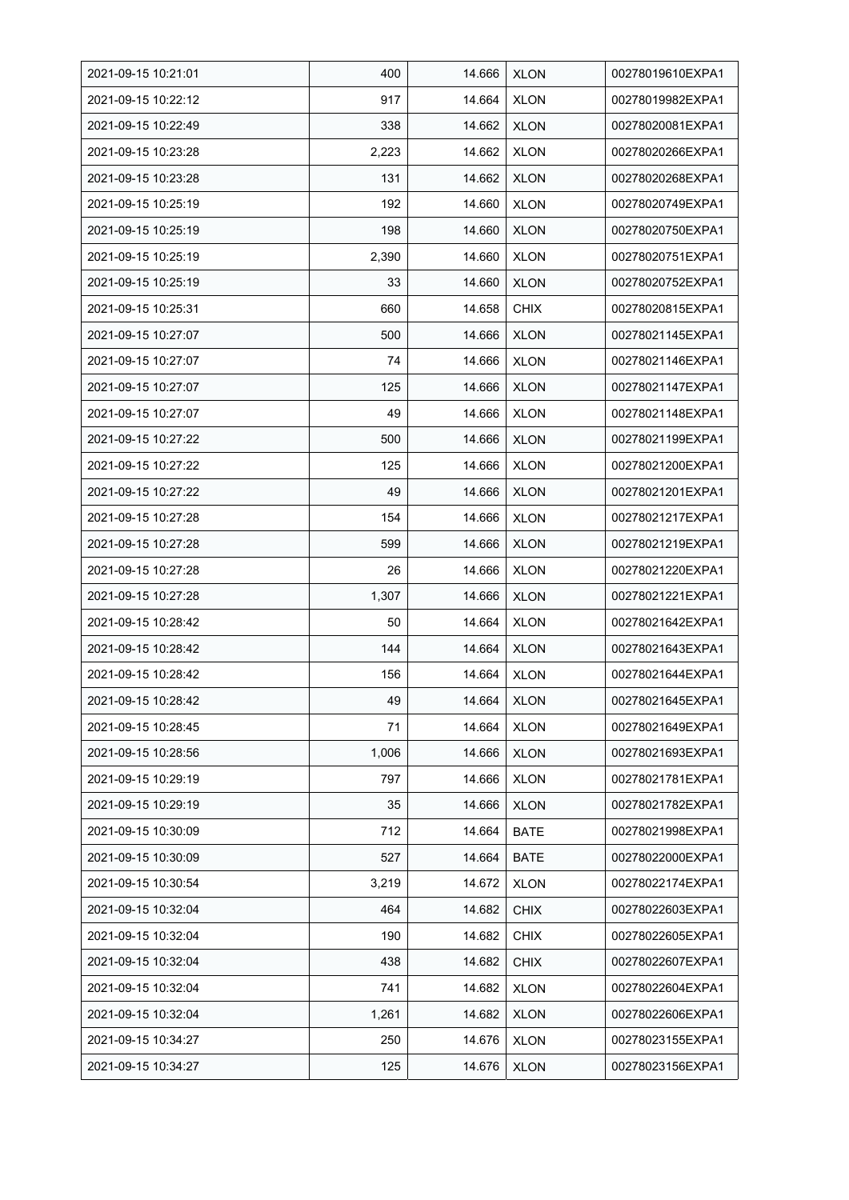| | | | | |
|---|---|---|---|---|
| 2021-09-15 10:21:01 | 400 | 14.666 | XLON | 00278019610EXPA1 |
| 2021-09-15 10:22:12 | 917 | 14.664 | XLON | 00278019982EXPA1 |
| 2021-09-15 10:22:49 | 338 | 14.662 | XLON | 00278020081EXPA1 |
| 2021-09-15 10:23:28 | 2,223 | 14.662 | XLON | 00278020266EXPA1 |
| 2021-09-15 10:23:28 | 131 | 14.662 | XLON | 00278020268EXPA1 |
| 2021-09-15 10:25:19 | 192 | 14.660 | XLON | 00278020749EXPA1 |
| 2021-09-15 10:25:19 | 198 | 14.660 | XLON | 00278020750EXPA1 |
| 2021-09-15 10:25:19 | 2,390 | 14.660 | XLON | 00278020751EXPA1 |
| 2021-09-15 10:25:19 | 33 | 14.660 | XLON | 00278020752EXPA1 |
| 2021-09-15 10:25:31 | 660 | 14.658 | CHIX | 00278020815EXPA1 |
| 2021-09-15 10:27:07 | 500 | 14.666 | XLON | 00278021145EXPA1 |
| 2021-09-15 10:27:07 | 74 | 14.666 | XLON | 00278021146EXPA1 |
| 2021-09-15 10:27:07 | 125 | 14.666 | XLON | 00278021147EXPA1 |
| 2021-09-15 10:27:07 | 49 | 14.666 | XLON | 00278021148EXPA1 |
| 2021-09-15 10:27:22 | 500 | 14.666 | XLON | 00278021199EXPA1 |
| 2021-09-15 10:27:22 | 125 | 14.666 | XLON | 00278021200EXPA1 |
| 2021-09-15 10:27:22 | 49 | 14.666 | XLON | 00278021201EXPA1 |
| 2021-09-15 10:27:28 | 154 | 14.666 | XLON | 00278021217EXPA1 |
| 2021-09-15 10:27:28 | 599 | 14.666 | XLON | 00278021219EXPA1 |
| 2021-09-15 10:27:28 | 26 | 14.666 | XLON | 00278021220EXPA1 |
| 2021-09-15 10:27:28 | 1,307 | 14.666 | XLON | 00278021221EXPA1 |
| 2021-09-15 10:28:42 | 50 | 14.664 | XLON | 00278021642EXPA1 |
| 2021-09-15 10:28:42 | 144 | 14.664 | XLON | 00278021643EXPA1 |
| 2021-09-15 10:28:42 | 156 | 14.664 | XLON | 00278021644EXPA1 |
| 2021-09-15 10:28:42 | 49 | 14.664 | XLON | 00278021645EXPA1 |
| 2021-09-15 10:28:45 | 71 | 14.664 | XLON | 00278021649EXPA1 |
| 2021-09-15 10:28:56 | 1,006 | 14.666 | XLON | 00278021693EXPA1 |
| 2021-09-15 10:29:19 | 797 | 14.666 | XLON | 00278021781EXPA1 |
| 2021-09-15 10:29:19 | 35 | 14.666 | XLON | 00278021782EXPA1 |
| 2021-09-15 10:30:09 | 712 | 14.664 | BATE | 00278021998EXPA1 |
| 2021-09-15 10:30:09 | 527 | 14.664 | BATE | 00278022000EXPA1 |
| 2021-09-15 10:30:54 | 3,219 | 14.672 | XLON | 00278022174EXPA1 |
| 2021-09-15 10:32:04 | 464 | 14.682 | CHIX | 00278022603EXPA1 |
| 2021-09-15 10:32:04 | 190 | 14.682 | CHIX | 00278022605EXPA1 |
| 2021-09-15 10:32:04 | 438 | 14.682 | CHIX | 00278022607EXPA1 |
| 2021-09-15 10:32:04 | 741 | 14.682 | XLON | 00278022604EXPA1 |
| 2021-09-15 10:32:04 | 1,261 | 14.682 | XLON | 00278022606EXPA1 |
| 2021-09-15 10:34:27 | 250 | 14.676 | XLON | 00278023155EXPA1 |
| 2021-09-15 10:34:27 | 125 | 14.676 | XLON | 00278023156EXPA1 |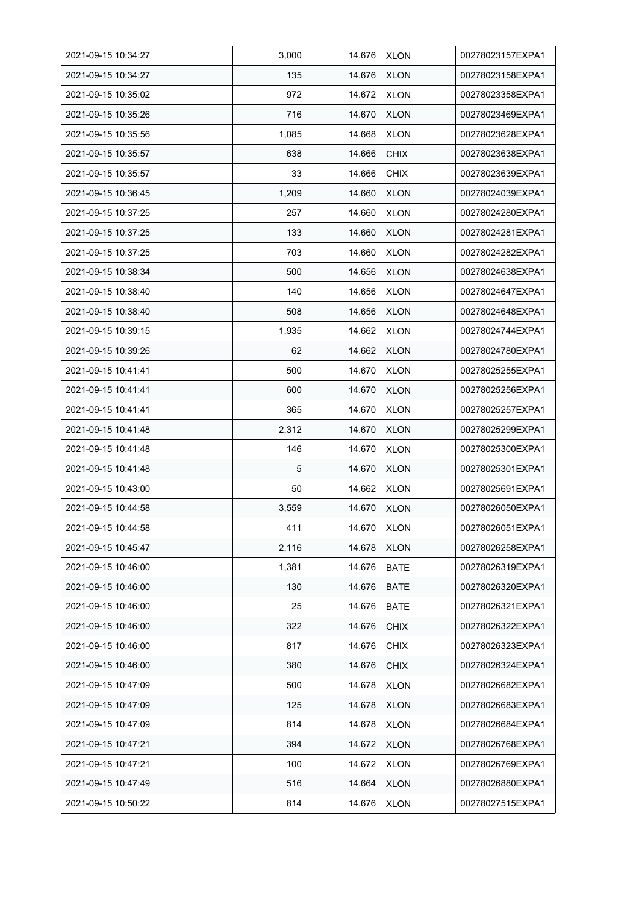| 2021-09-15 10:34:27 | 3,000 | 14.676 | XLON | 00278023157EXPA1 |
|---|---|---|---|---|
| 2021-09-15 10:34:27 | 135 | 14.676 | XLON | 00278023158EXPA1 |
| 2021-09-15 10:35:02 | 972 | 14.672 | XLON | 00278023358EXPA1 |
| 2021-09-15 10:35:26 | 716 | 14.670 | XLON | 00278023469EXPA1 |
| 2021-09-15 10:35:56 | 1,085 | 14.668 | XLON | 00278023628EXPA1 |
| 2021-09-15 10:35:57 | 638 | 14.666 | CHIX | 00278023638EXPA1 |
| 2021-09-15 10:35:57 | 33 | 14.666 | CHIX | 00278023639EXPA1 |
| 2021-09-15 10:36:45 | 1,209 | 14.660 | XLON | 00278024039EXPA1 |
| 2021-09-15 10:37:25 | 257 | 14.660 | XLON | 00278024280EXPA1 |
| 2021-09-15 10:37:25 | 133 | 14.660 | XLON | 00278024281EXPA1 |
| 2021-09-15 10:37:25 | 703 | 14.660 | XLON | 00278024282EXPA1 |
| 2021-09-15 10:38:34 | 500 | 14.656 | XLON | 00278024638EXPA1 |
| 2021-09-15 10:38:40 | 140 | 14.656 | XLON | 00278024647EXPA1 |
| 2021-09-15 10:38:40 | 508 | 14.656 | XLON | 00278024648EXPA1 |
| 2021-09-15 10:39:15 | 1,935 | 14.662 | XLON | 00278024744EXPA1 |
| 2021-09-15 10:39:26 | 62 | 14.662 | XLON | 00278024780EXPA1 |
| 2021-09-15 10:41:41 | 500 | 14.670 | XLON | 00278025255EXPA1 |
| 2021-09-15 10:41:41 | 600 | 14.670 | XLON | 00278025256EXPA1 |
| 2021-09-15 10:41:41 | 365 | 14.670 | XLON | 00278025257EXPA1 |
| 2021-09-15 10:41:48 | 2,312 | 14.670 | XLON | 00278025299EXPA1 |
| 2021-09-15 10:41:48 | 146 | 14.670 | XLON | 00278025300EXPA1 |
| 2021-09-15 10:41:48 | 5 | 14.670 | XLON | 00278025301EXPA1 |
| 2021-09-15 10:43:00 | 50 | 14.662 | XLON | 00278025691EXPA1 |
| 2021-09-15 10:44:58 | 3,559 | 14.670 | XLON | 00278026050EXPA1 |
| 2021-09-15 10:44:58 | 411 | 14.670 | XLON | 00278026051EXPA1 |
| 2021-09-15 10:45:47 | 2,116 | 14.678 | XLON | 00278026258EXPA1 |
| 2021-09-15 10:46:00 | 1,381 | 14.676 | BATE | 00278026319EXPA1 |
| 2021-09-15 10:46:00 | 130 | 14.676 | BATE | 00278026320EXPA1 |
| 2021-09-15 10:46:00 | 25 | 14.676 | BATE | 00278026321EXPA1 |
| 2021-09-15 10:46:00 | 322 | 14.676 | CHIX | 00278026322EXPA1 |
| 2021-09-15 10:46:00 | 817 | 14.676 | CHIX | 00278026323EXPA1 |
| 2021-09-15 10:46:00 | 380 | 14.676 | CHIX | 00278026324EXPA1 |
| 2021-09-15 10:47:09 | 500 | 14.678 | XLON | 00278026682EXPA1 |
| 2021-09-15 10:47:09 | 125 | 14.678 | XLON | 00278026683EXPA1 |
| 2021-09-15 10:47:09 | 814 | 14.678 | XLON | 00278026684EXPA1 |
| 2021-09-15 10:47:21 | 394 | 14.672 | XLON | 00278026768EXPA1 |
| 2021-09-15 10:47:21 | 100 | 14.672 | XLON | 00278026769EXPA1 |
| 2021-09-15 10:47:49 | 516 | 14.664 | XLON | 00278026880EXPA1 |
| 2021-09-15 10:50:22 | 814 | 14.676 | XLON | 00278027515EXPA1 |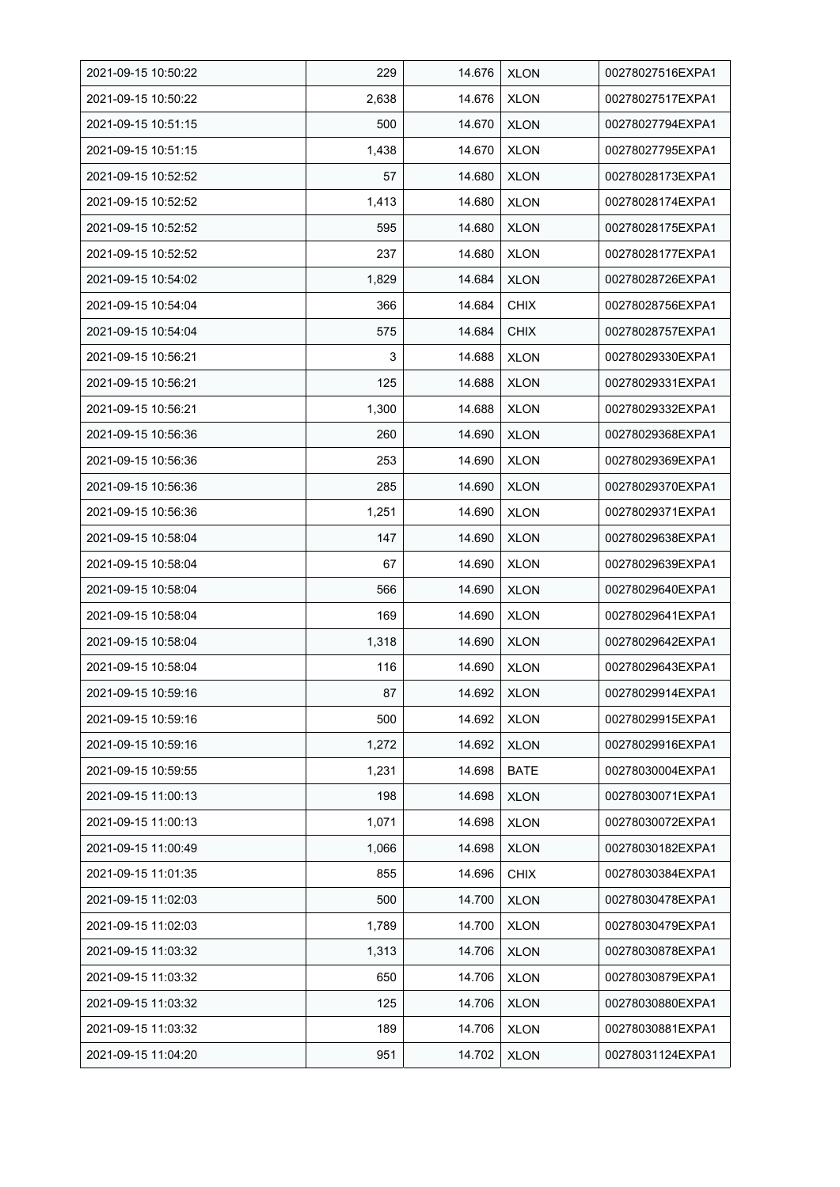| 2021-09-15 10:50:22 | 229 | 14.676 | XLON | 00278027516EXPA1 |
|---|---|---|---|---|
| 2021-09-15 10:50:22 | 2,638 | 14.676 | XLON | 00278027517EXPA1 |
| 2021-09-15 10:51:15 | 500 | 14.670 | XLON | 00278027794EXPA1 |
| 2021-09-15 10:51:15 | 1,438 | 14.670 | XLON | 00278027795EXPA1 |
| 2021-09-15 10:52:52 | 57 | 14.680 | XLON | 00278028173EXPA1 |
| 2021-09-15 10:52:52 | 1,413 | 14.680 | XLON | 00278028174EXPA1 |
| 2021-09-15 10:52:52 | 595 | 14.680 | XLON | 00278028175EXPA1 |
| 2021-09-15 10:52:52 | 237 | 14.680 | XLON | 00278028177EXPA1 |
| 2021-09-15 10:54:02 | 1,829 | 14.684 | XLON | 00278028726EXPA1 |
| 2021-09-15 10:54:04 | 366 | 14.684 | CHIX | 00278028756EXPA1 |
| 2021-09-15 10:54:04 | 575 | 14.684 | CHIX | 00278028757EXPA1 |
| 2021-09-15 10:56:21 | 3 | 14.688 | XLON | 00278029330EXPA1 |
| 2021-09-15 10:56:21 | 125 | 14.688 | XLON | 00278029331EXPA1 |
| 2021-09-15 10:56:21 | 1,300 | 14.688 | XLON | 00278029332EXPA1 |
| 2021-09-15 10:56:36 | 260 | 14.690 | XLON | 00278029368EXPA1 |
| 2021-09-15 10:56:36 | 253 | 14.690 | XLON | 00278029369EXPA1 |
| 2021-09-15 10:56:36 | 285 | 14.690 | XLON | 00278029370EXPA1 |
| 2021-09-15 10:56:36 | 1,251 | 14.690 | XLON | 00278029371EXPA1 |
| 2021-09-15 10:58:04 | 147 | 14.690 | XLON | 00278029638EXPA1 |
| 2021-09-15 10:58:04 | 67 | 14.690 | XLON | 00278029639EXPA1 |
| 2021-09-15 10:58:04 | 566 | 14.690 | XLON | 00278029640EXPA1 |
| 2021-09-15 10:58:04 | 169 | 14.690 | XLON | 00278029641EXPA1 |
| 2021-09-15 10:58:04 | 1,318 | 14.690 | XLON | 00278029642EXPA1 |
| 2021-09-15 10:58:04 | 116 | 14.690 | XLON | 00278029643EXPA1 |
| 2021-09-15 10:59:16 | 87 | 14.692 | XLON | 00278029914EXPA1 |
| 2021-09-15 10:59:16 | 500 | 14.692 | XLON | 00278029915EXPA1 |
| 2021-09-15 10:59:16 | 1,272 | 14.692 | XLON | 00278029916EXPA1 |
| 2021-09-15 10:59:55 | 1,231 | 14.698 | BATE | 00278030004EXPA1 |
| 2021-09-15 11:00:13 | 198 | 14.698 | XLON | 00278030071EXPA1 |
| 2021-09-15 11:00:13 | 1,071 | 14.698 | XLON | 00278030072EXPA1 |
| 2021-09-15 11:00:49 | 1,066 | 14.698 | XLON | 00278030182EXPA1 |
| 2021-09-15 11:01:35 | 855 | 14.696 | CHIX | 00278030384EXPA1 |
| 2021-09-15 11:02:03 | 500 | 14.700 | XLON | 00278030478EXPA1 |
| 2021-09-15 11:02:03 | 1,789 | 14.700 | XLON | 00278030479EXPA1 |
| 2021-09-15 11:03:32 | 1,313 | 14.706 | XLON | 00278030878EXPA1 |
| 2021-09-15 11:03:32 | 650 | 14.706 | XLON | 00278030879EXPA1 |
| 2021-09-15 11:03:32 | 125 | 14.706 | XLON | 00278030880EXPA1 |
| 2021-09-15 11:03:32 | 189 | 14.706 | XLON | 00278030881EXPA1 |
| 2021-09-15 11:04:20 | 951 | 14.702 | XLON | 00278031124EXPA1 |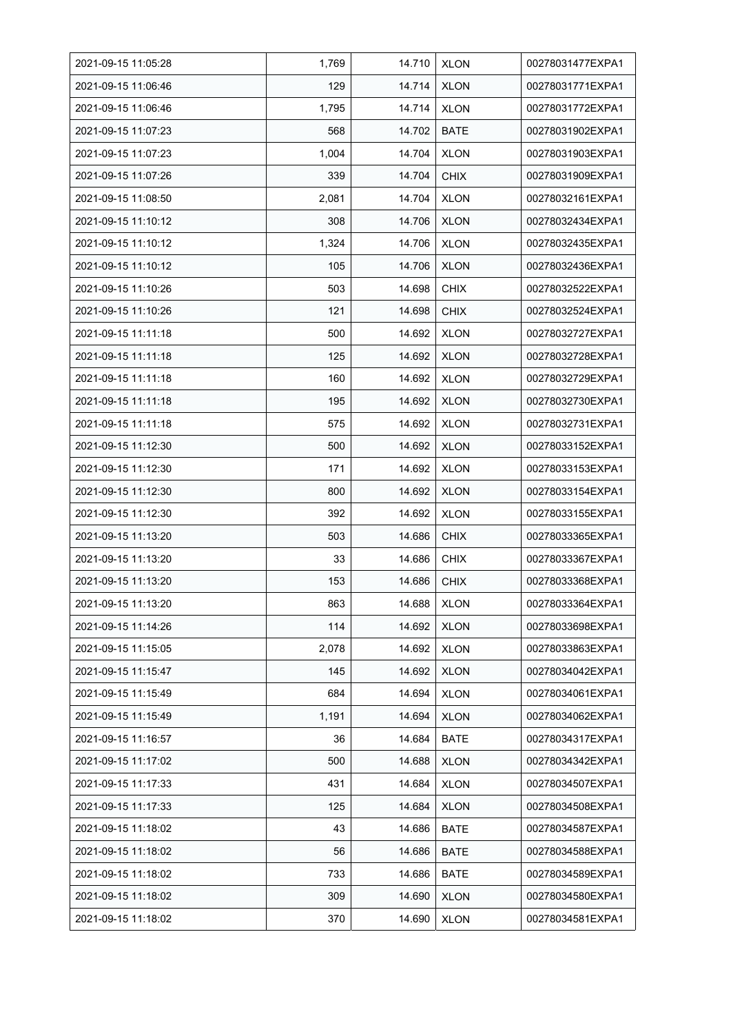| 2021-09-15 11:05:28 | 1,769 | 14.710 | XLON | 00278031477EXPA1 |
|---|---|---|---|---|
| 2021-09-15 11:06:46 | 129 | 14.714 | XLON | 00278031771EXPA1 |
| 2021-09-15 11:06:46 | 1,795 | 14.714 | XLON | 00278031772EXPA1 |
| 2021-09-15 11:07:23 | 568 | 14.702 | BATE | 00278031902EXPA1 |
| 2021-09-15 11:07:23 | 1,004 | 14.704 | XLON | 00278031903EXPA1 |
| 2021-09-15 11:07:26 | 339 | 14.704 | CHIX | 00278031909EXPA1 |
| 2021-09-15 11:08:50 | 2,081 | 14.704 | XLON | 00278032161EXPA1 |
| 2021-09-15 11:10:12 | 308 | 14.706 | XLON | 00278032434EXPA1 |
| 2021-09-15 11:10:12 | 1,324 | 14.706 | XLON | 00278032435EXPA1 |
| 2021-09-15 11:10:12 | 105 | 14.706 | XLON | 00278032436EXPA1 |
| 2021-09-15 11:10:26 | 503 | 14.698 | CHIX | 00278032522EXPA1 |
| 2021-09-15 11:10:26 | 121 | 14.698 | CHIX | 00278032524EXPA1 |
| 2021-09-15 11:11:18 | 500 | 14.692 | XLON | 00278032727EXPA1 |
| 2021-09-15 11:11:18 | 125 | 14.692 | XLON | 00278032728EXPA1 |
| 2021-09-15 11:11:18 | 160 | 14.692 | XLON | 00278032729EXPA1 |
| 2021-09-15 11:11:18 | 195 | 14.692 | XLON | 00278032730EXPA1 |
| 2021-09-15 11:11:18 | 575 | 14.692 | XLON | 00278032731EXPA1 |
| 2021-09-15 11:12:30 | 500 | 14.692 | XLON | 00278033152EXPA1 |
| 2021-09-15 11:12:30 | 171 | 14.692 | XLON | 00278033153EXPA1 |
| 2021-09-15 11:12:30 | 800 | 14.692 | XLON | 00278033154EXPA1 |
| 2021-09-15 11:12:30 | 392 | 14.692 | XLON | 00278033155EXPA1 |
| 2021-09-15 11:13:20 | 503 | 14.686 | CHIX | 00278033365EXPA1 |
| 2021-09-15 11:13:20 | 33 | 14.686 | CHIX | 00278033367EXPA1 |
| 2021-09-15 11:13:20 | 153 | 14.686 | CHIX | 00278033368EXPA1 |
| 2021-09-15 11:13:20 | 863 | 14.688 | XLON | 00278033364EXPA1 |
| 2021-09-15 11:14:26 | 114 | 14.692 | XLON | 00278033698EXPA1 |
| 2021-09-15 11:15:05 | 2,078 | 14.692 | XLON | 00278033863EXPA1 |
| 2021-09-15 11:15:47 | 145 | 14.692 | XLON | 00278034042EXPA1 |
| 2021-09-15 11:15:49 | 684 | 14.694 | XLON | 00278034061EXPA1 |
| 2021-09-15 11:15:49 | 1,191 | 14.694 | XLON | 00278034062EXPA1 |
| 2021-09-15 11:16:57 | 36 | 14.684 | BATE | 00278034317EXPA1 |
| 2021-09-15 11:17:02 | 500 | 14.688 | XLON | 00278034342EXPA1 |
| 2021-09-15 11:17:33 | 431 | 14.684 | XLON | 00278034507EXPA1 |
| 2021-09-15 11:17:33 | 125 | 14.684 | XLON | 00278034508EXPA1 |
| 2021-09-15 11:18:02 | 43 | 14.686 | BATE | 00278034587EXPA1 |
| 2021-09-15 11:18:02 | 56 | 14.686 | BATE | 00278034588EXPA1 |
| 2021-09-15 11:18:02 | 733 | 14.686 | BATE | 00278034589EXPA1 |
| 2021-09-15 11:18:02 | 309 | 14.690 | XLON | 00278034580EXPA1 |
| 2021-09-15 11:18:02 | 370 | 14.690 | XLON | 00278034581EXPA1 |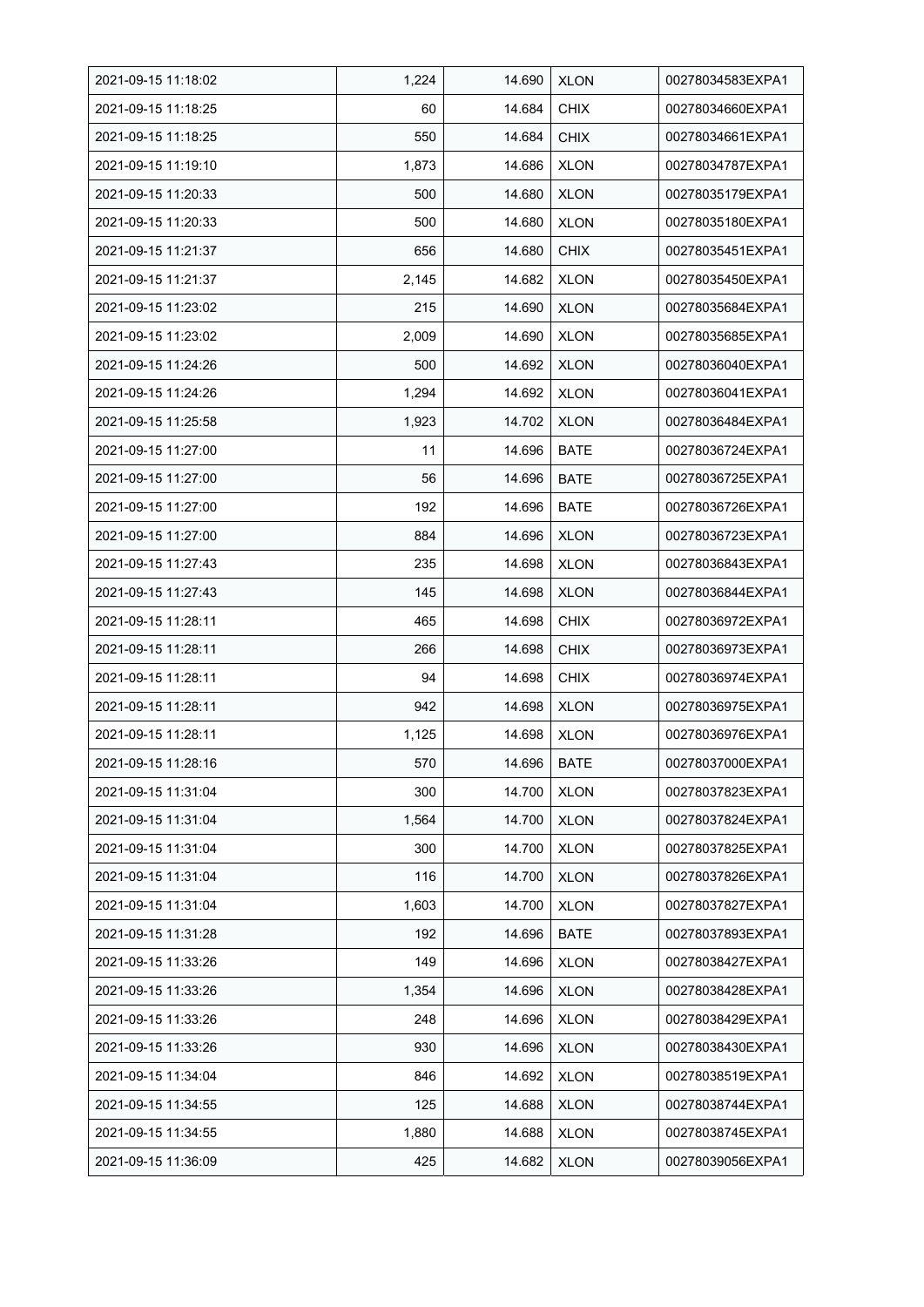| 2021-09-15 11:18:02 | 1,224 | 14.690 | XLON | 00278034583EXPA1 |
|---|---|---|---|---|
| 2021-09-15 11:18:25 | 60 | 14.684 | CHIX | 00278034660EXPA1 |
| 2021-09-15 11:18:25 | 550 | 14.684 | CHIX | 00278034661EXPA1 |
| 2021-09-15 11:19:10 | 1,873 | 14.686 | XLON | 00278034787EXPA1 |
| 2021-09-15 11:20:33 | 500 | 14.680 | XLON | 00278035179EXPA1 |
| 2021-09-15 11:20:33 | 500 | 14.680 | XLON | 00278035180EXPA1 |
| 2021-09-15 11:21:37 | 656 | 14.680 | CHIX | 00278035451EXPA1 |
| 2021-09-15 11:21:37 | 2,145 | 14.682 | XLON | 00278035450EXPA1 |
| 2021-09-15 11:23:02 | 215 | 14.690 | XLON | 00278035684EXPA1 |
| 2021-09-15 11:23:02 | 2,009 | 14.690 | XLON | 00278035685EXPA1 |
| 2021-09-15 11:24:26 | 500 | 14.692 | XLON | 00278036040EXPA1 |
| 2021-09-15 11:24:26 | 1,294 | 14.692 | XLON | 00278036041EXPA1 |
| 2021-09-15 11:25:58 | 1,923 | 14.702 | XLON | 00278036484EXPA1 |
| 2021-09-15 11:27:00 | 11 | 14.696 | BATE | 00278036724EXPA1 |
| 2021-09-15 11:27:00 | 56 | 14.696 | BATE | 00278036725EXPA1 |
| 2021-09-15 11:27:00 | 192 | 14.696 | BATE | 00278036726EXPA1 |
| 2021-09-15 11:27:00 | 884 | 14.696 | XLON | 00278036723EXPA1 |
| 2021-09-15 11:27:43 | 235 | 14.698 | XLON | 00278036843EXPA1 |
| 2021-09-15 11:27:43 | 145 | 14.698 | XLON | 00278036844EXPA1 |
| 2021-09-15 11:28:11 | 465 | 14.698 | CHIX | 00278036972EXPA1 |
| 2021-09-15 11:28:11 | 266 | 14.698 | CHIX | 00278036973EXPA1 |
| 2021-09-15 11:28:11 | 94 | 14.698 | CHIX | 00278036974EXPA1 |
| 2021-09-15 11:28:11 | 942 | 14.698 | XLON | 00278036975EXPA1 |
| 2021-09-15 11:28:11 | 1,125 | 14.698 | XLON | 00278036976EXPA1 |
| 2021-09-15 11:28:16 | 570 | 14.696 | BATE | 00278037000EXPA1 |
| 2021-09-15 11:31:04 | 300 | 14.700 | XLON | 00278037823EXPA1 |
| 2021-09-15 11:31:04 | 1,564 | 14.700 | XLON | 00278037824EXPA1 |
| 2021-09-15 11:31:04 | 300 | 14.700 | XLON | 00278037825EXPA1 |
| 2021-09-15 11:31:04 | 116 | 14.700 | XLON | 00278037826EXPA1 |
| 2021-09-15 11:31:04 | 1,603 | 14.700 | XLON | 00278037827EXPA1 |
| 2021-09-15 11:31:28 | 192 | 14.696 | BATE | 00278037893EXPA1 |
| 2021-09-15 11:33:26 | 149 | 14.696 | XLON | 00278038427EXPA1 |
| 2021-09-15 11:33:26 | 1,354 | 14.696 | XLON | 00278038428EXPA1 |
| 2021-09-15 11:33:26 | 248 | 14.696 | XLON | 00278038429EXPA1 |
| 2021-09-15 11:33:26 | 930 | 14.696 | XLON | 00278038430EXPA1 |
| 2021-09-15 11:34:04 | 846 | 14.692 | XLON | 00278038519EXPA1 |
| 2021-09-15 11:34:55 | 125 | 14.688 | XLON | 00278038744EXPA1 |
| 2021-09-15 11:34:55 | 1,880 | 14.688 | XLON | 00278038745EXPA1 |
| 2021-09-15 11:36:09 | 425 | 14.682 | XLON | 00278039056EXPA1 |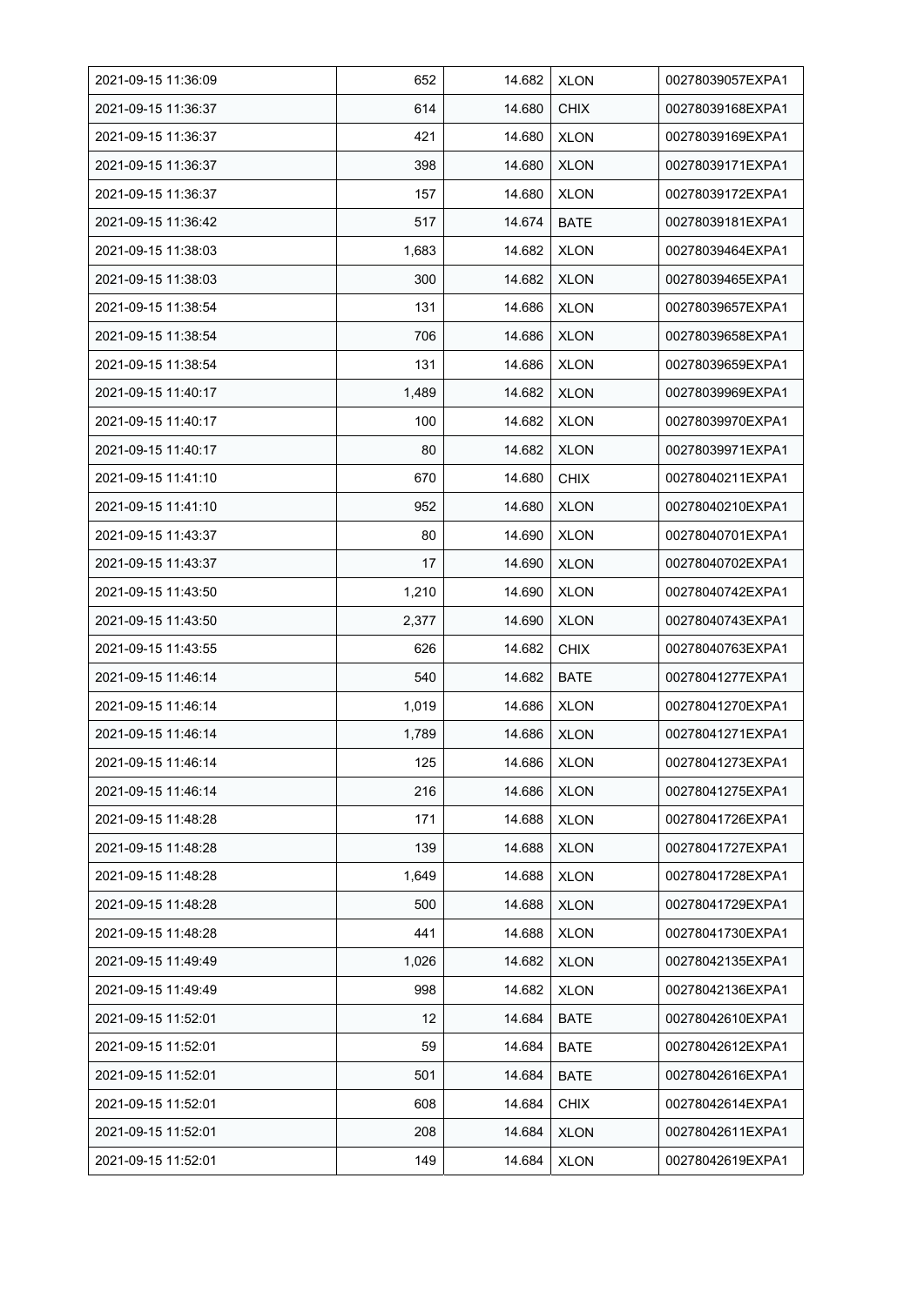| 2021-09-15 11:36:09 | 652 | 14.682 | XLON | 00278039057EXPA1 |
|---|---|---|---|---|
| 2021-09-15 11:36:37 | 614 | 14.680 | CHIX | 00278039168EXPA1 |
| 2021-09-15 11:36:37 | 421 | 14.680 | XLON | 00278039169EXPA1 |
| 2021-09-15 11:36:37 | 398 | 14.680 | XLON | 00278039171EXPA1 |
| 2021-09-15 11:36:37 | 157 | 14.680 | XLON | 00278039172EXPA1 |
| 2021-09-15 11:36:42 | 517 | 14.674 | BATE | 00278039181EXPA1 |
| 2021-09-15 11:38:03 | 1,683 | 14.682 | XLON | 00278039464EXPA1 |
| 2021-09-15 11:38:03 | 300 | 14.682 | XLON | 00278039465EXPA1 |
| 2021-09-15 11:38:54 | 131 | 14.686 | XLON | 00278039657EXPA1 |
| 2021-09-15 11:38:54 | 706 | 14.686 | XLON | 00278039658EXPA1 |
| 2021-09-15 11:38:54 | 131 | 14.686 | XLON | 00278039659EXPA1 |
| 2021-09-15 11:40:17 | 1,489 | 14.682 | XLON | 00278039969EXPA1 |
| 2021-09-15 11:40:17 | 100 | 14.682 | XLON | 00278039970EXPA1 |
| 2021-09-15 11:40:17 | 80 | 14.682 | XLON | 00278039971EXPA1 |
| 2021-09-15 11:41:10 | 670 | 14.680 | CHIX | 00278040211EXPA1 |
| 2021-09-15 11:41:10 | 952 | 14.680 | XLON | 00278040210EXPA1 |
| 2021-09-15 11:43:37 | 80 | 14.690 | XLON | 00278040701EXPA1 |
| 2021-09-15 11:43:37 | 17 | 14.690 | XLON | 00278040702EXPA1 |
| 2021-09-15 11:43:50 | 1,210 | 14.690 | XLON | 00278040742EXPA1 |
| 2021-09-15 11:43:50 | 2,377 | 14.690 | XLON | 00278040743EXPA1 |
| 2021-09-15 11:43:55 | 626 | 14.682 | CHIX | 00278040763EXPA1 |
| 2021-09-15 11:46:14 | 540 | 14.682 | BATE | 00278041277EXPA1 |
| 2021-09-15 11:46:14 | 1,019 | 14.686 | XLON | 00278041270EXPA1 |
| 2021-09-15 11:46:14 | 1,789 | 14.686 | XLON | 00278041271EXPA1 |
| 2021-09-15 11:46:14 | 125 | 14.686 | XLON | 00278041273EXPA1 |
| 2021-09-15 11:46:14 | 216 | 14.686 | XLON | 00278041275EXPA1 |
| 2021-09-15 11:48:28 | 171 | 14.688 | XLON | 00278041726EXPA1 |
| 2021-09-15 11:48:28 | 139 | 14.688 | XLON | 00278041727EXPA1 |
| 2021-09-15 11:48:28 | 1,649 | 14.688 | XLON | 00278041728EXPA1 |
| 2021-09-15 11:48:28 | 500 | 14.688 | XLON | 00278041729EXPA1 |
| 2021-09-15 11:48:28 | 441 | 14.688 | XLON | 00278041730EXPA1 |
| 2021-09-15 11:49:49 | 1,026 | 14.682 | XLON | 00278042135EXPA1 |
| 2021-09-15 11:49:49 | 998 | 14.682 | XLON | 00278042136EXPA1 |
| 2021-09-15 11:52:01 | 12 | 14.684 | BATE | 00278042610EXPA1 |
| 2021-09-15 11:52:01 | 59 | 14.684 | BATE | 00278042612EXPA1 |
| 2021-09-15 11:52:01 | 501 | 14.684 | BATE | 00278042616EXPA1 |
| 2021-09-15 11:52:01 | 608 | 14.684 | CHIX | 00278042614EXPA1 |
| 2021-09-15 11:52:01 | 208 | 14.684 | XLON | 00278042611EXPA1 |
| 2021-09-15 11:52:01 | 149 | 14.684 | XLON | 00278042619EXPA1 |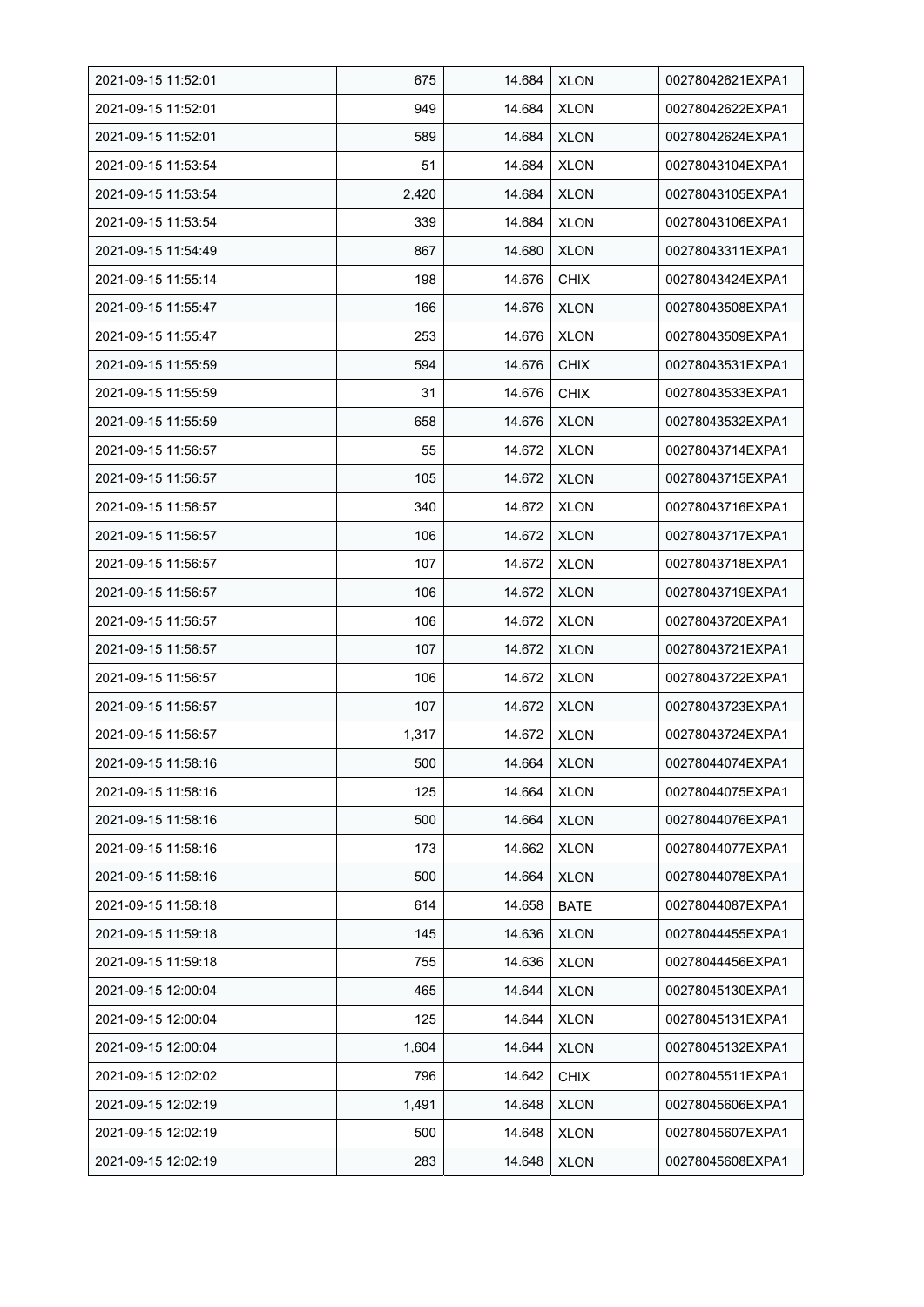| 2021-09-15 11:52:01 | 675 | 14.684 | XLON | 00278042621EXPA1 |
|---|---|---|---|---|
| 2021-09-15 11:52:01 | 949 | 14.684 | XLON | 00278042622EXPA1 |
| 2021-09-15 11:52:01 | 589 | 14.684 | XLON | 00278042624EXPA1 |
| 2021-09-15 11:53:54 | 51 | 14.684 | XLON | 00278043104EXPA1 |
| 2021-09-15 11:53:54 | 2,420 | 14.684 | XLON | 00278043105EXPA1 |
| 2021-09-15 11:53:54 | 339 | 14.684 | XLON | 00278043106EXPA1 |
| 2021-09-15 11:54:49 | 867 | 14.680 | XLON | 00278043311EXPA1 |
| 2021-09-15 11:55:14 | 198 | 14.676 | CHIX | 00278043424EXPA1 |
| 2021-09-15 11:55:47 | 166 | 14.676 | XLON | 00278043508EXPA1 |
| 2021-09-15 11:55:47 | 253 | 14.676 | XLON | 00278043509EXPA1 |
| 2021-09-15 11:55:59 | 594 | 14.676 | CHIX | 00278043531EXPA1 |
| 2021-09-15 11:55:59 | 31 | 14.676 | CHIX | 00278043533EXPA1 |
| 2021-09-15 11:55:59 | 658 | 14.676 | XLON | 00278043532EXPA1 |
| 2021-09-15 11:56:57 | 55 | 14.672 | XLON | 00278043714EXPA1 |
| 2021-09-15 11:56:57 | 105 | 14.672 | XLON | 00278043715EXPA1 |
| 2021-09-15 11:56:57 | 340 | 14.672 | XLON | 00278043716EXPA1 |
| 2021-09-15 11:56:57 | 106 | 14.672 | XLON | 00278043717EXPA1 |
| 2021-09-15 11:56:57 | 107 | 14.672 | XLON | 00278043718EXPA1 |
| 2021-09-15 11:56:57 | 106 | 14.672 | XLON | 00278043719EXPA1 |
| 2021-09-15 11:56:57 | 106 | 14.672 | XLON | 00278043720EXPA1 |
| 2021-09-15 11:56:57 | 107 | 14.672 | XLON | 00278043721EXPA1 |
| 2021-09-15 11:56:57 | 106 | 14.672 | XLON | 00278043722EXPA1 |
| 2021-09-15 11:56:57 | 107 | 14.672 | XLON | 00278043723EXPA1 |
| 2021-09-15 11:56:57 | 1,317 | 14.672 | XLON | 00278043724EXPA1 |
| 2021-09-15 11:58:16 | 500 | 14.664 | XLON | 00278044074EXPA1 |
| 2021-09-15 11:58:16 | 125 | 14.664 | XLON | 00278044075EXPA1 |
| 2021-09-15 11:58:16 | 500 | 14.664 | XLON | 00278044076EXPA1 |
| 2021-09-15 11:58:16 | 173 | 14.662 | XLON | 00278044077EXPA1 |
| 2021-09-15 11:58:16 | 500 | 14.664 | XLON | 00278044078EXPA1 |
| 2021-09-15 11:58:18 | 614 | 14.658 | BATE | 00278044087EXPA1 |
| 2021-09-15 11:59:18 | 145 | 14.636 | XLON | 00278044455EXPA1 |
| 2021-09-15 11:59:18 | 755 | 14.636 | XLON | 00278044456EXPA1 |
| 2021-09-15 12:00:04 | 465 | 14.644 | XLON | 00278045130EXPA1 |
| 2021-09-15 12:00:04 | 125 | 14.644 | XLON | 00278045131EXPA1 |
| 2021-09-15 12:00:04 | 1,604 | 14.644 | XLON | 00278045132EXPA1 |
| 2021-09-15 12:02:02 | 796 | 14.642 | CHIX | 00278045511EXPA1 |
| 2021-09-15 12:02:19 | 1,491 | 14.648 | XLON | 00278045606EXPA1 |
| 2021-09-15 12:02:19 | 500 | 14.648 | XLON | 00278045607EXPA1 |
| 2021-09-15 12:02:19 | 283 | 14.648 | XLON | 00278045608EXPA1 |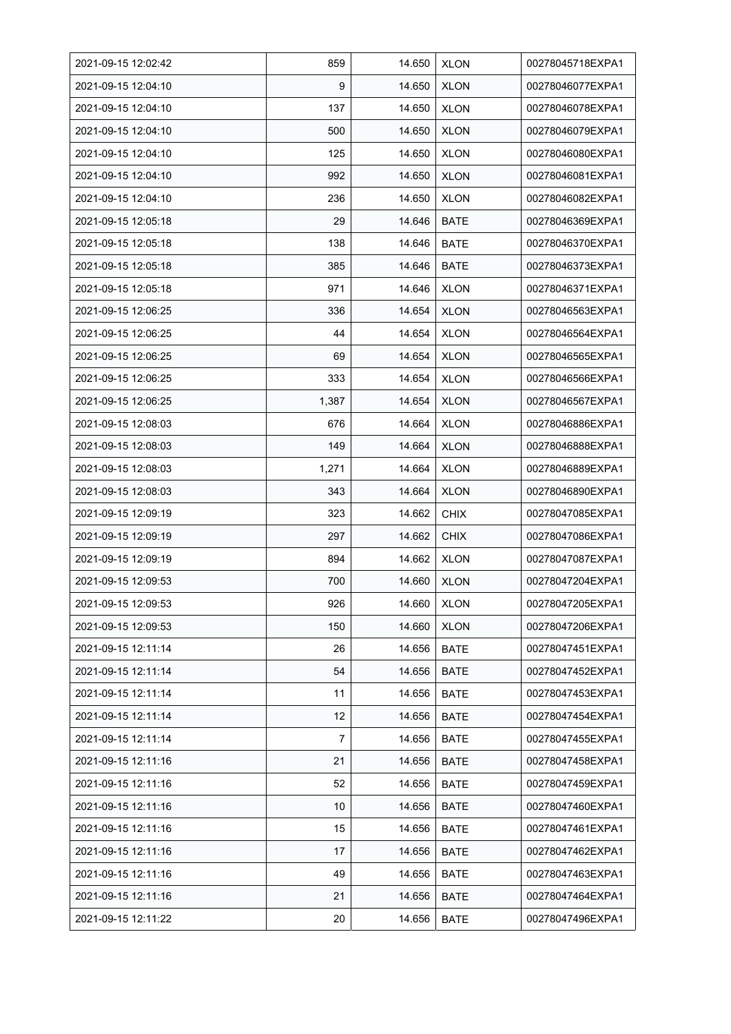| 2021-09-15 12:02:42 | 859 | 14.650 | XLON | 00278045718EXPA1 |
|---|---|---|---|---|
| 2021-09-15 12:04:10 | 9 | 14.650 | XLON | 00278046077EXPA1 |
| 2021-09-15 12:04:10 | 137 | 14.650 | XLON | 00278046078EXPA1 |
| 2021-09-15 12:04:10 | 500 | 14.650 | XLON | 00278046079EXPA1 |
| 2021-09-15 12:04:10 | 125 | 14.650 | XLON | 00278046080EXPA1 |
| 2021-09-15 12:04:10 | 992 | 14.650 | XLON | 00278046081EXPA1 |
| 2021-09-15 12:04:10 | 236 | 14.650 | XLON | 00278046082EXPA1 |
| 2021-09-15 12:05:18 | 29 | 14.646 | BATE | 00278046369EXPA1 |
| 2021-09-15 12:05:18 | 138 | 14.646 | BATE | 00278046370EXPA1 |
| 2021-09-15 12:05:18 | 385 | 14.646 | BATE | 00278046373EXPA1 |
| 2021-09-15 12:05:18 | 971 | 14.646 | XLON | 00278046371EXPA1 |
| 2021-09-15 12:06:25 | 336 | 14.654 | XLON | 00278046563EXPA1 |
| 2021-09-15 12:06:25 | 44 | 14.654 | XLON | 00278046564EXPA1 |
| 2021-09-15 12:06:25 | 69 | 14.654 | XLON | 00278046565EXPA1 |
| 2021-09-15 12:06:25 | 333 | 14.654 | XLON | 00278046566EXPA1 |
| 2021-09-15 12:06:25 | 1,387 | 14.654 | XLON | 00278046567EXPA1 |
| 2021-09-15 12:08:03 | 676 | 14.664 | XLON | 00278046886EXPA1 |
| 2021-09-15 12:08:03 | 149 | 14.664 | XLON | 00278046888EXPA1 |
| 2021-09-15 12:08:03 | 1,271 | 14.664 | XLON | 00278046889EXPA1 |
| 2021-09-15 12:08:03 | 343 | 14.664 | XLON | 00278046890EXPA1 |
| 2021-09-15 12:09:19 | 323 | 14.662 | CHIX | 00278047085EXPA1 |
| 2021-09-15 12:09:19 | 297 | 14.662 | CHIX | 00278047086EXPA1 |
| 2021-09-15 12:09:19 | 894 | 14.662 | XLON | 00278047087EXPA1 |
| 2021-09-15 12:09:53 | 700 | 14.660 | XLON | 00278047204EXPA1 |
| 2021-09-15 12:09:53 | 926 | 14.660 | XLON | 00278047205EXPA1 |
| 2021-09-15 12:09:53 | 150 | 14.660 | XLON | 00278047206EXPA1 |
| 2021-09-15 12:11:14 | 26 | 14.656 | BATE | 00278047451EXPA1 |
| 2021-09-15 12:11:14 | 54 | 14.656 | BATE | 00278047452EXPA1 |
| 2021-09-15 12:11:14 | 11 | 14.656 | BATE | 00278047453EXPA1 |
| 2021-09-15 12:11:14 | 12 | 14.656 | BATE | 00278047454EXPA1 |
| 2021-09-15 12:11:14 | 7 | 14.656 | BATE | 00278047455EXPA1 |
| 2021-09-15 12:11:16 | 21 | 14.656 | BATE | 00278047458EXPA1 |
| 2021-09-15 12:11:16 | 52 | 14.656 | BATE | 00278047459EXPA1 |
| 2021-09-15 12:11:16 | 10 | 14.656 | BATE | 00278047460EXPA1 |
| 2021-09-15 12:11:16 | 15 | 14.656 | BATE | 00278047461EXPA1 |
| 2021-09-15 12:11:16 | 17 | 14.656 | BATE | 00278047462EXPA1 |
| 2021-09-15 12:11:16 | 49 | 14.656 | BATE | 00278047463EXPA1 |
| 2021-09-15 12:11:16 | 21 | 14.656 | BATE | 00278047464EXPA1 |
| 2021-09-15 12:11:22 | 20 | 14.656 | BATE | 00278047496EXPA1 |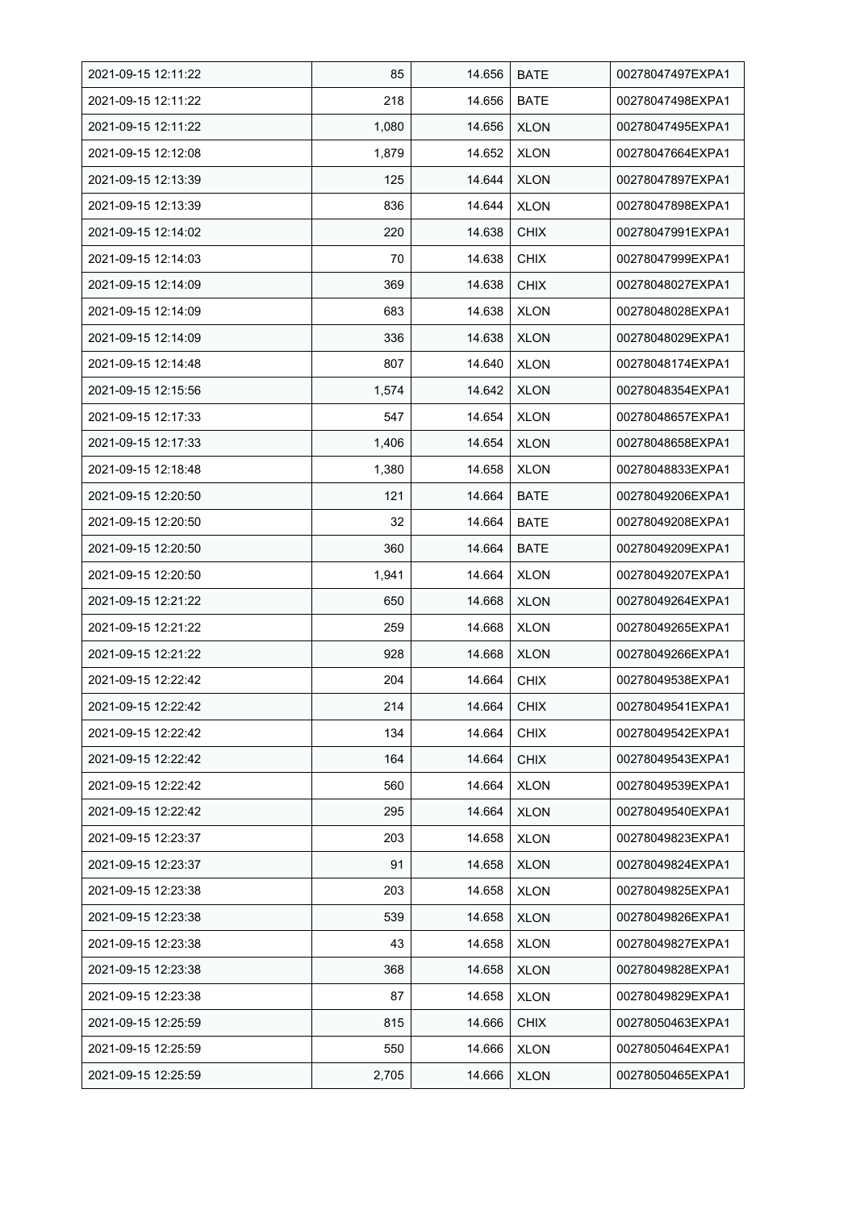| | | | | |
|---|---|---|---|---|
| 2021-09-15 12:11:22 | 85 | 14.656 | BATE | 00278047497EXPA1 |
| 2021-09-15 12:11:22 | 218 | 14.656 | BATE | 00278047498EXPA1 |
| 2021-09-15 12:11:22 | 1,080 | 14.656 | XLON | 00278047495EXPA1 |
| 2021-09-15 12:12:08 | 1,879 | 14.652 | XLON | 00278047664EXPA1 |
| 2021-09-15 12:13:39 | 125 | 14.644 | XLON | 00278047897EXPA1 |
| 2021-09-15 12:13:39 | 836 | 14.644 | XLON | 00278047898EXPA1 |
| 2021-09-15 12:14:02 | 220 | 14.638 | CHIX | 00278047991EXPA1 |
| 2021-09-15 12:14:03 | 70 | 14.638 | CHIX | 00278047999EXPA1 |
| 2021-09-15 12:14:09 | 369 | 14.638 | CHIX | 00278048027EXPA1 |
| 2021-09-15 12:14:09 | 683 | 14.638 | XLON | 00278048028EXPA1 |
| 2021-09-15 12:14:09 | 336 | 14.638 | XLON | 00278048029EXPA1 |
| 2021-09-15 12:14:48 | 807 | 14.640 | XLON | 00278048174EXPA1 |
| 2021-09-15 12:15:56 | 1,574 | 14.642 | XLON | 00278048354EXPA1 |
| 2021-09-15 12:17:33 | 547 | 14.654 | XLON | 00278048657EXPA1 |
| 2021-09-15 12:17:33 | 1,406 | 14.654 | XLON | 00278048658EXPA1 |
| 2021-09-15 12:18:48 | 1,380 | 14.658 | XLON | 00278048833EXPA1 |
| 2021-09-15 12:20:50 | 121 | 14.664 | BATE | 00278049206EXPA1 |
| 2021-09-15 12:20:50 | 32 | 14.664 | BATE | 00278049208EXPA1 |
| 2021-09-15 12:20:50 | 360 | 14.664 | BATE | 00278049209EXPA1 |
| 2021-09-15 12:20:50 | 1,941 | 14.664 | XLON | 00278049207EXPA1 |
| 2021-09-15 12:21:22 | 650 | 14.668 | XLON | 00278049264EXPA1 |
| 2021-09-15 12:21:22 | 259 | 14.668 | XLON | 00278049265EXPA1 |
| 2021-09-15 12:21:22 | 928 | 14.668 | XLON | 00278049266EXPA1 |
| 2021-09-15 12:22:42 | 204 | 14.664 | CHIX | 00278049538EXPA1 |
| 2021-09-15 12:22:42 | 214 | 14.664 | CHIX | 00278049541EXPA1 |
| 2021-09-15 12:22:42 | 134 | 14.664 | CHIX | 00278049542EXPA1 |
| 2021-09-15 12:22:42 | 164 | 14.664 | CHIX | 00278049543EXPA1 |
| 2021-09-15 12:22:42 | 560 | 14.664 | XLON | 00278049539EXPA1 |
| 2021-09-15 12:22:42 | 295 | 14.664 | XLON | 00278049540EXPA1 |
| 2021-09-15 12:23:37 | 203 | 14.658 | XLON | 00278049823EXPA1 |
| 2021-09-15 12:23:37 | 91 | 14.658 | XLON | 00278049824EXPA1 |
| 2021-09-15 12:23:38 | 203 | 14.658 | XLON | 00278049825EXPA1 |
| 2021-09-15 12:23:38 | 539 | 14.658 | XLON | 00278049826EXPA1 |
| 2021-09-15 12:23:38 | 43 | 14.658 | XLON | 00278049827EXPA1 |
| 2021-09-15 12:23:38 | 368 | 14.658 | XLON | 00278049828EXPA1 |
| 2021-09-15 12:23:38 | 87 | 14.658 | XLON | 00278049829EXPA1 |
| 2021-09-15 12:25:59 | 815 | 14.666 | CHIX | 00278050463EXPA1 |
| 2021-09-15 12:25:59 | 550 | 14.666 | XLON | 00278050464EXPA1 |
| 2021-09-15 12:25:59 | 2,705 | 14.666 | XLON | 00278050465EXPA1 |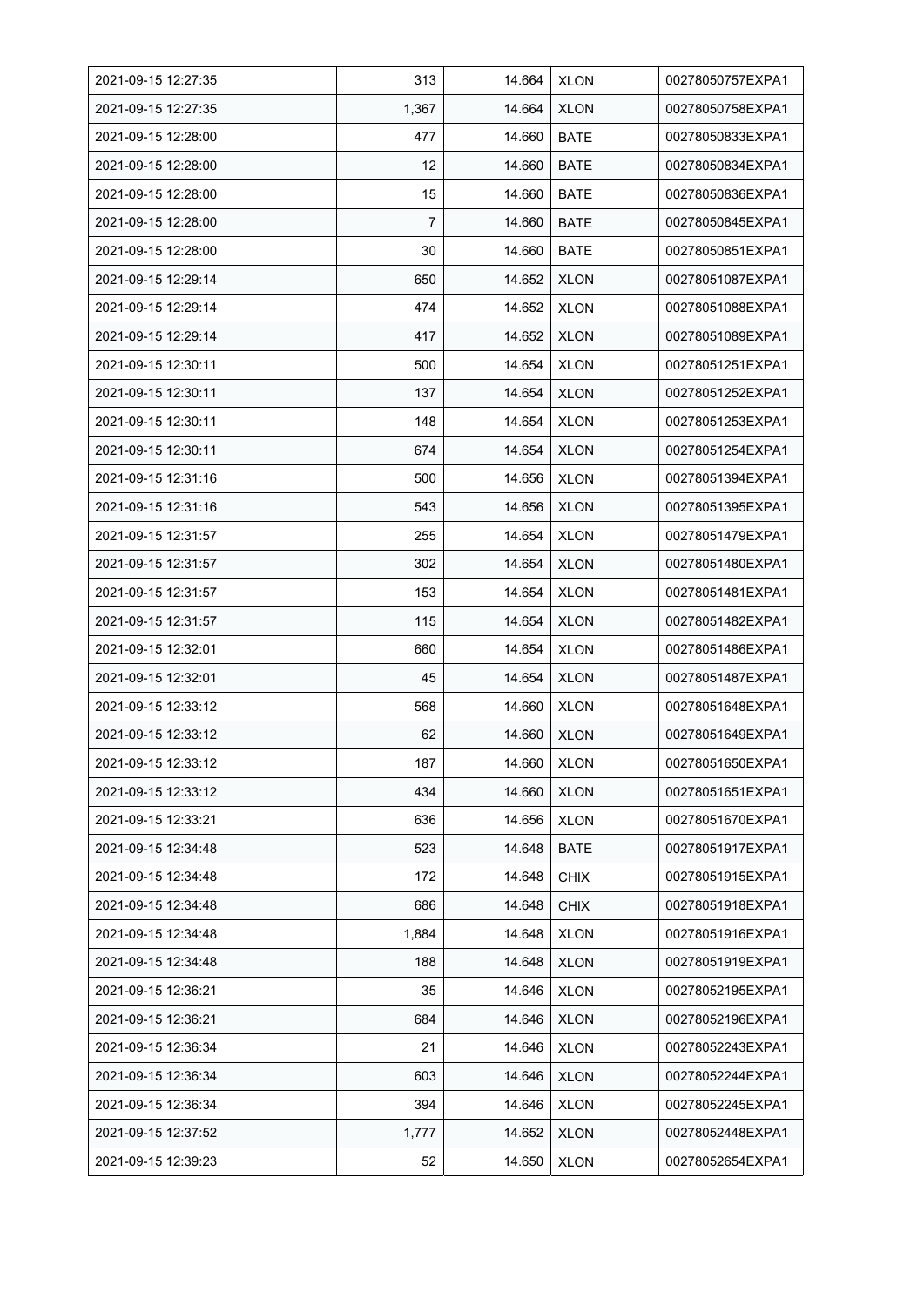| | | | | |
|---|---|---|---|---|
| 2021-09-15 12:27:35 | 313 | 14.664 | XLON | 00278050757EXPA1 |
| 2021-09-15 12:27:35 | 1,367 | 14.664 | XLON | 00278050758EXPA1 |
| 2021-09-15 12:28:00 | 477 | 14.660 | BATE | 00278050833EXPA1 |
| 2021-09-15 12:28:00 | 12 | 14.660 | BATE | 00278050834EXPA1 |
| 2021-09-15 12:28:00 | 15 | 14.660 | BATE | 00278050836EXPA1 |
| 2021-09-15 12:28:00 | 7 | 14.660 | BATE | 00278050845EXPA1 |
| 2021-09-15 12:28:00 | 30 | 14.660 | BATE | 00278050851EXPA1 |
| 2021-09-15 12:29:14 | 650 | 14.652 | XLON | 00278051087EXPA1 |
| 2021-09-15 12:29:14 | 474 | 14.652 | XLON | 00278051088EXPA1 |
| 2021-09-15 12:29:14 | 417 | 14.652 | XLON | 00278051089EXPA1 |
| 2021-09-15 12:30:11 | 500 | 14.654 | XLON | 00278051251EXPA1 |
| 2021-09-15 12:30:11 | 137 | 14.654 | XLON | 00278051252EXPA1 |
| 2021-09-15 12:30:11 | 148 | 14.654 | XLON | 00278051253EXPA1 |
| 2021-09-15 12:30:11 | 674 | 14.654 | XLON | 00278051254EXPA1 |
| 2021-09-15 12:31:16 | 500 | 14.656 | XLON | 00278051394EXPA1 |
| 2021-09-15 12:31:16 | 543 | 14.656 | XLON | 00278051395EXPA1 |
| 2021-09-15 12:31:57 | 255 | 14.654 | XLON | 00278051479EXPA1 |
| 2021-09-15 12:31:57 | 302 | 14.654 | XLON | 00278051480EXPA1 |
| 2021-09-15 12:31:57 | 153 | 14.654 | XLON | 00278051481EXPA1 |
| 2021-09-15 12:31:57 | 115 | 14.654 | XLON | 00278051482EXPA1 |
| 2021-09-15 12:32:01 | 660 | 14.654 | XLON | 00278051486EXPA1 |
| 2021-09-15 12:32:01 | 45 | 14.654 | XLON | 00278051487EXPA1 |
| 2021-09-15 12:33:12 | 568 | 14.660 | XLON | 00278051648EXPA1 |
| 2021-09-15 12:33:12 | 62 | 14.660 | XLON | 00278051649EXPA1 |
| 2021-09-15 12:33:12 | 187 | 14.660 | XLON | 00278051650EXPA1 |
| 2021-09-15 12:33:12 | 434 | 14.660 | XLON | 00278051651EXPA1 |
| 2021-09-15 12:33:21 | 636 | 14.656 | XLON | 00278051670EXPA1 |
| 2021-09-15 12:34:48 | 523 | 14.648 | BATE | 00278051917EXPA1 |
| 2021-09-15 12:34:48 | 172 | 14.648 | CHIX | 00278051915EXPA1 |
| 2021-09-15 12:34:48 | 686 | 14.648 | CHIX | 00278051918EXPA1 |
| 2021-09-15 12:34:48 | 1,884 | 14.648 | XLON | 00278051916EXPA1 |
| 2021-09-15 12:34:48 | 188 | 14.648 | XLON | 00278051919EXPA1 |
| 2021-09-15 12:36:21 | 35 | 14.646 | XLON | 00278052195EXPA1 |
| 2021-09-15 12:36:21 | 684 | 14.646 | XLON | 00278052196EXPA1 |
| 2021-09-15 12:36:34 | 21 | 14.646 | XLON | 00278052243EXPA1 |
| 2021-09-15 12:36:34 | 603 | 14.646 | XLON | 00278052244EXPA1 |
| 2021-09-15 12:36:34 | 394 | 14.646 | XLON | 00278052245EXPA1 |
| 2021-09-15 12:37:52 | 1,777 | 14.652 | XLON | 00278052448EXPA1 |
| 2021-09-15 12:39:23 | 52 | 14.650 | XLON | 00278052654EXPA1 |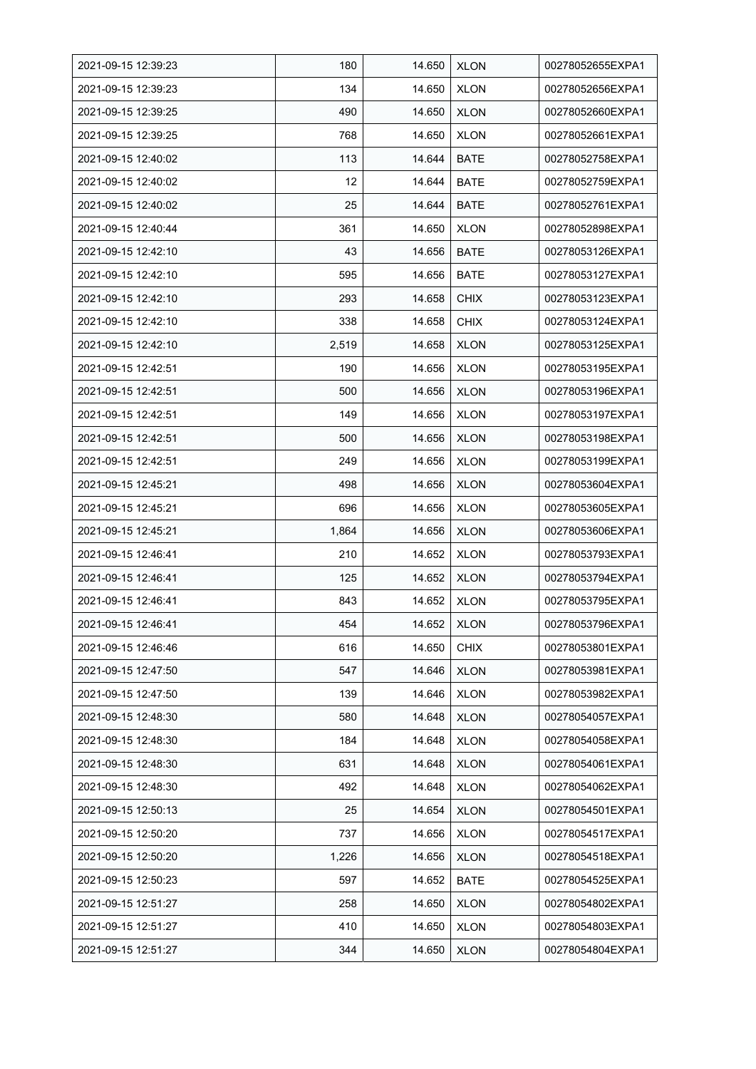| 2021-09-15 12:39:23 | 180 | 14.650 | XLON | 00278052655EXPA1 |
|---|---|---|---|---|
| 2021-09-15 12:39:23 | 134 | 14.650 | XLON | 00278052656EXPA1 |
| 2021-09-15 12:39:25 | 490 | 14.650 | XLON | 00278052660EXPA1 |
| 2021-09-15 12:39:25 | 768 | 14.650 | XLON | 00278052661EXPA1 |
| 2021-09-15 12:40:02 | 113 | 14.644 | BATE | 00278052758EXPA1 |
| 2021-09-15 12:40:02 | 12 | 14.644 | BATE | 00278052759EXPA1 |
| 2021-09-15 12:40:02 | 25 | 14.644 | BATE | 00278052761EXPA1 |
| 2021-09-15 12:40:44 | 361 | 14.650 | XLON | 00278052898EXPA1 |
| 2021-09-15 12:42:10 | 43 | 14.656 | BATE | 00278053126EXPA1 |
| 2021-09-15 12:42:10 | 595 | 14.656 | BATE | 00278053127EXPA1 |
| 2021-09-15 12:42:10 | 293 | 14.658 | CHIX | 00278053123EXPA1 |
| 2021-09-15 12:42:10 | 338 | 14.658 | CHIX | 00278053124EXPA1 |
| 2021-09-15 12:42:10 | 2,519 | 14.658 | XLON | 00278053125EXPA1 |
| 2021-09-15 12:42:51 | 190 | 14.656 | XLON | 00278053195EXPA1 |
| 2021-09-15 12:42:51 | 500 | 14.656 | XLON | 00278053196EXPA1 |
| 2021-09-15 12:42:51 | 149 | 14.656 | XLON | 00278053197EXPA1 |
| 2021-09-15 12:42:51 | 500 | 14.656 | XLON | 00278053198EXPA1 |
| 2021-09-15 12:42:51 | 249 | 14.656 | XLON | 00278053199EXPA1 |
| 2021-09-15 12:45:21 | 498 | 14.656 | XLON | 00278053604EXPA1 |
| 2021-09-15 12:45:21 | 696 | 14.656 | XLON | 00278053605EXPA1 |
| 2021-09-15 12:45:21 | 1,864 | 14.656 | XLON | 00278053606EXPA1 |
| 2021-09-15 12:46:41 | 210 | 14.652 | XLON | 00278053793EXPA1 |
| 2021-09-15 12:46:41 | 125 | 14.652 | XLON | 00278053794EXPA1 |
| 2021-09-15 12:46:41 | 843 | 14.652 | XLON | 00278053795EXPA1 |
| 2021-09-15 12:46:41 | 454 | 14.652 | XLON | 00278053796EXPA1 |
| 2021-09-15 12:46:46 | 616 | 14.650 | CHIX | 00278053801EXPA1 |
| 2021-09-15 12:47:50 | 547 | 14.646 | XLON | 00278053981EXPA1 |
| 2021-09-15 12:47:50 | 139 | 14.646 | XLON | 00278053982EXPA1 |
| 2021-09-15 12:48:30 | 580 | 14.648 | XLON | 00278054057EXPA1 |
| 2021-09-15 12:48:30 | 184 | 14.648 | XLON | 00278054058EXPA1 |
| 2021-09-15 12:48:30 | 631 | 14.648 | XLON | 00278054061EXPA1 |
| 2021-09-15 12:48:30 | 492 | 14.648 | XLON | 00278054062EXPA1 |
| 2021-09-15 12:50:13 | 25 | 14.654 | XLON | 00278054501EXPA1 |
| 2021-09-15 12:50:20 | 737 | 14.656 | XLON | 00278054517EXPA1 |
| 2021-09-15 12:50:20 | 1,226 | 14.656 | XLON | 00278054518EXPA1 |
| 2021-09-15 12:50:23 | 597 | 14.652 | BATE | 00278054525EXPA1 |
| 2021-09-15 12:51:27 | 258 | 14.650 | XLON | 00278054802EXPA1 |
| 2021-09-15 12:51:27 | 410 | 14.650 | XLON | 00278054803EXPA1 |
| 2021-09-15 12:51:27 | 344 | 14.650 | XLON | 00278054804EXPA1 |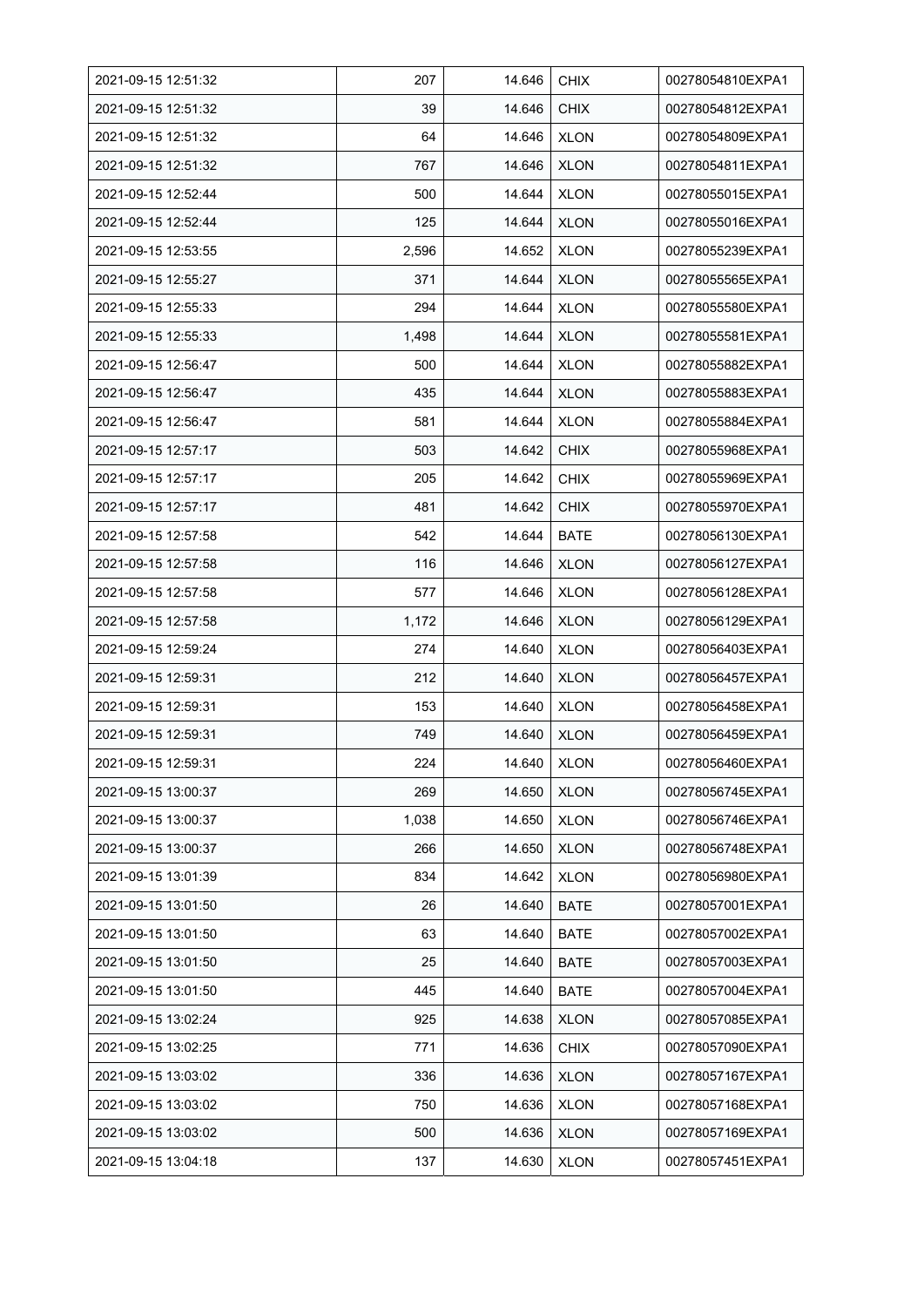| 2021-09-15 12:51:32 | 207 | 14.646 | CHIX | 00278054810EXPA1 |
|---|---|---|---|---|
| 2021-09-15 12:51:32 | 39 | 14.646 | CHIX | 00278054812EXPA1 |
| 2021-09-15 12:51:32 | 64 | 14.646 | XLON | 00278054809EXPA1 |
| 2021-09-15 12:51:32 | 767 | 14.646 | XLON | 00278054811EXPA1 |
| 2021-09-15 12:52:44 | 500 | 14.644 | XLON | 00278055015EXPA1 |
| 2021-09-15 12:52:44 | 125 | 14.644 | XLON | 00278055016EXPA1 |
| 2021-09-15 12:53:55 | 2,596 | 14.652 | XLON | 00278055239EXPA1 |
| 2021-09-15 12:55:27 | 371 | 14.644 | XLON | 00278055565EXPA1 |
| 2021-09-15 12:55:33 | 294 | 14.644 | XLON | 00278055580EXPA1 |
| 2021-09-15 12:55:33 | 1,498 | 14.644 | XLON | 00278055581EXPA1 |
| 2021-09-15 12:56:47 | 500 | 14.644 | XLON | 00278055882EXPA1 |
| 2021-09-15 12:56:47 | 435 | 14.644 | XLON | 00278055883EXPA1 |
| 2021-09-15 12:56:47 | 581 | 14.644 | XLON | 00278055884EXPA1 |
| 2021-09-15 12:57:17 | 503 | 14.642 | CHIX | 00278055968EXPA1 |
| 2021-09-15 12:57:17 | 205 | 14.642 | CHIX | 00278055969EXPA1 |
| 2021-09-15 12:57:17 | 481 | 14.642 | CHIX | 00278055970EXPA1 |
| 2021-09-15 12:57:58 | 542 | 14.644 | BATE | 00278056130EXPA1 |
| 2021-09-15 12:57:58 | 116 | 14.646 | XLON | 00278056127EXPA1 |
| 2021-09-15 12:57:58 | 577 | 14.646 | XLON | 00278056128EXPA1 |
| 2021-09-15 12:57:58 | 1,172 | 14.646 | XLON | 00278056129EXPA1 |
| 2021-09-15 12:59:24 | 274 | 14.640 | XLON | 00278056403EXPA1 |
| 2021-09-15 12:59:31 | 212 | 14.640 | XLON | 00278056457EXPA1 |
| 2021-09-15 12:59:31 | 153 | 14.640 | XLON | 00278056458EXPA1 |
| 2021-09-15 12:59:31 | 749 | 14.640 | XLON | 00278056459EXPA1 |
| 2021-09-15 12:59:31 | 224 | 14.640 | XLON | 00278056460EXPA1 |
| 2021-09-15 13:00:37 | 269 | 14.650 | XLON | 00278056745EXPA1 |
| 2021-09-15 13:00:37 | 1,038 | 14.650 | XLON | 00278056746EXPA1 |
| 2021-09-15 13:00:37 | 266 | 14.650 | XLON | 00278056748EXPA1 |
| 2021-09-15 13:01:39 | 834 | 14.642 | XLON | 00278056980EXPA1 |
| 2021-09-15 13:01:50 | 26 | 14.640 | BATE | 00278057001EXPA1 |
| 2021-09-15 13:01:50 | 63 | 14.640 | BATE | 00278057002EXPA1 |
| 2021-09-15 13:01:50 | 25 | 14.640 | BATE | 00278057003EXPA1 |
| 2021-09-15 13:01:50 | 445 | 14.640 | BATE | 00278057004EXPA1 |
| 2021-09-15 13:02:24 | 925 | 14.638 | XLON | 00278057085EXPA1 |
| 2021-09-15 13:02:25 | 771 | 14.636 | CHIX | 00278057090EXPA1 |
| 2021-09-15 13:03:02 | 336 | 14.636 | XLON | 00278057167EXPA1 |
| 2021-09-15 13:03:02 | 750 | 14.636 | XLON | 00278057168EXPA1 |
| 2021-09-15 13:03:02 | 500 | 14.636 | XLON | 00278057169EXPA1 |
| 2021-09-15 13:04:18 | 137 | 14.630 | XLON | 00278057451EXPA1 |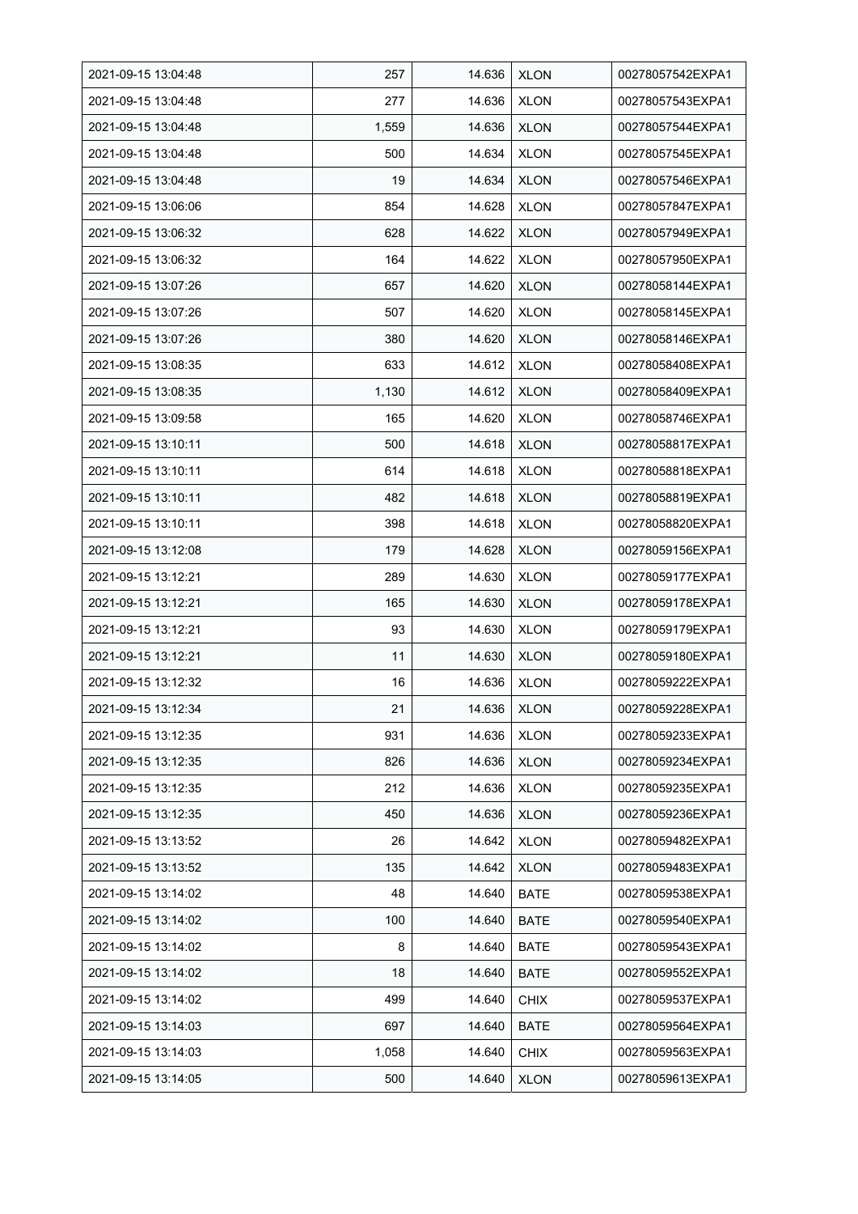| | | | | |
|---|---|---|---|---|
| 2021-09-15 13:04:48 | 257 | 14.636 | XLON | 00278057542EXPA1 |
| 2021-09-15 13:04:48 | 277 | 14.636 | XLON | 00278057543EXPA1 |
| 2021-09-15 13:04:48 | 1,559 | 14.636 | XLON | 00278057544EXPA1 |
| 2021-09-15 13:04:48 | 500 | 14.634 | XLON | 00278057545EXPA1 |
| 2021-09-15 13:04:48 | 19 | 14.634 | XLON | 00278057546EXPA1 |
| 2021-09-15 13:06:06 | 854 | 14.628 | XLON | 00278057847EXPA1 |
| 2021-09-15 13:06:32 | 628 | 14.622 | XLON | 00278057949EXPA1 |
| 2021-09-15 13:06:32 | 164 | 14.622 | XLON | 00278057950EXPA1 |
| 2021-09-15 13:07:26 | 657 | 14.620 | XLON | 00278058144EXPA1 |
| 2021-09-15 13:07:26 | 507 | 14.620 | XLON | 00278058145EXPA1 |
| 2021-09-15 13:07:26 | 380 | 14.620 | XLON | 00278058146EXPA1 |
| 2021-09-15 13:08:35 | 633 | 14.612 | XLON | 00278058408EXPA1 |
| 2021-09-15 13:08:35 | 1,130 | 14.612 | XLON | 00278058409EXPA1 |
| 2021-09-15 13:09:58 | 165 | 14.620 | XLON | 00278058746EXPA1 |
| 2021-09-15 13:10:11 | 500 | 14.618 | XLON | 00278058817EXPA1 |
| 2021-09-15 13:10:11 | 614 | 14.618 | XLON | 00278058818EXPA1 |
| 2021-09-15 13:10:11 | 482 | 14.618 | XLON | 00278058819EXPA1 |
| 2021-09-15 13:10:11 | 398 | 14.618 | XLON | 00278058820EXPA1 |
| 2021-09-15 13:12:08 | 179 | 14.628 | XLON | 00278059156EXPA1 |
| 2021-09-15 13:12:21 | 289 | 14.630 | XLON | 00278059177EXPA1 |
| 2021-09-15 13:12:21 | 165 | 14.630 | XLON | 00278059178EXPA1 |
| 2021-09-15 13:12:21 | 93 | 14.630 | XLON | 00278059179EXPA1 |
| 2021-09-15 13:12:21 | 11 | 14.630 | XLON | 00278059180EXPA1 |
| 2021-09-15 13:12:32 | 16 | 14.636 | XLON | 00278059222EXPA1 |
| 2021-09-15 13:12:34 | 21 | 14.636 | XLON | 00278059228EXPA1 |
| 2021-09-15 13:12:35 | 931 | 14.636 | XLON | 00278059233EXPA1 |
| 2021-09-15 13:12:35 | 826 | 14.636 | XLON | 00278059234EXPA1 |
| 2021-09-15 13:12:35 | 212 | 14.636 | XLON | 00278059235EXPA1 |
| 2021-09-15 13:12:35 | 450 | 14.636 | XLON | 00278059236EXPA1 |
| 2021-09-15 13:13:52 | 26 | 14.642 | XLON | 00278059482EXPA1 |
| 2021-09-15 13:13:52 | 135 | 14.642 | XLON | 00278059483EXPA1 |
| 2021-09-15 13:14:02 | 48 | 14.640 | BATE | 00278059538EXPA1 |
| 2021-09-15 13:14:02 | 100 | 14.640 | BATE | 00278059540EXPA1 |
| 2021-09-15 13:14:02 | 8 | 14.640 | BATE | 00278059543EXPA1 |
| 2021-09-15 13:14:02 | 18 | 14.640 | BATE | 00278059552EXPA1 |
| 2021-09-15 13:14:02 | 499 | 14.640 | CHIX | 00278059537EXPA1 |
| 2021-09-15 13:14:03 | 697 | 14.640 | BATE | 00278059564EXPA1 |
| 2021-09-15 13:14:03 | 1,058 | 14.640 | CHIX | 00278059563EXPA1 |
| 2021-09-15 13:14:05 | 500 | 14.640 | XLON | 00278059613EXPA1 |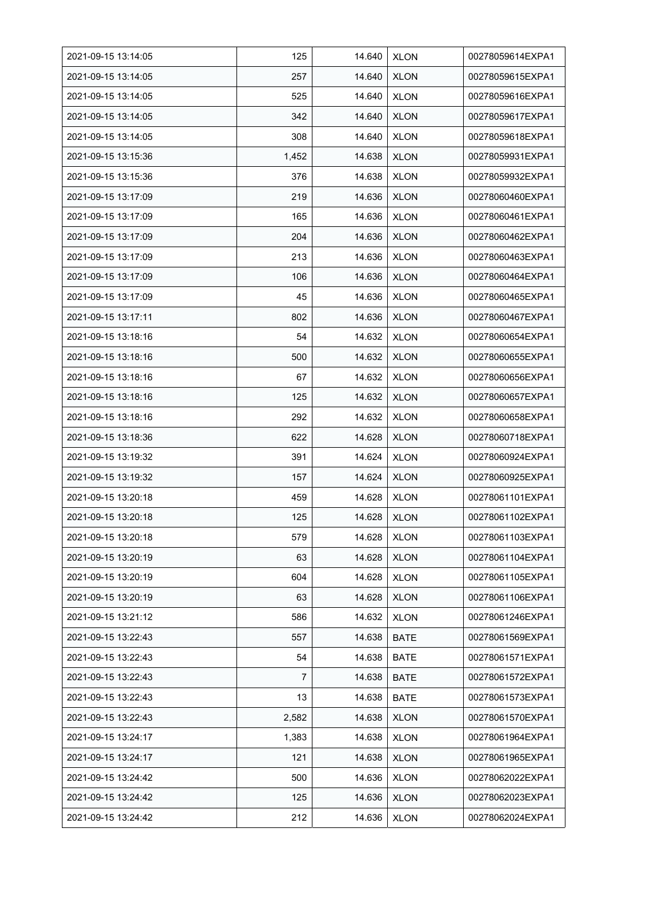| 2021-09-15 13:14:05 | 125 | 14.640 | XLON | 00278059614EXPA1 |
|---|---|---|---|---|
| 2021-09-15 13:14:05 | 257 | 14.640 | XLON | 00278059615EXPA1 |
| 2021-09-15 13:14:05 | 525 | 14.640 | XLON | 00278059616EXPA1 |
| 2021-09-15 13:14:05 | 342 | 14.640 | XLON | 00278059617EXPA1 |
| 2021-09-15 13:14:05 | 308 | 14.640 | XLON | 00278059618EXPA1 |
| 2021-09-15 13:15:36 | 1,452 | 14.638 | XLON | 00278059931EXPA1 |
| 2021-09-15 13:15:36 | 376 | 14.638 | XLON | 00278059932EXPA1 |
| 2021-09-15 13:17:09 | 219 | 14.636 | XLON | 00278060460EXPA1 |
| 2021-09-15 13:17:09 | 165 | 14.636 | XLON | 00278060461EXPA1 |
| 2021-09-15 13:17:09 | 204 | 14.636 | XLON | 00278060462EXPA1 |
| 2021-09-15 13:17:09 | 213 | 14.636 | XLON | 00278060463EXPA1 |
| 2021-09-15 13:17:09 | 106 | 14.636 | XLON | 00278060464EXPA1 |
| 2021-09-15 13:17:09 | 45 | 14.636 | XLON | 00278060465EXPA1 |
| 2021-09-15 13:17:11 | 802 | 14.636 | XLON | 00278060467EXPA1 |
| 2021-09-15 13:18:16 | 54 | 14.632 | XLON | 00278060654EXPA1 |
| 2021-09-15 13:18:16 | 500 | 14.632 | XLON | 00278060655EXPA1 |
| 2021-09-15 13:18:16 | 67 | 14.632 | XLON | 00278060656EXPA1 |
| 2021-09-15 13:18:16 | 125 | 14.632 | XLON | 00278060657EXPA1 |
| 2021-09-15 13:18:16 | 292 | 14.632 | XLON | 00278060658EXPA1 |
| 2021-09-15 13:18:36 | 622 | 14.628 | XLON | 00278060718EXPA1 |
| 2021-09-15 13:19:32 | 391 | 14.624 | XLON | 00278060924EXPA1 |
| 2021-09-15 13:19:32 | 157 | 14.624 | XLON | 00278060925EXPA1 |
| 2021-09-15 13:20:18 | 459 | 14.628 | XLON | 00278061101EXPA1 |
| 2021-09-15 13:20:18 | 125 | 14.628 | XLON | 00278061102EXPA1 |
| 2021-09-15 13:20:18 | 579 | 14.628 | XLON | 00278061103EXPA1 |
| 2021-09-15 13:20:19 | 63 | 14.628 | XLON | 00278061104EXPA1 |
| 2021-09-15 13:20:19 | 604 | 14.628 | XLON | 00278061105EXPA1 |
| 2021-09-15 13:20:19 | 63 | 14.628 | XLON | 00278061106EXPA1 |
| 2021-09-15 13:21:12 | 586 | 14.632 | XLON | 00278061246EXPA1 |
| 2021-09-15 13:22:43 | 557 | 14.638 | BATE | 00278061569EXPA1 |
| 2021-09-15 13:22:43 | 54 | 14.638 | BATE | 00278061571EXPA1 |
| 2021-09-15 13:22:43 | 7 | 14.638 | BATE | 00278061572EXPA1 |
| 2021-09-15 13:22:43 | 13 | 14.638 | BATE | 00278061573EXPA1 |
| 2021-09-15 13:22:43 | 2,582 | 14.638 | XLON | 00278061570EXPA1 |
| 2021-09-15 13:24:17 | 1,383 | 14.638 | XLON | 00278061964EXPA1 |
| 2021-09-15 13:24:17 | 121 | 14.638 | XLON | 00278061965EXPA1 |
| 2021-09-15 13:24:42 | 500 | 14.636 | XLON | 00278062022EXPA1 |
| 2021-09-15 13:24:42 | 125 | 14.636 | XLON | 00278062023EXPA1 |
| 2021-09-15 13:24:42 | 212 | 14.636 | XLON | 00278062024EXPA1 |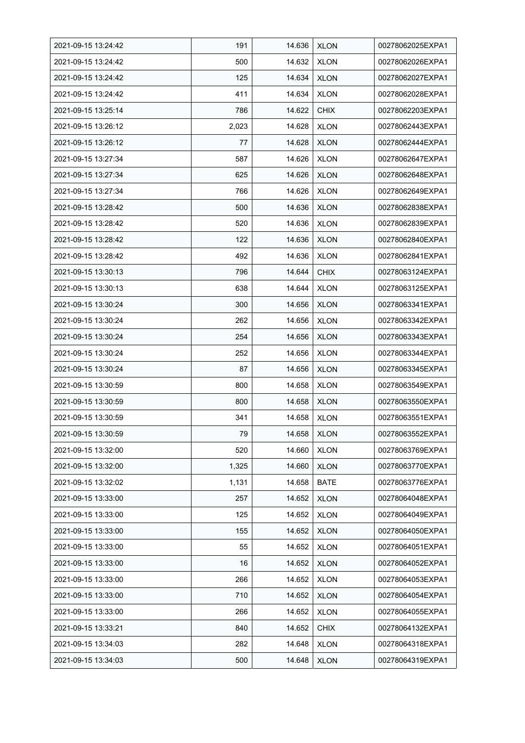| 2021-09-15 13:24:42 | 191 | 14.636 | XLON | 00278062025EXPA1 |
|---|---|---|---|---|
| 2021-09-15 13:24:42 | 500 | 14.632 | XLON | 00278062026EXPA1 |
| 2021-09-15 13:24:42 | 125 | 14.634 | XLON | 00278062027EXPA1 |
| 2021-09-15 13:24:42 | 411 | 14.634 | XLON | 00278062028EXPA1 |
| 2021-09-15 13:25:14 | 786 | 14.622 | CHIX | 00278062203EXPA1 |
| 2021-09-15 13:26:12 | 2,023 | 14.628 | XLON | 00278062443EXPA1 |
| 2021-09-15 13:26:12 | 77 | 14.628 | XLON | 00278062444EXPA1 |
| 2021-09-15 13:27:34 | 587 | 14.626 | XLON | 00278062647EXPA1 |
| 2021-09-15 13:27:34 | 625 | 14.626 | XLON | 00278062648EXPA1 |
| 2021-09-15 13:27:34 | 766 | 14.626 | XLON | 00278062649EXPA1 |
| 2021-09-15 13:28:42 | 500 | 14.636 | XLON | 00278062838EXPA1 |
| 2021-09-15 13:28:42 | 520 | 14.636 | XLON | 00278062839EXPA1 |
| 2021-09-15 13:28:42 | 122 | 14.636 | XLON | 00278062840EXPA1 |
| 2021-09-15 13:28:42 | 492 | 14.636 | XLON | 00278062841EXPA1 |
| 2021-09-15 13:30:13 | 796 | 14.644 | CHIX | 00278063124EXPA1 |
| 2021-09-15 13:30:13 | 638 | 14.644 | XLON | 00278063125EXPA1 |
| 2021-09-15 13:30:24 | 300 | 14.656 | XLON | 00278063341EXPA1 |
| 2021-09-15 13:30:24 | 262 | 14.656 | XLON | 00278063342EXPA1 |
| 2021-09-15 13:30:24 | 254 | 14.656 | XLON | 00278063343EXPA1 |
| 2021-09-15 13:30:24 | 252 | 14.656 | XLON | 00278063344EXPA1 |
| 2021-09-15 13:30:24 | 87 | 14.656 | XLON | 00278063345EXPA1 |
| 2021-09-15 13:30:59 | 800 | 14.658 | XLON | 00278063549EXPA1 |
| 2021-09-15 13:30:59 | 800 | 14.658 | XLON | 00278063550EXPA1 |
| 2021-09-15 13:30:59 | 341 | 14.658 | XLON | 00278063551EXPA1 |
| 2021-09-15 13:30:59 | 79 | 14.658 | XLON | 00278063552EXPA1 |
| 2021-09-15 13:32:00 | 520 | 14.660 | XLON | 00278063769EXPA1 |
| 2021-09-15 13:32:00 | 1,325 | 14.660 | XLON | 00278063770EXPA1 |
| 2021-09-15 13:32:02 | 1,131 | 14.658 | BATE | 00278063776EXPA1 |
| 2021-09-15 13:33:00 | 257 | 14.652 | XLON | 00278064048EXPA1 |
| 2021-09-15 13:33:00 | 125 | 14.652 | XLON | 00278064049EXPA1 |
| 2021-09-15 13:33:00 | 155 | 14.652 | XLON | 00278064050EXPA1 |
| 2021-09-15 13:33:00 | 55 | 14.652 | XLON | 00278064051EXPA1 |
| 2021-09-15 13:33:00 | 16 | 14.652 | XLON | 00278064052EXPA1 |
| 2021-09-15 13:33:00 | 266 | 14.652 | XLON | 00278064053EXPA1 |
| 2021-09-15 13:33:00 | 710 | 14.652 | XLON | 00278064054EXPA1 |
| 2021-09-15 13:33:00 | 266 | 14.652 | XLON | 00278064055EXPA1 |
| 2021-09-15 13:33:21 | 840 | 14.652 | CHIX | 00278064132EXPA1 |
| 2021-09-15 13:34:03 | 282 | 14.648 | XLON | 00278064318EXPA1 |
| 2021-09-15 13:34:03 | 500 | 14.648 | XLON | 00278064319EXPA1 |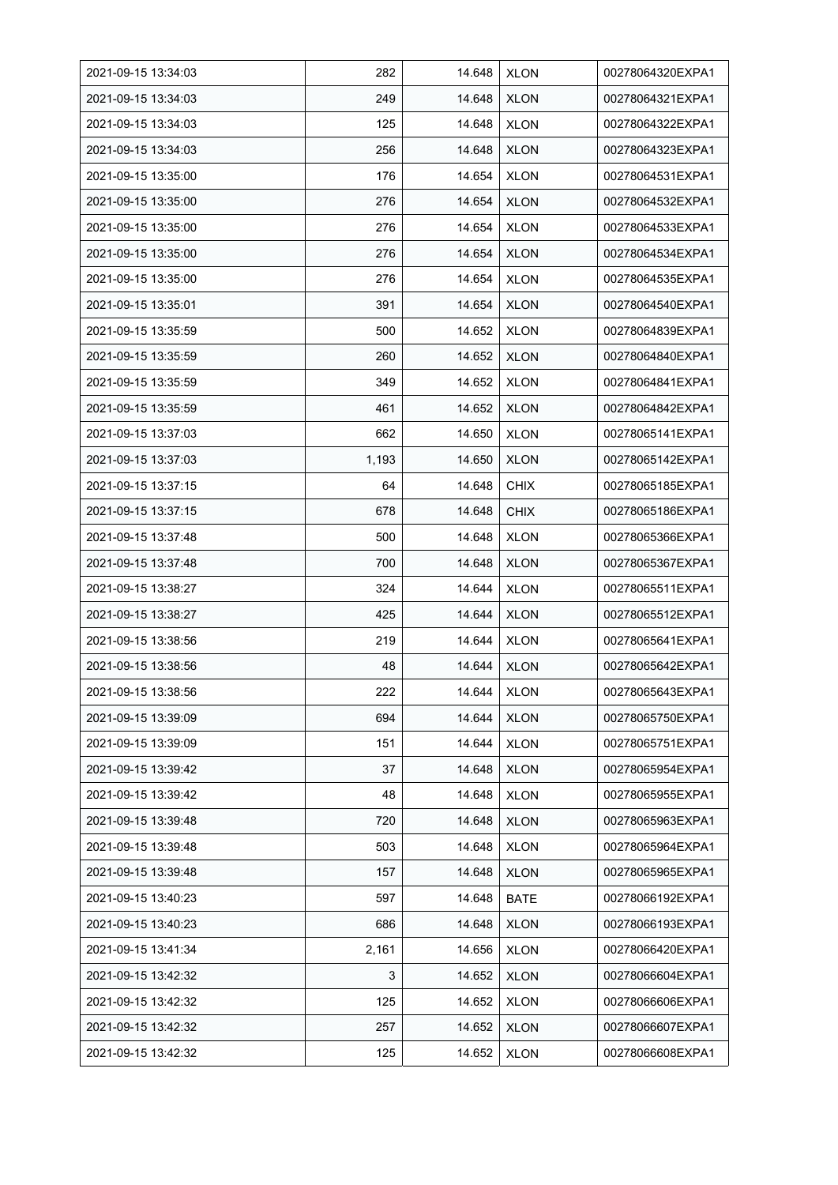| 2021-09-15 13:34:03 | 282 | 14.648 | XLON | 00278064320EXPA1 |
|---|---|---|---|---|
| 2021-09-15 13:34:03 | 249 | 14.648 | XLON | 00278064321EXPA1 |
| 2021-09-15 13:34:03 | 125 | 14.648 | XLON | 00278064322EXPA1 |
| 2021-09-15 13:34:03 | 256 | 14.648 | XLON | 00278064323EXPA1 |
| 2021-09-15 13:35:00 | 176 | 14.654 | XLON | 00278064531EXPA1 |
| 2021-09-15 13:35:00 | 276 | 14.654 | XLON | 00278064532EXPA1 |
| 2021-09-15 13:35:00 | 276 | 14.654 | XLON | 00278064533EXPA1 |
| 2021-09-15 13:35:00 | 276 | 14.654 | XLON | 00278064534EXPA1 |
| 2021-09-15 13:35:00 | 276 | 14.654 | XLON | 00278064535EXPA1 |
| 2021-09-15 13:35:01 | 391 | 14.654 | XLON | 00278064540EXPA1 |
| 2021-09-15 13:35:59 | 500 | 14.652 | XLON | 00278064839EXPA1 |
| 2021-09-15 13:35:59 | 260 | 14.652 | XLON | 00278064840EXPA1 |
| 2021-09-15 13:35:59 | 349 | 14.652 | XLON | 00278064841EXPA1 |
| 2021-09-15 13:35:59 | 461 | 14.652 | XLON | 00278064842EXPA1 |
| 2021-09-15 13:37:03 | 662 | 14.650 | XLON | 00278065141EXPA1 |
| 2021-09-15 13:37:03 | 1,193 | 14.650 | XLON | 00278065142EXPA1 |
| 2021-09-15 13:37:15 | 64 | 14.648 | CHIX | 00278065185EXPA1 |
| 2021-09-15 13:37:15 | 678 | 14.648 | CHIX | 00278065186EXPA1 |
| 2021-09-15 13:37:48 | 500 | 14.648 | XLON | 00278065366EXPA1 |
| 2021-09-15 13:37:48 | 700 | 14.648 | XLON | 00278065367EXPA1 |
| 2021-09-15 13:38:27 | 324 | 14.644 | XLON | 00278065511EXPA1 |
| 2021-09-15 13:38:27 | 425 | 14.644 | XLON | 00278065512EXPA1 |
| 2021-09-15 13:38:56 | 219 | 14.644 | XLON | 00278065641EXPA1 |
| 2021-09-15 13:38:56 | 48 | 14.644 | XLON | 00278065642EXPA1 |
| 2021-09-15 13:38:56 | 222 | 14.644 | XLON | 00278065643EXPA1 |
| 2021-09-15 13:39:09 | 694 | 14.644 | XLON | 00278065750EXPA1 |
| 2021-09-15 13:39:09 | 151 | 14.644 | XLON | 00278065751EXPA1 |
| 2021-09-15 13:39:42 | 37 | 14.648 | XLON | 00278065954EXPA1 |
| 2021-09-15 13:39:42 | 48 | 14.648 | XLON | 00278065955EXPA1 |
| 2021-09-15 13:39:48 | 720 | 14.648 | XLON | 00278065963EXPA1 |
| 2021-09-15 13:39:48 | 503 | 14.648 | XLON | 00278065964EXPA1 |
| 2021-09-15 13:39:48 | 157 | 14.648 | XLON | 00278065965EXPA1 |
| 2021-09-15 13:40:23 | 597 | 14.648 | BATE | 00278066192EXPA1 |
| 2021-09-15 13:40:23 | 686 | 14.648 | XLON | 00278066193EXPA1 |
| 2021-09-15 13:41:34 | 2,161 | 14.656 | XLON | 00278066420EXPA1 |
| 2021-09-15 13:42:32 | 3 | 14.652 | XLON | 00278066604EXPA1 |
| 2021-09-15 13:42:32 | 125 | 14.652 | XLON | 00278066606EXPA1 |
| 2021-09-15 13:42:32 | 257 | 14.652 | XLON | 00278066607EXPA1 |
| 2021-09-15 13:42:32 | 125 | 14.652 | XLON | 00278066608EXPA1 |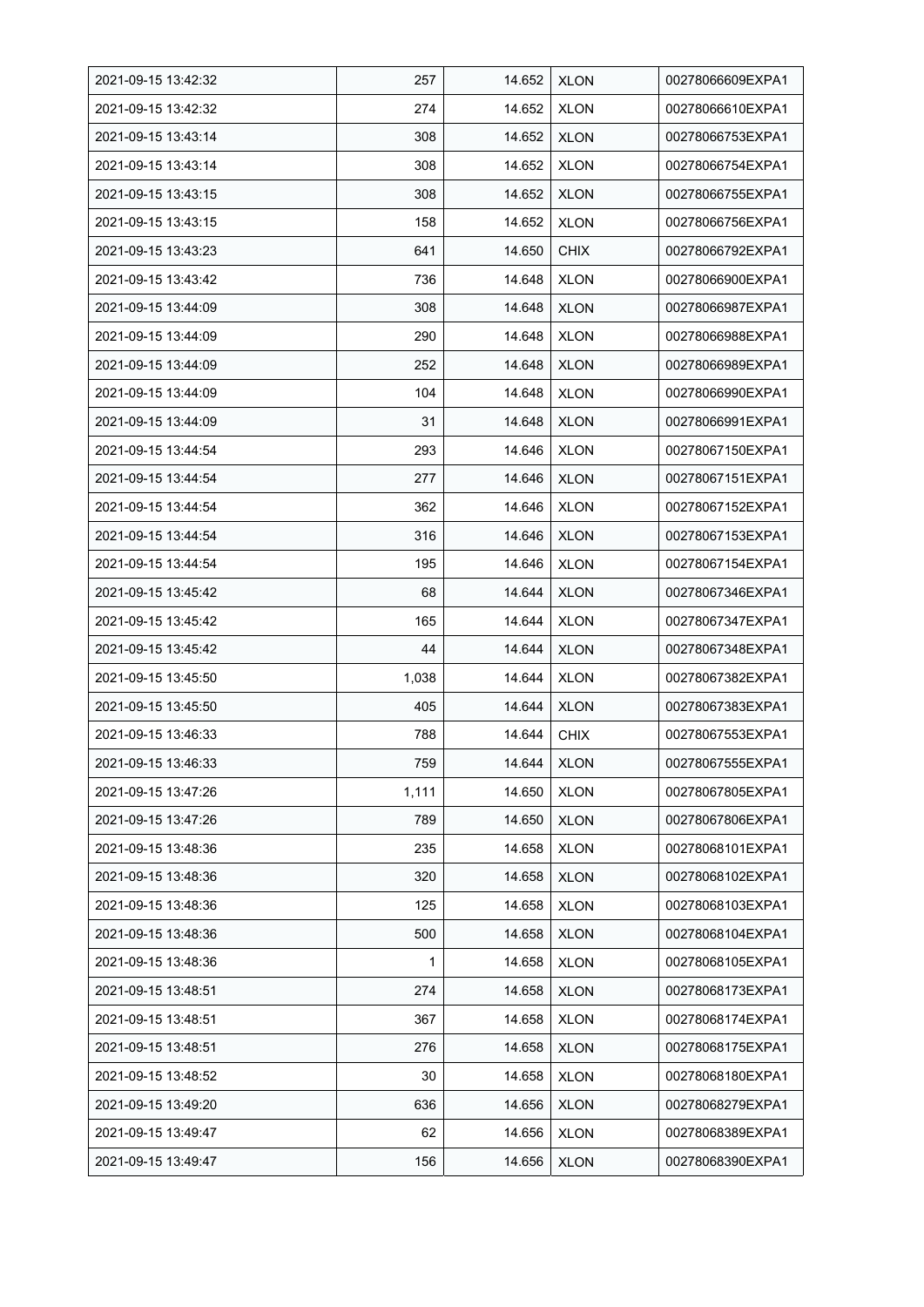| 2021-09-15 13:42:32 | 257 | 14.652 | XLON | 00278066609EXPA1 |
|---|---|---|---|---|
| 2021-09-15 13:42:32 | 274 | 14.652 | XLON | 00278066610EXPA1 |
| 2021-09-15 13:43:14 | 308 | 14.652 | XLON | 00278066753EXPA1 |
| 2021-09-15 13:43:14 | 308 | 14.652 | XLON | 00278066754EXPA1 |
| 2021-09-15 13:43:15 | 308 | 14.652 | XLON | 00278066755EXPA1 |
| 2021-09-15 13:43:15 | 158 | 14.652 | XLON | 00278066756EXPA1 |
| 2021-09-15 13:43:23 | 641 | 14.650 | CHIX | 00278066792EXPA1 |
| 2021-09-15 13:43:42 | 736 | 14.648 | XLON | 00278066900EXPA1 |
| 2021-09-15 13:44:09 | 308 | 14.648 | XLON | 00278066987EXPA1 |
| 2021-09-15 13:44:09 | 290 | 14.648 | XLON | 00278066988EXPA1 |
| 2021-09-15 13:44:09 | 252 | 14.648 | XLON | 00278066989EXPA1 |
| 2021-09-15 13:44:09 | 104 | 14.648 | XLON | 00278066990EXPA1 |
| 2021-09-15 13:44:09 | 31 | 14.648 | XLON | 00278066991EXPA1 |
| 2021-09-15 13:44:54 | 293 | 14.646 | XLON | 00278067150EXPA1 |
| 2021-09-15 13:44:54 | 277 | 14.646 | XLON | 00278067151EXPA1 |
| 2021-09-15 13:44:54 | 362 | 14.646 | XLON | 00278067152EXPA1 |
| 2021-09-15 13:44:54 | 316 | 14.646 | XLON | 00278067153EXPA1 |
| 2021-09-15 13:44:54 | 195 | 14.646 | XLON | 00278067154EXPA1 |
| 2021-09-15 13:45:42 | 68 | 14.644 | XLON | 00278067346EXPA1 |
| 2021-09-15 13:45:42 | 165 | 14.644 | XLON | 00278067347EXPA1 |
| 2021-09-15 13:45:42 | 44 | 14.644 | XLON | 00278067348EXPA1 |
| 2021-09-15 13:45:50 | 1,038 | 14.644 | XLON | 00278067382EXPA1 |
| 2021-09-15 13:45:50 | 405 | 14.644 | XLON | 00278067383EXPA1 |
| 2021-09-15 13:46:33 | 788 | 14.644 | CHIX | 00278067553EXPA1 |
| 2021-09-15 13:46:33 | 759 | 14.644 | XLON | 00278067555EXPA1 |
| 2021-09-15 13:47:26 | 1,111 | 14.650 | XLON | 00278067805EXPA1 |
| 2021-09-15 13:47:26 | 789 | 14.650 | XLON | 00278067806EXPA1 |
| 2021-09-15 13:48:36 | 235 | 14.658 | XLON | 00278068101EXPA1 |
| 2021-09-15 13:48:36 | 320 | 14.658 | XLON | 00278068102EXPA1 |
| 2021-09-15 13:48:36 | 125 | 14.658 | XLON | 00278068103EXPA1 |
| 2021-09-15 13:48:36 | 500 | 14.658 | XLON | 00278068104EXPA1 |
| 2021-09-15 13:48:36 | 1 | 14.658 | XLON | 00278068105EXPA1 |
| 2021-09-15 13:48:51 | 274 | 14.658 | XLON | 00278068173EXPA1 |
| 2021-09-15 13:48:51 | 367 | 14.658 | XLON | 00278068174EXPA1 |
| 2021-09-15 13:48:51 | 276 | 14.658 | XLON | 00278068175EXPA1 |
| 2021-09-15 13:48:52 | 30 | 14.658 | XLON | 00278068180EXPA1 |
| 2021-09-15 13:49:20 | 636 | 14.656 | XLON | 00278068279EXPA1 |
| 2021-09-15 13:49:47 | 62 | 14.656 | XLON | 00278068389EXPA1 |
| 2021-09-15 13:49:47 | 156 | 14.656 | XLON | 00278068390EXPA1 |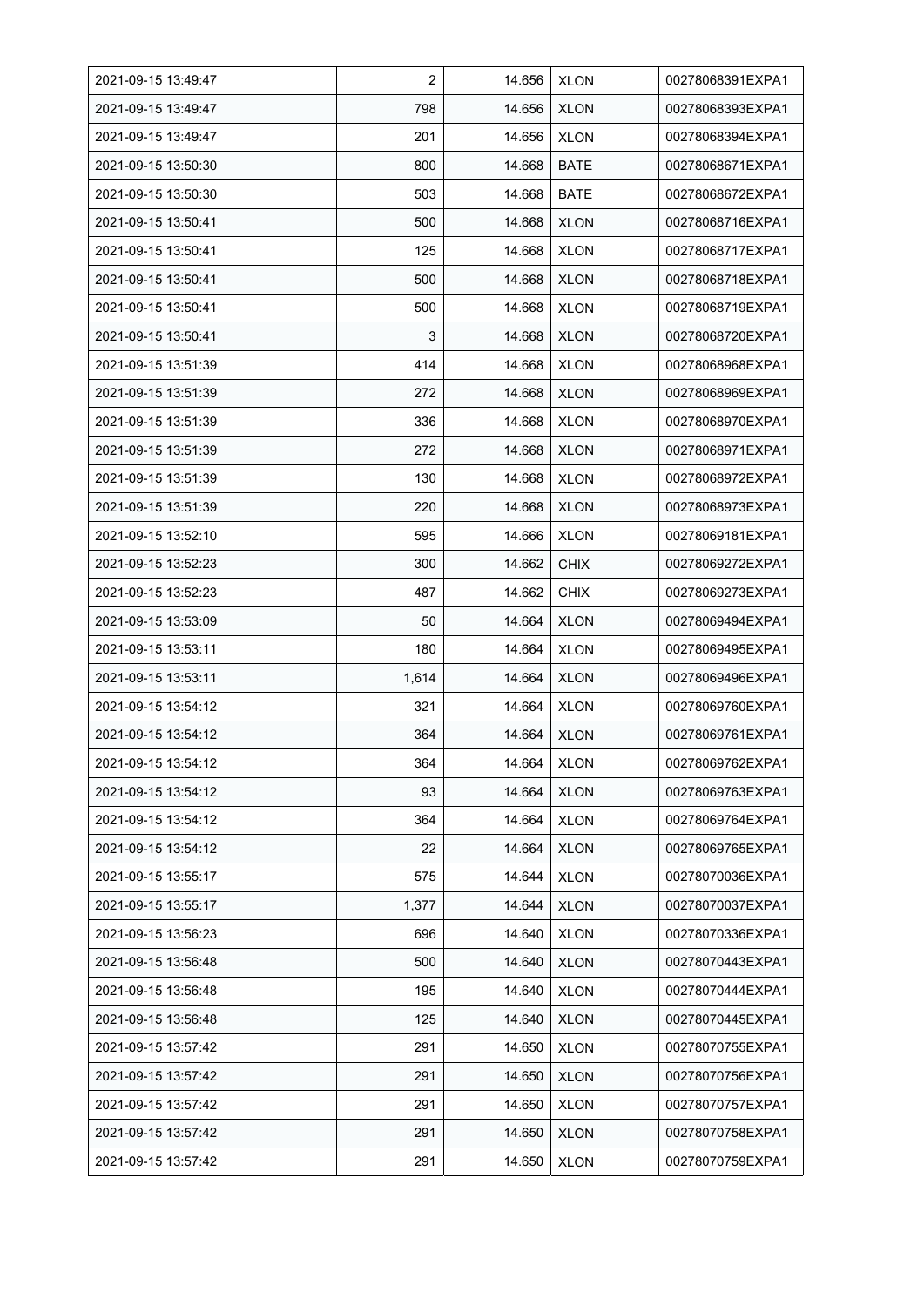| | | | | |
|---|---|---|---|---|
| 2021-09-15 13:49:47 | 2 | 14.656 | XLON | 00278068391EXPA1 |
| 2021-09-15 13:49:47 | 798 | 14.656 | XLON | 00278068393EXPA1 |
| 2021-09-15 13:49:47 | 201 | 14.656 | XLON | 00278068394EXPA1 |
| 2021-09-15 13:50:30 | 800 | 14.668 | BATE | 00278068671EXPA1 |
| 2021-09-15 13:50:30 | 503 | 14.668 | BATE | 00278068672EXPA1 |
| 2021-09-15 13:50:41 | 500 | 14.668 | XLON | 00278068716EXPA1 |
| 2021-09-15 13:50:41 | 125 | 14.668 | XLON | 00278068717EXPA1 |
| 2021-09-15 13:50:41 | 500 | 14.668 | XLON | 00278068718EXPA1 |
| 2021-09-15 13:50:41 | 500 | 14.668 | XLON | 00278068719EXPA1 |
| 2021-09-15 13:50:41 | 3 | 14.668 | XLON | 00278068720EXPA1 |
| 2021-09-15 13:51:39 | 414 | 14.668 | XLON | 00278068968EXPA1 |
| 2021-09-15 13:51:39 | 272 | 14.668 | XLON | 00278068969EXPA1 |
| 2021-09-15 13:51:39 | 336 | 14.668 | XLON | 00278068970EXPA1 |
| 2021-09-15 13:51:39 | 272 | 14.668 | XLON | 00278068971EXPA1 |
| 2021-09-15 13:51:39 | 130 | 14.668 | XLON | 00278068972EXPA1 |
| 2021-09-15 13:51:39 | 220 | 14.668 | XLON | 00278068973EXPA1 |
| 2021-09-15 13:52:10 | 595 | 14.666 | XLON | 00278069181EXPA1 |
| 2021-09-15 13:52:23 | 300 | 14.662 | CHIX | 00278069272EXPA1 |
| 2021-09-15 13:52:23 | 487 | 14.662 | CHIX | 00278069273EXPA1 |
| 2021-09-15 13:53:09 | 50 | 14.664 | XLON | 00278069494EXPA1 |
| 2021-09-15 13:53:11 | 180 | 14.664 | XLON | 00278069495EXPA1 |
| 2021-09-15 13:53:11 | 1,614 | 14.664 | XLON | 00278069496EXPA1 |
| 2021-09-15 13:54:12 | 321 | 14.664 | XLON | 00278069760EXPA1 |
| 2021-09-15 13:54:12 | 364 | 14.664 | XLON | 00278069761EXPA1 |
| 2021-09-15 13:54:12 | 364 | 14.664 | XLON | 00278069762EXPA1 |
| 2021-09-15 13:54:12 | 93 | 14.664 | XLON | 00278069763EXPA1 |
| 2021-09-15 13:54:12 | 364 | 14.664 | XLON | 00278069764EXPA1 |
| 2021-09-15 13:54:12 | 22 | 14.664 | XLON | 00278069765EXPA1 |
| 2021-09-15 13:55:17 | 575 | 14.644 | XLON | 00278070036EXPA1 |
| 2021-09-15 13:55:17 | 1,377 | 14.644 | XLON | 00278070037EXPA1 |
| 2021-09-15 13:56:23 | 696 | 14.640 | XLON | 00278070336EXPA1 |
| 2021-09-15 13:56:48 | 500 | 14.640 | XLON | 00278070443EXPA1 |
| 2021-09-15 13:56:48 | 195 | 14.640 | XLON | 00278070444EXPA1 |
| 2021-09-15 13:56:48 | 125 | 14.640 | XLON | 00278070445EXPA1 |
| 2021-09-15 13:57:42 | 291 | 14.650 | XLON | 00278070755EXPA1 |
| 2021-09-15 13:57:42 | 291 | 14.650 | XLON | 00278070756EXPA1 |
| 2021-09-15 13:57:42 | 291 | 14.650 | XLON | 00278070757EXPA1 |
| 2021-09-15 13:57:42 | 291 | 14.650 | XLON | 00278070758EXPA1 |
| 2021-09-15 13:57:42 | 291 | 14.650 | XLON | 00278070759EXPA1 |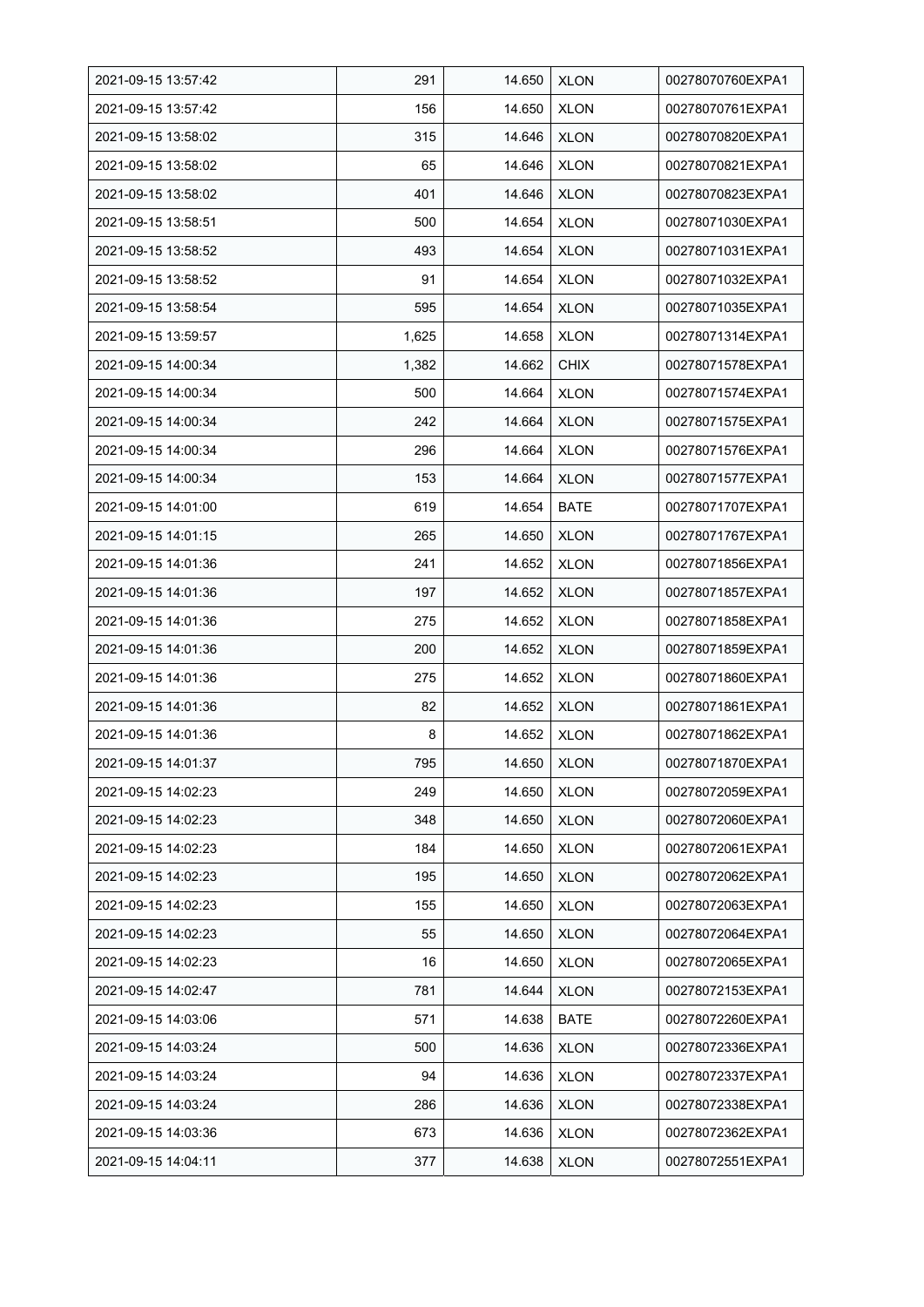| 2021-09-15 13:57:42 | 291 | 14.650 | XLON | 00278070760EXPA1 |
|---|---|---|---|---|
| 2021-09-15 13:57:42 | 156 | 14.650 | XLON | 00278070761EXPA1 |
| 2021-09-15 13:58:02 | 315 | 14.646 | XLON | 00278070820EXPA1 |
| 2021-09-15 13:58:02 | 65 | 14.646 | XLON | 00278070821EXPA1 |
| 2021-09-15 13:58:02 | 401 | 14.646 | XLON | 00278070823EXPA1 |
| 2021-09-15 13:58:51 | 500 | 14.654 | XLON | 00278071030EXPA1 |
| 2021-09-15 13:58:52 | 493 | 14.654 | XLON | 00278071031EXPA1 |
| 2021-09-15 13:58:52 | 91 | 14.654 | XLON | 00278071032EXPA1 |
| 2021-09-15 13:58:54 | 595 | 14.654 | XLON | 00278071035EXPA1 |
| 2021-09-15 13:59:57 | 1,625 | 14.658 | XLON | 00278071314EXPA1 |
| 2021-09-15 14:00:34 | 1,382 | 14.662 | CHIX | 00278071578EXPA1 |
| 2021-09-15 14:00:34 | 500 | 14.664 | XLON | 00278071574EXPA1 |
| 2021-09-15 14:00:34 | 242 | 14.664 | XLON | 00278071575EXPA1 |
| 2021-09-15 14:00:34 | 296 | 14.664 | XLON | 00278071576EXPA1 |
| 2021-09-15 14:00:34 | 153 | 14.664 | XLON | 00278071577EXPA1 |
| 2021-09-15 14:01:00 | 619 | 14.654 | BATE | 00278071707EXPA1 |
| 2021-09-15 14:01:15 | 265 | 14.650 | XLON | 00278071767EXPA1 |
| 2021-09-15 14:01:36 | 241 | 14.652 | XLON | 00278071856EXPA1 |
| 2021-09-15 14:01:36 | 197 | 14.652 | XLON | 00278071857EXPA1 |
| 2021-09-15 14:01:36 | 275 | 14.652 | XLON | 00278071858EXPA1 |
| 2021-09-15 14:01:36 | 200 | 14.652 | XLON | 00278071859EXPA1 |
| 2021-09-15 14:01:36 | 275 | 14.652 | XLON | 00278071860EXPA1 |
| 2021-09-15 14:01:36 | 82 | 14.652 | XLON | 00278071861EXPA1 |
| 2021-09-15 14:01:36 | 8 | 14.652 | XLON | 00278071862EXPA1 |
| 2021-09-15 14:01:37 | 795 | 14.650 | XLON | 00278071870EXPA1 |
| 2021-09-15 14:02:23 | 249 | 14.650 | XLON | 00278072059EXPA1 |
| 2021-09-15 14:02:23 | 348 | 14.650 | XLON | 00278072060EXPA1 |
| 2021-09-15 14:02:23 | 184 | 14.650 | XLON | 00278072061EXPA1 |
| 2021-09-15 14:02:23 | 195 | 14.650 | XLON | 00278072062EXPA1 |
| 2021-09-15 14:02:23 | 155 | 14.650 | XLON | 00278072063EXPA1 |
| 2021-09-15 14:02:23 | 55 | 14.650 | XLON | 00278072064EXPA1 |
| 2021-09-15 14:02:23 | 16 | 14.650 | XLON | 00278072065EXPA1 |
| 2021-09-15 14:02:47 | 781 | 14.644 | XLON | 00278072153EXPA1 |
| 2021-09-15 14:03:06 | 571 | 14.638 | BATE | 00278072260EXPA1 |
| 2021-09-15 14:03:24 | 500 | 14.636 | XLON | 00278072336EXPA1 |
| 2021-09-15 14:03:24 | 94 | 14.636 | XLON | 00278072337EXPA1 |
| 2021-09-15 14:03:24 | 286 | 14.636 | XLON | 00278072338EXPA1 |
| 2021-09-15 14:03:36 | 673 | 14.636 | XLON | 00278072362EXPA1 |
| 2021-09-15 14:04:11 | 377 | 14.638 | XLON | 00278072551EXPA1 |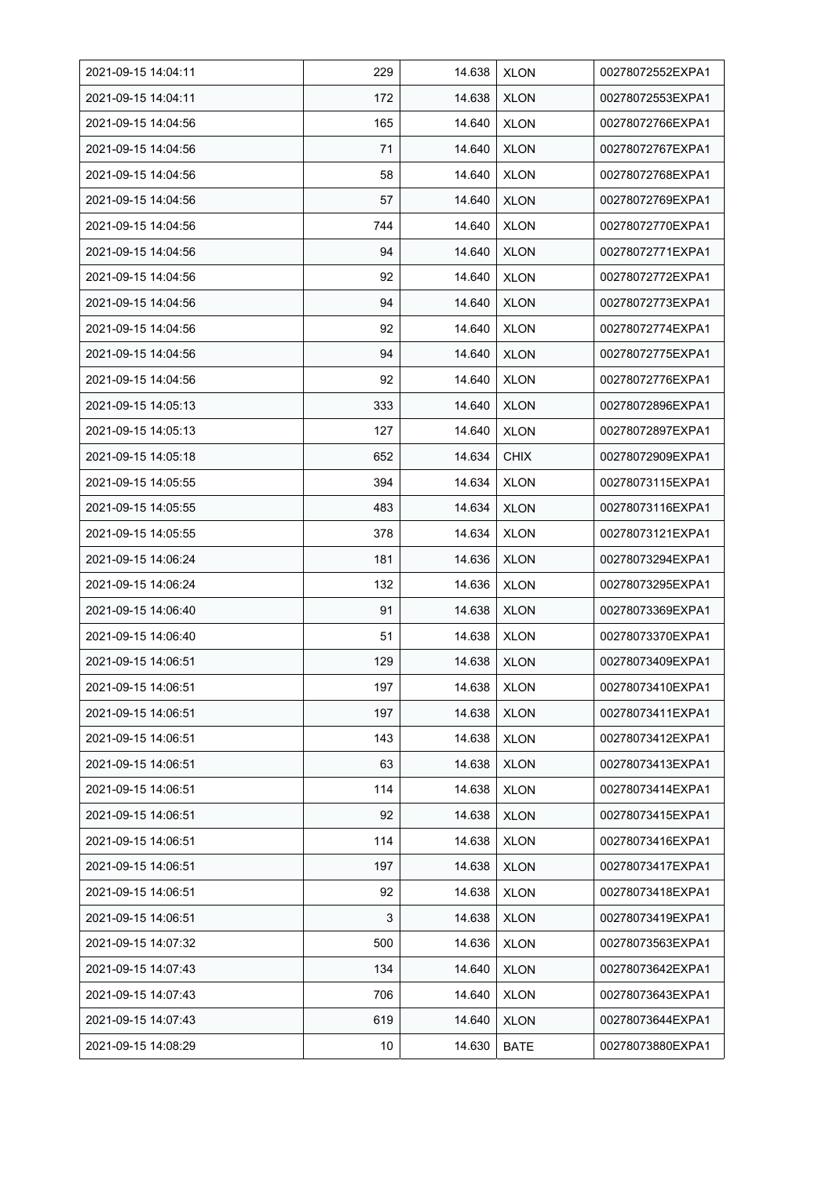| 2021-09-15 14:04:11 | 229 | 14.638 | XLON | 00278072552EXPA1 |
|---|---|---|---|---|
| 2021-09-15 14:04:11 | 172 | 14.638 | XLON | 00278072553EXPA1 |
| 2021-09-15 14:04:56 | 165 | 14.640 | XLON | 00278072766EXPA1 |
| 2021-09-15 14:04:56 | 71 | 14.640 | XLON | 00278072767EXPA1 |
| 2021-09-15 14:04:56 | 58 | 14.640 | XLON | 00278072768EXPA1 |
| 2021-09-15 14:04:56 | 57 | 14.640 | XLON | 00278072769EXPA1 |
| 2021-09-15 14:04:56 | 744 | 14.640 | XLON | 00278072770EXPA1 |
| 2021-09-15 14:04:56 | 94 | 14.640 | XLON | 00278072771EXPA1 |
| 2021-09-15 14:04:56 | 92 | 14.640 | XLON | 00278072772EXPA1 |
| 2021-09-15 14:04:56 | 94 | 14.640 | XLON | 00278072773EXPA1 |
| 2021-09-15 14:04:56 | 92 | 14.640 | XLON | 00278072774EXPA1 |
| 2021-09-15 14:04:56 | 94 | 14.640 | XLON | 00278072775EXPA1 |
| 2021-09-15 14:04:56 | 92 | 14.640 | XLON | 00278072776EXPA1 |
| 2021-09-15 14:05:13 | 333 | 14.640 | XLON | 00278072896EXPA1 |
| 2021-09-15 14:05:13 | 127 | 14.640 | XLON | 00278072897EXPA1 |
| 2021-09-15 14:05:18 | 652 | 14.634 | CHIX | 00278072909EXPA1 |
| 2021-09-15 14:05:55 | 394 | 14.634 | XLON | 00278073115EXPA1 |
| 2021-09-15 14:05:55 | 483 | 14.634 | XLON | 00278073116EXPA1 |
| 2021-09-15 14:05:55 | 378 | 14.634 | XLON | 00278073121EXPA1 |
| 2021-09-15 14:06:24 | 181 | 14.636 | XLON | 00278073294EXPA1 |
| 2021-09-15 14:06:24 | 132 | 14.636 | XLON | 00278073295EXPA1 |
| 2021-09-15 14:06:40 | 91 | 14.638 | XLON | 00278073369EXPA1 |
| 2021-09-15 14:06:40 | 51 | 14.638 | XLON | 00278073370EXPA1 |
| 2021-09-15 14:06:51 | 129 | 14.638 | XLON | 00278073409EXPA1 |
| 2021-09-15 14:06:51 | 197 | 14.638 | XLON | 00278073410EXPA1 |
| 2021-09-15 14:06:51 | 197 | 14.638 | XLON | 00278073411EXPA1 |
| 2021-09-15 14:06:51 | 143 | 14.638 | XLON | 00278073412EXPA1 |
| 2021-09-15 14:06:51 | 63 | 14.638 | XLON | 00278073413EXPA1 |
| 2021-09-15 14:06:51 | 114 | 14.638 | XLON | 00278073414EXPA1 |
| 2021-09-15 14:06:51 | 92 | 14.638 | XLON | 00278073415EXPA1 |
| 2021-09-15 14:06:51 | 114 | 14.638 | XLON | 00278073416EXPA1 |
| 2021-09-15 14:06:51 | 197 | 14.638 | XLON | 00278073417EXPA1 |
| 2021-09-15 14:06:51 | 92 | 14.638 | XLON | 00278073418EXPA1 |
| 2021-09-15 14:06:51 | 3 | 14.638 | XLON | 00278073419EXPA1 |
| 2021-09-15 14:07:32 | 500 | 14.636 | XLON | 00278073563EXPA1 |
| 2021-09-15 14:07:43 | 134 | 14.640 | XLON | 00278073642EXPA1 |
| 2021-09-15 14:07:43 | 706 | 14.640 | XLON | 00278073643EXPA1 |
| 2021-09-15 14:07:43 | 619 | 14.640 | XLON | 00278073644EXPA1 |
| 2021-09-15 14:08:29 | 10 | 14.630 | BATE | 00278073880EXPA1 |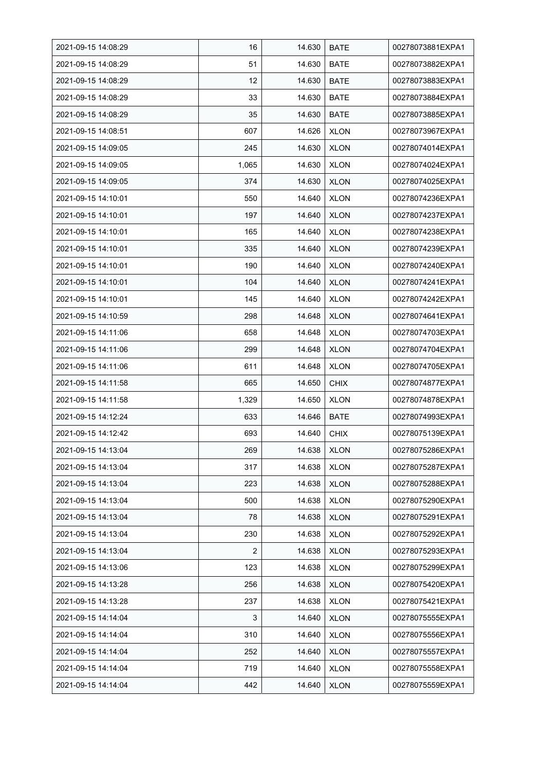| | | | | |
|---|---|---|---|---|
| 2021-09-15 14:08:29 | 16 | 14.630 | BATE | 00278073881EXPA1 |
| 2021-09-15 14:08:29 | 51 | 14.630 | BATE | 00278073882EXPA1 |
| 2021-09-15 14:08:29 | 12 | 14.630 | BATE | 00278073883EXPA1 |
| 2021-09-15 14:08:29 | 33 | 14.630 | BATE | 00278073884EXPA1 |
| 2021-09-15 14:08:29 | 35 | 14.630 | BATE | 00278073885EXPA1 |
| 2021-09-15 14:08:51 | 607 | 14.626 | XLON | 00278073967EXPA1 |
| 2021-09-15 14:09:05 | 245 | 14.630 | XLON | 00278074014EXPA1 |
| 2021-09-15 14:09:05 | 1,065 | 14.630 | XLON | 00278074024EXPA1 |
| 2021-09-15 14:09:05 | 374 | 14.630 | XLON | 00278074025EXPA1 |
| 2021-09-15 14:10:01 | 550 | 14.640 | XLON | 00278074236EXPA1 |
| 2021-09-15 14:10:01 | 197 | 14.640 | XLON | 00278074237EXPA1 |
| 2021-09-15 14:10:01 | 165 | 14.640 | XLON | 00278074238EXPA1 |
| 2021-09-15 14:10:01 | 335 | 14.640 | XLON | 00278074239EXPA1 |
| 2021-09-15 14:10:01 | 190 | 14.640 | XLON | 00278074240EXPA1 |
| 2021-09-15 14:10:01 | 104 | 14.640 | XLON | 00278074241EXPA1 |
| 2021-09-15 14:10:01 | 145 | 14.640 | XLON | 00278074242EXPA1 |
| 2021-09-15 14:10:59 | 298 | 14.648 | XLON | 00278074641EXPA1 |
| 2021-09-15 14:11:06 | 658 | 14.648 | XLON | 00278074703EXPA1 |
| 2021-09-15 14:11:06 | 299 | 14.648 | XLON | 00278074704EXPA1 |
| 2021-09-15 14:11:06 | 611 | 14.648 | XLON | 00278074705EXPA1 |
| 2021-09-15 14:11:58 | 665 | 14.650 | CHIX | 00278074877EXPA1 |
| 2021-09-15 14:11:58 | 1,329 | 14.650 | XLON | 00278074878EXPA1 |
| 2021-09-15 14:12:24 | 633 | 14.646 | BATE | 00278074993EXPA1 |
| 2021-09-15 14:12:42 | 693 | 14.640 | CHIX | 00278075139EXPA1 |
| 2021-09-15 14:13:04 | 269 | 14.638 | XLON | 00278075286EXPA1 |
| 2021-09-15 14:13:04 | 317 | 14.638 | XLON | 00278075287EXPA1 |
| 2021-09-15 14:13:04 | 223 | 14.638 | XLON | 00278075288EXPA1 |
| 2021-09-15 14:13:04 | 500 | 14.638 | XLON | 00278075290EXPA1 |
| 2021-09-15 14:13:04 | 78 | 14.638 | XLON | 00278075291EXPA1 |
| 2021-09-15 14:13:04 | 230 | 14.638 | XLON | 00278075292EXPA1 |
| 2021-09-15 14:13:04 | 2 | 14.638 | XLON | 00278075293EXPA1 |
| 2021-09-15 14:13:06 | 123 | 14.638 | XLON | 00278075299EXPA1 |
| 2021-09-15 14:13:28 | 256 | 14.638 | XLON | 00278075420EXPA1 |
| 2021-09-15 14:13:28 | 237 | 14.638 | XLON | 00278075421EXPA1 |
| 2021-09-15 14:14:04 | 3 | 14.640 | XLON | 00278075555EXPA1 |
| 2021-09-15 14:14:04 | 310 | 14.640 | XLON | 00278075556EXPA1 |
| 2021-09-15 14:14:04 | 252 | 14.640 | XLON | 00278075557EXPA1 |
| 2021-09-15 14:14:04 | 719 | 14.640 | XLON | 00278075558EXPA1 |
| 2021-09-15 14:14:04 | 442 | 14.640 | XLON | 00278075559EXPA1 |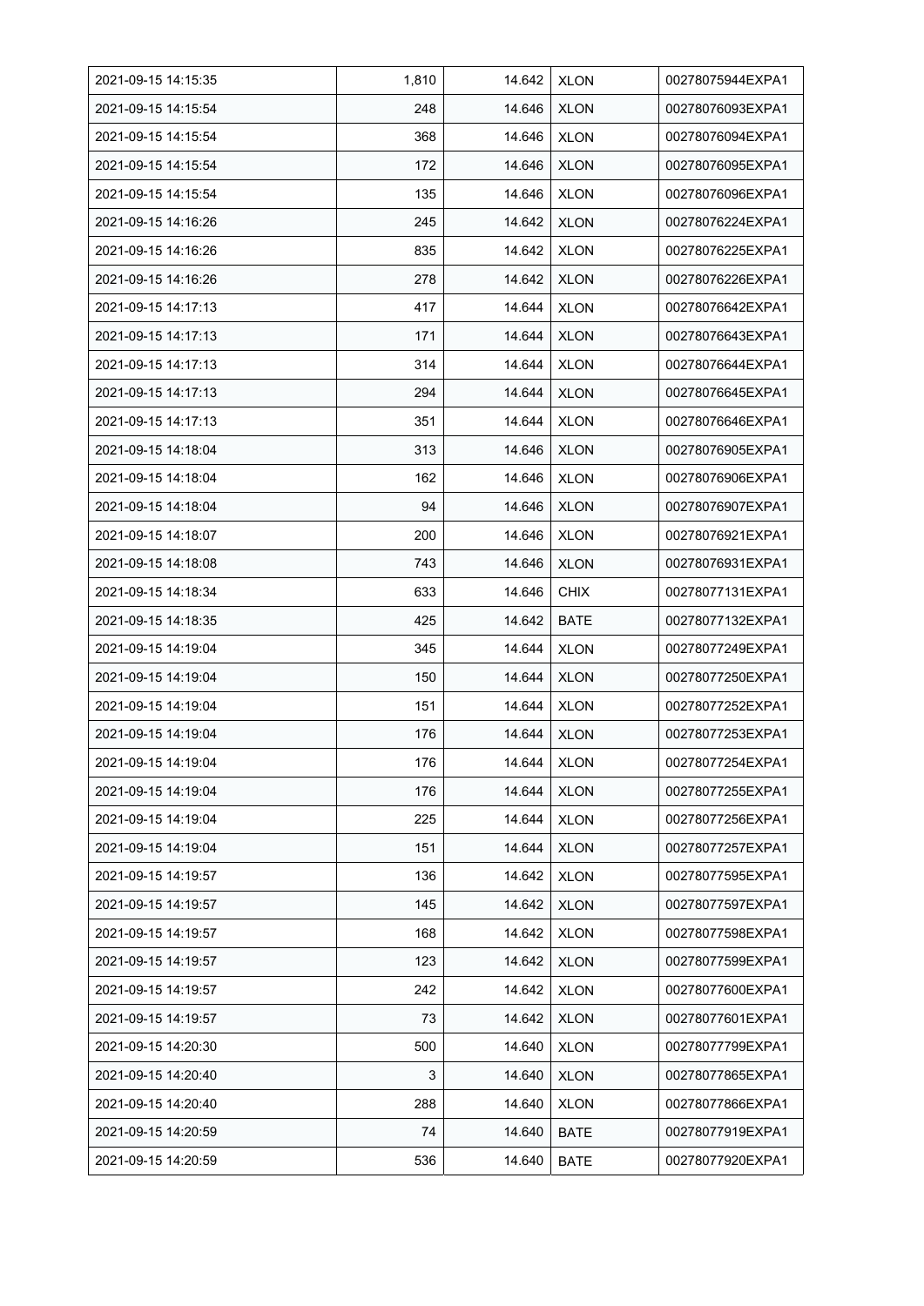| 2021-09-15 14:15:35 | 1,810 | 14.642 | XLON | 00278075944EXPA1 |
|---|---|---|---|---|
| 2021-09-15 14:15:54 | 248 | 14.646 | XLON | 00278076093EXPA1 |
| 2021-09-15 14:15:54 | 368 | 14.646 | XLON | 00278076094EXPA1 |
| 2021-09-15 14:15:54 | 172 | 14.646 | XLON | 00278076095EXPA1 |
| 2021-09-15 14:15:54 | 135 | 14.646 | XLON | 00278076096EXPA1 |
| 2021-09-15 14:16:26 | 245 | 14.642 | XLON | 00278076224EXPA1 |
| 2021-09-15 14:16:26 | 835 | 14.642 | XLON | 00278076225EXPA1 |
| 2021-09-15 14:16:26 | 278 | 14.642 | XLON | 00278076226EXPA1 |
| 2021-09-15 14:17:13 | 417 | 14.644 | XLON | 00278076642EXPA1 |
| 2021-09-15 14:17:13 | 171 | 14.644 | XLON | 00278076643EXPA1 |
| 2021-09-15 14:17:13 | 314 | 14.644 | XLON | 00278076644EXPA1 |
| 2021-09-15 14:17:13 | 294 | 14.644 | XLON | 00278076645EXPA1 |
| 2021-09-15 14:17:13 | 351 | 14.644 | XLON | 00278076646EXPA1 |
| 2021-09-15 14:18:04 | 313 | 14.646 | XLON | 00278076905EXPA1 |
| 2021-09-15 14:18:04 | 162 | 14.646 | XLON | 00278076906EXPA1 |
| 2021-09-15 14:18:04 | 94 | 14.646 | XLON | 00278076907EXPA1 |
| 2021-09-15 14:18:07 | 200 | 14.646 | XLON | 00278076921EXPA1 |
| 2021-09-15 14:18:08 | 743 | 14.646 | XLON | 00278076931EXPA1 |
| 2021-09-15 14:18:34 | 633 | 14.646 | CHIX | 00278077131EXPA1 |
| 2021-09-15 14:18:35 | 425 | 14.642 | BATE | 00278077132EXPA1 |
| 2021-09-15 14:19:04 | 345 | 14.644 | XLON | 00278077249EXPA1 |
| 2021-09-15 14:19:04 | 150 | 14.644 | XLON | 00278077250EXPA1 |
| 2021-09-15 14:19:04 | 151 | 14.644 | XLON | 00278077252EXPA1 |
| 2021-09-15 14:19:04 | 176 | 14.644 | XLON | 00278077253EXPA1 |
| 2021-09-15 14:19:04 | 176 | 14.644 | XLON | 00278077254EXPA1 |
| 2021-09-15 14:19:04 | 176 | 14.644 | XLON | 00278077255EXPA1 |
| 2021-09-15 14:19:04 | 225 | 14.644 | XLON | 00278077256EXPA1 |
| 2021-09-15 14:19:04 | 151 | 14.644 | XLON | 00278077257EXPA1 |
| 2021-09-15 14:19:57 | 136 | 14.642 | XLON | 00278077595EXPA1 |
| 2021-09-15 14:19:57 | 145 | 14.642 | XLON | 00278077597EXPA1 |
| 2021-09-15 14:19:57 | 168 | 14.642 | XLON | 00278077598EXPA1 |
| 2021-09-15 14:19:57 | 123 | 14.642 | XLON | 00278077599EXPA1 |
| 2021-09-15 14:19:57 | 242 | 14.642 | XLON | 00278077600EXPA1 |
| 2021-09-15 14:19:57 | 73 | 14.642 | XLON | 00278077601EXPA1 |
| 2021-09-15 14:20:30 | 500 | 14.640 | XLON | 00278077799EXPA1 |
| 2021-09-15 14:20:40 | 3 | 14.640 | XLON | 00278077865EXPA1 |
| 2021-09-15 14:20:40 | 288 | 14.640 | XLON | 00278077866EXPA1 |
| 2021-09-15 14:20:59 | 74 | 14.640 | BATE | 00278077919EXPA1 |
| 2021-09-15 14:20:59 | 536 | 14.640 | BATE | 00278077920EXPA1 |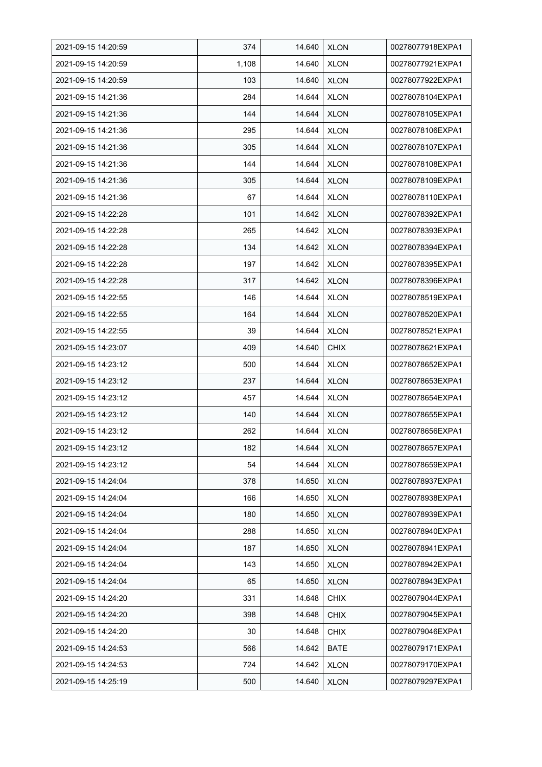| 2021-09-15 14:20:59 | 374 | 14.640 | XLON | 00278077918EXPA1 |
|---|---|---|---|---|
| 2021-09-15 14:20:59 | 1,108 | 14.640 | XLON | 00278077921EXPA1 |
| 2021-09-15 14:20:59 | 103 | 14.640 | XLON | 00278077922EXPA1 |
| 2021-09-15 14:21:36 | 284 | 14.644 | XLON | 00278078104EXPA1 |
| 2021-09-15 14:21:36 | 144 | 14.644 | XLON | 00278078105EXPA1 |
| 2021-09-15 14:21:36 | 295 | 14.644 | XLON | 00278078106EXPA1 |
| 2021-09-15 14:21:36 | 305 | 14.644 | XLON | 00278078107EXPA1 |
| 2021-09-15 14:21:36 | 144 | 14.644 | XLON | 00278078108EXPA1 |
| 2021-09-15 14:21:36 | 305 | 14.644 | XLON | 00278078109EXPA1 |
| 2021-09-15 14:21:36 | 67 | 14.644 | XLON | 00278078110EXPA1 |
| 2021-09-15 14:22:28 | 101 | 14.642 | XLON | 00278078392EXPA1 |
| 2021-09-15 14:22:28 | 265 | 14.642 | XLON | 00278078393EXPA1 |
| 2021-09-15 14:22:28 | 134 | 14.642 | XLON | 00278078394EXPA1 |
| 2021-09-15 14:22:28 | 197 | 14.642 | XLON | 00278078395EXPA1 |
| 2021-09-15 14:22:28 | 317 | 14.642 | XLON | 00278078396EXPA1 |
| 2021-09-15 14:22:55 | 146 | 14.644 | XLON | 00278078519EXPA1 |
| 2021-09-15 14:22:55 | 164 | 14.644 | XLON | 00278078520EXPA1 |
| 2021-09-15 14:22:55 | 39 | 14.644 | XLON | 00278078521EXPA1 |
| 2021-09-15 14:23:07 | 409 | 14.640 | CHIX | 00278078621EXPA1 |
| 2021-09-15 14:23:12 | 500 | 14.644 | XLON | 00278078652EXPA1 |
| 2021-09-15 14:23:12 | 237 | 14.644 | XLON | 00278078653EXPA1 |
| 2021-09-15 14:23:12 | 457 | 14.644 | XLON | 00278078654EXPA1 |
| 2021-09-15 14:23:12 | 140 | 14.644 | XLON | 00278078655EXPA1 |
| 2021-09-15 14:23:12 | 262 | 14.644 | XLON | 00278078656EXPA1 |
| 2021-09-15 14:23:12 | 182 | 14.644 | XLON | 00278078657EXPA1 |
| 2021-09-15 14:23:12 | 54 | 14.644 | XLON | 00278078659EXPA1 |
| 2021-09-15 14:24:04 | 378 | 14.650 | XLON | 00278078937EXPA1 |
| 2021-09-15 14:24:04 | 166 | 14.650 | XLON | 00278078938EXPA1 |
| 2021-09-15 14:24:04 | 180 | 14.650 | XLON | 00278078939EXPA1 |
| 2021-09-15 14:24:04 | 288 | 14.650 | XLON | 00278078940EXPA1 |
| 2021-09-15 14:24:04 | 187 | 14.650 | XLON | 00278078941EXPA1 |
| 2021-09-15 14:24:04 | 143 | 14.650 | XLON | 00278078942EXPA1 |
| 2021-09-15 14:24:04 | 65 | 14.650 | XLON | 00278078943EXPA1 |
| 2021-09-15 14:24:20 | 331 | 14.648 | CHIX | 00278079044EXPA1 |
| 2021-09-15 14:24:20 | 398 | 14.648 | CHIX | 00278079045EXPA1 |
| 2021-09-15 14:24:20 | 30 | 14.648 | CHIX | 00278079046EXPA1 |
| 2021-09-15 14:24:53 | 566 | 14.642 | BATE | 00278079171EXPA1 |
| 2021-09-15 14:24:53 | 724 | 14.642 | XLON | 00278079170EXPA1 |
| 2021-09-15 14:25:19 | 500 | 14.640 | XLON | 00278079297EXPA1 |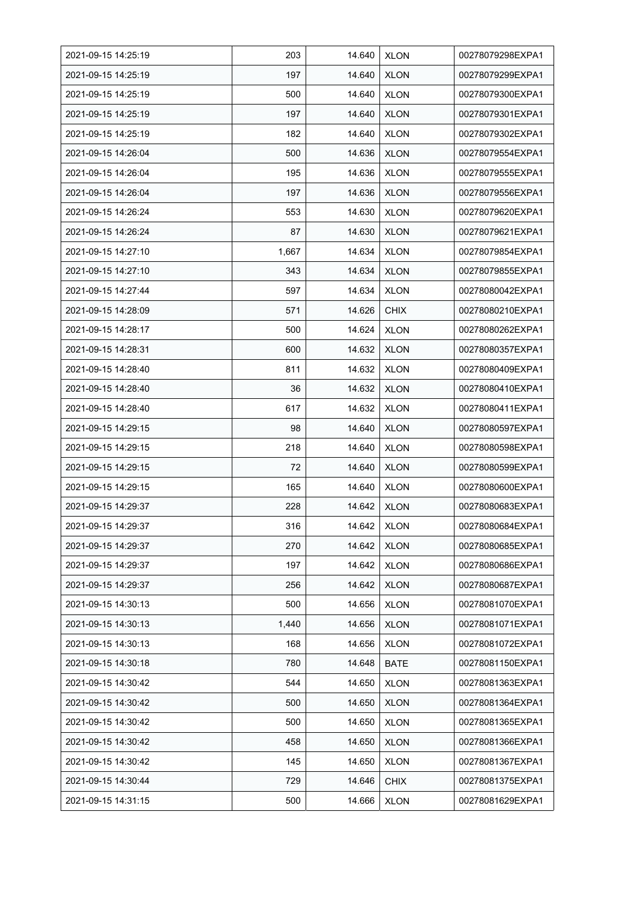| 2021-09-15 14:25:19 | 203 | 14.640 | XLON | 00278079298EXPA1 |
|---|---|---|---|---|
| 2021-09-15 14:25:19 | 197 | 14.640 | XLON | 00278079299EXPA1 |
| 2021-09-15 14:25:19 | 500 | 14.640 | XLON | 00278079300EXPA1 |
| 2021-09-15 14:25:19 | 197 | 14.640 | XLON | 00278079301EXPA1 |
| 2021-09-15 14:25:19 | 182 | 14.640 | XLON | 00278079302EXPA1 |
| 2021-09-15 14:26:04 | 500 | 14.636 | XLON | 00278079554EXPA1 |
| 2021-09-15 14:26:04 | 195 | 14.636 | XLON | 00278079555EXPA1 |
| 2021-09-15 14:26:04 | 197 | 14.636 | XLON | 00278079556EXPA1 |
| 2021-09-15 14:26:24 | 553 | 14.630 | XLON | 00278079620EXPA1 |
| 2021-09-15 14:26:24 | 87 | 14.630 | XLON | 00278079621EXPA1 |
| 2021-09-15 14:27:10 | 1,667 | 14.634 | XLON | 00278079854EXPA1 |
| 2021-09-15 14:27:10 | 343 | 14.634 | XLON | 00278079855EXPA1 |
| 2021-09-15 14:27:44 | 597 | 14.634 | XLON | 00278080042EXPA1 |
| 2021-09-15 14:28:09 | 571 | 14.626 | CHIX | 00278080210EXPA1 |
| 2021-09-15 14:28:17 | 500 | 14.624 | XLON | 00278080262EXPA1 |
| 2021-09-15 14:28:31 | 600 | 14.632 | XLON | 00278080357EXPA1 |
| 2021-09-15 14:28:40 | 811 | 14.632 | XLON | 00278080409EXPA1 |
| 2021-09-15 14:28:40 | 36 | 14.632 | XLON | 00278080410EXPA1 |
| 2021-09-15 14:28:40 | 617 | 14.632 | XLON | 00278080411EXPA1 |
| 2021-09-15 14:29:15 | 98 | 14.640 | XLON | 00278080597EXPA1 |
| 2021-09-15 14:29:15 | 218 | 14.640 | XLON | 00278080598EXPA1 |
| 2021-09-15 14:29:15 | 72 | 14.640 | XLON | 00278080599EXPA1 |
| 2021-09-15 14:29:15 | 165 | 14.640 | XLON | 00278080600EXPA1 |
| 2021-09-15 14:29:37 | 228 | 14.642 | XLON | 00278080683EXPA1 |
| 2021-09-15 14:29:37 | 316 | 14.642 | XLON | 00278080684EXPA1 |
| 2021-09-15 14:29:37 | 270 | 14.642 | XLON | 00278080685EXPA1 |
| 2021-09-15 14:29:37 | 197 | 14.642 | XLON | 00278080686EXPA1 |
| 2021-09-15 14:29:37 | 256 | 14.642 | XLON | 00278080687EXPA1 |
| 2021-09-15 14:30:13 | 500 | 14.656 | XLON | 00278081070EXPA1 |
| 2021-09-15 14:30:13 | 1,440 | 14.656 | XLON | 00278081071EXPA1 |
| 2021-09-15 14:30:13 | 168 | 14.656 | XLON | 00278081072EXPA1 |
| 2021-09-15 14:30:18 | 780 | 14.648 | BATE | 00278081150EXPA1 |
| 2021-09-15 14:30:42 | 544 | 14.650 | XLON | 00278081363EXPA1 |
| 2021-09-15 14:30:42 | 500 | 14.650 | XLON | 00278081364EXPA1 |
| 2021-09-15 14:30:42 | 500 | 14.650 | XLON | 00278081365EXPA1 |
| 2021-09-15 14:30:42 | 458 | 14.650 | XLON | 00278081366EXPA1 |
| 2021-09-15 14:30:42 | 145 | 14.650 | XLON | 00278081367EXPA1 |
| 2021-09-15 14:30:44 | 729 | 14.646 | CHIX | 00278081375EXPA1 |
| 2021-09-15 14:31:15 | 500 | 14.666 | XLON | 00278081629EXPA1 |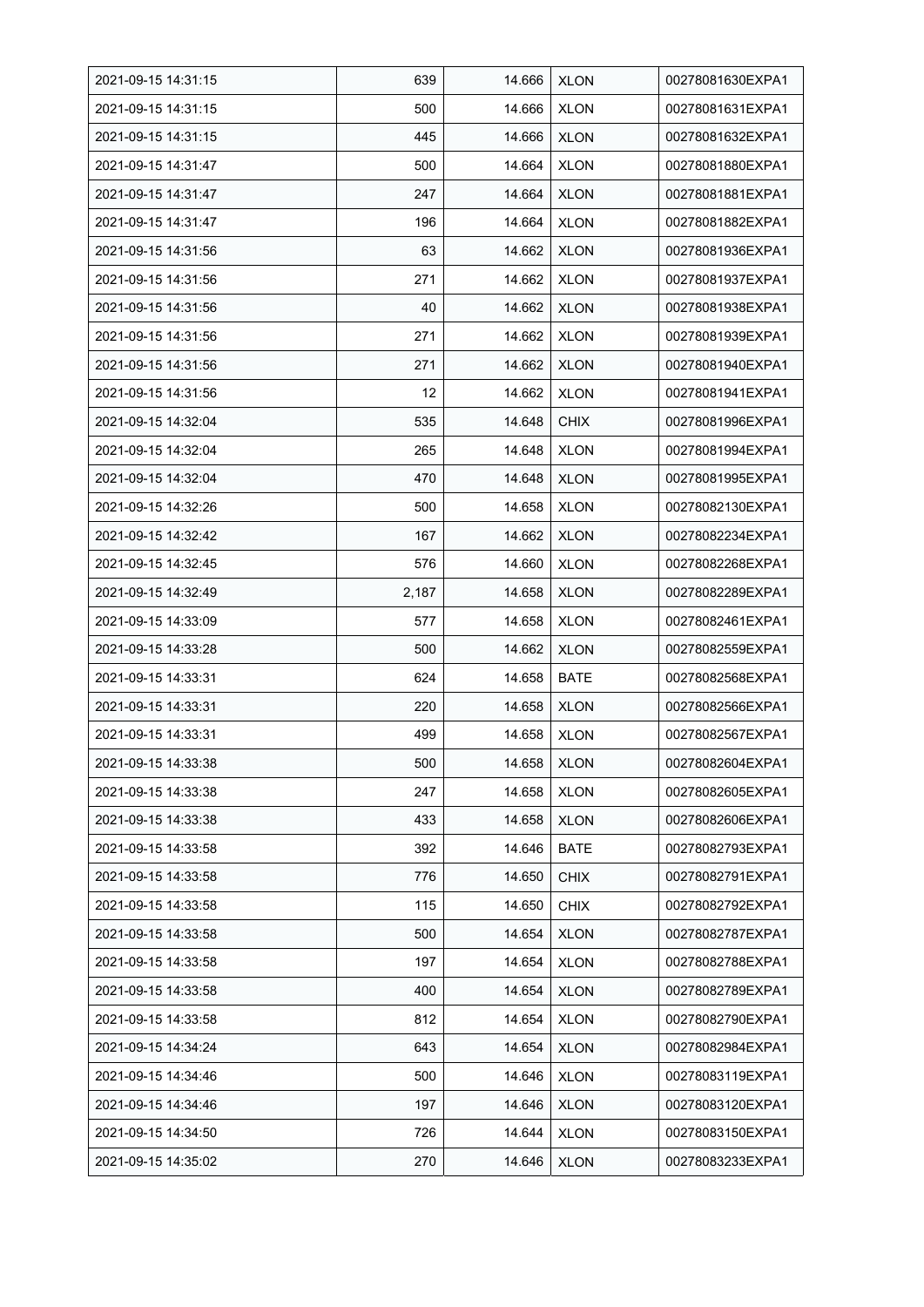| 2021-09-15 14:31:15 | 639 | 14.666 | XLON | 00278081630EXPA1 |
|---|---|---|---|---|
| 2021-09-15 14:31:15 | 500 | 14.666 | XLON | 00278081631EXPA1 |
| 2021-09-15 14:31:15 | 445 | 14.666 | XLON | 00278081632EXPA1 |
| 2021-09-15 14:31:47 | 500 | 14.664 | XLON | 00278081880EXPA1 |
| 2021-09-15 14:31:47 | 247 | 14.664 | XLON | 00278081881EXPA1 |
| 2021-09-15 14:31:47 | 196 | 14.664 | XLON | 00278081882EXPA1 |
| 2021-09-15 14:31:56 | 63 | 14.662 | XLON | 00278081936EXPA1 |
| 2021-09-15 14:31:56 | 271 | 14.662 | XLON | 00278081937EXPA1 |
| 2021-09-15 14:31:56 | 40 | 14.662 | XLON | 00278081938EXPA1 |
| 2021-09-15 14:31:56 | 271 | 14.662 | XLON | 00278081939EXPA1 |
| 2021-09-15 14:31:56 | 271 | 14.662 | XLON | 00278081940EXPA1 |
| 2021-09-15 14:31:56 | 12 | 14.662 | XLON | 00278081941EXPA1 |
| 2021-09-15 14:32:04 | 535 | 14.648 | CHIX | 00278081996EXPA1 |
| 2021-09-15 14:32:04 | 265 | 14.648 | XLON | 00278081994EXPA1 |
| 2021-09-15 14:32:04 | 470 | 14.648 | XLON | 00278081995EXPA1 |
| 2021-09-15 14:32:26 | 500 | 14.658 | XLON | 00278082130EXPA1 |
| 2021-09-15 14:32:42 | 167 | 14.662 | XLON | 00278082234EXPA1 |
| 2021-09-15 14:32:45 | 576 | 14.660 | XLON | 00278082268EXPA1 |
| 2021-09-15 14:32:49 | 2,187 | 14.658 | XLON | 00278082289EXPA1 |
| 2021-09-15 14:33:09 | 577 | 14.658 | XLON | 00278082461EXPA1 |
| 2021-09-15 14:33:28 | 500 | 14.662 | XLON | 00278082559EXPA1 |
| 2021-09-15 14:33:31 | 624 | 14.658 | BATE | 00278082568EXPA1 |
| 2021-09-15 14:33:31 | 220 | 14.658 | XLON | 00278082566EXPA1 |
| 2021-09-15 14:33:31 | 499 | 14.658 | XLON | 00278082567EXPA1 |
| 2021-09-15 14:33:38 | 500 | 14.658 | XLON | 00278082604EXPA1 |
| 2021-09-15 14:33:38 | 247 | 14.658 | XLON | 00278082605EXPA1 |
| 2021-09-15 14:33:38 | 433 | 14.658 | XLON | 00278082606EXPA1 |
| 2021-09-15 14:33:58 | 392 | 14.646 | BATE | 00278082793EXPA1 |
| 2021-09-15 14:33:58 | 776 | 14.650 | CHIX | 00278082791EXPA1 |
| 2021-09-15 14:33:58 | 115 | 14.650 | CHIX | 00278082792EXPA1 |
| 2021-09-15 14:33:58 | 500 | 14.654 | XLON | 00278082787EXPA1 |
| 2021-09-15 14:33:58 | 197 | 14.654 | XLON | 00278082788EXPA1 |
| 2021-09-15 14:33:58 | 400 | 14.654 | XLON | 00278082789EXPA1 |
| 2021-09-15 14:33:58 | 812 | 14.654 | XLON | 00278082790EXPA1 |
| 2021-09-15 14:34:24 | 643 | 14.654 | XLON | 00278082984EXPA1 |
| 2021-09-15 14:34:46 | 500 | 14.646 | XLON | 00278083119EXPA1 |
| 2021-09-15 14:34:46 | 197 | 14.646 | XLON | 00278083120EXPA1 |
| 2021-09-15 14:34:50 | 726 | 14.644 | XLON | 00278083150EXPA1 |
| 2021-09-15 14:35:02 | 270 | 14.646 | XLON | 00278083233EXPA1 |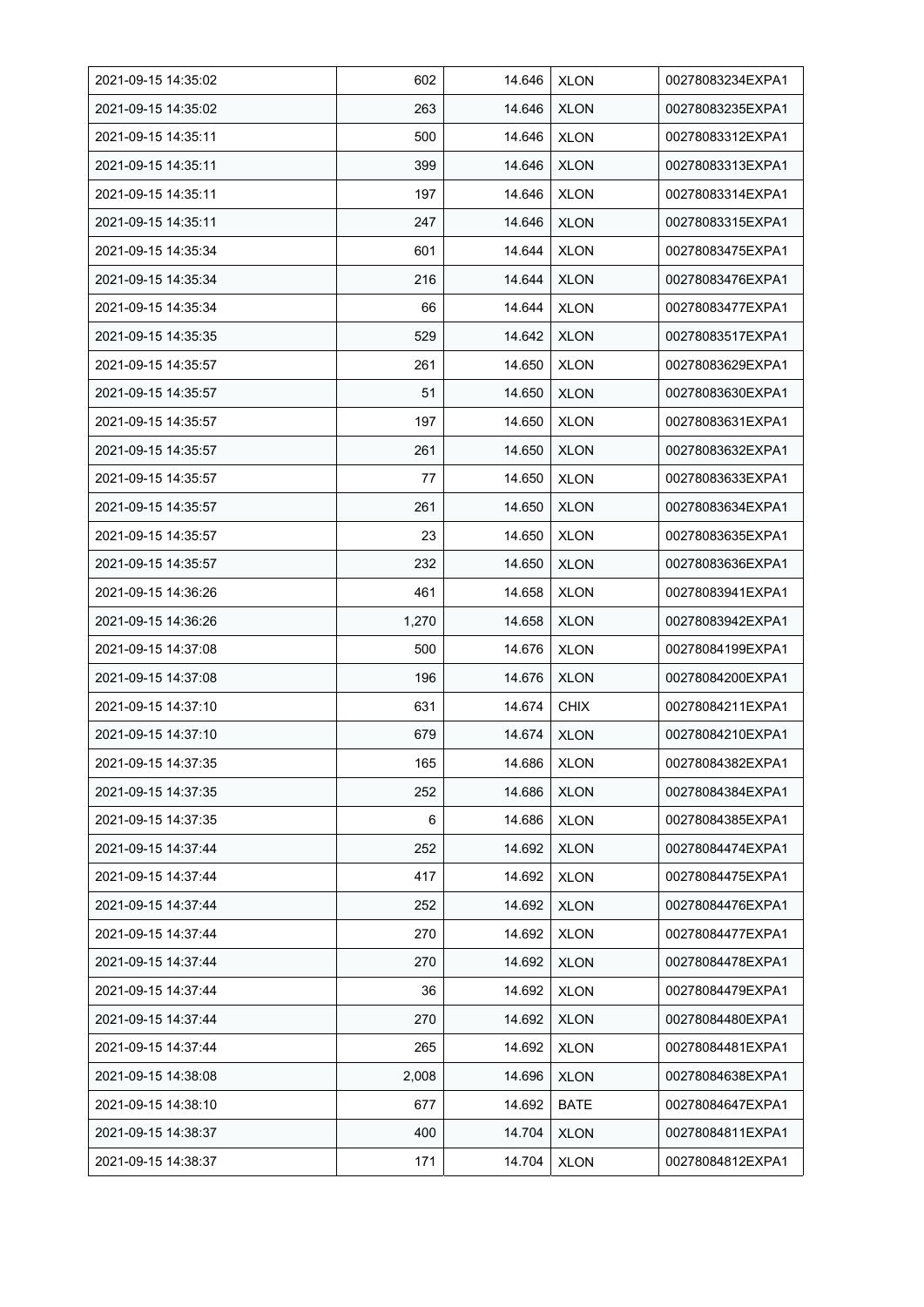| | | | | |
|---|---|---|---|---|
| 2021-09-15 14:35:02 | 602 | 14.646 | XLON | 00278083234EXPA1 |
| 2021-09-15 14:35:02 | 263 | 14.646 | XLON | 00278083235EXPA1 |
| 2021-09-15 14:35:11 | 500 | 14.646 | XLON | 00278083312EXPA1 |
| 2021-09-15 14:35:11 | 399 | 14.646 | XLON | 00278083313EXPA1 |
| 2021-09-15 14:35:11 | 197 | 14.646 | XLON | 00278083314EXPA1 |
| 2021-09-15 14:35:11 | 247 | 14.646 | XLON | 00278083315EXPA1 |
| 2021-09-15 14:35:34 | 601 | 14.644 | XLON | 00278083475EXPA1 |
| 2021-09-15 14:35:34 | 216 | 14.644 | XLON | 00278083476EXPA1 |
| 2021-09-15 14:35:34 | 66 | 14.644 | XLON | 00278083477EXPA1 |
| 2021-09-15 14:35:35 | 529 | 14.642 | XLON | 00278083517EXPA1 |
| 2021-09-15 14:35:57 | 261 | 14.650 | XLON | 00278083629EXPA1 |
| 2021-09-15 14:35:57 | 51 | 14.650 | XLON | 00278083630EXPA1 |
| 2021-09-15 14:35:57 | 197 | 14.650 | XLON | 00278083631EXPA1 |
| 2021-09-15 14:35:57 | 261 | 14.650 | XLON | 00278083632EXPA1 |
| 2021-09-15 14:35:57 | 77 | 14.650 | XLON | 00278083633EXPA1 |
| 2021-09-15 14:35:57 | 261 | 14.650 | XLON | 00278083634EXPA1 |
| 2021-09-15 14:35:57 | 23 | 14.650 | XLON | 00278083635EXPA1 |
| 2021-09-15 14:35:57 | 232 | 14.650 | XLON | 00278083636EXPA1 |
| 2021-09-15 14:36:26 | 461 | 14.658 | XLON | 00278083941EXPA1 |
| 2021-09-15 14:36:26 | 1,270 | 14.658 | XLON | 00278083942EXPA1 |
| 2021-09-15 14:37:08 | 500 | 14.676 | XLON | 00278084199EXPA1 |
| 2021-09-15 14:37:08 | 196 | 14.676 | XLON | 00278084200EXPA1 |
| 2021-09-15 14:37:10 | 631 | 14.674 | CHIX | 00278084211EXPA1 |
| 2021-09-15 14:37:10 | 679 | 14.674 | XLON | 00278084210EXPA1 |
| 2021-09-15 14:37:35 | 165 | 14.686 | XLON | 00278084382EXPA1 |
| 2021-09-15 14:37:35 | 252 | 14.686 | XLON | 00278084384EXPA1 |
| 2021-09-15 14:37:35 | 6 | 14.686 | XLON | 00278084385EXPA1 |
| 2021-09-15 14:37:44 | 252 | 14.692 | XLON | 00278084474EXPA1 |
| 2021-09-15 14:37:44 | 417 | 14.692 | XLON | 00278084475EXPA1 |
| 2021-09-15 14:37:44 | 252 | 14.692 | XLON | 00278084476EXPA1 |
| 2021-09-15 14:37:44 | 270 | 14.692 | XLON | 00278084477EXPA1 |
| 2021-09-15 14:37:44 | 270 | 14.692 | XLON | 00278084478EXPA1 |
| 2021-09-15 14:37:44 | 36 | 14.692 | XLON | 00278084479EXPA1 |
| 2021-09-15 14:37:44 | 270 | 14.692 | XLON | 00278084480EXPA1 |
| 2021-09-15 14:37:44 | 265 | 14.692 | XLON | 00278084481EXPA1 |
| 2021-09-15 14:38:08 | 2,008 | 14.696 | XLON | 00278084638EXPA1 |
| 2021-09-15 14:38:10 | 677 | 14.692 | BATE | 00278084647EXPA1 |
| 2021-09-15 14:38:37 | 400 | 14.704 | XLON | 00278084811EXPA1 |
| 2021-09-15 14:38:37 | 171 | 14.704 | XLON | 00278084812EXPA1 |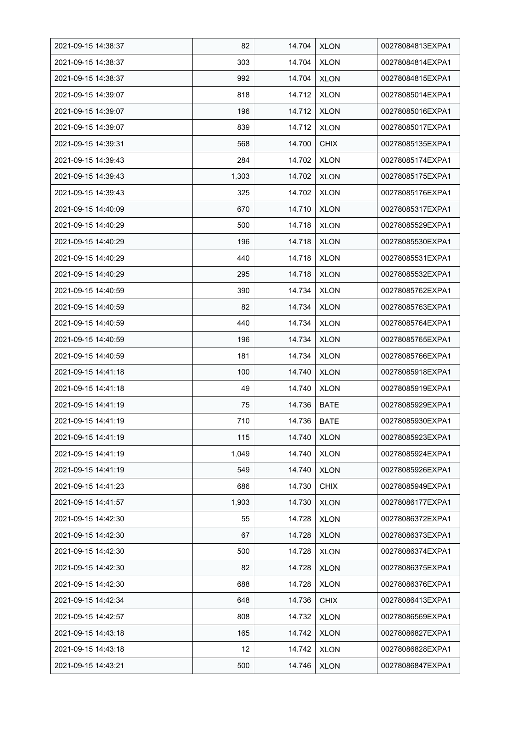| 2021-09-15 14:38:37 | 82 | 14.704 | XLON | 00278084813EXPA1 |
|---|---|---|---|---|
| 2021-09-15 14:38:37 | 303 | 14.704 | XLON | 00278084814EXPA1 |
| 2021-09-15 14:38:37 | 992 | 14.704 | XLON | 00278084815EXPA1 |
| 2021-09-15 14:39:07 | 818 | 14.712 | XLON | 00278085014EXPA1 |
| 2021-09-15 14:39:07 | 196 | 14.712 | XLON | 00278085016EXPA1 |
| 2021-09-15 14:39:07 | 839 | 14.712 | XLON | 00278085017EXPA1 |
| 2021-09-15 14:39:31 | 568 | 14.700 | CHIX | 00278085135EXPA1 |
| 2021-09-15 14:39:43 | 284 | 14.702 | XLON | 00278085174EXPA1 |
| 2021-09-15 14:39:43 | 1,303 | 14.702 | XLON | 00278085175EXPA1 |
| 2021-09-15 14:39:43 | 325 | 14.702 | XLON | 00278085176EXPA1 |
| 2021-09-15 14:40:09 | 670 | 14.710 | XLON | 00278085317EXPA1 |
| 2021-09-15 14:40:29 | 500 | 14.718 | XLON | 00278085529EXPA1 |
| 2021-09-15 14:40:29 | 196 | 14.718 | XLON | 00278085530EXPA1 |
| 2021-09-15 14:40:29 | 440 | 14.718 | XLON | 00278085531EXPA1 |
| 2021-09-15 14:40:29 | 295 | 14.718 | XLON | 00278085532EXPA1 |
| 2021-09-15 14:40:59 | 390 | 14.734 | XLON | 00278085762EXPA1 |
| 2021-09-15 14:40:59 | 82 | 14.734 | XLON | 00278085763EXPA1 |
| 2021-09-15 14:40:59 | 440 | 14.734 | XLON | 00278085764EXPA1 |
| 2021-09-15 14:40:59 | 196 | 14.734 | XLON | 00278085765EXPA1 |
| 2021-09-15 14:40:59 | 181 | 14.734 | XLON | 00278085766EXPA1 |
| 2021-09-15 14:41:18 | 100 | 14.740 | XLON | 00278085918EXPA1 |
| 2021-09-15 14:41:18 | 49 | 14.740 | XLON | 00278085919EXPA1 |
| 2021-09-15 14:41:19 | 75 | 14.736 | BATE | 00278085929EXPA1 |
| 2021-09-15 14:41:19 | 710 | 14.736 | BATE | 00278085930EXPA1 |
| 2021-09-15 14:41:19 | 115 | 14.740 | XLON | 00278085923EXPA1 |
| 2021-09-15 14:41:19 | 1,049 | 14.740 | XLON | 00278085924EXPA1 |
| 2021-09-15 14:41:19 | 549 | 14.740 | XLON | 00278085926EXPA1 |
| 2021-09-15 14:41:23 | 686 | 14.730 | CHIX | 00278085949EXPA1 |
| 2021-09-15 14:41:57 | 1,903 | 14.730 | XLON | 00278086177EXPA1 |
| 2021-09-15 14:42:30 | 55 | 14.728 | XLON | 00278086372EXPA1 |
| 2021-09-15 14:42:30 | 67 | 14.728 | XLON | 00278086373EXPA1 |
| 2021-09-15 14:42:30 | 500 | 14.728 | XLON | 00278086374EXPA1 |
| 2021-09-15 14:42:30 | 82 | 14.728 | XLON | 00278086375EXPA1 |
| 2021-09-15 14:42:30 | 688 | 14.728 | XLON | 00278086376EXPA1 |
| 2021-09-15 14:42:34 | 648 | 14.736 | CHIX | 00278086413EXPA1 |
| 2021-09-15 14:42:57 | 808 | 14.732 | XLON | 00278086569EXPA1 |
| 2021-09-15 14:43:18 | 165 | 14.742 | XLON | 00278086827EXPA1 |
| 2021-09-15 14:43:18 | 12 | 14.742 | XLON | 00278086828EXPA1 |
| 2021-09-15 14:43:21 | 500 | 14.746 | XLON | 00278086847EXPA1 |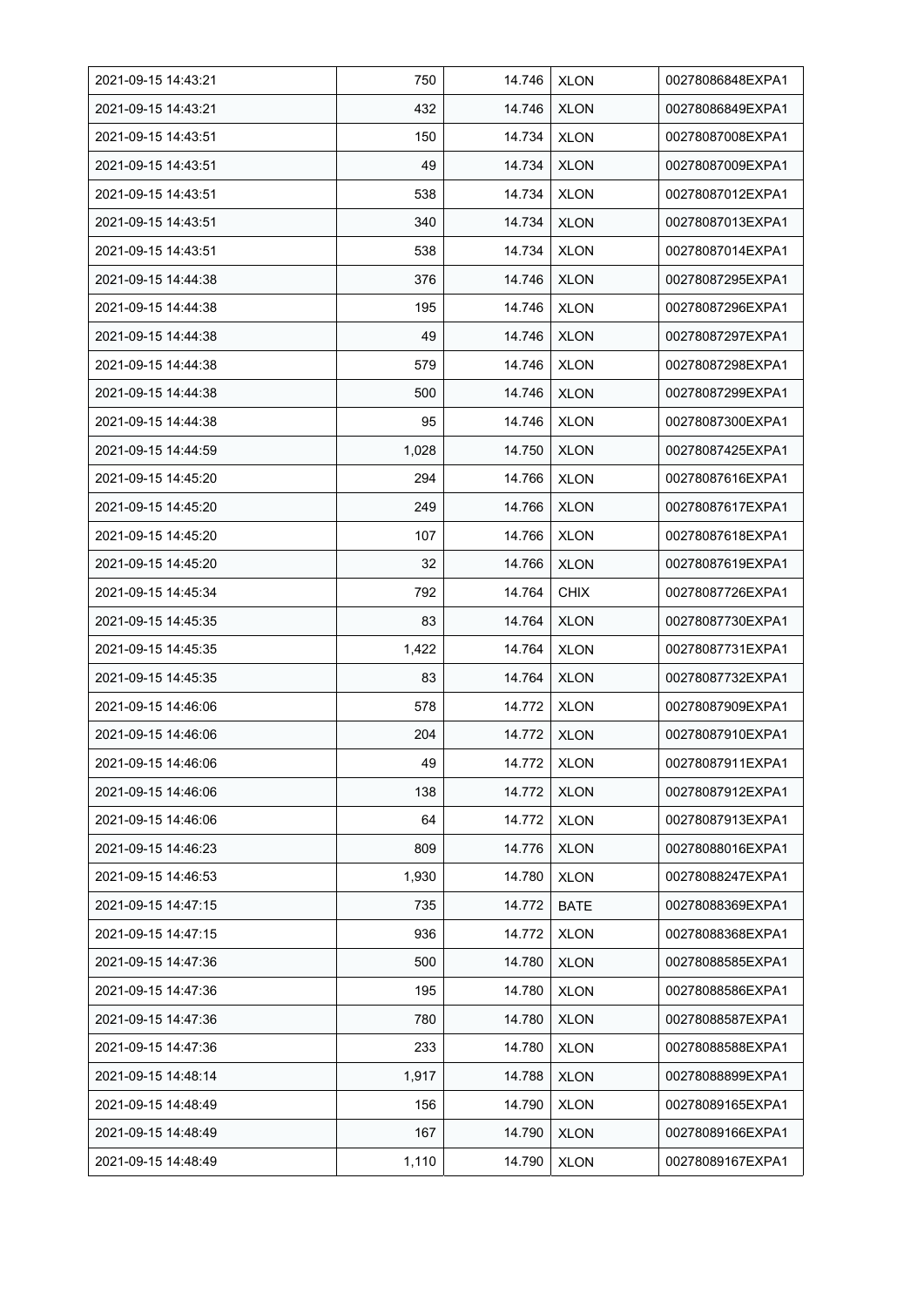| 2021-09-15 14:43:21 | 750 | 14.746 | XLON | 00278086848EXPA1 |
|---|---|---|---|---|
| 2021-09-15 14:43:21 | 432 | 14.746 | XLON | 00278086849EXPA1 |
| 2021-09-15 14:43:51 | 150 | 14.734 | XLON | 00278087008EXPA1 |
| 2021-09-15 14:43:51 | 49 | 14.734 | XLON | 00278087009EXPA1 |
| 2021-09-15 14:43:51 | 538 | 14.734 | XLON | 00278087012EXPA1 |
| 2021-09-15 14:43:51 | 340 | 14.734 | XLON | 00278087013EXPA1 |
| 2021-09-15 14:43:51 | 538 | 14.734 | XLON | 00278087014EXPA1 |
| 2021-09-15 14:44:38 | 376 | 14.746 | XLON | 00278087295EXPA1 |
| 2021-09-15 14:44:38 | 195 | 14.746 | XLON | 00278087296EXPA1 |
| 2021-09-15 14:44:38 | 49 | 14.746 | XLON | 00278087297EXPA1 |
| 2021-09-15 14:44:38 | 579 | 14.746 | XLON | 00278087298EXPA1 |
| 2021-09-15 14:44:38 | 500 | 14.746 | XLON | 00278087299EXPA1 |
| 2021-09-15 14:44:38 | 95 | 14.746 | XLON | 00278087300EXPA1 |
| 2021-09-15 14:44:59 | 1,028 | 14.750 | XLON | 00278087425EXPA1 |
| 2021-09-15 14:45:20 | 294 | 14.766 | XLON | 00278087616EXPA1 |
| 2021-09-15 14:45:20 | 249 | 14.766 | XLON | 00278087617EXPA1 |
| 2021-09-15 14:45:20 | 107 | 14.766 | XLON | 00278087618EXPA1 |
| 2021-09-15 14:45:20 | 32 | 14.766 | XLON | 00278087619EXPA1 |
| 2021-09-15 14:45:34 | 792 | 14.764 | CHIX | 00278087726EXPA1 |
| 2021-09-15 14:45:35 | 83 | 14.764 | XLON | 00278087730EXPA1 |
| 2021-09-15 14:45:35 | 1,422 | 14.764 | XLON | 00278087731EXPA1 |
| 2021-09-15 14:45:35 | 83 | 14.764 | XLON | 00278087732EXPA1 |
| 2021-09-15 14:46:06 | 578 | 14.772 | XLON | 00278087909EXPA1 |
| 2021-09-15 14:46:06 | 204 | 14.772 | XLON | 00278087910EXPA1 |
| 2021-09-15 14:46:06 | 49 | 14.772 | XLON | 00278087911EXPA1 |
| 2021-09-15 14:46:06 | 138 | 14.772 | XLON | 00278087912EXPA1 |
| 2021-09-15 14:46:06 | 64 | 14.772 | XLON | 00278087913EXPA1 |
| 2021-09-15 14:46:23 | 809 | 14.776 | XLON | 00278088016EXPA1 |
| 2021-09-15 14:46:53 | 1,930 | 14.780 | XLON | 00278088247EXPA1 |
| 2021-09-15 14:47:15 | 735 | 14.772 | BATE | 00278088369EXPA1 |
| 2021-09-15 14:47:15 | 936 | 14.772 | XLON | 00278088368EXPA1 |
| 2021-09-15 14:47:36 | 500 | 14.780 | XLON | 00278088585EXPA1 |
| 2021-09-15 14:47:36 | 195 | 14.780 | XLON | 00278088586EXPA1 |
| 2021-09-15 14:47:36 | 780 | 14.780 | XLON | 00278088587EXPA1 |
| 2021-09-15 14:47:36 | 233 | 14.780 | XLON | 00278088588EXPA1 |
| 2021-09-15 14:48:14 | 1,917 | 14.788 | XLON | 00278088899EXPA1 |
| 2021-09-15 14:48:49 | 156 | 14.790 | XLON | 00278089165EXPA1 |
| 2021-09-15 14:48:49 | 167 | 14.790 | XLON | 00278089166EXPA1 |
| 2021-09-15 14:48:49 | 1,110 | 14.790 | XLON | 00278089167EXPA1 |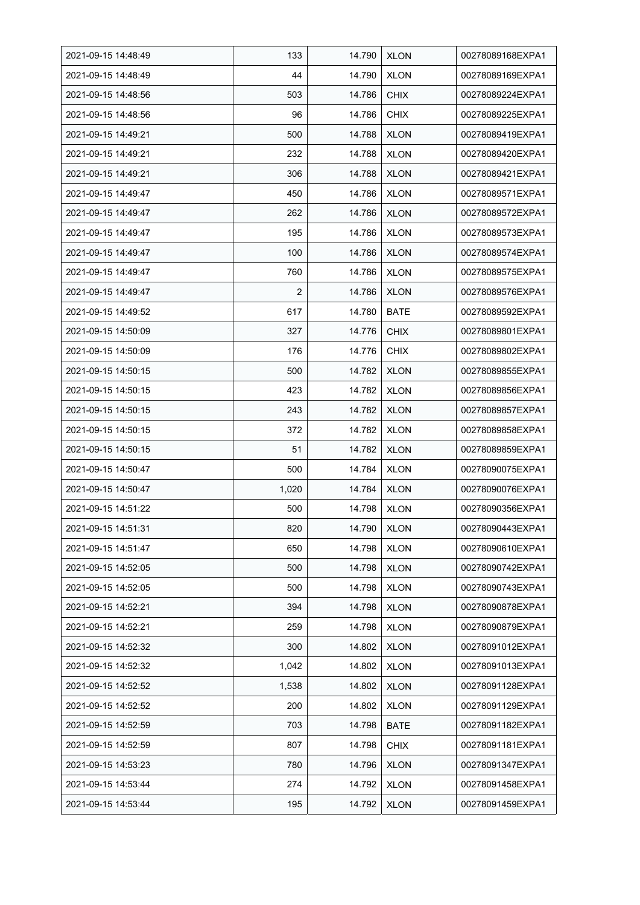| 2021-09-15 14:48:49 | 133 | 14.790 | XLON | 00278089168EXPA1 |
|---|---|---|---|---|
| 2021-09-15 14:48:49 | 44 | 14.790 | XLON | 00278089169EXPA1 |
| 2021-09-15 14:48:56 | 503 | 14.786 | CHIX | 00278089224EXPA1 |
| 2021-09-15 14:48:56 | 96 | 14.786 | CHIX | 00278089225EXPA1 |
| 2021-09-15 14:49:21 | 500 | 14.788 | XLON | 00278089419EXPA1 |
| 2021-09-15 14:49:21 | 232 | 14.788 | XLON | 00278089420EXPA1 |
| 2021-09-15 14:49:21 | 306 | 14.788 | XLON | 00278089421EXPA1 |
| 2021-09-15 14:49:47 | 450 | 14.786 | XLON | 00278089571EXPA1 |
| 2021-09-15 14:49:47 | 262 | 14.786 | XLON | 00278089572EXPA1 |
| 2021-09-15 14:49:47 | 195 | 14.786 | XLON | 00278089573EXPA1 |
| 2021-09-15 14:49:47 | 100 | 14.786 | XLON | 00278089574EXPA1 |
| 2021-09-15 14:49:47 | 760 | 14.786 | XLON | 00278089575EXPA1 |
| 2021-09-15 14:49:47 | 2 | 14.786 | XLON | 00278089576EXPA1 |
| 2021-09-15 14:49:52 | 617 | 14.780 | BATE | 00278089592EXPA1 |
| 2021-09-15 14:50:09 | 327 | 14.776 | CHIX | 00278089801EXPA1 |
| 2021-09-15 14:50:09 | 176 | 14.776 | CHIX | 00278089802EXPA1 |
| 2021-09-15 14:50:15 | 500 | 14.782 | XLON | 00278089855EXPA1 |
| 2021-09-15 14:50:15 | 423 | 14.782 | XLON | 00278089856EXPA1 |
| 2021-09-15 14:50:15 | 243 | 14.782 | XLON | 00278089857EXPA1 |
| 2021-09-15 14:50:15 | 372 | 14.782 | XLON | 00278089858EXPA1 |
| 2021-09-15 14:50:15 | 51 | 14.782 | XLON | 00278089859EXPA1 |
| 2021-09-15 14:50:47 | 500 | 14.784 | XLON | 00278090075EXPA1 |
| 2021-09-15 14:50:47 | 1,020 | 14.784 | XLON | 00278090076EXPA1 |
| 2021-09-15 14:51:22 | 500 | 14.798 | XLON | 00278090356EXPA1 |
| 2021-09-15 14:51:31 | 820 | 14.790 | XLON | 00278090443EXPA1 |
| 2021-09-15 14:51:47 | 650 | 14.798 | XLON | 00278090610EXPA1 |
| 2021-09-15 14:52:05 | 500 | 14.798 | XLON | 00278090742EXPA1 |
| 2021-09-15 14:52:05 | 500 | 14.798 | XLON | 00278090743EXPA1 |
| 2021-09-15 14:52:21 | 394 | 14.798 | XLON | 00278090878EXPA1 |
| 2021-09-15 14:52:21 | 259 | 14.798 | XLON | 00278090879EXPA1 |
| 2021-09-15 14:52:32 | 300 | 14.802 | XLON | 00278091012EXPA1 |
| 2021-09-15 14:52:32 | 1,042 | 14.802 | XLON | 00278091013EXPA1 |
| 2021-09-15 14:52:52 | 1,538 | 14.802 | XLON | 00278091128EXPA1 |
| 2021-09-15 14:52:52 | 200 | 14.802 | XLON | 00278091129EXPA1 |
| 2021-09-15 14:52:59 | 703 | 14.798 | BATE | 00278091182EXPA1 |
| 2021-09-15 14:52:59 | 807 | 14.798 | CHIX | 00278091181EXPA1 |
| 2021-09-15 14:53:23 | 780 | 14.796 | XLON | 00278091347EXPA1 |
| 2021-09-15 14:53:44 | 274 | 14.792 | XLON | 00278091458EXPA1 |
| 2021-09-15 14:53:44 | 195 | 14.792 | XLON | 00278091459EXPA1 |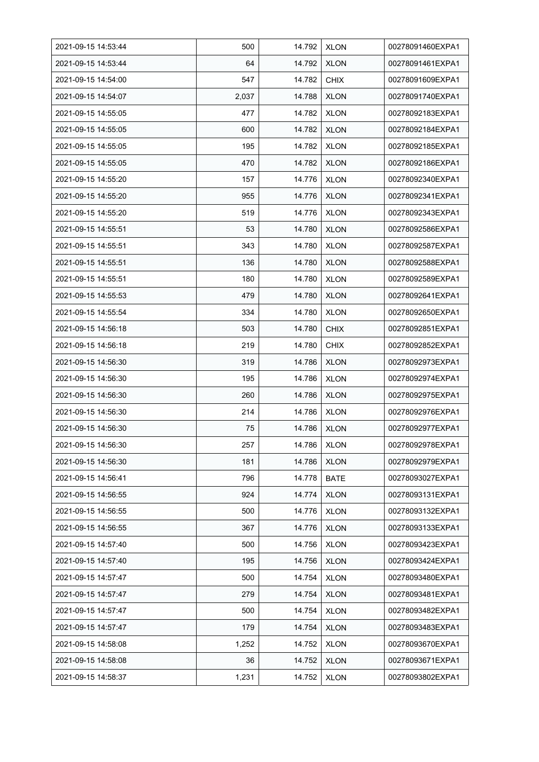| 2021-09-15 14:53:44 | 500 | 14.792 | XLON | 00278091460EXPA1 |
|---|---|---|---|---|
| 2021-09-15 14:53:44 | 64 | 14.792 | XLON | 00278091461EXPA1 |
| 2021-09-15 14:54:00 | 547 | 14.782 | CHIX | 00278091609EXPA1 |
| 2021-09-15 14:54:07 | 2,037 | 14.788 | XLON | 00278091740EXPA1 |
| 2021-09-15 14:55:05 | 477 | 14.782 | XLON | 00278092183EXPA1 |
| 2021-09-15 14:55:05 | 600 | 14.782 | XLON | 00278092184EXPA1 |
| 2021-09-15 14:55:05 | 195 | 14.782 | XLON | 00278092185EXPA1 |
| 2021-09-15 14:55:05 | 470 | 14.782 | XLON | 00278092186EXPA1 |
| 2021-09-15 14:55:20 | 157 | 14.776 | XLON | 00278092340EXPA1 |
| 2021-09-15 14:55:20 | 955 | 14.776 | XLON | 00278092341EXPA1 |
| 2021-09-15 14:55:20 | 519 | 14.776 | XLON | 00278092343EXPA1 |
| 2021-09-15 14:55:51 | 53 | 14.780 | XLON | 00278092586EXPA1 |
| 2021-09-15 14:55:51 | 343 | 14.780 | XLON | 00278092587EXPA1 |
| 2021-09-15 14:55:51 | 136 | 14.780 | XLON | 00278092588EXPA1 |
| 2021-09-15 14:55:51 | 180 | 14.780 | XLON | 00278092589EXPA1 |
| 2021-09-15 14:55:53 | 479 | 14.780 | XLON | 00278092641EXPA1 |
| 2021-09-15 14:55:54 | 334 | 14.780 | XLON | 00278092650EXPA1 |
| 2021-09-15 14:56:18 | 503 | 14.780 | CHIX | 00278092851EXPA1 |
| 2021-09-15 14:56:18 | 219 | 14.780 | CHIX | 00278092852EXPA1 |
| 2021-09-15 14:56:30 | 319 | 14.786 | XLON | 00278092973EXPA1 |
| 2021-09-15 14:56:30 | 195 | 14.786 | XLON | 00278092974EXPA1 |
| 2021-09-15 14:56:30 | 260 | 14.786 | XLON | 00278092975EXPA1 |
| 2021-09-15 14:56:30 | 214 | 14.786 | XLON | 00278092976EXPA1 |
| 2021-09-15 14:56:30 | 75 | 14.786 | XLON | 00278092977EXPA1 |
| 2021-09-15 14:56:30 | 257 | 14.786 | XLON | 00278092978EXPA1 |
| 2021-09-15 14:56:30 | 181 | 14.786 | XLON | 00278092979EXPA1 |
| 2021-09-15 14:56:41 | 796 | 14.778 | BATE | 00278093027EXPA1 |
| 2021-09-15 14:56:55 | 924 | 14.774 | XLON | 00278093131EXPA1 |
| 2021-09-15 14:56:55 | 500 | 14.776 | XLON | 00278093132EXPA1 |
| 2021-09-15 14:56:55 | 367 | 14.776 | XLON | 00278093133EXPA1 |
| 2021-09-15 14:57:40 | 500 | 14.756 | XLON | 00278093423EXPA1 |
| 2021-09-15 14:57:40 | 195 | 14.756 | XLON | 00278093424EXPA1 |
| 2021-09-15 14:57:47 | 500 | 14.754 | XLON | 00278093480EXPA1 |
| 2021-09-15 14:57:47 | 279 | 14.754 | XLON | 00278093481EXPA1 |
| 2021-09-15 14:57:47 | 500 | 14.754 | XLON | 00278093482EXPA1 |
| 2021-09-15 14:57:47 | 179 | 14.754 | XLON | 00278093483EXPA1 |
| 2021-09-15 14:58:08 | 1,252 | 14.752 | XLON | 00278093670EXPA1 |
| 2021-09-15 14:58:08 | 36 | 14.752 | XLON | 00278093671EXPA1 |
| 2021-09-15 14:58:37 | 1,231 | 14.752 | XLON | 00278093802EXPA1 |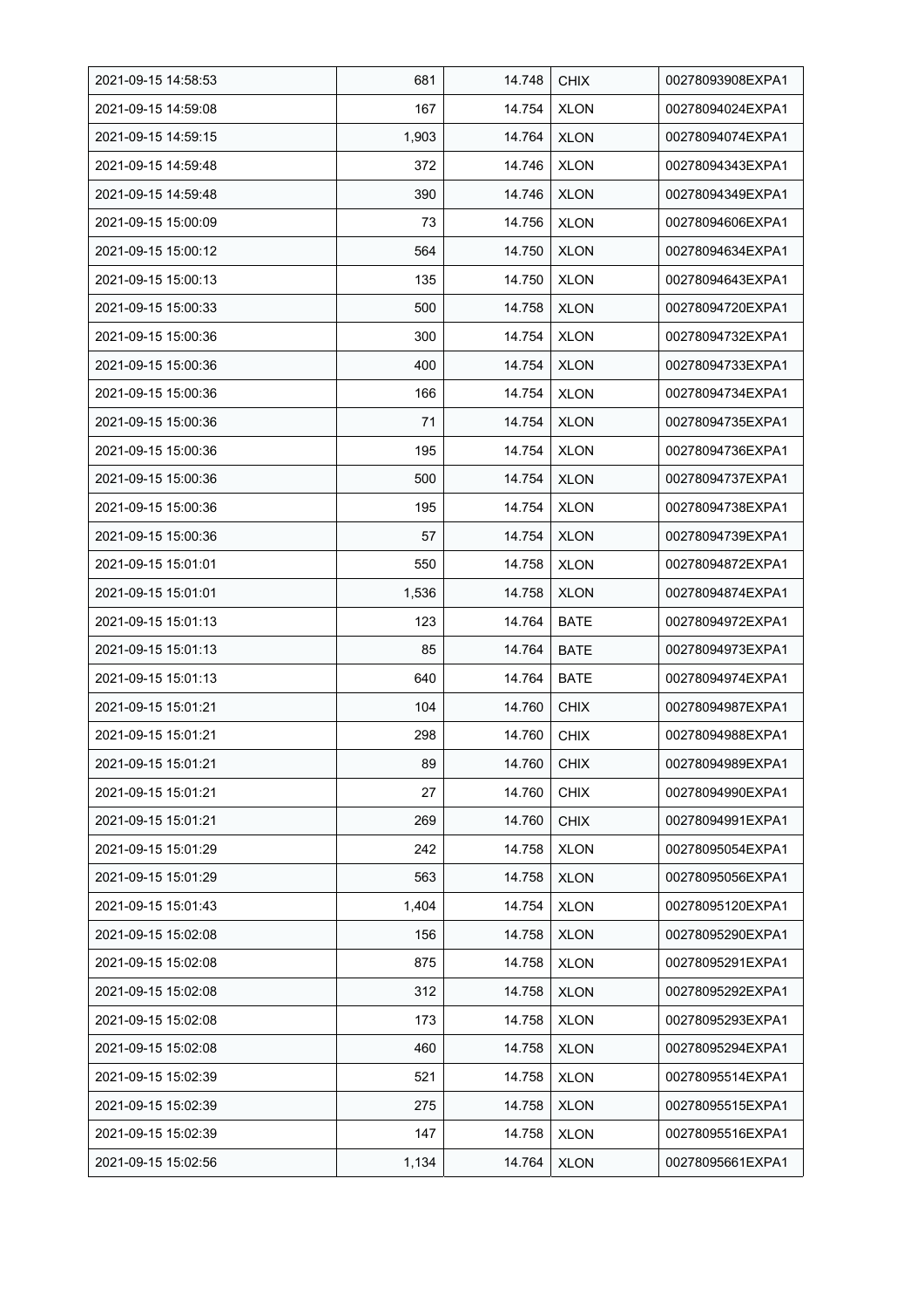| 2021-09-15 14:58:53 | 681 | 14.748 | CHIX | 00278093908EXPA1 |
|---|---|---|---|---|
| 2021-09-15 14:59:08 | 167 | 14.754 | XLON | 00278094024EXPA1 |
| 2021-09-15 14:59:15 | 1,903 | 14.764 | XLON | 00278094074EXPA1 |
| 2021-09-15 14:59:48 | 372 | 14.746 | XLON | 00278094343EXPA1 |
| 2021-09-15 14:59:48 | 390 | 14.746 | XLON | 00278094349EXPA1 |
| 2021-09-15 15:00:09 | 73 | 14.756 | XLON | 00278094606EXPA1 |
| 2021-09-15 15:00:12 | 564 | 14.750 | XLON | 00278094634EXPA1 |
| 2021-09-15 15:00:13 | 135 | 14.750 | XLON | 00278094643EXPA1 |
| 2021-09-15 15:00:33 | 500 | 14.758 | XLON | 00278094720EXPA1 |
| 2021-09-15 15:00:36 | 300 | 14.754 | XLON | 00278094732EXPA1 |
| 2021-09-15 15:00:36 | 400 | 14.754 | XLON | 00278094733EXPA1 |
| 2021-09-15 15:00:36 | 166 | 14.754 | XLON | 00278094734EXPA1 |
| 2021-09-15 15:00:36 | 71 | 14.754 | XLON | 00278094735EXPA1 |
| 2021-09-15 15:00:36 | 195 | 14.754 | XLON | 00278094736EXPA1 |
| 2021-09-15 15:00:36 | 500 | 14.754 | XLON | 00278094737EXPA1 |
| 2021-09-15 15:00:36 | 195 | 14.754 | XLON | 00278094738EXPA1 |
| 2021-09-15 15:00:36 | 57 | 14.754 | XLON | 00278094739EXPA1 |
| 2021-09-15 15:01:01 | 550 | 14.758 | XLON | 00278094872EXPA1 |
| 2021-09-15 15:01:01 | 1,536 | 14.758 | XLON | 00278094874EXPA1 |
| 2021-09-15 15:01:13 | 123 | 14.764 | BATE | 00278094972EXPA1 |
| 2021-09-15 15:01:13 | 85 | 14.764 | BATE | 00278094973EXPA1 |
| 2021-09-15 15:01:13 | 640 | 14.764 | BATE | 00278094974EXPA1 |
| 2021-09-15 15:01:21 | 104 | 14.760 | CHIX | 00278094987EXPA1 |
| 2021-09-15 15:01:21 | 298 | 14.760 | CHIX | 00278094988EXPA1 |
| 2021-09-15 15:01:21 | 89 | 14.760 | CHIX | 00278094989EXPA1 |
| 2021-09-15 15:01:21 | 27 | 14.760 | CHIX | 00278094990EXPA1 |
| 2021-09-15 15:01:21 | 269 | 14.760 | CHIX | 00278094991EXPA1 |
| 2021-09-15 15:01:29 | 242 | 14.758 | XLON | 00278095054EXPA1 |
| 2021-09-15 15:01:29 | 563 | 14.758 | XLON | 00278095056EXPA1 |
| 2021-09-15 15:01:43 | 1,404 | 14.754 | XLON | 00278095120EXPA1 |
| 2021-09-15 15:02:08 | 156 | 14.758 | XLON | 00278095290EXPA1 |
| 2021-09-15 15:02:08 | 875 | 14.758 | XLON | 00278095291EXPA1 |
| 2021-09-15 15:02:08 | 312 | 14.758 | XLON | 00278095292EXPA1 |
| 2021-09-15 15:02:08 | 173 | 14.758 | XLON | 00278095293EXPA1 |
| 2021-09-15 15:02:08 | 460 | 14.758 | XLON | 00278095294EXPA1 |
| 2021-09-15 15:02:39 | 521 | 14.758 | XLON | 00278095514EXPA1 |
| 2021-09-15 15:02:39 | 275 | 14.758 | XLON | 00278095515EXPA1 |
| 2021-09-15 15:02:39 | 147 | 14.758 | XLON | 00278095516EXPA1 |
| 2021-09-15 15:02:56 | 1,134 | 14.764 | XLON | 00278095661EXPA1 |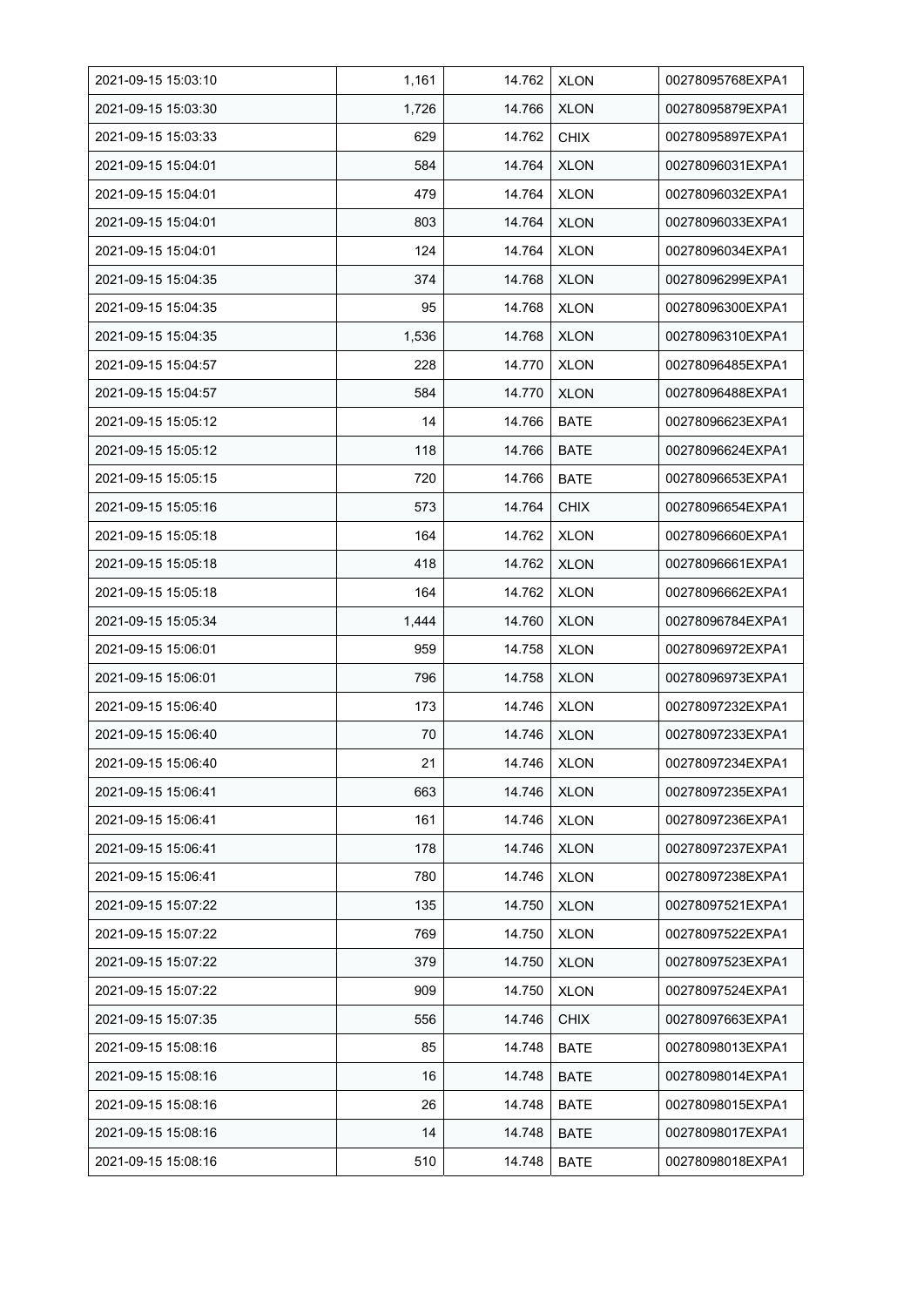| | | | | |
|---|---|---|---|---|
| 2021-09-15 15:03:10 | 1,161 | 14.762 | XLON | 00278095768EXPA1 |
| 2021-09-15 15:03:30 | 1,726 | 14.766 | XLON | 00278095879EXPA1 |
| 2021-09-15 15:03:33 | 629 | 14.762 | CHIX | 00278095897EXPA1 |
| 2021-09-15 15:04:01 | 584 | 14.764 | XLON | 00278096031EXPA1 |
| 2021-09-15 15:04:01 | 479 | 14.764 | XLON | 00278096032EXPA1 |
| 2021-09-15 15:04:01 | 803 | 14.764 | XLON | 00278096033EXPA1 |
| 2021-09-15 15:04:01 | 124 | 14.764 | XLON | 00278096034EXPA1 |
| 2021-09-15 15:04:35 | 374 | 14.768 | XLON | 00278096299EXPA1 |
| 2021-09-15 15:04:35 | 95 | 14.768 | XLON | 00278096300EXPA1 |
| 2021-09-15 15:04:35 | 1,536 | 14.768 | XLON | 00278096310EXPA1 |
| 2021-09-15 15:04:57 | 228 | 14.770 | XLON | 00278096485EXPA1 |
| 2021-09-15 15:04:57 | 584 | 14.770 | XLON | 00278096488EXPA1 |
| 2021-09-15 15:05:12 | 14 | 14.766 | BATE | 00278096623EXPA1 |
| 2021-09-15 15:05:12 | 118 | 14.766 | BATE | 00278096624EXPA1 |
| 2021-09-15 15:05:15 | 720 | 14.766 | BATE | 00278096653EXPA1 |
| 2021-09-15 15:05:16 | 573 | 14.764 | CHIX | 00278096654EXPA1 |
| 2021-09-15 15:05:18 | 164 | 14.762 | XLON | 00278096660EXPA1 |
| 2021-09-15 15:05:18 | 418 | 14.762 | XLON | 00278096661EXPA1 |
| 2021-09-15 15:05:18 | 164 | 14.762 | XLON | 00278096662EXPA1 |
| 2021-09-15 15:05:34 | 1,444 | 14.760 | XLON | 00278096784EXPA1 |
| 2021-09-15 15:06:01 | 959 | 14.758 | XLON | 00278096972EXPA1 |
| 2021-09-15 15:06:01 | 796 | 14.758 | XLON | 00278096973EXPA1 |
| 2021-09-15 15:06:40 | 173 | 14.746 | XLON | 00278097232EXPA1 |
| 2021-09-15 15:06:40 | 70 | 14.746 | XLON | 00278097233EXPA1 |
| 2021-09-15 15:06:40 | 21 | 14.746 | XLON | 00278097234EXPA1 |
| 2021-09-15 15:06:41 | 663 | 14.746 | XLON | 00278097235EXPA1 |
| 2021-09-15 15:06:41 | 161 | 14.746 | XLON | 00278097236EXPA1 |
| 2021-09-15 15:06:41 | 178 | 14.746 | XLON | 00278097237EXPA1 |
| 2021-09-15 15:06:41 | 780 | 14.746 | XLON | 00278097238EXPA1 |
| 2021-09-15 15:07:22 | 135 | 14.750 | XLON | 00278097521EXPA1 |
| 2021-09-15 15:07:22 | 769 | 14.750 | XLON | 00278097522EXPA1 |
| 2021-09-15 15:07:22 | 379 | 14.750 | XLON | 00278097523EXPA1 |
| 2021-09-15 15:07:22 | 909 | 14.750 | XLON | 00278097524EXPA1 |
| 2021-09-15 15:07:35 | 556 | 14.746 | CHIX | 00278097663EXPA1 |
| 2021-09-15 15:08:16 | 85 | 14.748 | BATE | 00278098013EXPA1 |
| 2021-09-15 15:08:16 | 16 | 14.748 | BATE | 00278098014EXPA1 |
| 2021-09-15 15:08:16 | 26 | 14.748 | BATE | 00278098015EXPA1 |
| 2021-09-15 15:08:16 | 14 | 14.748 | BATE | 00278098017EXPA1 |
| 2021-09-15 15:08:16 | 510 | 14.748 | BATE | 00278098018EXPA1 |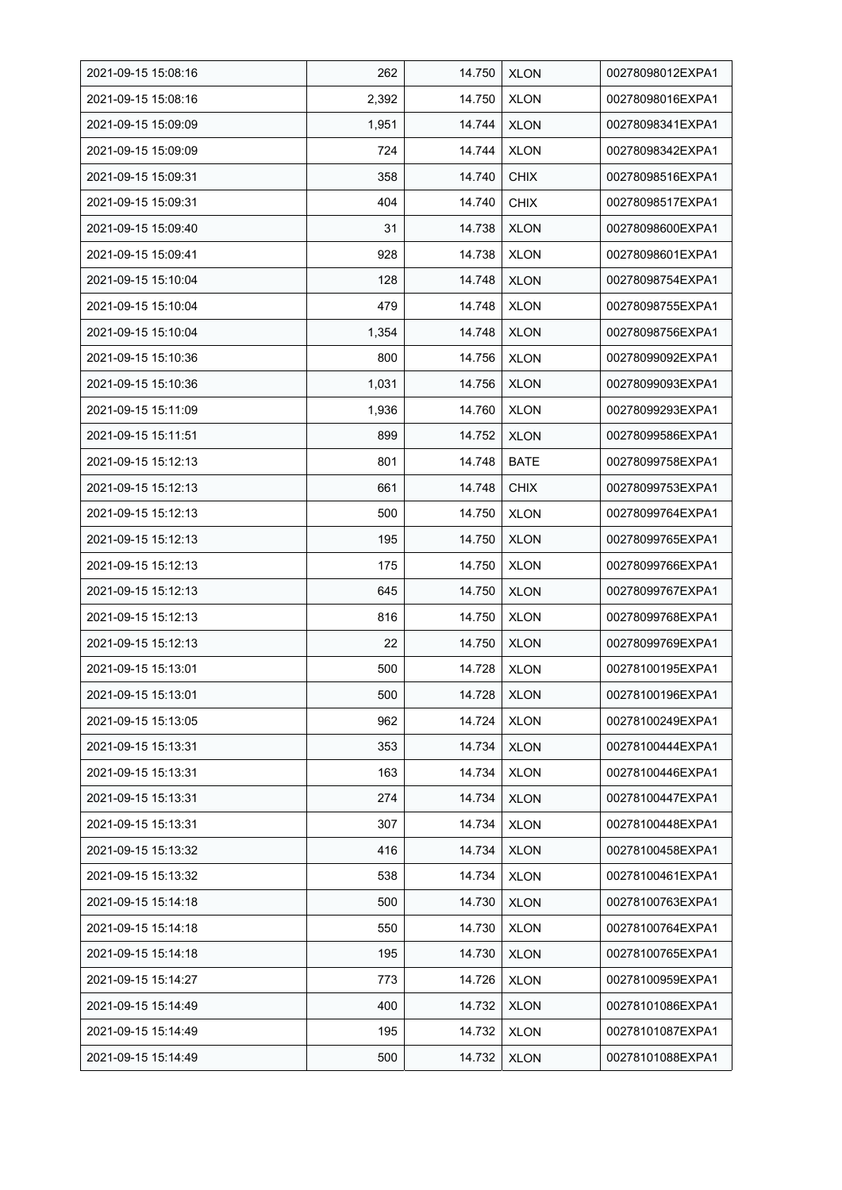| | | | | |
|---|---|---|---|---|
| 2021-09-15 15:08:16 | 262 | 14.750 | XLON | 00278098012EXPA1 |
| 2021-09-15 15:08:16 | 2,392 | 14.750 | XLON | 00278098016EXPA1 |
| 2021-09-15 15:09:09 | 1,951 | 14.744 | XLON | 00278098341EXPA1 |
| 2021-09-15 15:09:09 | 724 | 14.744 | XLON | 00278098342EXPA1 |
| 2021-09-15 15:09:31 | 358 | 14.740 | CHIX | 00278098516EXPA1 |
| 2021-09-15 15:09:31 | 404 | 14.740 | CHIX | 00278098517EXPA1 |
| 2021-09-15 15:09:40 | 31 | 14.738 | XLON | 00278098600EXPA1 |
| 2021-09-15 15:09:41 | 928 | 14.738 | XLON | 00278098601EXPA1 |
| 2021-09-15 15:10:04 | 128 | 14.748 | XLON | 00278098754EXPA1 |
| 2021-09-15 15:10:04 | 479 | 14.748 | XLON | 00278098755EXPA1 |
| 2021-09-15 15:10:04 | 1,354 | 14.748 | XLON | 00278098756EXPA1 |
| 2021-09-15 15:10:36 | 800 | 14.756 | XLON | 00278099092EXPA1 |
| 2021-09-15 15:10:36 | 1,031 | 14.756 | XLON | 00278099093EXPA1 |
| 2021-09-15 15:11:09 | 1,936 | 14.760 | XLON | 00278099293EXPA1 |
| 2021-09-15 15:11:51 | 899 | 14.752 | XLON | 00278099586EXPA1 |
| 2021-09-15 15:12:13 | 801 | 14.748 | BATE | 00278099758EXPA1 |
| 2021-09-15 15:12:13 | 661 | 14.748 | CHIX | 00278099753EXPA1 |
| 2021-09-15 15:12:13 | 500 | 14.750 | XLON | 00278099764EXPA1 |
| 2021-09-15 15:12:13 | 195 | 14.750 | XLON | 00278099765EXPA1 |
| 2021-09-15 15:12:13 | 175 | 14.750 | XLON | 00278099766EXPA1 |
| 2021-09-15 15:12:13 | 645 | 14.750 | XLON | 00278099767EXPA1 |
| 2021-09-15 15:12:13 | 816 | 14.750 | XLON | 00278099768EXPA1 |
| 2021-09-15 15:12:13 | 22 | 14.750 | XLON | 00278099769EXPA1 |
| 2021-09-15 15:13:01 | 500 | 14.728 | XLON | 00278100195EXPA1 |
| 2021-09-15 15:13:01 | 500 | 14.728 | XLON | 00278100196EXPA1 |
| 2021-09-15 15:13:05 | 962 | 14.724 | XLON | 00278100249EXPA1 |
| 2021-09-15 15:13:31 | 353 | 14.734 | XLON | 00278100444EXPA1 |
| 2021-09-15 15:13:31 | 163 | 14.734 | XLON | 00278100446EXPA1 |
| 2021-09-15 15:13:31 | 274 | 14.734 | XLON | 00278100447EXPA1 |
| 2021-09-15 15:13:31 | 307 | 14.734 | XLON | 00278100448EXPA1 |
| 2021-09-15 15:13:32 | 416 | 14.734 | XLON | 00278100458EXPA1 |
| 2021-09-15 15:13:32 | 538 | 14.734 | XLON | 00278100461EXPA1 |
| 2021-09-15 15:14:18 | 500 | 14.730 | XLON | 00278100763EXPA1 |
| 2021-09-15 15:14:18 | 550 | 14.730 | XLON | 00278100764EXPA1 |
| 2021-09-15 15:14:18 | 195 | 14.730 | XLON | 00278100765EXPA1 |
| 2021-09-15 15:14:27 | 773 | 14.726 | XLON | 00278100959EXPA1 |
| 2021-09-15 15:14:49 | 400 | 14.732 | XLON | 00278101086EXPA1 |
| 2021-09-15 15:14:49 | 195 | 14.732 | XLON | 00278101087EXPA1 |
| 2021-09-15 15:14:49 | 500 | 14.732 | XLON | 00278101088EXPA1 |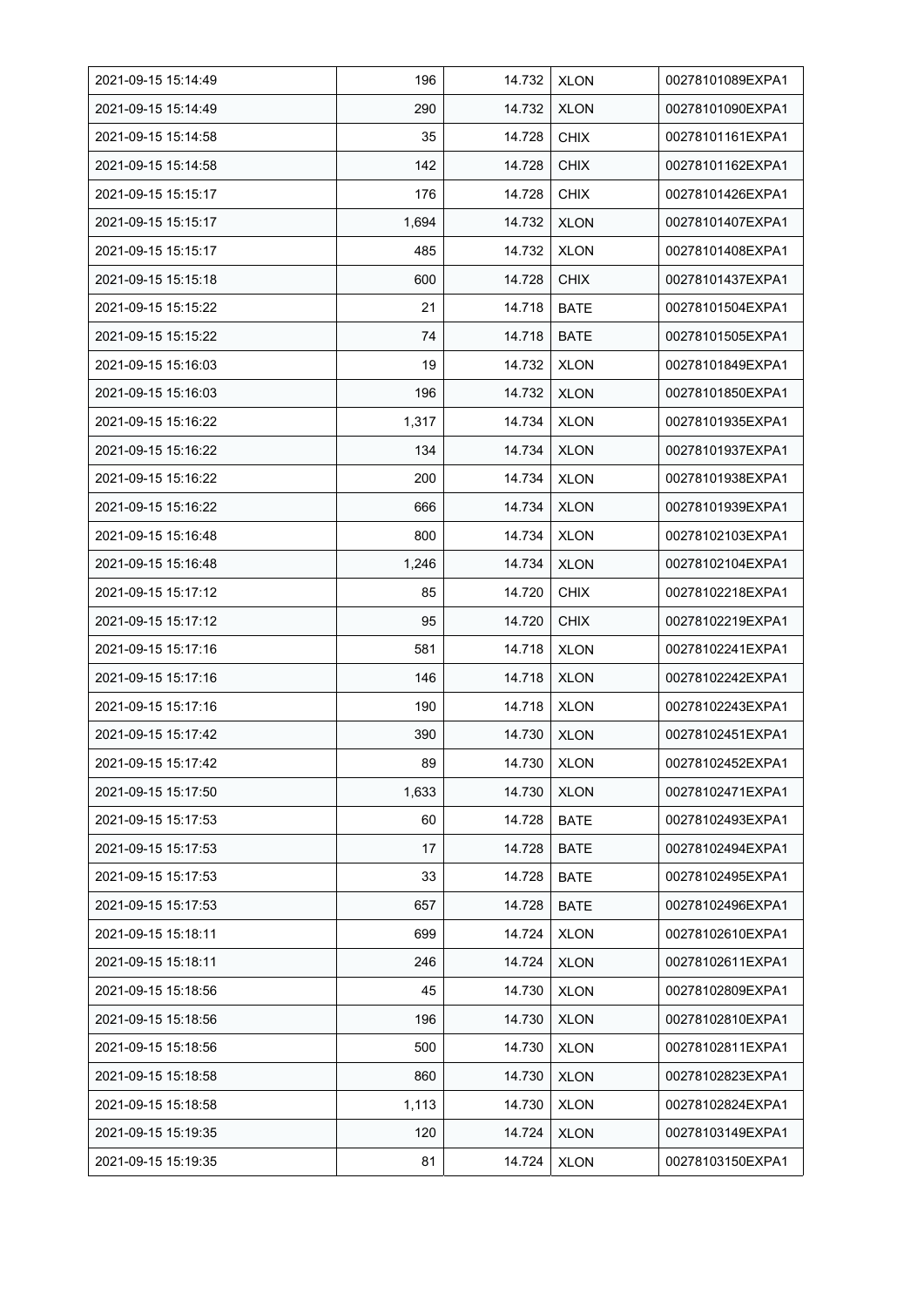| 2021-09-15 15:14:49 | 196 | 14.732 | XLON | 00278101089EXPA1 |
|---|---|---|---|---|
| 2021-09-15 15:14:49 | 290 | 14.732 | XLON | 00278101090EXPA1 |
| 2021-09-15 15:14:58 | 35 | 14.728 | CHIX | 00278101161EXPA1 |
| 2021-09-15 15:14:58 | 142 | 14.728 | CHIX | 00278101162EXPA1 |
| 2021-09-15 15:15:17 | 176 | 14.728 | CHIX | 00278101426EXPA1 |
| 2021-09-15 15:15:17 | 1,694 | 14.732 | XLON | 00278101407EXPA1 |
| 2021-09-15 15:15:17 | 485 | 14.732 | XLON | 00278101408EXPA1 |
| 2021-09-15 15:15:18 | 600 | 14.728 | CHIX | 00278101437EXPA1 |
| 2021-09-15 15:15:22 | 21 | 14.718 | BATE | 00278101504EXPA1 |
| 2021-09-15 15:15:22 | 74 | 14.718 | BATE | 00278101505EXPA1 |
| 2021-09-15 15:16:03 | 19 | 14.732 | XLON | 00278101849EXPA1 |
| 2021-09-15 15:16:03 | 196 | 14.732 | XLON | 00278101850EXPA1 |
| 2021-09-15 15:16:22 | 1,317 | 14.734 | XLON | 00278101935EXPA1 |
| 2021-09-15 15:16:22 | 134 | 14.734 | XLON | 00278101937EXPA1 |
| 2021-09-15 15:16:22 | 200 | 14.734 | XLON | 00278101938EXPA1 |
| 2021-09-15 15:16:22 | 666 | 14.734 | XLON | 00278101939EXPA1 |
| 2021-09-15 15:16:48 | 800 | 14.734 | XLON | 00278102103EXPA1 |
| 2021-09-15 15:16:48 | 1,246 | 14.734 | XLON | 00278102104EXPA1 |
| 2021-09-15 15:17:12 | 85 | 14.720 | CHIX | 00278102218EXPA1 |
| 2021-09-15 15:17:12 | 95 | 14.720 | CHIX | 00278102219EXPA1 |
| 2021-09-15 15:17:16 | 581 | 14.718 | XLON | 00278102241EXPA1 |
| 2021-09-15 15:17:16 | 146 | 14.718 | XLON | 00278102242EXPA1 |
| 2021-09-15 15:17:16 | 190 | 14.718 | XLON | 00278102243EXPA1 |
| 2021-09-15 15:17:42 | 390 | 14.730 | XLON | 00278102451EXPA1 |
| 2021-09-15 15:17:42 | 89 | 14.730 | XLON | 00278102452EXPA1 |
| 2021-09-15 15:17:50 | 1,633 | 14.730 | XLON | 00278102471EXPA1 |
| 2021-09-15 15:17:53 | 60 | 14.728 | BATE | 00278102493EXPA1 |
| 2021-09-15 15:17:53 | 17 | 14.728 | BATE | 00278102494EXPA1 |
| 2021-09-15 15:17:53 | 33 | 14.728 | BATE | 00278102495EXPA1 |
| 2021-09-15 15:17:53 | 657 | 14.728 | BATE | 00278102496EXPA1 |
| 2021-09-15 15:18:11 | 699 | 14.724 | XLON | 00278102610EXPA1 |
| 2021-09-15 15:18:11 | 246 | 14.724 | XLON | 00278102611EXPA1 |
| 2021-09-15 15:18:56 | 45 | 14.730 | XLON | 00278102809EXPA1 |
| 2021-09-15 15:18:56 | 196 | 14.730 | XLON | 00278102810EXPA1 |
| 2021-09-15 15:18:56 | 500 | 14.730 | XLON | 00278102811EXPA1 |
| 2021-09-15 15:18:58 | 860 | 14.730 | XLON | 00278102823EXPA1 |
| 2021-09-15 15:18:58 | 1,113 | 14.730 | XLON | 00278102824EXPA1 |
| 2021-09-15 15:19:35 | 120 | 14.724 | XLON | 00278103149EXPA1 |
| 2021-09-15 15:19:35 | 81 | 14.724 | XLON | 00278103150EXPA1 |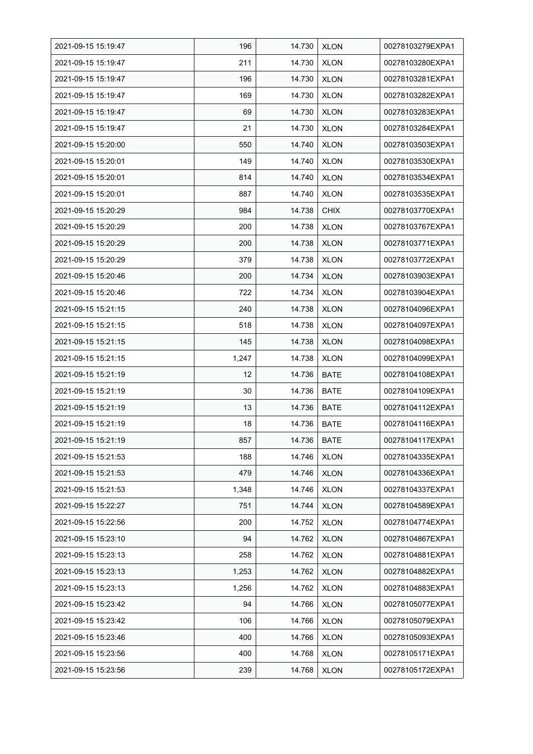| 2021-09-15 15:19:47 | 196 | 14.730 | XLON | 00278103279EXPA1 |
|---|---|---|---|---|
| 2021-09-15 15:19:47 | 211 | 14.730 | XLON | 00278103280EXPA1 |
| 2021-09-15 15:19:47 | 196 | 14.730 | XLON | 00278103281EXPA1 |
| 2021-09-15 15:19:47 | 169 | 14.730 | XLON | 00278103282EXPA1 |
| 2021-09-15 15:19:47 | 69 | 14.730 | XLON | 00278103283EXPA1 |
| 2021-09-15 15:19:47 | 21 | 14.730 | XLON | 00278103284EXPA1 |
| 2021-09-15 15:20:00 | 550 | 14.740 | XLON | 00278103503EXPA1 |
| 2021-09-15 15:20:01 | 149 | 14.740 | XLON | 00278103530EXPA1 |
| 2021-09-15 15:20:01 | 814 | 14.740 | XLON | 00278103534EXPA1 |
| 2021-09-15 15:20:01 | 887 | 14.740 | XLON | 00278103535EXPA1 |
| 2021-09-15 15:20:29 | 984 | 14.738 | CHIX | 00278103770EXPA1 |
| 2021-09-15 15:20:29 | 200 | 14.738 | XLON | 00278103767EXPA1 |
| 2021-09-15 15:20:29 | 200 | 14.738 | XLON | 00278103771EXPA1 |
| 2021-09-15 15:20:29 | 379 | 14.738 | XLON | 00278103772EXPA1 |
| 2021-09-15 15:20:46 | 200 | 14.734 | XLON | 00278103903EXPA1 |
| 2021-09-15 15:20:46 | 722 | 14.734 | XLON | 00278103904EXPA1 |
| 2021-09-15 15:21:15 | 240 | 14.738 | XLON | 00278104096EXPA1 |
| 2021-09-15 15:21:15 | 518 | 14.738 | XLON | 00278104097EXPA1 |
| 2021-09-15 15:21:15 | 145 | 14.738 | XLON | 00278104098EXPA1 |
| 2021-09-15 15:21:15 | 1,247 | 14.738 | XLON | 00278104099EXPA1 |
| 2021-09-15 15:21:19 | 12 | 14.736 | BATE | 00278104108EXPA1 |
| 2021-09-15 15:21:19 | 30 | 14.736 | BATE | 00278104109EXPA1 |
| 2021-09-15 15:21:19 | 13 | 14.736 | BATE | 00278104112EXPA1 |
| 2021-09-15 15:21:19 | 18 | 14.736 | BATE | 00278104116EXPA1 |
| 2021-09-15 15:21:19 | 857 | 14.736 | BATE | 00278104117EXPA1 |
| 2021-09-15 15:21:53 | 188 | 14.746 | XLON | 00278104335EXPA1 |
| 2021-09-15 15:21:53 | 479 | 14.746 | XLON | 00278104336EXPA1 |
| 2021-09-15 15:21:53 | 1,348 | 14.746 | XLON | 00278104337EXPA1 |
| 2021-09-15 15:22:27 | 751 | 14.744 | XLON | 00278104589EXPA1 |
| 2021-09-15 15:22:56 | 200 | 14.752 | XLON | 00278104774EXPA1 |
| 2021-09-15 15:23:10 | 94 | 14.762 | XLON | 00278104867EXPA1 |
| 2021-09-15 15:23:13 | 258 | 14.762 | XLON | 00278104881EXPA1 |
| 2021-09-15 15:23:13 | 1,253 | 14.762 | XLON | 00278104882EXPA1 |
| 2021-09-15 15:23:13 | 1,256 | 14.762 | XLON | 00278104883EXPA1 |
| 2021-09-15 15:23:42 | 94 | 14.766 | XLON | 00278105077EXPA1 |
| 2021-09-15 15:23:42 | 106 | 14.766 | XLON | 00278105079EXPA1 |
| 2021-09-15 15:23:46 | 400 | 14.766 | XLON | 00278105093EXPA1 |
| 2021-09-15 15:23:56 | 400 | 14.768 | XLON | 00278105171EXPA1 |
| 2021-09-15 15:23:56 | 239 | 14.768 | XLON | 00278105172EXPA1 |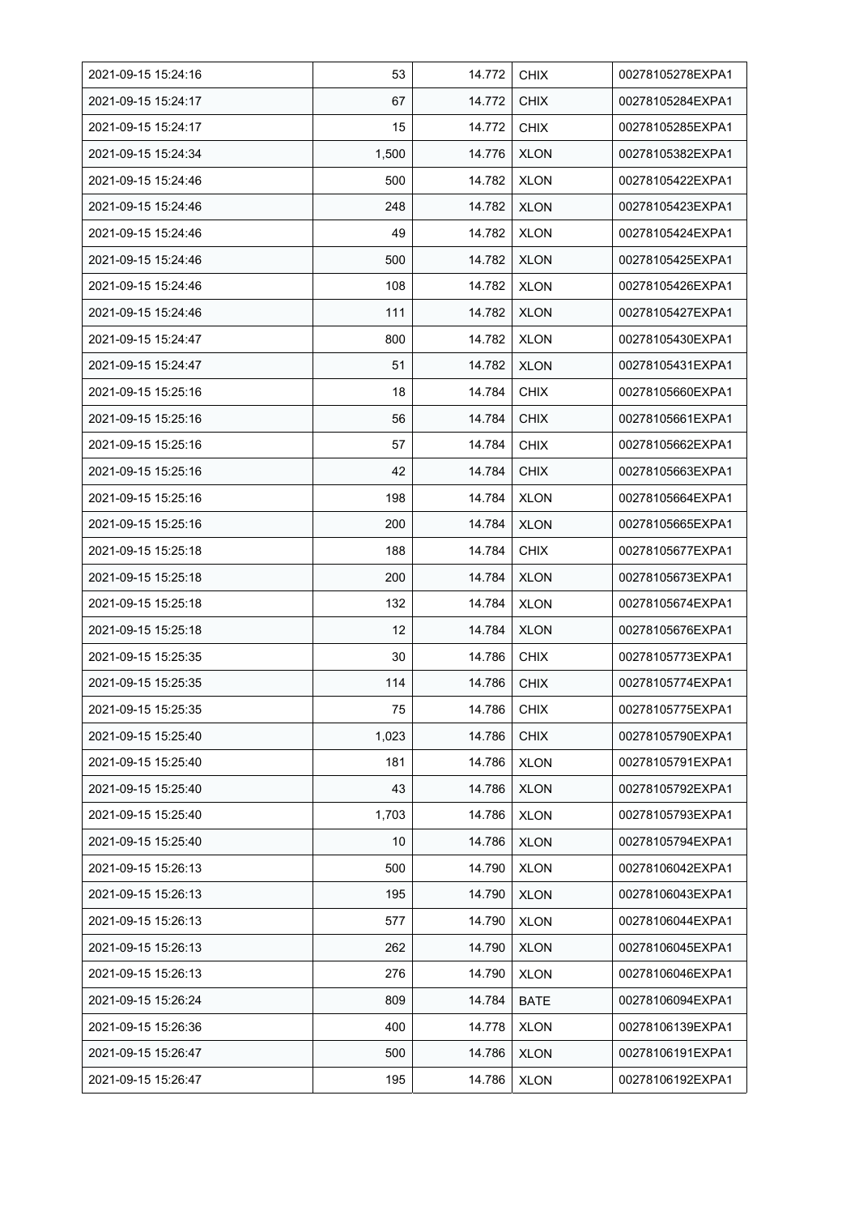| 2021-09-15 15:24:16 | 53 | 14.772 | CHIX | 00278105278EXPA1 |
|---|---|---|---|---|
| 2021-09-15 15:24:17 | 67 | 14.772 | CHIX | 00278105284EXPA1 |
| 2021-09-15 15:24:17 | 15 | 14.772 | CHIX | 00278105285EXPA1 |
| 2021-09-15 15:24:34 | 1,500 | 14.776 | XLON | 00278105382EXPA1 |
| 2021-09-15 15:24:46 | 500 | 14.782 | XLON | 00278105422EXPA1 |
| 2021-09-15 15:24:46 | 248 | 14.782 | XLON | 00278105423EXPA1 |
| 2021-09-15 15:24:46 | 49 | 14.782 | XLON | 00278105424EXPA1 |
| 2021-09-15 15:24:46 | 500 | 14.782 | XLON | 00278105425EXPA1 |
| 2021-09-15 15:24:46 | 108 | 14.782 | XLON | 00278105426EXPA1 |
| 2021-09-15 15:24:46 | 111 | 14.782 | XLON | 00278105427EXPA1 |
| 2021-09-15 15:24:47 | 800 | 14.782 | XLON | 00278105430EXPA1 |
| 2021-09-15 15:24:47 | 51 | 14.782 | XLON | 00278105431EXPA1 |
| 2021-09-15 15:25:16 | 18 | 14.784 | CHIX | 00278105660EXPA1 |
| 2021-09-15 15:25:16 | 56 | 14.784 | CHIX | 00278105661EXPA1 |
| 2021-09-15 15:25:16 | 57 | 14.784 | CHIX | 00278105662EXPA1 |
| 2021-09-15 15:25:16 | 42 | 14.784 | CHIX | 00278105663EXPA1 |
| 2021-09-15 15:25:16 | 198 | 14.784 | XLON | 00278105664EXPA1 |
| 2021-09-15 15:25:16 | 200 | 14.784 | XLON | 00278105665EXPA1 |
| 2021-09-15 15:25:18 | 188 | 14.784 | CHIX | 00278105677EXPA1 |
| 2021-09-15 15:25:18 | 200 | 14.784 | XLON | 00278105673EXPA1 |
| 2021-09-15 15:25:18 | 132 | 14.784 | XLON | 00278105674EXPA1 |
| 2021-09-15 15:25:18 | 12 | 14.784 | XLON | 00278105676EXPA1 |
| 2021-09-15 15:25:35 | 30 | 14.786 | CHIX | 00278105773EXPA1 |
| 2021-09-15 15:25:35 | 114 | 14.786 | CHIX | 00278105774EXPA1 |
| 2021-09-15 15:25:35 | 75 | 14.786 | CHIX | 00278105775EXPA1 |
| 2021-09-15 15:25:40 | 1,023 | 14.786 | CHIX | 00278105790EXPA1 |
| 2021-09-15 15:25:40 | 181 | 14.786 | XLON | 00278105791EXPA1 |
| 2021-09-15 15:25:40 | 43 | 14.786 | XLON | 00278105792EXPA1 |
| 2021-09-15 15:25:40 | 1,703 | 14.786 | XLON | 00278105793EXPA1 |
| 2021-09-15 15:25:40 | 10 | 14.786 | XLON | 00278105794EXPA1 |
| 2021-09-15 15:26:13 | 500 | 14.790 | XLON | 00278106042EXPA1 |
| 2021-09-15 15:26:13 | 195 | 14.790 | XLON | 00278106043EXPA1 |
| 2021-09-15 15:26:13 | 577 | 14.790 | XLON | 00278106044EXPA1 |
| 2021-09-15 15:26:13 | 262 | 14.790 | XLON | 00278106045EXPA1 |
| 2021-09-15 15:26:13 | 276 | 14.790 | XLON | 00278106046EXPA1 |
| 2021-09-15 15:26:24 | 809 | 14.784 | BATE | 00278106094EXPA1 |
| 2021-09-15 15:26:36 | 400 | 14.778 | XLON | 00278106139EXPA1 |
| 2021-09-15 15:26:47 | 500 | 14.786 | XLON | 00278106191EXPA1 |
| 2021-09-15 15:26:47 | 195 | 14.786 | XLON | 00278106192EXPA1 |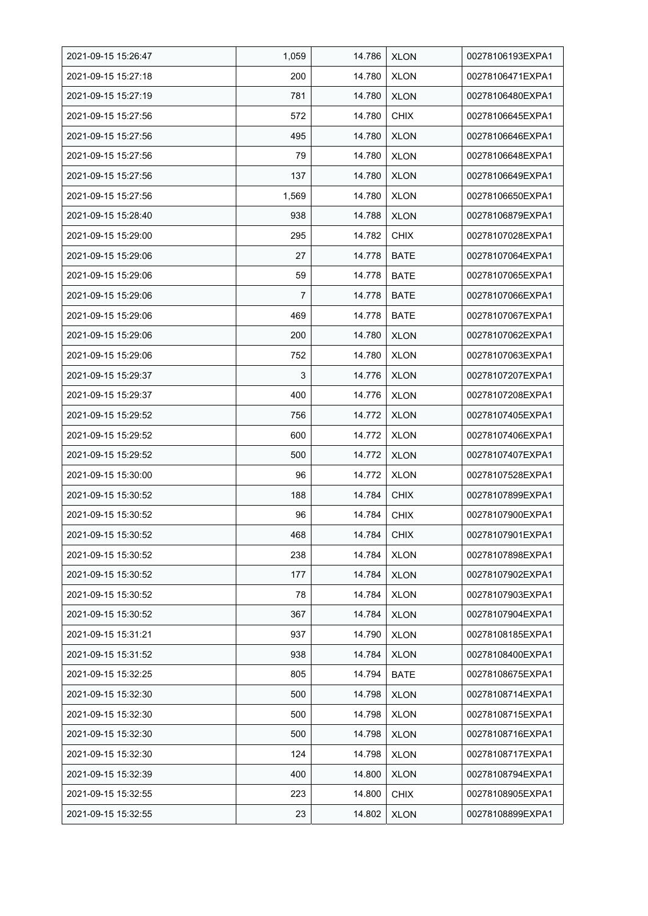| 2021-09-15 15:26:47 | 1,059 | 14.786 | XLON | 00278106193EXPA1 |
|---|---|---|---|---|
| 2021-09-15 15:27:18 | 200 | 14.780 | XLON | 00278106471EXPA1 |
| 2021-09-15 15:27:19 | 781 | 14.780 | XLON | 00278106480EXPA1 |
| 2021-09-15 15:27:56 | 572 | 14.780 | CHIX | 00278106645EXPA1 |
| 2021-09-15 15:27:56 | 495 | 14.780 | XLON | 00278106646EXPA1 |
| 2021-09-15 15:27:56 | 79 | 14.780 | XLON | 00278106648EXPA1 |
| 2021-09-15 15:27:56 | 137 | 14.780 | XLON | 00278106649EXPA1 |
| 2021-09-15 15:27:56 | 1,569 | 14.780 | XLON | 00278106650EXPA1 |
| 2021-09-15 15:28:40 | 938 | 14.788 | XLON | 00278106879EXPA1 |
| 2021-09-15 15:29:00 | 295 | 14.782 | CHIX | 00278107028EXPA1 |
| 2021-09-15 15:29:06 | 27 | 14.778 | BATE | 00278107064EXPA1 |
| 2021-09-15 15:29:06 | 59 | 14.778 | BATE | 00278107065EXPA1 |
| 2021-09-15 15:29:06 | 7 | 14.778 | BATE | 00278107066EXPA1 |
| 2021-09-15 15:29:06 | 469 | 14.778 | BATE | 00278107067EXPA1 |
| 2021-09-15 15:29:06 | 200 | 14.780 | XLON | 00278107062EXPA1 |
| 2021-09-15 15:29:06 | 752 | 14.780 | XLON | 00278107063EXPA1 |
| 2021-09-15 15:29:37 | 3 | 14.776 | XLON | 00278107207EXPA1 |
| 2021-09-15 15:29:37 | 400 | 14.776 | XLON | 00278107208EXPA1 |
| 2021-09-15 15:29:52 | 756 | 14.772 | XLON | 00278107405EXPA1 |
| 2021-09-15 15:29:52 | 600 | 14.772 | XLON | 00278107406EXPA1 |
| 2021-09-15 15:29:52 | 500 | 14.772 | XLON | 00278107407EXPA1 |
| 2021-09-15 15:30:00 | 96 | 14.772 | XLON | 00278107528EXPA1 |
| 2021-09-15 15:30:52 | 188 | 14.784 | CHIX | 00278107899EXPA1 |
| 2021-09-15 15:30:52 | 96 | 14.784 | CHIX | 00278107900EXPA1 |
| 2021-09-15 15:30:52 | 468 | 14.784 | CHIX | 00278107901EXPA1 |
| 2021-09-15 15:30:52 | 238 | 14.784 | XLON | 00278107898EXPA1 |
| 2021-09-15 15:30:52 | 177 | 14.784 | XLON | 00278107902EXPA1 |
| 2021-09-15 15:30:52 | 78 | 14.784 | XLON | 00278107903EXPA1 |
| 2021-09-15 15:30:52 | 367 | 14.784 | XLON | 00278107904EXPA1 |
| 2021-09-15 15:31:21 | 937 | 14.790 | XLON | 00278108185EXPA1 |
| 2021-09-15 15:31:52 | 938 | 14.784 | XLON | 00278108400EXPA1 |
| 2021-09-15 15:32:25 | 805 | 14.794 | BATE | 00278108675EXPA1 |
| 2021-09-15 15:32:30 | 500 | 14.798 | XLON | 00278108714EXPA1 |
| 2021-09-15 15:32:30 | 500 | 14.798 | XLON | 00278108715EXPA1 |
| 2021-09-15 15:32:30 | 500 | 14.798 | XLON | 00278108716EXPA1 |
| 2021-09-15 15:32:30 | 124 | 14.798 | XLON | 00278108717EXPA1 |
| 2021-09-15 15:32:39 | 400 | 14.800 | XLON | 00278108794EXPA1 |
| 2021-09-15 15:32:55 | 223 | 14.800 | CHIX | 00278108905EXPA1 |
| 2021-09-15 15:32:55 | 23 | 14.802 | XLON | 00278108899EXPA1 |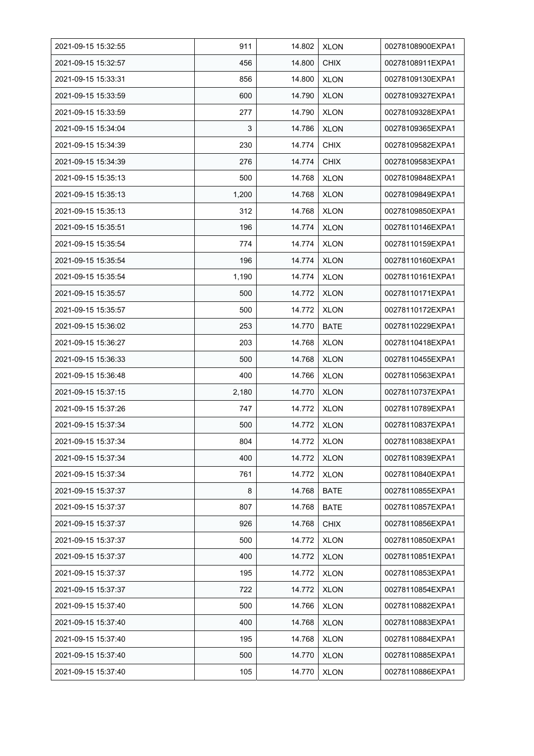| 2021-09-15 15:32:55 | 911 | 14.802 | XLON | 00278108900EXPA1 |
|---|---|---|---|---|
| 2021-09-15 15:32:57 | 456 | 14.800 | CHIX | 00278108911EXPA1 |
| 2021-09-15 15:33:31 | 856 | 14.800 | XLON | 00278109130EXPA1 |
| 2021-09-15 15:33:59 | 600 | 14.790 | XLON | 00278109327EXPA1 |
| 2021-09-15 15:33:59 | 277 | 14.790 | XLON | 00278109328EXPA1 |
| 2021-09-15 15:34:04 | 3 | 14.786 | XLON | 00278109365EXPA1 |
| 2021-09-15 15:34:39 | 230 | 14.774 | CHIX | 00278109582EXPA1 |
| 2021-09-15 15:34:39 | 276 | 14.774 | CHIX | 00278109583EXPA1 |
| 2021-09-15 15:35:13 | 500 | 14.768 | XLON | 00278109848EXPA1 |
| 2021-09-15 15:35:13 | 1,200 | 14.768 | XLON | 00278109849EXPA1 |
| 2021-09-15 15:35:13 | 312 | 14.768 | XLON | 00278109850EXPA1 |
| 2021-09-15 15:35:51 | 196 | 14.774 | XLON | 00278110146EXPA1 |
| 2021-09-15 15:35:54 | 774 | 14.774 | XLON | 00278110159EXPA1 |
| 2021-09-15 15:35:54 | 196 | 14.774 | XLON | 00278110160EXPA1 |
| 2021-09-15 15:35:54 | 1,190 | 14.774 | XLON | 00278110161EXPA1 |
| 2021-09-15 15:35:57 | 500 | 14.772 | XLON | 00278110171EXPA1 |
| 2021-09-15 15:35:57 | 500 | 14.772 | XLON | 00278110172EXPA1 |
| 2021-09-15 15:36:02 | 253 | 14.770 | BATE | 00278110229EXPA1 |
| 2021-09-15 15:36:27 | 203 | 14.768 | XLON | 00278110418EXPA1 |
| 2021-09-15 15:36:33 | 500 | 14.768 | XLON | 00278110455EXPA1 |
| 2021-09-15 15:36:48 | 400 | 14.766 | XLON | 00278110563EXPA1 |
| 2021-09-15 15:37:15 | 2,180 | 14.770 | XLON | 00278110737EXPA1 |
| 2021-09-15 15:37:26 | 747 | 14.772 | XLON | 00278110789EXPA1 |
| 2021-09-15 15:37:34 | 500 | 14.772 | XLON | 00278110837EXPA1 |
| 2021-09-15 15:37:34 | 804 | 14.772 | XLON | 00278110838EXPA1 |
| 2021-09-15 15:37:34 | 400 | 14.772 | XLON | 00278110839EXPA1 |
| 2021-09-15 15:37:34 | 761 | 14.772 | XLON | 00278110840EXPA1 |
| 2021-09-15 15:37:37 | 8 | 14.768 | BATE | 00278110855EXPA1 |
| 2021-09-15 15:37:37 | 807 | 14.768 | BATE | 00278110857EXPA1 |
| 2021-09-15 15:37:37 | 926 | 14.768 | CHIX | 00278110856EXPA1 |
| 2021-09-15 15:37:37 | 500 | 14.772 | XLON | 00278110850EXPA1 |
| 2021-09-15 15:37:37 | 400 | 14.772 | XLON | 00278110851EXPA1 |
| 2021-09-15 15:37:37 | 195 | 14.772 | XLON | 00278110853EXPA1 |
| 2021-09-15 15:37:37 | 722 | 14.772 | XLON | 00278110854EXPA1 |
| 2021-09-15 15:37:40 | 500 | 14.766 | XLON | 00278110882EXPA1 |
| 2021-09-15 15:37:40 | 400 | 14.768 | XLON | 00278110883EXPA1 |
| 2021-09-15 15:37:40 | 195 | 14.768 | XLON | 00278110884EXPA1 |
| 2021-09-15 15:37:40 | 500 | 14.770 | XLON | 00278110885EXPA1 |
| 2021-09-15 15:37:40 | 105 | 14.770 | XLON | 00278110886EXPA1 |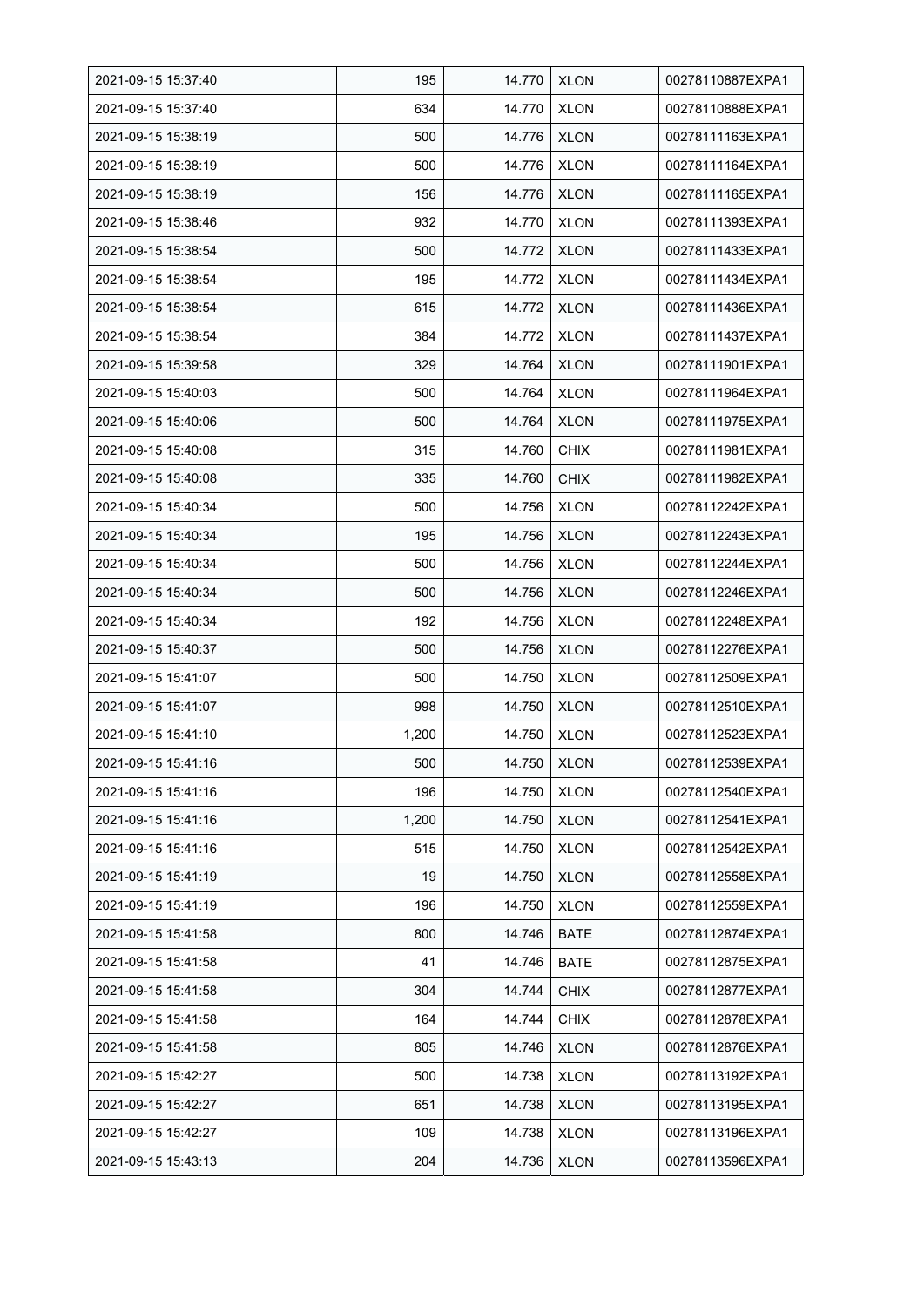| 2021-09-15 15:37:40 | 195 | 14.770 | XLON | 00278110887EXPA1 |
|---|---|---|---|---|
| 2021-09-15 15:37:40 | 634 | 14.770 | XLON | 00278110888EXPA1 |
| 2021-09-15 15:38:19 | 500 | 14.776 | XLON | 00278111163EXPA1 |
| 2021-09-15 15:38:19 | 500 | 14.776 | XLON | 00278111164EXPA1 |
| 2021-09-15 15:38:19 | 156 | 14.776 | XLON | 00278111165EXPA1 |
| 2021-09-15 15:38:46 | 932 | 14.770 | XLON | 00278111393EXPA1 |
| 2021-09-15 15:38:54 | 500 | 14.772 | XLON | 00278111433EXPA1 |
| 2021-09-15 15:38:54 | 195 | 14.772 | XLON | 00278111434EXPA1 |
| 2021-09-15 15:38:54 | 615 | 14.772 | XLON | 00278111436EXPA1 |
| 2021-09-15 15:38:54 | 384 | 14.772 | XLON | 00278111437EXPA1 |
| 2021-09-15 15:39:58 | 329 | 14.764 | XLON | 00278111901EXPA1 |
| 2021-09-15 15:40:03 | 500 | 14.764 | XLON | 00278111964EXPA1 |
| 2021-09-15 15:40:06 | 500 | 14.764 | XLON | 00278111975EXPA1 |
| 2021-09-15 15:40:08 | 315 | 14.760 | CHIX | 00278111981EXPA1 |
| 2021-09-15 15:40:08 | 335 | 14.760 | CHIX | 00278111982EXPA1 |
| 2021-09-15 15:40:34 | 500 | 14.756 | XLON | 00278112242EXPA1 |
| 2021-09-15 15:40:34 | 195 | 14.756 | XLON | 00278112243EXPA1 |
| 2021-09-15 15:40:34 | 500 | 14.756 | XLON | 00278112244EXPA1 |
| 2021-09-15 15:40:34 | 500 | 14.756 | XLON | 00278112246EXPA1 |
| 2021-09-15 15:40:34 | 192 | 14.756 | XLON | 00278112248EXPA1 |
| 2021-09-15 15:40:37 | 500 | 14.756 | XLON | 00278112276EXPA1 |
| 2021-09-15 15:41:07 | 500 | 14.750 | XLON | 00278112509EXPA1 |
| 2021-09-15 15:41:07 | 998 | 14.750 | XLON | 00278112510EXPA1 |
| 2021-09-15 15:41:10 | 1,200 | 14.750 | XLON | 00278112523EXPA1 |
| 2021-09-15 15:41:16 | 500 | 14.750 | XLON | 00278112539EXPA1 |
| 2021-09-15 15:41:16 | 196 | 14.750 | XLON | 00278112540EXPA1 |
| 2021-09-15 15:41:16 | 1,200 | 14.750 | XLON | 00278112541EXPA1 |
| 2021-09-15 15:41:16 | 515 | 14.750 | XLON | 00278112542EXPA1 |
| 2021-09-15 15:41:19 | 19 | 14.750 | XLON | 00278112558EXPA1 |
| 2021-09-15 15:41:19 | 196 | 14.750 | XLON | 00278112559EXPA1 |
| 2021-09-15 15:41:58 | 800 | 14.746 | BATE | 00278112874EXPA1 |
| 2021-09-15 15:41:58 | 41 | 14.746 | BATE | 00278112875EXPA1 |
| 2021-09-15 15:41:58 | 304 | 14.744 | CHIX | 00278112877EXPA1 |
| 2021-09-15 15:41:58 | 164 | 14.744 | CHIX | 00278112878EXPA1 |
| 2021-09-15 15:41:58 | 805 | 14.746 | XLON | 00278112876EXPA1 |
| 2021-09-15 15:42:27 | 500 | 14.738 | XLON | 00278113192EXPA1 |
| 2021-09-15 15:42:27 | 651 | 14.738 | XLON | 00278113195EXPA1 |
| 2021-09-15 15:42:27 | 109 | 14.738 | XLON | 00278113196EXPA1 |
| 2021-09-15 15:43:13 | 204 | 14.736 | XLON | 00278113596EXPA1 |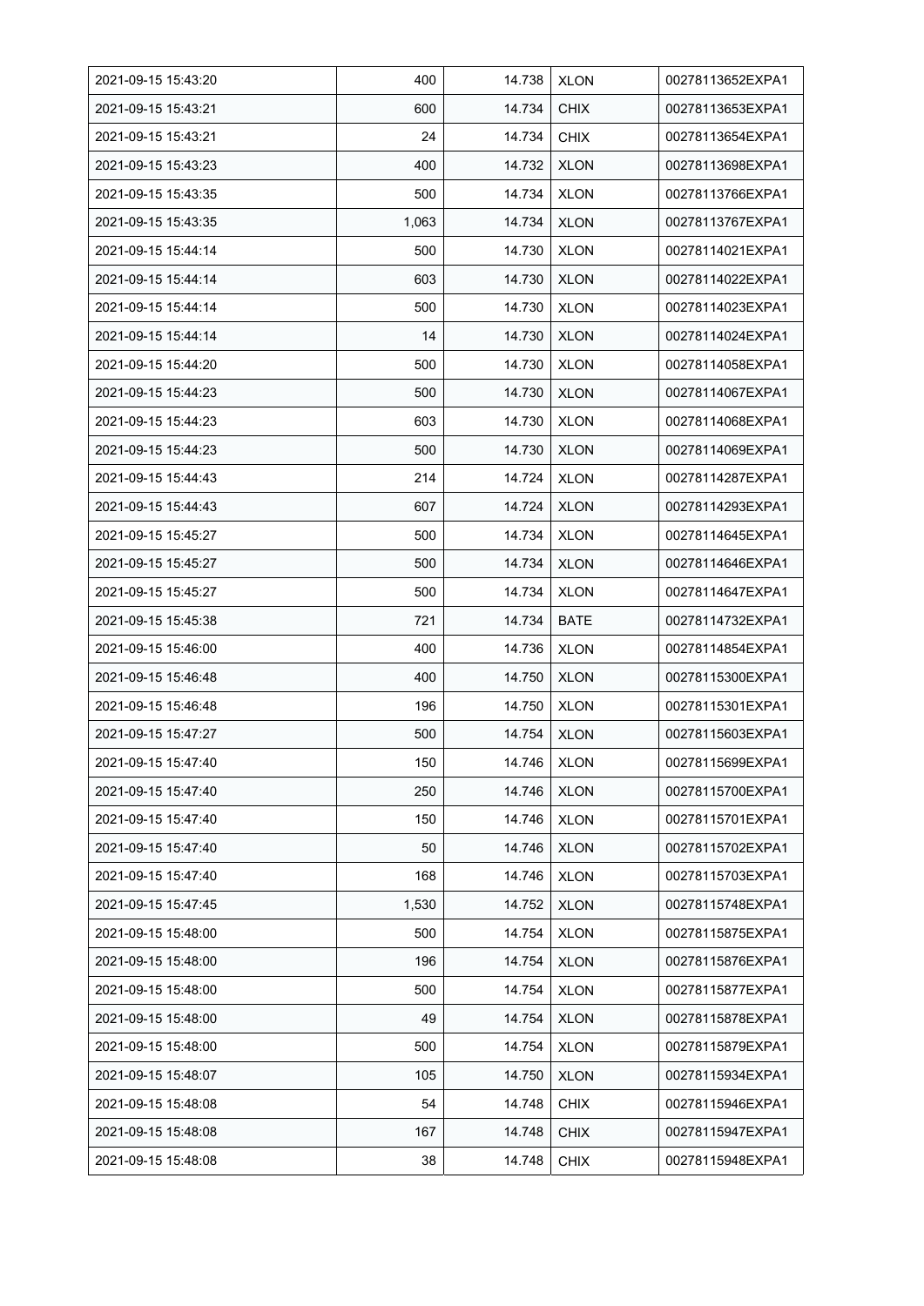| 2021-09-15 15:43:20 | 400 | 14.738 | XLON | 00278113652EXPA1 |
|---|---|---|---|---|
| 2021-09-15 15:43:21 | 600 | 14.734 | CHIX | 00278113653EXPA1 |
| 2021-09-15 15:43:21 | 24 | 14.734 | CHIX | 00278113654EXPA1 |
| 2021-09-15 15:43:23 | 400 | 14.732 | XLON | 00278113698EXPA1 |
| 2021-09-15 15:43:35 | 500 | 14.734 | XLON | 00278113766EXPA1 |
| 2021-09-15 15:43:35 | 1,063 | 14.734 | XLON | 00278113767EXPA1 |
| 2021-09-15 15:44:14 | 500 | 14.730 | XLON | 00278114021EXPA1 |
| 2021-09-15 15:44:14 | 603 | 14.730 | XLON | 00278114022EXPA1 |
| 2021-09-15 15:44:14 | 500 | 14.730 | XLON | 00278114023EXPA1 |
| 2021-09-15 15:44:14 | 14 | 14.730 | XLON | 00278114024EXPA1 |
| 2021-09-15 15:44:20 | 500 | 14.730 | XLON | 00278114058EXPA1 |
| 2021-09-15 15:44:23 | 500 | 14.730 | XLON | 00278114067EXPA1 |
| 2021-09-15 15:44:23 | 603 | 14.730 | XLON | 00278114068EXPA1 |
| 2021-09-15 15:44:23 | 500 | 14.730 | XLON | 00278114069EXPA1 |
| 2021-09-15 15:44:43 | 214 | 14.724 | XLON | 00278114287EXPA1 |
| 2021-09-15 15:44:43 | 607 | 14.724 | XLON | 00278114293EXPA1 |
| 2021-09-15 15:45:27 | 500 | 14.734 | XLON | 00278114645EXPA1 |
| 2021-09-15 15:45:27 | 500 | 14.734 | XLON | 00278114646EXPA1 |
| 2021-09-15 15:45:27 | 500 | 14.734 | XLON | 00278114647EXPA1 |
| 2021-09-15 15:45:38 | 721 | 14.734 | BATE | 00278114732EXPA1 |
| 2021-09-15 15:46:00 | 400 | 14.736 | XLON | 00278114854EXPA1 |
| 2021-09-15 15:46:48 | 400 | 14.750 | XLON | 00278115300EXPA1 |
| 2021-09-15 15:46:48 | 196 | 14.750 | XLON | 00278115301EXPA1 |
| 2021-09-15 15:47:27 | 500 | 14.754 | XLON | 00278115603EXPA1 |
| 2021-09-15 15:47:40 | 150 | 14.746 | XLON | 00278115699EXPA1 |
| 2021-09-15 15:47:40 | 250 | 14.746 | XLON | 00278115700EXPA1 |
| 2021-09-15 15:47:40 | 150 | 14.746 | XLON | 00278115701EXPA1 |
| 2021-09-15 15:47:40 | 50 | 14.746 | XLON | 00278115702EXPA1 |
| 2021-09-15 15:47:40 | 168 | 14.746 | XLON | 00278115703EXPA1 |
| 2021-09-15 15:47:45 | 1,530 | 14.752 | XLON | 00278115748EXPA1 |
| 2021-09-15 15:48:00 | 500 | 14.754 | XLON | 00278115875EXPA1 |
| 2021-09-15 15:48:00 | 196 | 14.754 | XLON | 00278115876EXPA1 |
| 2021-09-15 15:48:00 | 500 | 14.754 | XLON | 00278115877EXPA1 |
| 2021-09-15 15:48:00 | 49 | 14.754 | XLON | 00278115878EXPA1 |
| 2021-09-15 15:48:00 | 500 | 14.754 | XLON | 00278115879EXPA1 |
| 2021-09-15 15:48:07 | 105 | 14.750 | XLON | 00278115934EXPA1 |
| 2021-09-15 15:48:08 | 54 | 14.748 | CHIX | 00278115946EXPA1 |
| 2021-09-15 15:48:08 | 167 | 14.748 | CHIX | 00278115947EXPA1 |
| 2021-09-15 15:48:08 | 38 | 14.748 | CHIX | 00278115948EXPA1 |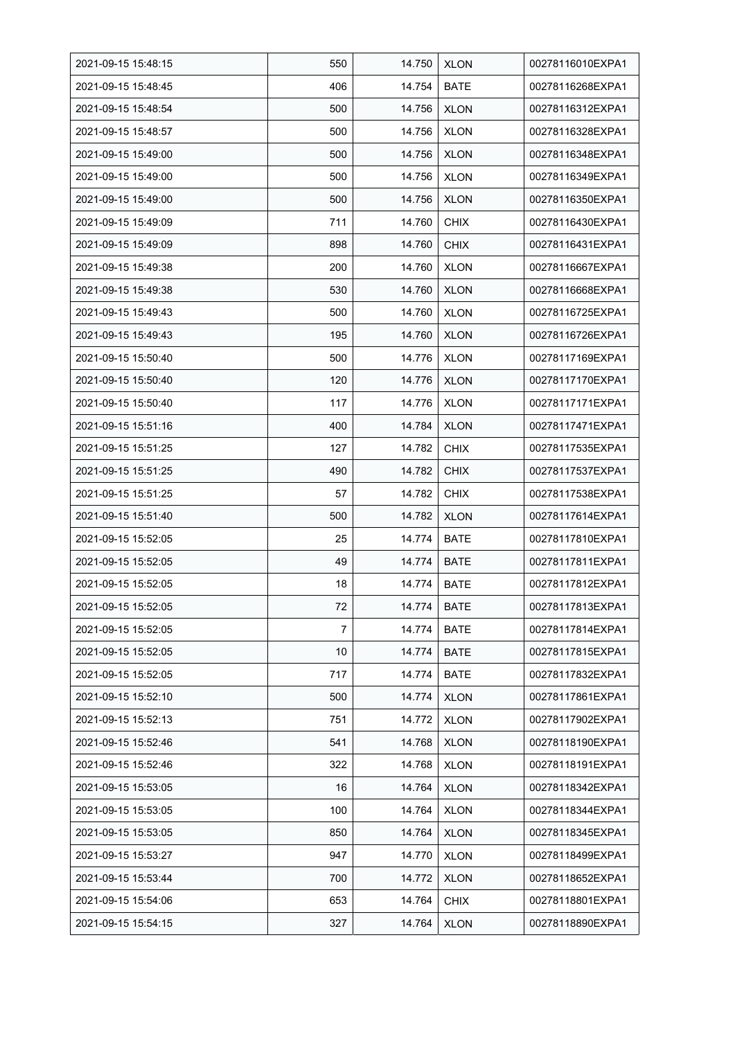| | | | | |
|---|---|---|---|---|
| 2021-09-15 15:48:15 | 550 | 14.750 | XLON | 00278116010EXPA1 |
| 2021-09-15 15:48:45 | 406 | 14.754 | BATE | 00278116268EXPA1 |
| 2021-09-15 15:48:54 | 500 | 14.756 | XLON | 00278116312EXPA1 |
| 2021-09-15 15:48:57 | 500 | 14.756 | XLON | 00278116328EXPA1 |
| 2021-09-15 15:49:00 | 500 | 14.756 | XLON | 00278116348EXPA1 |
| 2021-09-15 15:49:00 | 500 | 14.756 | XLON | 00278116349EXPA1 |
| 2021-09-15 15:49:00 | 500 | 14.756 | XLON | 00278116350EXPA1 |
| 2021-09-15 15:49:09 | 711 | 14.760 | CHIX | 00278116430EXPA1 |
| 2021-09-15 15:49:09 | 898 | 14.760 | CHIX | 00278116431EXPA1 |
| 2021-09-15 15:49:38 | 200 | 14.760 | XLON | 00278116667EXPA1 |
| 2021-09-15 15:49:38 | 530 | 14.760 | XLON | 00278116668EXPA1 |
| 2021-09-15 15:49:43 | 500 | 14.760 | XLON | 00278116725EXPA1 |
| 2021-09-15 15:49:43 | 195 | 14.760 | XLON | 00278116726EXPA1 |
| 2021-09-15 15:50:40 | 500 | 14.776 | XLON | 00278117169EXPA1 |
| 2021-09-15 15:50:40 | 120 | 14.776 | XLON | 00278117170EXPA1 |
| 2021-09-15 15:50:40 | 117 | 14.776 | XLON | 00278117171EXPA1 |
| 2021-09-15 15:51:16 | 400 | 14.784 | XLON | 00278117471EXPA1 |
| 2021-09-15 15:51:25 | 127 | 14.782 | CHIX | 00278117535EXPA1 |
| 2021-09-15 15:51:25 | 490 | 14.782 | CHIX | 00278117537EXPA1 |
| 2021-09-15 15:51:25 | 57 | 14.782 | CHIX | 00278117538EXPA1 |
| 2021-09-15 15:51:40 | 500 | 14.782 | XLON | 00278117614EXPA1 |
| 2021-09-15 15:52:05 | 25 | 14.774 | BATE | 00278117810EXPA1 |
| 2021-09-15 15:52:05 | 49 | 14.774 | BATE | 00278117811EXPA1 |
| 2021-09-15 15:52:05 | 18 | 14.774 | BATE | 00278117812EXPA1 |
| 2021-09-15 15:52:05 | 72 | 14.774 | BATE | 00278117813EXPA1 |
| 2021-09-15 15:52:05 | 7 | 14.774 | BATE | 00278117814EXPA1 |
| 2021-09-15 15:52:05 | 10 | 14.774 | BATE | 00278117815EXPA1 |
| 2021-09-15 15:52:05 | 717 | 14.774 | BATE | 00278117832EXPA1 |
| 2021-09-15 15:52:10 | 500 | 14.774 | XLON | 00278117861EXPA1 |
| 2021-09-15 15:52:13 | 751 | 14.772 | XLON | 00278117902EXPA1 |
| 2021-09-15 15:52:46 | 541 | 14.768 | XLON | 00278118190EXPA1 |
| 2021-09-15 15:52:46 | 322 | 14.768 | XLON | 00278118191EXPA1 |
| 2021-09-15 15:53:05 | 16 | 14.764 | XLON | 00278118342EXPA1 |
| 2021-09-15 15:53:05 | 100 | 14.764 | XLON | 00278118344EXPA1 |
| 2021-09-15 15:53:05 | 850 | 14.764 | XLON | 00278118345EXPA1 |
| 2021-09-15 15:53:27 | 947 | 14.770 | XLON | 00278118499EXPA1 |
| 2021-09-15 15:53:44 | 700 | 14.772 | XLON | 00278118652EXPA1 |
| 2021-09-15 15:54:06 | 653 | 14.764 | CHIX | 00278118801EXPA1 |
| 2021-09-15 15:54:15 | 327 | 14.764 | XLON | 00278118890EXPA1 |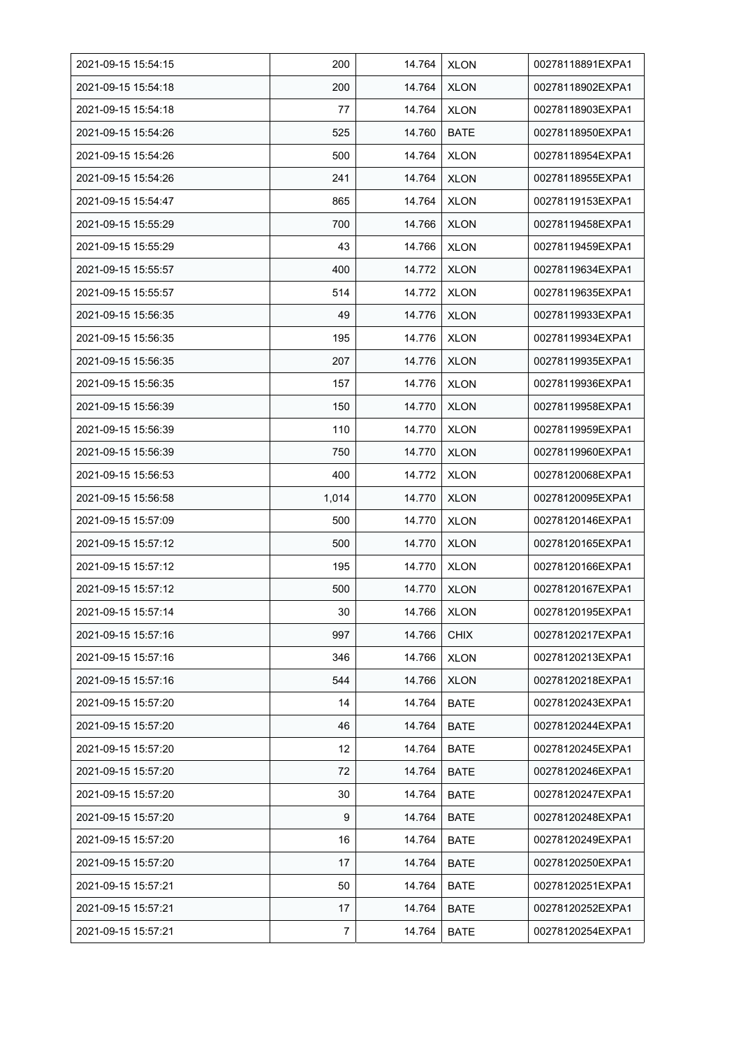| | | | | |
|---|---|---|---|---|
| 2021-09-15 15:54:15 | 200 | 14.764 | XLON | 00278118891EXPA1 |
| 2021-09-15 15:54:18 | 200 | 14.764 | XLON | 00278118902EXPA1 |
| 2021-09-15 15:54:18 | 77 | 14.764 | XLON | 00278118903EXPA1 |
| 2021-09-15 15:54:26 | 525 | 14.760 | BATE | 00278118950EXPA1 |
| 2021-09-15 15:54:26 | 500 | 14.764 | XLON | 00278118954EXPA1 |
| 2021-09-15 15:54:26 | 241 | 14.764 | XLON | 00278118955EXPA1 |
| 2021-09-15 15:54:47 | 865 | 14.764 | XLON | 00278119153EXPA1 |
| 2021-09-15 15:55:29 | 700 | 14.766 | XLON | 00278119458EXPA1 |
| 2021-09-15 15:55:29 | 43 | 14.766 | XLON | 00278119459EXPA1 |
| 2021-09-15 15:55:57 | 400 | 14.772 | XLON | 00278119634EXPA1 |
| 2021-09-15 15:55:57 | 514 | 14.772 | XLON | 00278119635EXPA1 |
| 2021-09-15 15:56:35 | 49 | 14.776 | XLON | 00278119933EXPA1 |
| 2021-09-15 15:56:35 | 195 | 14.776 | XLON | 00278119934EXPA1 |
| 2021-09-15 15:56:35 | 207 | 14.776 | XLON | 00278119935EXPA1 |
| 2021-09-15 15:56:35 | 157 | 14.776 | XLON | 00278119936EXPA1 |
| 2021-09-15 15:56:39 | 150 | 14.770 | XLON | 00278119958EXPA1 |
| 2021-09-15 15:56:39 | 110 | 14.770 | XLON | 00278119959EXPA1 |
| 2021-09-15 15:56:39 | 750 | 14.770 | XLON | 00278119960EXPA1 |
| 2021-09-15 15:56:53 | 400 | 14.772 | XLON | 00278120068EXPA1 |
| 2021-09-15 15:56:58 | 1,014 | 14.770 | XLON | 00278120095EXPA1 |
| 2021-09-15 15:57:09 | 500 | 14.770 | XLON | 00278120146EXPA1 |
| 2021-09-15 15:57:12 | 500 | 14.770 | XLON | 00278120165EXPA1 |
| 2021-09-15 15:57:12 | 195 | 14.770 | XLON | 00278120166EXPA1 |
| 2021-09-15 15:57:12 | 500 | 14.770 | XLON | 00278120167EXPA1 |
| 2021-09-15 15:57:14 | 30 | 14.766 | XLON | 00278120195EXPA1 |
| 2021-09-15 15:57:16 | 997 | 14.766 | CHIX | 00278120217EXPA1 |
| 2021-09-15 15:57:16 | 346 | 14.766 | XLON | 00278120213EXPA1 |
| 2021-09-15 15:57:16 | 544 | 14.766 | XLON | 00278120218EXPA1 |
| 2021-09-15 15:57:20 | 14 | 14.764 | BATE | 00278120243EXPA1 |
| 2021-09-15 15:57:20 | 46 | 14.764 | BATE | 00278120244EXPA1 |
| 2021-09-15 15:57:20 | 12 | 14.764 | BATE | 00278120245EXPA1 |
| 2021-09-15 15:57:20 | 72 | 14.764 | BATE | 00278120246EXPA1 |
| 2021-09-15 15:57:20 | 30 | 14.764 | BATE | 00278120247EXPA1 |
| 2021-09-15 15:57:20 | 9 | 14.764 | BATE | 00278120248EXPA1 |
| 2021-09-15 15:57:20 | 16 | 14.764 | BATE | 00278120249EXPA1 |
| 2021-09-15 15:57:20 | 17 | 14.764 | BATE | 00278120250EXPA1 |
| 2021-09-15 15:57:21 | 50 | 14.764 | BATE | 00278120251EXPA1 |
| 2021-09-15 15:57:21 | 17 | 14.764 | BATE | 00278120252EXPA1 |
| 2021-09-15 15:57:21 | 7 | 14.764 | BATE | 00278120254EXPA1 |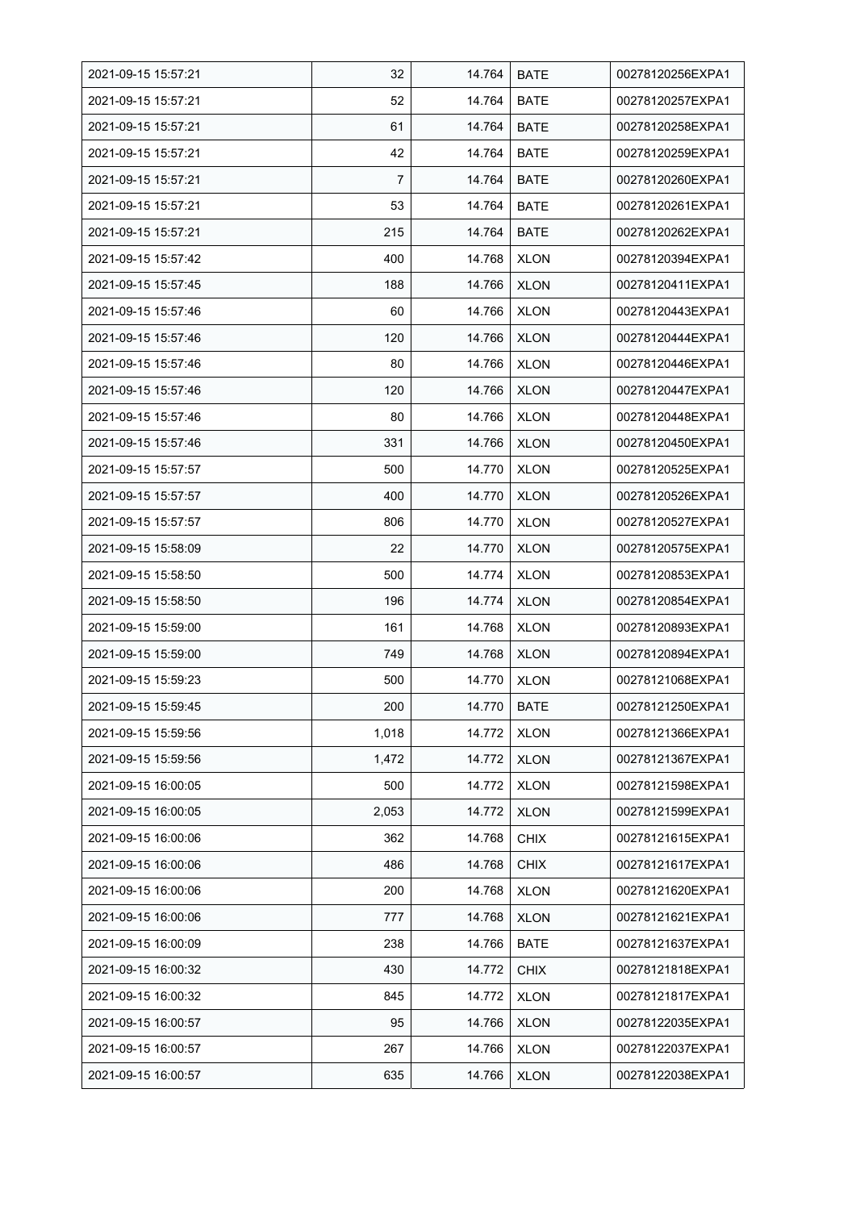| 2021-09-15 15:57:21 | 32 | 14.764 | BATE | 00278120256EXPA1 |
|---|---|---|---|---|
| 2021-09-15 15:57:21 | 52 | 14.764 | BATE | 00278120257EXPA1 |
| 2021-09-15 15:57:21 | 61 | 14.764 | BATE | 00278120258EXPA1 |
| 2021-09-15 15:57:21 | 42 | 14.764 | BATE | 00278120259EXPA1 |
| 2021-09-15 15:57:21 | 7 | 14.764 | BATE | 00278120260EXPA1 |
| 2021-09-15 15:57:21 | 53 | 14.764 | BATE | 00278120261EXPA1 |
| 2021-09-15 15:57:21 | 215 | 14.764 | BATE | 00278120262EXPA1 |
| 2021-09-15 15:57:42 | 400 | 14.768 | XLON | 00278120394EXPA1 |
| 2021-09-15 15:57:45 | 188 | 14.766 | XLON | 00278120411EXPA1 |
| 2021-09-15 15:57:46 | 60 | 14.766 | XLON | 00278120443EXPA1 |
| 2021-09-15 15:57:46 | 120 | 14.766 | XLON | 00278120444EXPA1 |
| 2021-09-15 15:57:46 | 80 | 14.766 | XLON | 00278120446EXPA1 |
| 2021-09-15 15:57:46 | 120 | 14.766 | XLON | 00278120447EXPA1 |
| 2021-09-15 15:57:46 | 80 | 14.766 | XLON | 00278120448EXPA1 |
| 2021-09-15 15:57:46 | 331 | 14.766 | XLON | 00278120450EXPA1 |
| 2021-09-15 15:57:57 | 500 | 14.770 | XLON | 00278120525EXPA1 |
| 2021-09-15 15:57:57 | 400 | 14.770 | XLON | 00278120526EXPA1 |
| 2021-09-15 15:57:57 | 806 | 14.770 | XLON | 00278120527EXPA1 |
| 2021-09-15 15:58:09 | 22 | 14.770 | XLON | 00278120575EXPA1 |
| 2021-09-15 15:58:50 | 500 | 14.774 | XLON | 00278120853EXPA1 |
| 2021-09-15 15:58:50 | 196 | 14.774 | XLON | 00278120854EXPA1 |
| 2021-09-15 15:59:00 | 161 | 14.768 | XLON | 00278120893EXPA1 |
| 2021-09-15 15:59:00 | 749 | 14.768 | XLON | 00278120894EXPA1 |
| 2021-09-15 15:59:23 | 500 | 14.770 | XLON | 00278121068EXPA1 |
| 2021-09-15 15:59:45 | 200 | 14.770 | BATE | 00278121250EXPA1 |
| 2021-09-15 15:59:56 | 1,018 | 14.772 | XLON | 00278121366EXPA1 |
| 2021-09-15 15:59:56 | 1,472 | 14.772 | XLON | 00278121367EXPA1 |
| 2021-09-15 16:00:05 | 500 | 14.772 | XLON | 00278121598EXPA1 |
| 2021-09-15 16:00:05 | 2,053 | 14.772 | XLON | 00278121599EXPA1 |
| 2021-09-15 16:00:06 | 362 | 14.768 | CHIX | 00278121615EXPA1 |
| 2021-09-15 16:00:06 | 486 | 14.768 | CHIX | 00278121617EXPA1 |
| 2021-09-15 16:00:06 | 200 | 14.768 | XLON | 00278121620EXPA1 |
| 2021-09-15 16:00:06 | 777 | 14.768 | XLON | 00278121621EXPA1 |
| 2021-09-15 16:00:09 | 238 | 14.766 | BATE | 00278121637EXPA1 |
| 2021-09-15 16:00:32 | 430 | 14.772 | CHIX | 00278121818EXPA1 |
| 2021-09-15 16:00:32 | 845 | 14.772 | XLON | 00278121817EXPA1 |
| 2021-09-15 16:00:57 | 95 | 14.766 | XLON | 00278122035EXPA1 |
| 2021-09-15 16:00:57 | 267 | 14.766 | XLON | 00278122037EXPA1 |
| 2021-09-15 16:00:57 | 635 | 14.766 | XLON | 00278122038EXPA1 |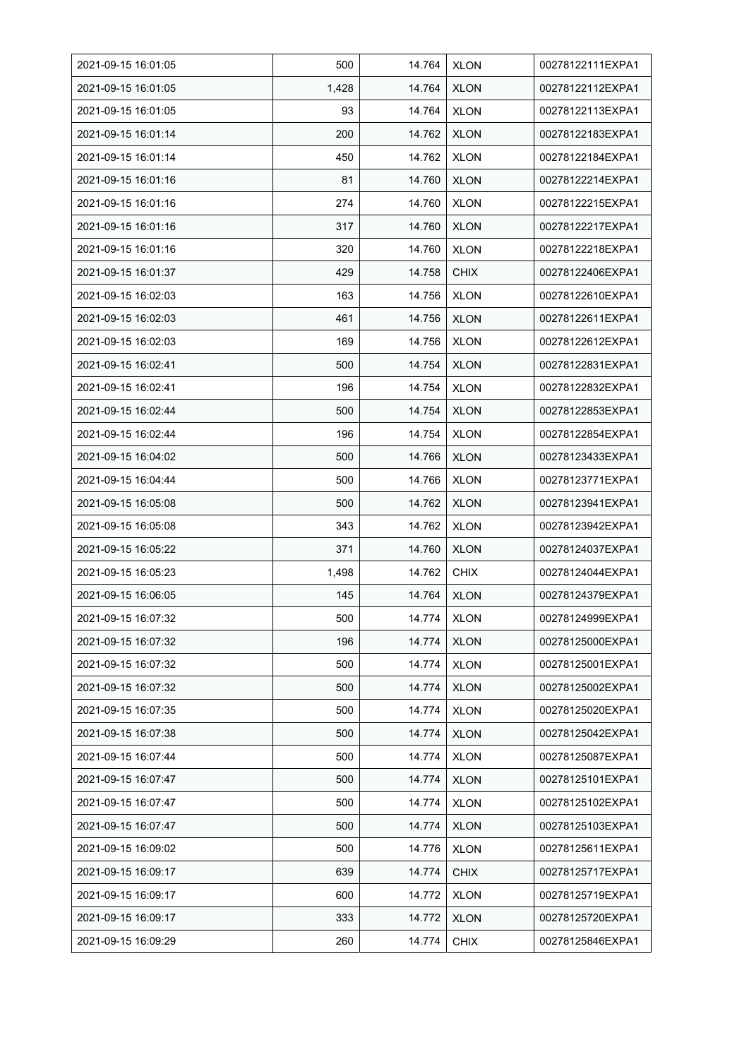| 2021-09-15 16:01:05 | 500 | 14.764 | XLON | 00278122111EXPA1 |
|---|---|---|---|---|
| 2021-09-15 16:01:05 | 1,428 | 14.764 | XLON | 00278122112EXPA1 |
| 2021-09-15 16:01:05 | 93 | 14.764 | XLON | 00278122113EXPA1 |
| 2021-09-15 16:01:14 | 200 | 14.762 | XLON | 00278122183EXPA1 |
| 2021-09-15 16:01:14 | 450 | 14.762 | XLON | 00278122184EXPA1 |
| 2021-09-15 16:01:16 | 81 | 14.760 | XLON | 00278122214EXPA1 |
| 2021-09-15 16:01:16 | 274 | 14.760 | XLON | 00278122215EXPA1 |
| 2021-09-15 16:01:16 | 317 | 14.760 | XLON | 00278122217EXPA1 |
| 2021-09-15 16:01:16 | 320 | 14.760 | XLON | 00278122218EXPA1 |
| 2021-09-15 16:01:37 | 429 | 14.758 | CHIX | 00278122406EXPA1 |
| 2021-09-15 16:02:03 | 163 | 14.756 | XLON | 00278122610EXPA1 |
| 2021-09-15 16:02:03 | 461 | 14.756 | XLON | 00278122611EXPA1 |
| 2021-09-15 16:02:03 | 169 | 14.756 | XLON | 00278122612EXPA1 |
| 2021-09-15 16:02:41 | 500 | 14.754 | XLON | 00278122831EXPA1 |
| 2021-09-15 16:02:41 | 196 | 14.754 | XLON | 00278122832EXPA1 |
| 2021-09-15 16:02:44 | 500 | 14.754 | XLON | 00278122853EXPA1 |
| 2021-09-15 16:02:44 | 196 | 14.754 | XLON | 00278122854EXPA1 |
| 2021-09-15 16:04:02 | 500 | 14.766 | XLON | 00278123433EXPA1 |
| 2021-09-15 16:04:44 | 500 | 14.766 | XLON | 00278123771EXPA1 |
| 2021-09-15 16:05:08 | 500 | 14.762 | XLON | 00278123941EXPA1 |
| 2021-09-15 16:05:08 | 343 | 14.762 | XLON | 00278123942EXPA1 |
| 2021-09-15 16:05:22 | 371 | 14.760 | XLON | 00278124037EXPA1 |
| 2021-09-15 16:05:23 | 1,498 | 14.762 | CHIX | 00278124044EXPA1 |
| 2021-09-15 16:06:05 | 145 | 14.764 | XLON | 00278124379EXPA1 |
| 2021-09-15 16:07:32 | 500 | 14.774 | XLON | 00278124999EXPA1 |
| 2021-09-15 16:07:32 | 196 | 14.774 | XLON | 00278125000EXPA1 |
| 2021-09-15 16:07:32 | 500 | 14.774 | XLON | 00278125001EXPA1 |
| 2021-09-15 16:07:32 | 500 | 14.774 | XLON | 00278125002EXPA1 |
| 2021-09-15 16:07:35 | 500 | 14.774 | XLON | 00278125020EXPA1 |
| 2021-09-15 16:07:38 | 500 | 14.774 | XLON | 00278125042EXPA1 |
| 2021-09-15 16:07:44 | 500 | 14.774 | XLON | 00278125087EXPA1 |
| 2021-09-15 16:07:47 | 500 | 14.774 | XLON | 00278125101EXPA1 |
| 2021-09-15 16:07:47 | 500 | 14.774 | XLON | 00278125102EXPA1 |
| 2021-09-15 16:07:47 | 500 | 14.774 | XLON | 00278125103EXPA1 |
| 2021-09-15 16:09:02 | 500 | 14.776 | XLON | 00278125611EXPA1 |
| 2021-09-15 16:09:17 | 639 | 14.774 | CHIX | 00278125717EXPA1 |
| 2021-09-15 16:09:17 | 600 | 14.772 | XLON | 00278125719EXPA1 |
| 2021-09-15 16:09:17 | 333 | 14.772 | XLON | 00278125720EXPA1 |
| 2021-09-15 16:09:29 | 260 | 14.774 | CHIX | 00278125846EXPA1 |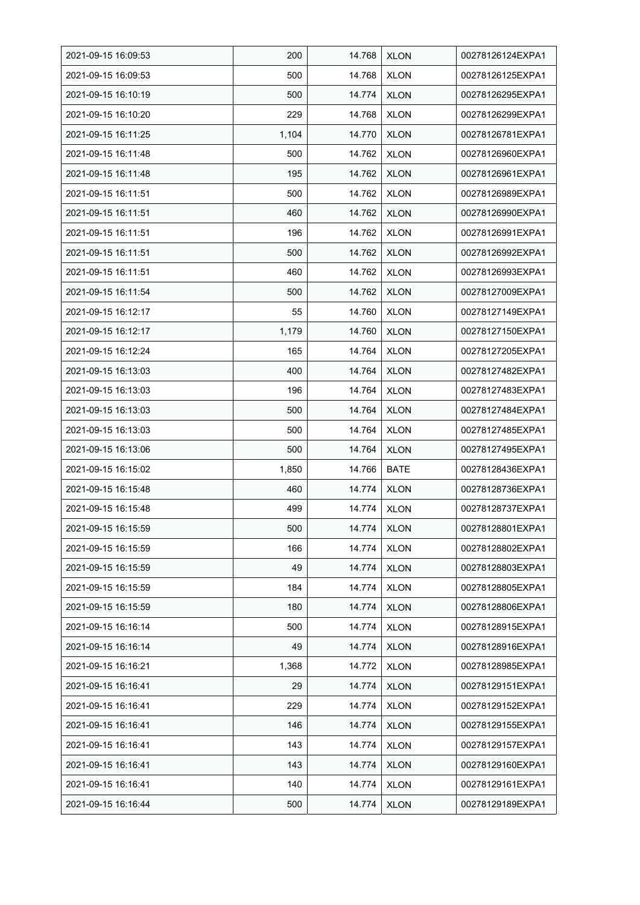| | | | | |
|---|---|---|---|---|
| 2021-09-15 16:09:53 | 200 | 14.768 | XLON | 00278126124EXPA1 |
| 2021-09-15 16:09:53 | 500 | 14.768 | XLON | 00278126125EXPA1 |
| 2021-09-15 16:10:19 | 500 | 14.774 | XLON | 00278126295EXPA1 |
| 2021-09-15 16:10:20 | 229 | 14.768 | XLON | 00278126299EXPA1 |
| 2021-09-15 16:11:25 | 1,104 | 14.770 | XLON | 00278126781EXPA1 |
| 2021-09-15 16:11:48 | 500 | 14.762 | XLON | 00278126960EXPA1 |
| 2021-09-15 16:11:48 | 195 | 14.762 | XLON | 00278126961EXPA1 |
| 2021-09-15 16:11:51 | 500 | 14.762 | XLON | 00278126989EXPA1 |
| 2021-09-15 16:11:51 | 460 | 14.762 | XLON | 00278126990EXPA1 |
| 2021-09-15 16:11:51 | 196 | 14.762 | XLON | 00278126991EXPA1 |
| 2021-09-15 16:11:51 | 500 | 14.762 | XLON | 00278126992EXPA1 |
| 2021-09-15 16:11:51 | 460 | 14.762 | XLON | 00278126993EXPA1 |
| 2021-09-15 16:11:54 | 500 | 14.762 | XLON | 00278127009EXPA1 |
| 2021-09-15 16:12:17 | 55 | 14.760 | XLON | 00278127149EXPA1 |
| 2021-09-15 16:12:17 | 1,179 | 14.760 | XLON | 00278127150EXPA1 |
| 2021-09-15 16:12:24 | 165 | 14.764 | XLON | 00278127205EXPA1 |
| 2021-09-15 16:13:03 | 400 | 14.764 | XLON | 00278127482EXPA1 |
| 2021-09-15 16:13:03 | 196 | 14.764 | XLON | 00278127483EXPA1 |
| 2021-09-15 16:13:03 | 500 | 14.764 | XLON | 00278127484EXPA1 |
| 2021-09-15 16:13:03 | 500 | 14.764 | XLON | 00278127485EXPA1 |
| 2021-09-15 16:13:06 | 500 | 14.764 | XLON | 00278127495EXPA1 |
| 2021-09-15 16:15:02 | 1,850 | 14.766 | BATE | 00278128436EXPA1 |
| 2021-09-15 16:15:48 | 460 | 14.774 | XLON | 00278128736EXPA1 |
| 2021-09-15 16:15:48 | 499 | 14.774 | XLON | 00278128737EXPA1 |
| 2021-09-15 16:15:59 | 500 | 14.774 | XLON | 00278128801EXPA1 |
| 2021-09-15 16:15:59 | 166 | 14.774 | XLON | 00278128802EXPA1 |
| 2021-09-15 16:15:59 | 49 | 14.774 | XLON | 00278128803EXPA1 |
| 2021-09-15 16:15:59 | 184 | 14.774 | XLON | 00278128805EXPA1 |
| 2021-09-15 16:15:59 | 180 | 14.774 | XLON | 00278128806EXPA1 |
| 2021-09-15 16:16:14 | 500 | 14.774 | XLON | 00278128915EXPA1 |
| 2021-09-15 16:16:14 | 49 | 14.774 | XLON | 00278128916EXPA1 |
| 2021-09-15 16:16:21 | 1,368 | 14.772 | XLON | 00278128985EXPA1 |
| 2021-09-15 16:16:41 | 29 | 14.774 | XLON | 00278129151EXPA1 |
| 2021-09-15 16:16:41 | 229 | 14.774 | XLON | 00278129152EXPA1 |
| 2021-09-15 16:16:41 | 146 | 14.774 | XLON | 00278129155EXPA1 |
| 2021-09-15 16:16:41 | 143 | 14.774 | XLON | 00278129157EXPA1 |
| 2021-09-15 16:16:41 | 143 | 14.774 | XLON | 00278129160EXPA1 |
| 2021-09-15 16:16:41 | 140 | 14.774 | XLON | 00278129161EXPA1 |
| 2021-09-15 16:16:44 | 500 | 14.774 | XLON | 00278129189EXPA1 |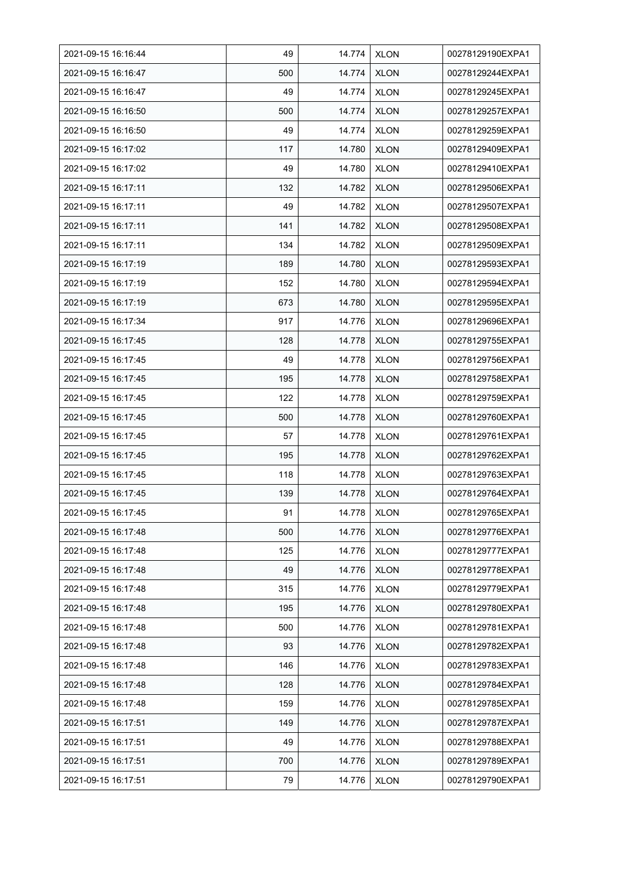| 2021-09-15 16:16:44 | 49 | 14.774 | XLON | 00278129190EXPA1 |
|---|---|---|---|---|
| 2021-09-15 16:16:47 | 500 | 14.774 | XLON | 00278129244EXPA1 |
| 2021-09-15 16:16:47 | 49 | 14.774 | XLON | 00278129245EXPA1 |
| 2021-09-15 16:16:50 | 500 | 14.774 | XLON | 00278129257EXPA1 |
| 2021-09-15 16:16:50 | 49 | 14.774 | XLON | 00278129259EXPA1 |
| 2021-09-15 16:17:02 | 117 | 14.780 | XLON | 00278129409EXPA1 |
| 2021-09-15 16:17:02 | 49 | 14.780 | XLON | 00278129410EXPA1 |
| 2021-09-15 16:17:11 | 132 | 14.782 | XLON | 00278129506EXPA1 |
| 2021-09-15 16:17:11 | 49 | 14.782 | XLON | 00278129507EXPA1 |
| 2021-09-15 16:17:11 | 141 | 14.782 | XLON | 00278129508EXPA1 |
| 2021-09-15 16:17:11 | 134 | 14.782 | XLON | 00278129509EXPA1 |
| 2021-09-15 16:17:19 | 189 | 14.780 | XLON | 00278129593EXPA1 |
| 2021-09-15 16:17:19 | 152 | 14.780 | XLON | 00278129594EXPA1 |
| 2021-09-15 16:17:19 | 673 | 14.780 | XLON | 00278129595EXPA1 |
| 2021-09-15 16:17:34 | 917 | 14.776 | XLON | 00278129696EXPA1 |
| 2021-09-15 16:17:45 | 128 | 14.778 | XLON | 00278129755EXPA1 |
| 2021-09-15 16:17:45 | 49 | 14.778 | XLON | 00278129756EXPA1 |
| 2021-09-15 16:17:45 | 195 | 14.778 | XLON | 00278129758EXPA1 |
| 2021-09-15 16:17:45 | 122 | 14.778 | XLON | 00278129759EXPA1 |
| 2021-09-15 16:17:45 | 500 | 14.778 | XLON | 00278129760EXPA1 |
| 2021-09-15 16:17:45 | 57 | 14.778 | XLON | 00278129761EXPA1 |
| 2021-09-15 16:17:45 | 195 | 14.778 | XLON | 00278129762EXPA1 |
| 2021-09-15 16:17:45 | 118 | 14.778 | XLON | 00278129763EXPA1 |
| 2021-09-15 16:17:45 | 139 | 14.778 | XLON | 00278129764EXPA1 |
| 2021-09-15 16:17:45 | 91 | 14.778 | XLON | 00278129765EXPA1 |
| 2021-09-15 16:17:48 | 500 | 14.776 | XLON | 00278129776EXPA1 |
| 2021-09-15 16:17:48 | 125 | 14.776 | XLON | 00278129777EXPA1 |
| 2021-09-15 16:17:48 | 49 | 14.776 | XLON | 00278129778EXPA1 |
| 2021-09-15 16:17:48 | 315 | 14.776 | XLON | 00278129779EXPA1 |
| 2021-09-15 16:17:48 | 195 | 14.776 | XLON | 00278129780EXPA1 |
| 2021-09-15 16:17:48 | 500 | 14.776 | XLON | 00278129781EXPA1 |
| 2021-09-15 16:17:48 | 93 | 14.776 | XLON | 00278129782EXPA1 |
| 2021-09-15 16:17:48 | 146 | 14.776 | XLON | 00278129783EXPA1 |
| 2021-09-15 16:17:48 | 128 | 14.776 | XLON | 00278129784EXPA1 |
| 2021-09-15 16:17:48 | 159 | 14.776 | XLON | 00278129785EXPA1 |
| 2021-09-15 16:17:51 | 149 | 14.776 | XLON | 00278129787EXPA1 |
| 2021-09-15 16:17:51 | 49 | 14.776 | XLON | 00278129788EXPA1 |
| 2021-09-15 16:17:51 | 700 | 14.776 | XLON | 00278129789EXPA1 |
| 2021-09-15 16:17:51 | 79 | 14.776 | XLON | 00278129790EXPA1 |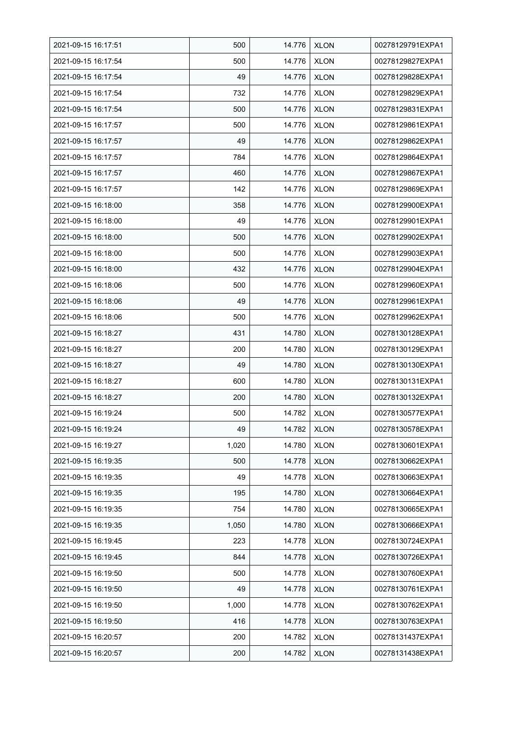| 2021-09-15 16:17:51 | 500 | 14.776 | XLON | 00278129791EXPA1 |
|---|---|---|---|---|
| 2021-09-15 16:17:54 | 500 | 14.776 | XLON | 00278129827EXPA1 |
| 2021-09-15 16:17:54 | 49 | 14.776 | XLON | 00278129828EXPA1 |
| 2021-09-15 16:17:54 | 732 | 14.776 | XLON | 00278129829EXPA1 |
| 2021-09-15 16:17:54 | 500 | 14.776 | XLON | 00278129831EXPA1 |
| 2021-09-15 16:17:57 | 500 | 14.776 | XLON | 00278129861EXPA1 |
| 2021-09-15 16:17:57 | 49 | 14.776 | XLON | 00278129862EXPA1 |
| 2021-09-15 16:17:57 | 784 | 14.776 | XLON | 00278129864EXPA1 |
| 2021-09-15 16:17:57 | 460 | 14.776 | XLON | 00278129867EXPA1 |
| 2021-09-15 16:17:57 | 142 | 14.776 | XLON | 00278129869EXPA1 |
| 2021-09-15 16:18:00 | 358 | 14.776 | XLON | 00278129900EXPA1 |
| 2021-09-15 16:18:00 | 49 | 14.776 | XLON | 00278129901EXPA1 |
| 2021-09-15 16:18:00 | 500 | 14.776 | XLON | 00278129902EXPA1 |
| 2021-09-15 16:18:00 | 500 | 14.776 | XLON | 00278129903EXPA1 |
| 2021-09-15 16:18:00 | 432 | 14.776 | XLON | 00278129904EXPA1 |
| 2021-09-15 16:18:06 | 500 | 14.776 | XLON | 00278129960EXPA1 |
| 2021-09-15 16:18:06 | 49 | 14.776 | XLON | 00278129961EXPA1 |
| 2021-09-15 16:18:06 | 500 | 14.776 | XLON | 00278129962EXPA1 |
| 2021-09-15 16:18:27 | 431 | 14.780 | XLON | 00278130128EXPA1 |
| 2021-09-15 16:18:27 | 200 | 14.780 | XLON | 00278130129EXPA1 |
| 2021-09-15 16:18:27 | 49 | 14.780 | XLON | 00278130130EXPA1 |
| 2021-09-15 16:18:27 | 600 | 14.780 | XLON | 00278130131EXPA1 |
| 2021-09-15 16:18:27 | 200 | 14.780 | XLON | 00278130132EXPA1 |
| 2021-09-15 16:19:24 | 500 | 14.782 | XLON | 00278130577EXPA1 |
| 2021-09-15 16:19:24 | 49 | 14.782 | XLON | 00278130578EXPA1 |
| 2021-09-15 16:19:27 | 1,020 | 14.780 | XLON | 00278130601EXPA1 |
| 2021-09-15 16:19:35 | 500 | 14.778 | XLON | 00278130662EXPA1 |
| 2021-09-15 16:19:35 | 49 | 14.778 | XLON | 00278130663EXPA1 |
| 2021-09-15 16:19:35 | 195 | 14.780 | XLON | 00278130664EXPA1 |
| 2021-09-15 16:19:35 | 754 | 14.780 | XLON | 00278130665EXPA1 |
| 2021-09-15 16:19:35 | 1,050 | 14.780 | XLON | 00278130666EXPA1 |
| 2021-09-15 16:19:45 | 223 | 14.778 | XLON | 00278130724EXPA1 |
| 2021-09-15 16:19:45 | 844 | 14.778 | XLON | 00278130726EXPA1 |
| 2021-09-15 16:19:50 | 500 | 14.778 | XLON | 00278130760EXPA1 |
| 2021-09-15 16:19:50 | 49 | 14.778 | XLON | 00278130761EXPA1 |
| 2021-09-15 16:19:50 | 1,000 | 14.778 | XLON | 00278130762EXPA1 |
| 2021-09-15 16:19:50 | 416 | 14.778 | XLON | 00278130763EXPA1 |
| 2021-09-15 16:20:57 | 200 | 14.782 | XLON | 00278131437EXPA1 |
| 2021-09-15 16:20:57 | 200 | 14.782 | XLON | 00278131438EXPA1 |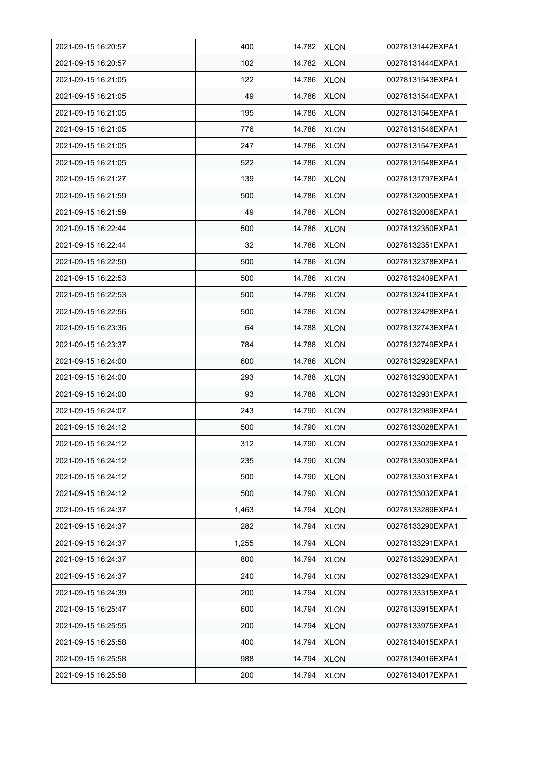| 2021-09-15 16:20:57 | 400 | 14.782 | XLON | 00278131442EXPA1 |
|---|---|---|---|---|
| 2021-09-15 16:20:57 | 102 | 14.782 | XLON | 00278131444EXPA1 |
| 2021-09-15 16:21:05 | 122 | 14.786 | XLON | 00278131543EXPA1 |
| 2021-09-15 16:21:05 | 49 | 14.786 | XLON | 00278131544EXPA1 |
| 2021-09-15 16:21:05 | 195 | 14.786 | XLON | 00278131545EXPA1 |
| 2021-09-15 16:21:05 | 776 | 14.786 | XLON | 00278131546EXPA1 |
| 2021-09-15 16:21:05 | 247 | 14.786 | XLON | 00278131547EXPA1 |
| 2021-09-15 16:21:05 | 522 | 14.786 | XLON | 00278131548EXPA1 |
| 2021-09-15 16:21:27 | 139 | 14.780 | XLON | 00278131797EXPA1 |
| 2021-09-15 16:21:59 | 500 | 14.786 | XLON | 00278132005EXPA1 |
| 2021-09-15 16:21:59 | 49 | 14.786 | XLON | 00278132006EXPA1 |
| 2021-09-15 16:22:44 | 500 | 14.786 | XLON | 00278132350EXPA1 |
| 2021-09-15 16:22:44 | 32 | 14.786 | XLON | 00278132351EXPA1 |
| 2021-09-15 16:22:50 | 500 | 14.786 | XLON | 00278132378EXPA1 |
| 2021-09-15 16:22:53 | 500 | 14.786 | XLON | 00278132409EXPA1 |
| 2021-09-15 16:22:53 | 500 | 14.786 | XLON | 00278132410EXPA1 |
| 2021-09-15 16:22:56 | 500 | 14.786 | XLON | 00278132428EXPA1 |
| 2021-09-15 16:23:36 | 64 | 14.788 | XLON | 00278132743EXPA1 |
| 2021-09-15 16:23:37 | 784 | 14.788 | XLON | 00278132749EXPA1 |
| 2021-09-15 16:24:00 | 600 | 14.786 | XLON | 00278132929EXPA1 |
| 2021-09-15 16:24:00 | 293 | 14.788 | XLON | 00278132930EXPA1 |
| 2021-09-15 16:24:00 | 93 | 14.788 | XLON | 00278132931EXPA1 |
| 2021-09-15 16:24:07 | 243 | 14.790 | XLON | 00278132989EXPA1 |
| 2021-09-15 16:24:12 | 500 | 14.790 | XLON | 00278133028EXPA1 |
| 2021-09-15 16:24:12 | 312 | 14.790 | XLON | 00278133029EXPA1 |
| 2021-09-15 16:24:12 | 235 | 14.790 | XLON | 00278133030EXPA1 |
| 2021-09-15 16:24:12 | 500 | 14.790 | XLON | 00278133031EXPA1 |
| 2021-09-15 16:24:12 | 500 | 14.790 | XLON | 00278133032EXPA1 |
| 2021-09-15 16:24:37 | 1,463 | 14.794 | XLON | 00278133289EXPA1 |
| 2021-09-15 16:24:37 | 282 | 14.794 | XLON | 00278133290EXPA1 |
| 2021-09-15 16:24:37 | 1,255 | 14.794 | XLON | 00278133291EXPA1 |
| 2021-09-15 16:24:37 | 800 | 14.794 | XLON | 00278133293EXPA1 |
| 2021-09-15 16:24:37 | 240 | 14.794 | XLON | 00278133294EXPA1 |
| 2021-09-15 16:24:39 | 200 | 14.794 | XLON | 00278133315EXPA1 |
| 2021-09-15 16:25:47 | 600 | 14.794 | XLON | 00278133915EXPA1 |
| 2021-09-15 16:25:55 | 200 | 14.794 | XLON | 00278133975EXPA1 |
| 2021-09-15 16:25:58 | 400 | 14.794 | XLON | 00278134015EXPA1 |
| 2021-09-15 16:25:58 | 988 | 14.794 | XLON | 00278134016EXPA1 |
| 2021-09-15 16:25:58 | 200 | 14.794 | XLON | 00278134017EXPA1 |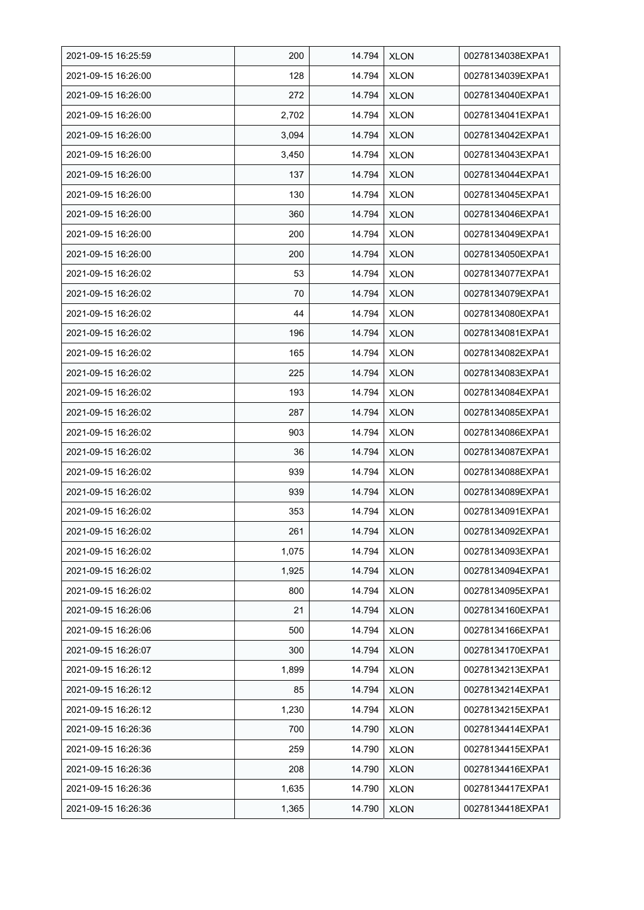| 2021-09-15 16:25:59 | 200 | 14.794 | XLON | 00278134038EXPA1 |
|---|---|---|---|---|
| 2021-09-15 16:26:00 | 128 | 14.794 | XLON | 00278134039EXPA1 |
| 2021-09-15 16:26:00 | 272 | 14.794 | XLON | 00278134040EXPA1 |
| 2021-09-15 16:26:00 | 2,702 | 14.794 | XLON | 00278134041EXPA1 |
| 2021-09-15 16:26:00 | 3,094 | 14.794 | XLON | 00278134042EXPA1 |
| 2021-09-15 16:26:00 | 3,450 | 14.794 | XLON | 00278134043EXPA1 |
| 2021-09-15 16:26:00 | 137 | 14.794 | XLON | 00278134044EXPA1 |
| 2021-09-15 16:26:00 | 130 | 14.794 | XLON | 00278134045EXPA1 |
| 2021-09-15 16:26:00 | 360 | 14.794 | XLON | 00278134046EXPA1 |
| 2021-09-15 16:26:00 | 200 | 14.794 | XLON | 00278134049EXPA1 |
| 2021-09-15 16:26:00 | 200 | 14.794 | XLON | 00278134050EXPA1 |
| 2021-09-15 16:26:02 | 53 | 14.794 | XLON | 00278134077EXPA1 |
| 2021-09-15 16:26:02 | 70 | 14.794 | XLON | 00278134079EXPA1 |
| 2021-09-15 16:26:02 | 44 | 14.794 | XLON | 00278134080EXPA1 |
| 2021-09-15 16:26:02 | 196 | 14.794 | XLON | 00278134081EXPA1 |
| 2021-09-15 16:26:02 | 165 | 14.794 | XLON | 00278134082EXPA1 |
| 2021-09-15 16:26:02 | 225 | 14.794 | XLON | 00278134083EXPA1 |
| 2021-09-15 16:26:02 | 193 | 14.794 | XLON | 00278134084EXPA1 |
| 2021-09-15 16:26:02 | 287 | 14.794 | XLON | 00278134085EXPA1 |
| 2021-09-15 16:26:02 | 903 | 14.794 | XLON | 00278134086EXPA1 |
| 2021-09-15 16:26:02 | 36 | 14.794 | XLON | 00278134087EXPA1 |
| 2021-09-15 16:26:02 | 939 | 14.794 | XLON | 00278134088EXPA1 |
| 2021-09-15 16:26:02 | 939 | 14.794 | XLON | 00278134089EXPA1 |
| 2021-09-15 16:26:02 | 353 | 14.794 | XLON | 00278134091EXPA1 |
| 2021-09-15 16:26:02 | 261 | 14.794 | XLON | 00278134092EXPA1 |
| 2021-09-15 16:26:02 | 1,075 | 14.794 | XLON | 00278134093EXPA1 |
| 2021-09-15 16:26:02 | 1,925 | 14.794 | XLON | 00278134094EXPA1 |
| 2021-09-15 16:26:02 | 800 | 14.794 | XLON | 00278134095EXPA1 |
| 2021-09-15 16:26:06 | 21 | 14.794 | XLON | 00278134160EXPA1 |
| 2021-09-15 16:26:06 | 500 | 14.794 | XLON | 00278134166EXPA1 |
| 2021-09-15 16:26:07 | 300 | 14.794 | XLON | 00278134170EXPA1 |
| 2021-09-15 16:26:12 | 1,899 | 14.794 | XLON | 00278134213EXPA1 |
| 2021-09-15 16:26:12 | 85 | 14.794 | XLON | 00278134214EXPA1 |
| 2021-09-15 16:26:12 | 1,230 | 14.794 | XLON | 00278134215EXPA1 |
| 2021-09-15 16:26:36 | 700 | 14.790 | XLON | 00278134414EXPA1 |
| 2021-09-15 16:26:36 | 259 | 14.790 | XLON | 00278134415EXPA1 |
| 2021-09-15 16:26:36 | 208 | 14.790 | XLON | 00278134416EXPA1 |
| 2021-09-15 16:26:36 | 1,635 | 14.790 | XLON | 00278134417EXPA1 |
| 2021-09-15 16:26:36 | 1,365 | 14.790 | XLON | 00278134418EXPA1 |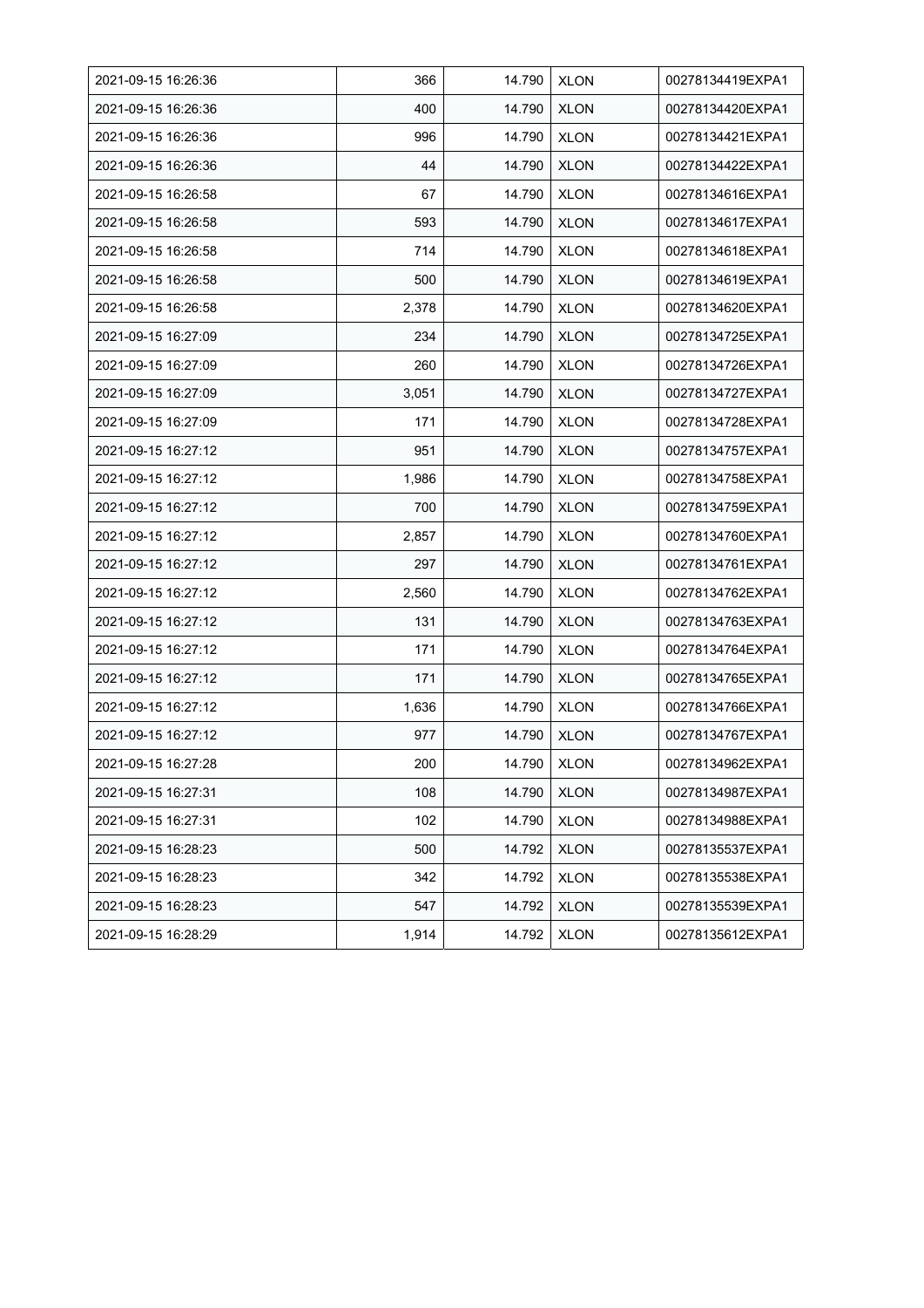| | | | | |
|---|---|---|---|---|
| 2021-09-15 16:26:36 | 366 | 14.790 | XLON | 00278134419EXPA1 |
| 2021-09-15 16:26:36 | 400 | 14.790 | XLON | 00278134420EXPA1 |
| 2021-09-15 16:26:36 | 996 | 14.790 | XLON | 00278134421EXPA1 |
| 2021-09-15 16:26:36 | 44 | 14.790 | XLON | 00278134422EXPA1 |
| 2021-09-15 16:26:58 | 67 | 14.790 | XLON | 00278134616EXPA1 |
| 2021-09-15 16:26:58 | 593 | 14.790 | XLON | 00278134617EXPA1 |
| 2021-09-15 16:26:58 | 714 | 14.790 | XLON | 00278134618EXPA1 |
| 2021-09-15 16:26:58 | 500 | 14.790 | XLON | 00278134619EXPA1 |
| 2021-09-15 16:26:58 | 2,378 | 14.790 | XLON | 00278134620EXPA1 |
| 2021-09-15 16:27:09 | 234 | 14.790 | XLON | 00278134725EXPA1 |
| 2021-09-15 16:27:09 | 260 | 14.790 | XLON | 00278134726EXPA1 |
| 2021-09-15 16:27:09 | 3,051 | 14.790 | XLON | 00278134727EXPA1 |
| 2021-09-15 16:27:09 | 171 | 14.790 | XLON | 00278134728EXPA1 |
| 2021-09-15 16:27:12 | 951 | 14.790 | XLON | 00278134757EXPA1 |
| 2021-09-15 16:27:12 | 1,986 | 14.790 | XLON | 00278134758EXPA1 |
| 2021-09-15 16:27:12 | 700 | 14.790 | XLON | 00278134759EXPA1 |
| 2021-09-15 16:27:12 | 2,857 | 14.790 | XLON | 00278134760EXPA1 |
| 2021-09-15 16:27:12 | 297 | 14.790 | XLON | 00278134761EXPA1 |
| 2021-09-15 16:27:12 | 2,560 | 14.790 | XLON | 00278134762EXPA1 |
| 2021-09-15 16:27:12 | 131 | 14.790 | XLON | 00278134763EXPA1 |
| 2021-09-15 16:27:12 | 171 | 14.790 | XLON | 00278134764EXPA1 |
| 2021-09-15 16:27:12 | 171 | 14.790 | XLON | 00278134765EXPA1 |
| 2021-09-15 16:27:12 | 1,636 | 14.790 | XLON | 00278134766EXPA1 |
| 2021-09-15 16:27:12 | 977 | 14.790 | XLON | 00278134767EXPA1 |
| 2021-09-15 16:27:28 | 200 | 14.790 | XLON | 00278134962EXPA1 |
| 2021-09-15 16:27:31 | 108 | 14.790 | XLON | 00278134987EXPA1 |
| 2021-09-15 16:27:31 | 102 | 14.790 | XLON | 00278134988EXPA1 |
| 2021-09-15 16:28:23 | 500 | 14.792 | XLON | 00278135537EXPA1 |
| 2021-09-15 16:28:23 | 342 | 14.792 | XLON | 00278135538EXPA1 |
| 2021-09-15 16:28:23 | 547 | 14.792 | XLON | 00278135539EXPA1 |
| 2021-09-15 16:28:29 | 1,914 | 14.792 | XLON | 00278135612EXPA1 |